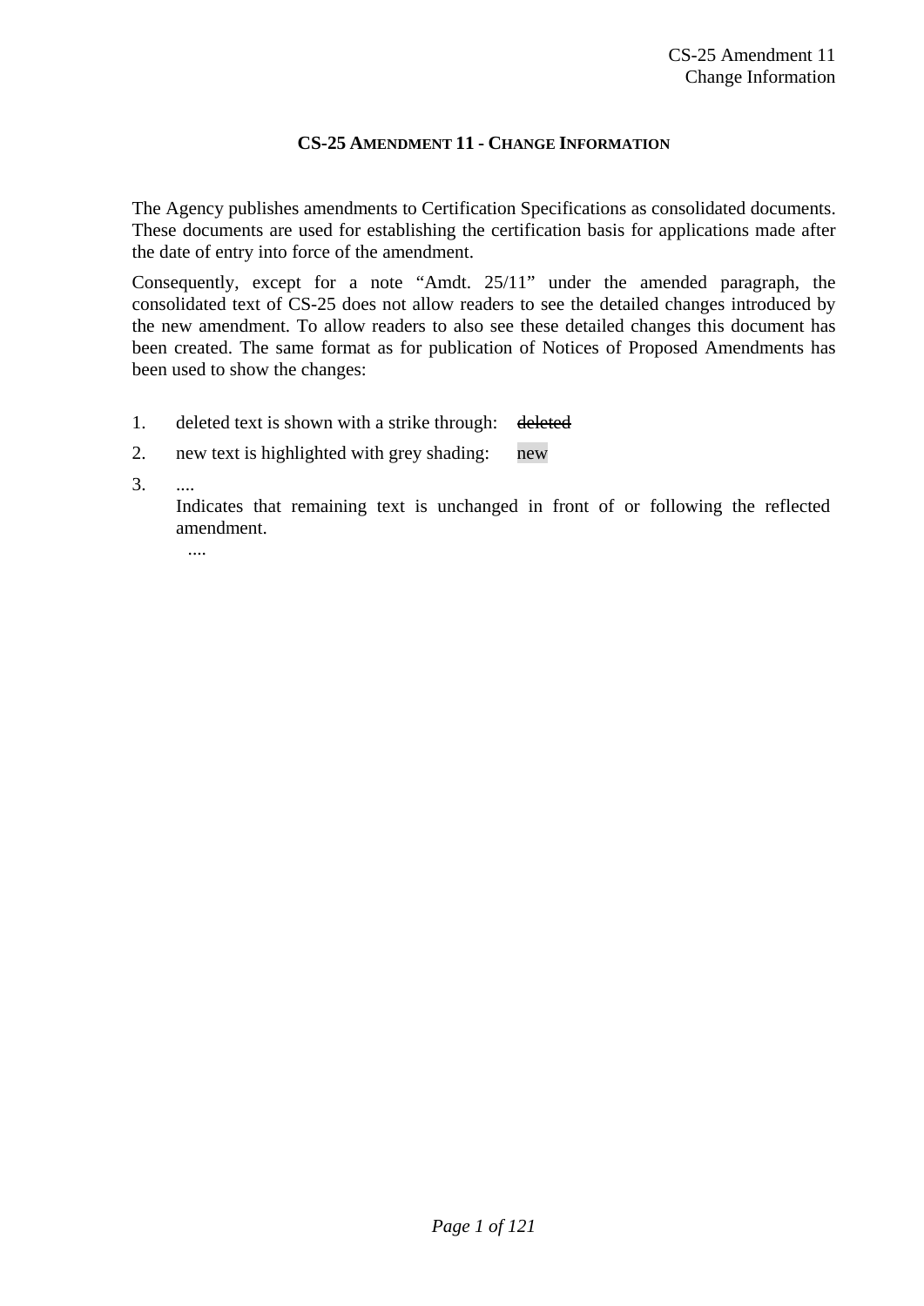# CS-25 Amendment 11 - Change Information

The Agency publishes amendments to Certification Specifications as consolidated documents. These documents are used for establishing the certification basis for applications made after the date of entry into force of the amendment.

Consequently, except for a note "Amdt. 25/11" under the amended paragraph, the consolidated text of CS-25 does not allow readers to see the detailed changes introduced by the new amendment. To allow readers to also see these detailed changes this document has been created. The same format as for publication of Notices of Proposed Amendments has been used to show the changes:

1. deleted text is shown with a strike through: ~~deleted~~
2. new text is highlighted with grey shading: new
3. ....
   Indicates that remaining text is unchanged in front of or following the reflected amendment.
   ....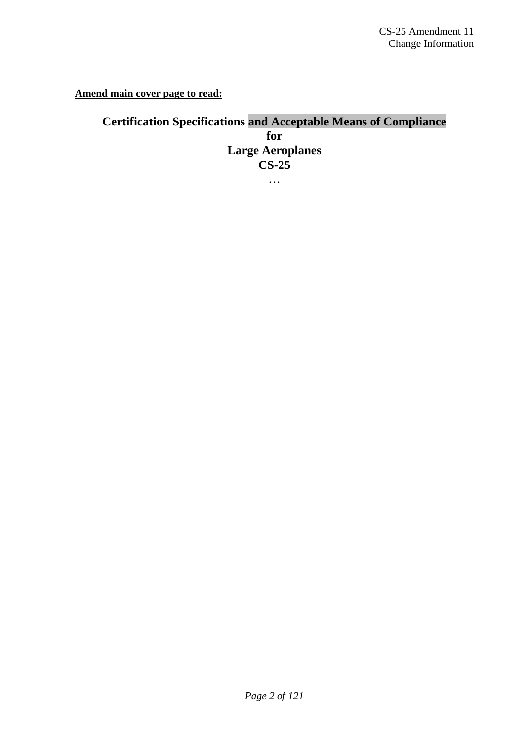**Amend main cover page to read:**

**Certification Specifications and Acceptable Means of Compliance**
**for**
**Large Aeroplanes**
**CS-25**

…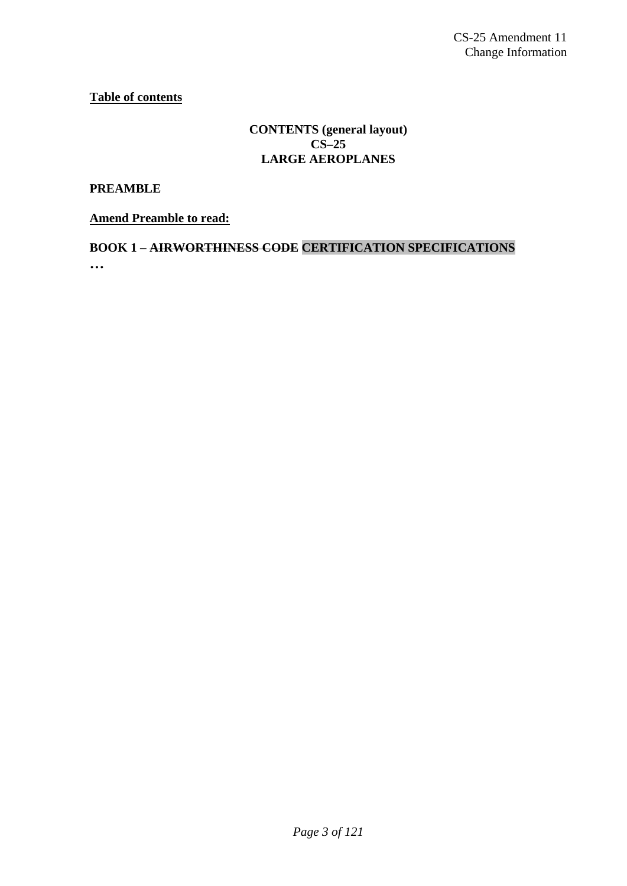**Table of contents**

**CONTENTS (general layout)**
**CS–25**
**LARGE AEROPLANES**

**PREAMBLE**

**Amend Preamble to read:**

**BOOK 1 – ~~AIRWORTHINESS CODE~~ CERTIFICATION SPECIFICATIONS**

**…**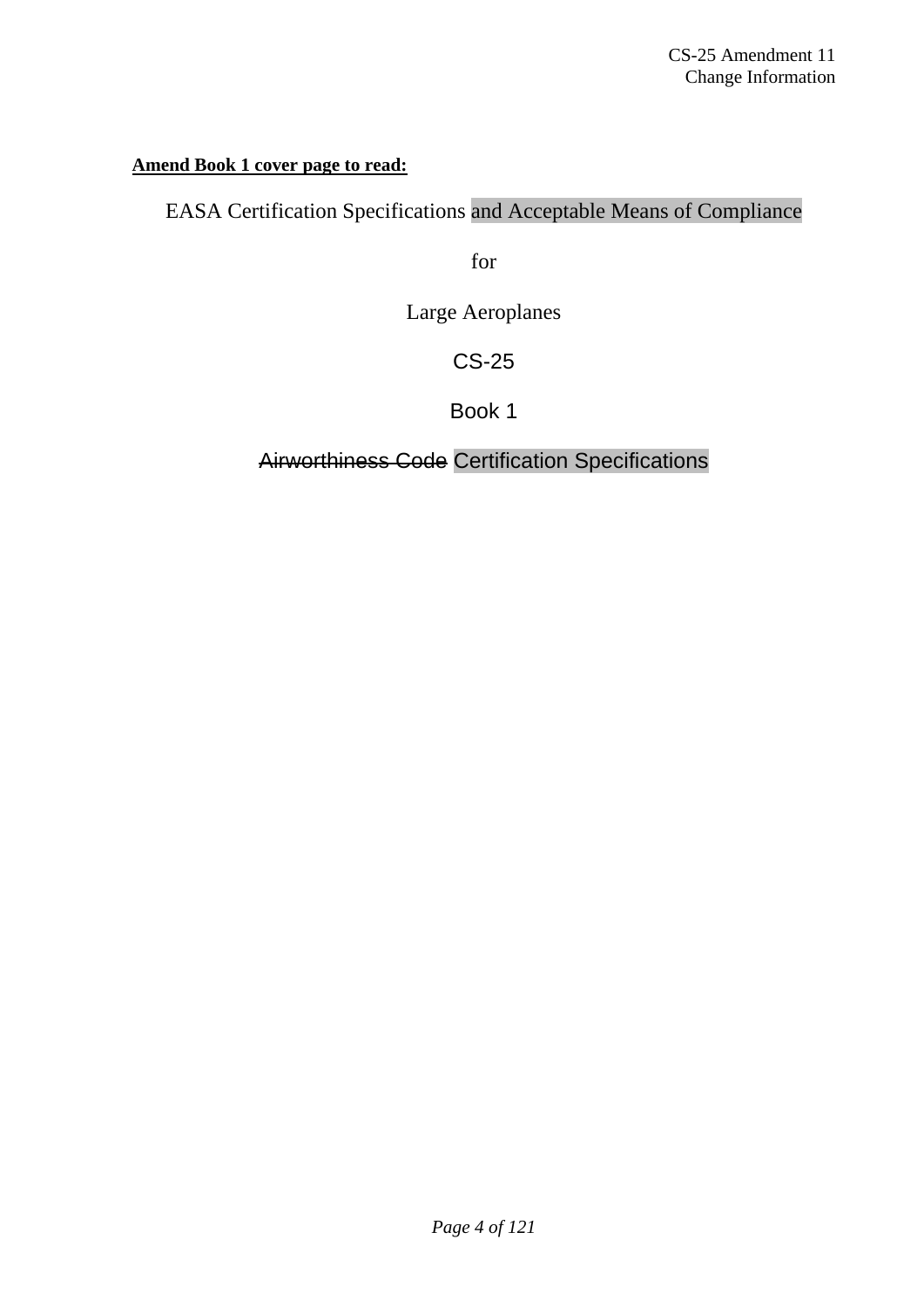**Amend Book 1 cover page to read:**

EASA Certification Specifications and Acceptable Means of Compliance

for

Large Aeroplanes

CS-25

Book 1

~~Airworthiness Code~~ Certification Specifications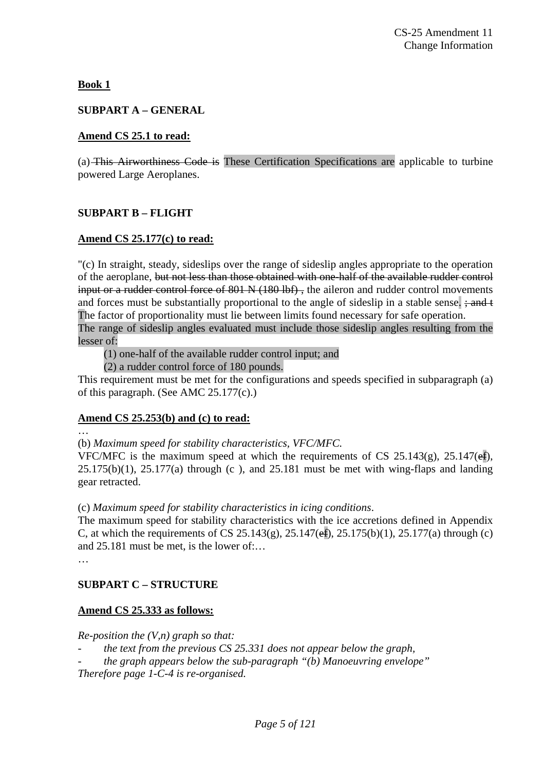**Book 1**

**SUBPART A – GENERAL**

**Amend CS 25.1 to read:**

(a) ~~This Airworthiness Code is~~ These Certification Specifications are applicable to turbine powered Large Aeroplanes.

**SUBPART B – FLIGHT**

**Amend CS 25.177(c) to read:**

"(c) In straight, steady, sideslips over the range of sideslip angles appropriate to the operation of the aeroplane, ~~but not less than those obtained with one-half of the available rudder control input or a rudder control force of 801 N (180 lbf) ,~~ the aileron and rudder control movements and forces must be substantially proportional to the angle of sideslip in a stable sense. ~~; and t~~ The factor of proportionality must lie between limits found necessary for safe operation. The range of sideslip angles evaluated must include those sideslip angles resulting from the lesser of:

(1) one-half of the available rudder control input; and

(2) a rudder control force of 180 pounds.

This requirement must be met for the configurations and speeds specified in subparagraph (a) of this paragraph. (See AMC 25.177(c).)

**Amend CS 25.253(b) and (c) to read:**

…

(b) *Maximum speed for stability characteristics, VFC/MFC.*

VFC/MFC is the maximum speed at which the requirements of CS 25.143(g), 25.147(~~e~~f), 25.175(b)(1), 25.177(a) through (c ), and 25.181 must be met with wing-flaps and landing gear retracted.

(c) *Maximum speed for stability characteristics in icing conditions*.

The maximum speed for stability characteristics with the ice accretions defined in Appendix C, at which the requirements of CS 25.143(g), 25.147(~~e~~f), 25.175(b)(1), 25.177(a) through (c) and 25.181 must be met, is the lower of:…

…

**SUBPART C – STRUCTURE**

**Amend CS 25.333 as follows:**

*Re-position the (V,n) graph so that:*

- *the text from the previous CS 25.331 does not appear below the graph,*
- *the graph appears below the sub-paragraph "(b) Manoeuvring envelope"*

*Therefore page 1-C-4 is re-organised.*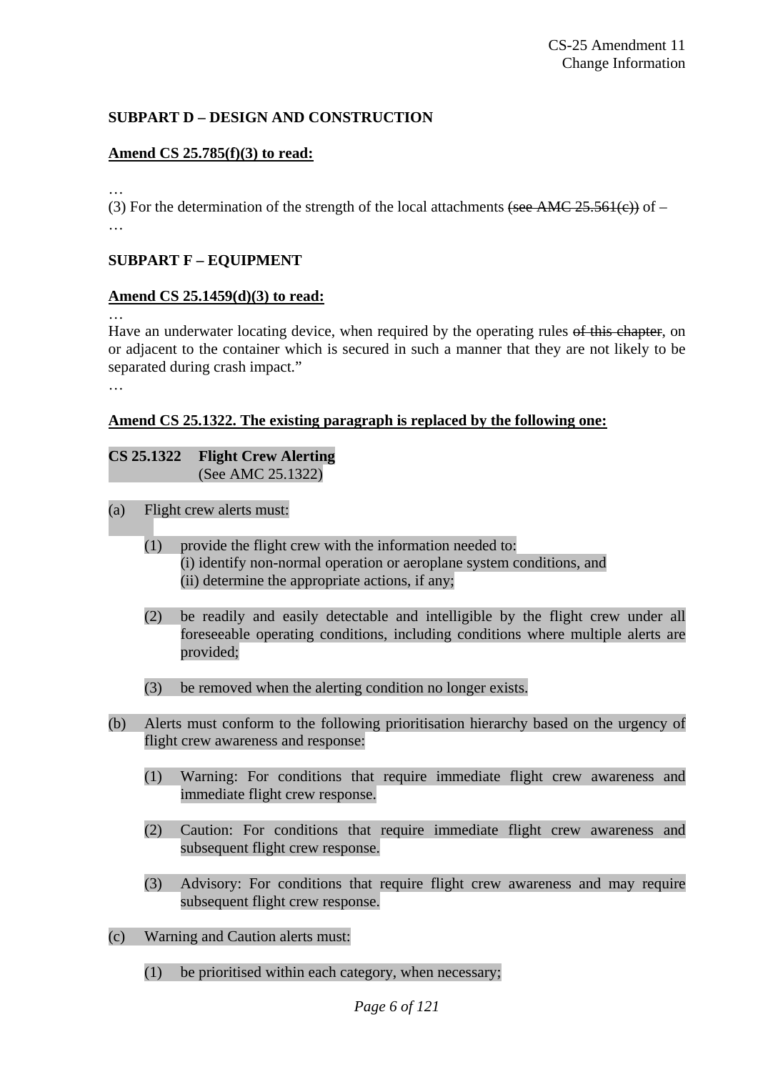**SUBPART D – DESIGN AND CONSTRUCTION**

**<u>Amend CS 25.785(f)(3) to read:</u>**

…

(3) For the determination of the strength of the local attachments ~~(see AMC 25.561(c))~~ of –

…

**SUBPART F – EQUIPMENT**

**<u>Amend CS 25.1459(d)(3) to read:</u>**

…

Have an underwater locating device, when required by the operating rules ~~of this chapter~~, on or adjacent to the container which is secured in such a manner that they are not likely to be separated during crash impact."

…

**<u>Amend CS 25.1322. The existing paragraph is replaced by the following one:</u>**

**CS 25.1322 Flight Crew Alerting**
(See AMC 25.1322)

(a) Flight crew alerts must:

(1) provide the flight crew with the information needed to:
(i) identify non-normal operation or aeroplane system conditions, and
(ii) determine the appropriate actions, if any;

(2) be readily and easily detectable and intelligible by the flight crew under all foreseeable operating conditions, including conditions where multiple alerts are provided;

(3) be removed when the alerting condition no longer exists.

(b) Alerts must conform to the following prioritisation hierarchy based on the urgency of flight crew awareness and response:

(1) Warning: For conditions that require immediate flight crew awareness and immediate flight crew response.

(2) Caution: For conditions that require immediate flight crew awareness and subsequent flight crew response.

(3) Advisory: For conditions that require flight crew awareness and may require subsequent flight crew response.

(c) Warning and Caution alerts must:

(1) be prioritised within each category, when necessary;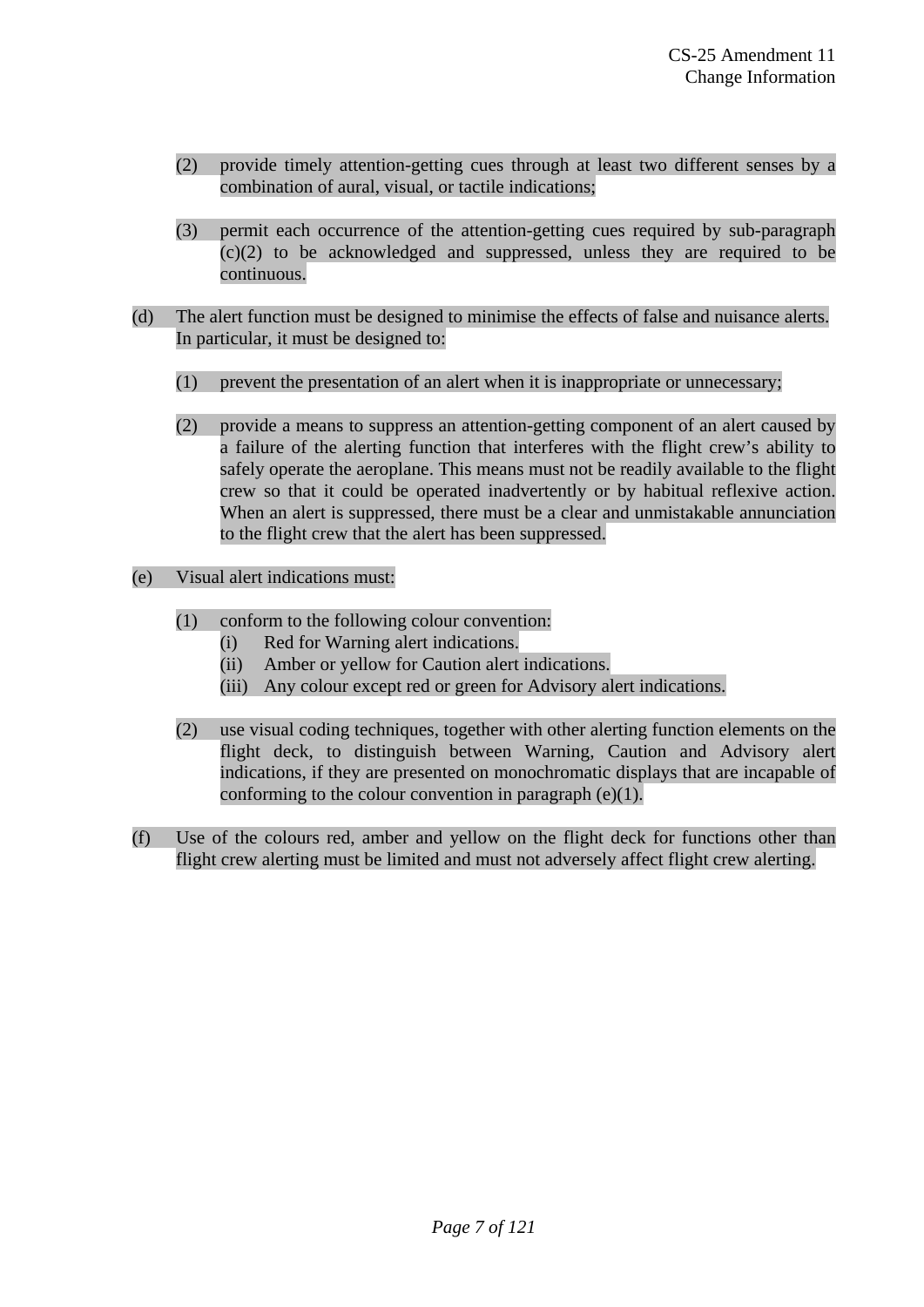(2) provide timely attention-getting cues through at least two different senses by a combination of aural, visual, or tactile indications;

(3) permit each occurrence of the attention-getting cues required by sub-paragraph (c)(2) to be acknowledged and suppressed, unless they are required to be continuous.

(d) The alert function must be designed to minimise the effects of false and nuisance alerts. In particular, it must be designed to:

(1) prevent the presentation of an alert when it is inappropriate or unnecessary;

(2) provide a means to suppress an attention-getting component of an alert caused by a failure of the alerting function that interferes with the flight crew's ability to safely operate the aeroplane. This means must not be readily available to the flight crew so that it could be operated inadvertently or by habitual reflexive action. When an alert is suppressed, there must be a clear and unmistakable annunciation to the flight crew that the alert has been suppressed.

(e) Visual alert indications must:

(1) conform to the following colour convention:
   (i) Red for Warning alert indications.
   (ii) Amber or yellow for Caution alert indications.
   (iii) Any colour except red or green for Advisory alert indications.

(2) use visual coding techniques, together with other alerting function elements on the flight deck, to distinguish between Warning, Caution and Advisory alert indications, if they are presented on monochromatic displays that are incapable of conforming to the colour convention in paragraph (e)(1).

(f) Use of the colours red, amber and yellow on the flight deck for functions other than flight crew alerting must be limited and must not adversely affect flight crew alerting.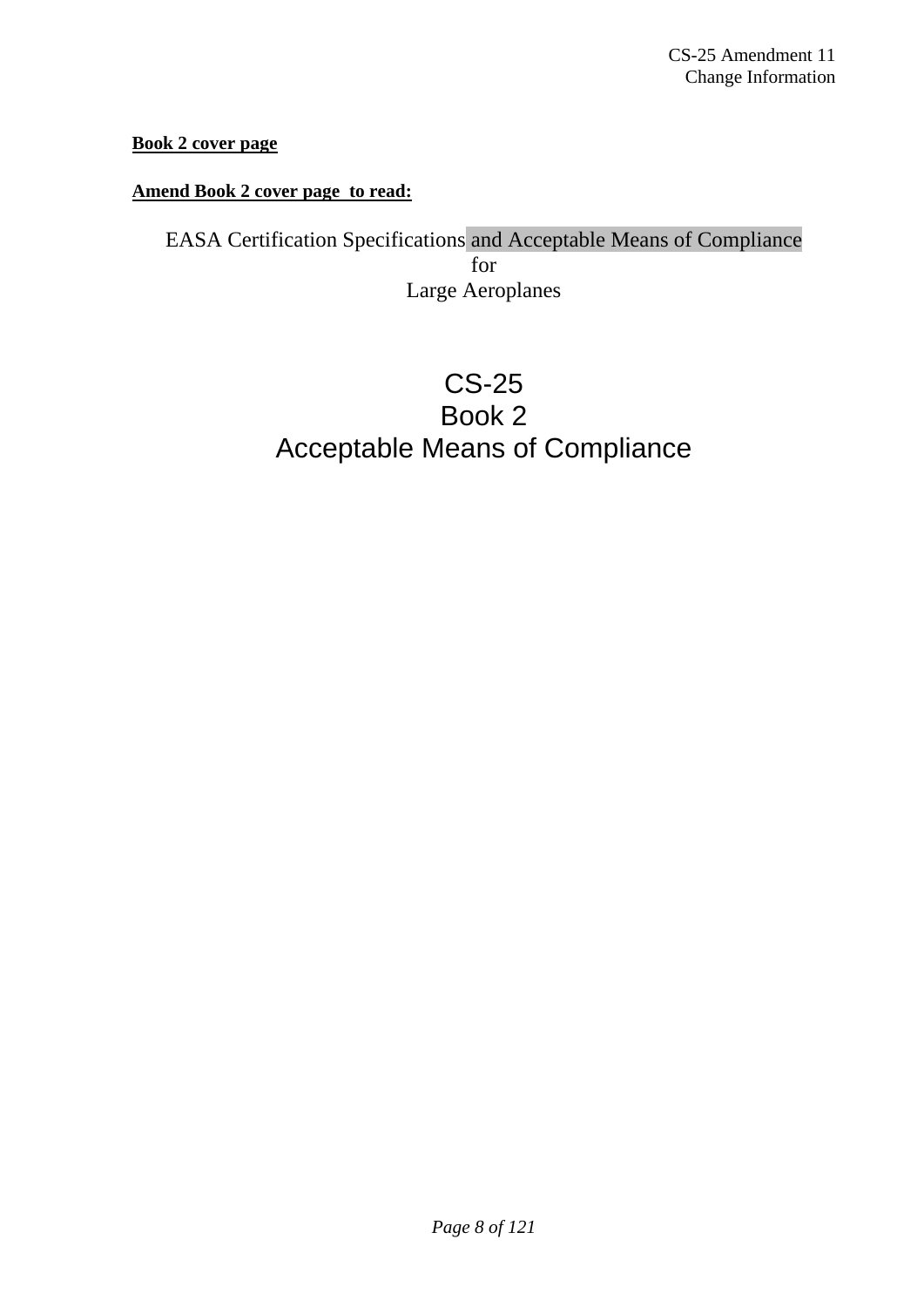**Book 2 cover page**

**Amend Book 2 cover page to read:**

EASA Certification Specifications and Acceptable Means of Compliance
for
Large Aeroplanes

# CS-25
# Book 2
# Acceptable Means of Compliance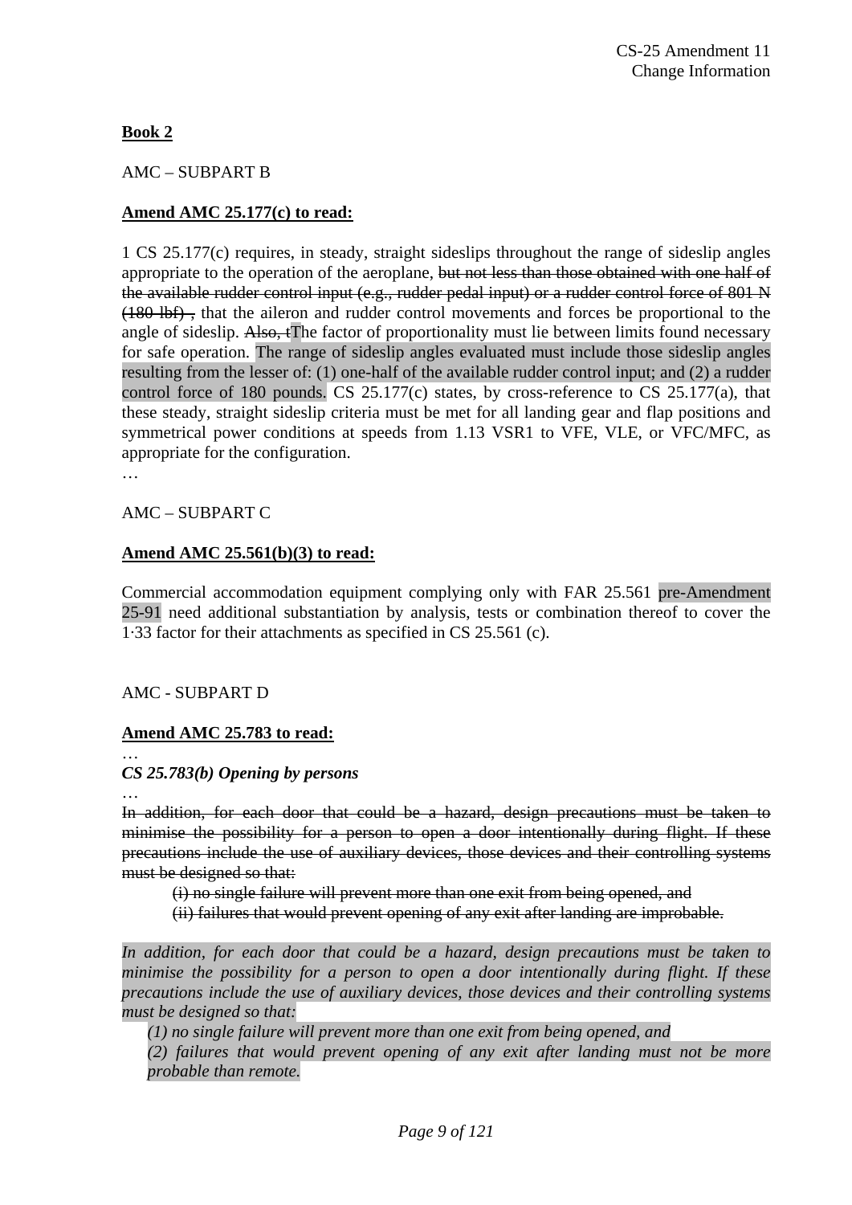**Book 2**

AMC – SUBPART B

**Amend AMC 25.177(c) to read:**

1 CS 25.177(c) requires, in steady, straight sideslips throughout the range of sideslip angles appropriate to the operation of the aeroplane, ~~but not less than those obtained with one half of the available rudder control input (e.g., rudder pedal input) or a rudder control force of 801 N (180 lbf) ,~~ that the aileron and rudder control movements and forces be proportional to the angle of sideslip. ~~Also, t~~The factor of proportionality must lie between limits found necessary for safe operation. The range of sideslip angles evaluated must include those sideslip angles resulting from the lesser of: (1) one-half of the available rudder control input; and (2) a rudder control force of 180 pounds. CS 25.177(c) states, by cross-reference to CS 25.177(a), that these steady, straight sideslip criteria must be met for all landing gear and flap positions and symmetrical power conditions at speeds from 1.13 VSR1 to VFE, VLE, or VFC/MFC, as appropriate for the configuration.

…

AMC – SUBPART C

**Amend AMC 25.561(b)(3) to read:**

Commercial accommodation equipment complying only with FAR 25.561 pre-Amendment 25-91 need additional substantiation by analysis, tests or combination thereof to cover the 1·33 factor for their attachments as specified in CS 25.561 (c).

AMC - SUBPART D

**Amend AMC 25.783 to read:**

…

***CS 25.783(b) Opening by persons***

…

~~In addition, for each door that could be a hazard, design precautions must be taken to minimise the possibility for a person to open a door intentionally during flight. If these precautions include the use of auxiliary devices, those devices and their controlling systems must be designed so that:~~

~~(i) no single failure will prevent more than one exit from being opened, and~~

~~(ii) failures that would prevent opening of any exit after landing are improbable.~~

*In addition, for each door that could be a hazard, design precautions must be taken to minimise the possibility for a person to open a door intentionally during flight. If these precautions include the use of auxiliary devices, those devices and their controlling systems must be designed so that:*

*(1) no single failure will prevent more than one exit from being opened, and*

*(2) failures that would prevent opening of any exit after landing must not be more probable than remote.*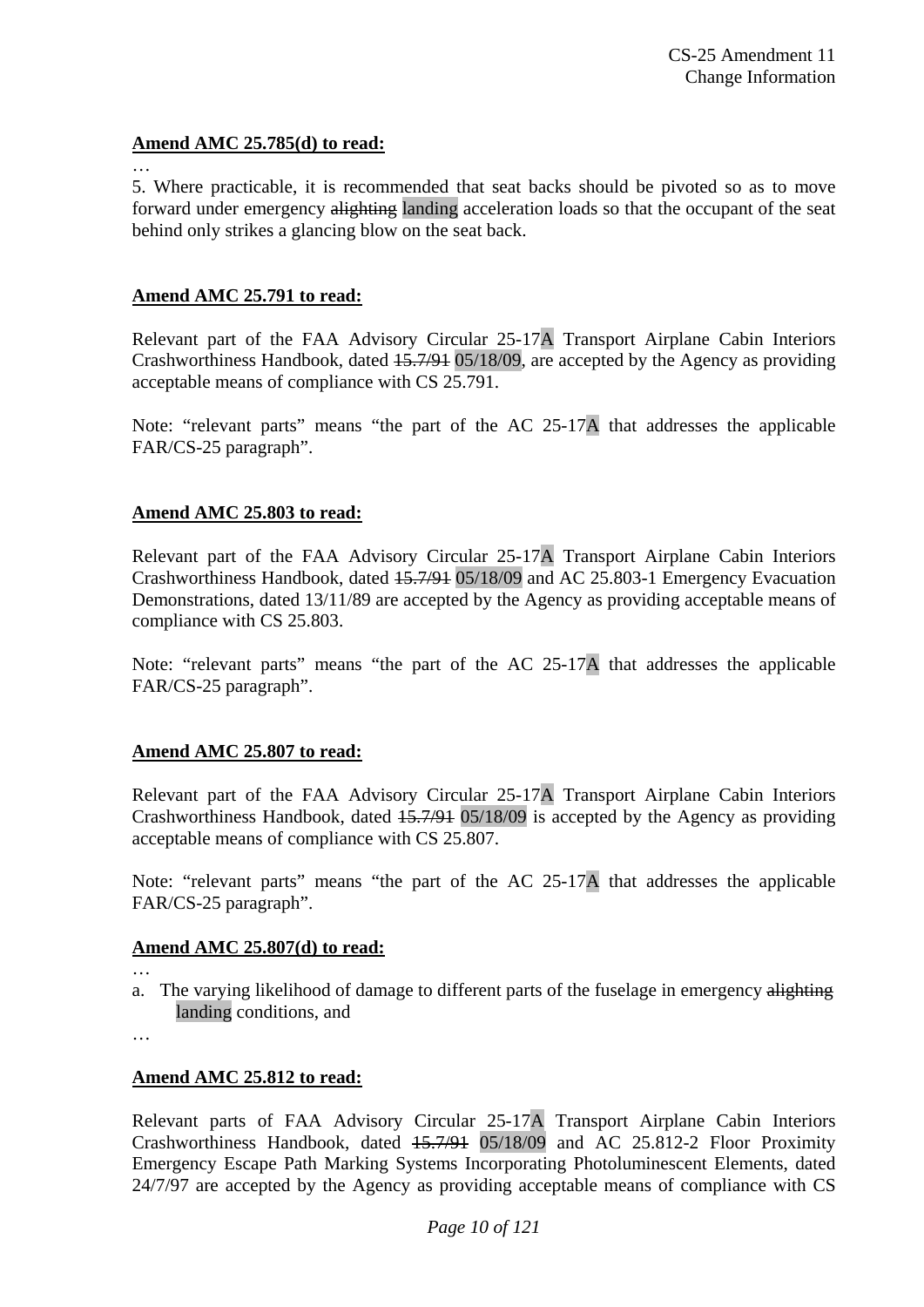**Amend AMC 25.785(d) to read:**

…

5. Where practicable, it is recommended that seat backs should be pivoted so as to move forward under emergency ~~alighting~~ landing acceleration loads so that the occupant of the seat behind only strikes a glancing blow on the seat back.

**Amend AMC 25.791 to read:**

Relevant part of the FAA Advisory Circular 25-17A Transport Airplane Cabin Interiors Crashworthiness Handbook, dated ~~15.7/91~~ 05/18/09, are accepted by the Agency as providing acceptable means of compliance with CS 25.791.

Note: "relevant parts" means "the part of the AC 25-17A that addresses the applicable FAR/CS-25 paragraph".

**Amend AMC 25.803 to read:**

Relevant part of the FAA Advisory Circular 25-17A Transport Airplane Cabin Interiors Crashworthiness Handbook, dated ~~15.7/91~~ 05/18/09 and AC 25.803-1 Emergency Evacuation Demonstrations, dated 13/11/89 are accepted by the Agency as providing acceptable means of compliance with CS 25.803.

Note: "relevant parts" means "the part of the AC 25-17A that addresses the applicable FAR/CS-25 paragraph".

**Amend AMC 25.807 to read:**

Relevant part of the FAA Advisory Circular 25-17A Transport Airplane Cabin Interiors Crashworthiness Handbook, dated ~~15.7/91~~ 05/18/09 is accepted by the Agency as providing acceptable means of compliance with CS 25.807.

Note: "relevant parts" means "the part of the AC 25-17A that addresses the applicable FAR/CS-25 paragraph".

**Amend AMC 25.807(d) to read:**

…

a. The varying likelihood of damage to different parts of the fuselage in emergency ~~alighting~~ landing conditions, and

…

**Amend AMC 25.812 to read:**

Relevant parts of FAA Advisory Circular 25-17A Transport Airplane Cabin Interiors Crashworthiness Handbook, dated ~~15.7/91~~ 05/18/09 and AC 25.812-2 Floor Proximity Emergency Escape Path Marking Systems Incorporating Photoluminescent Elements, dated 24/7/97 are accepted by the Agency as providing acceptable means of compliance with CS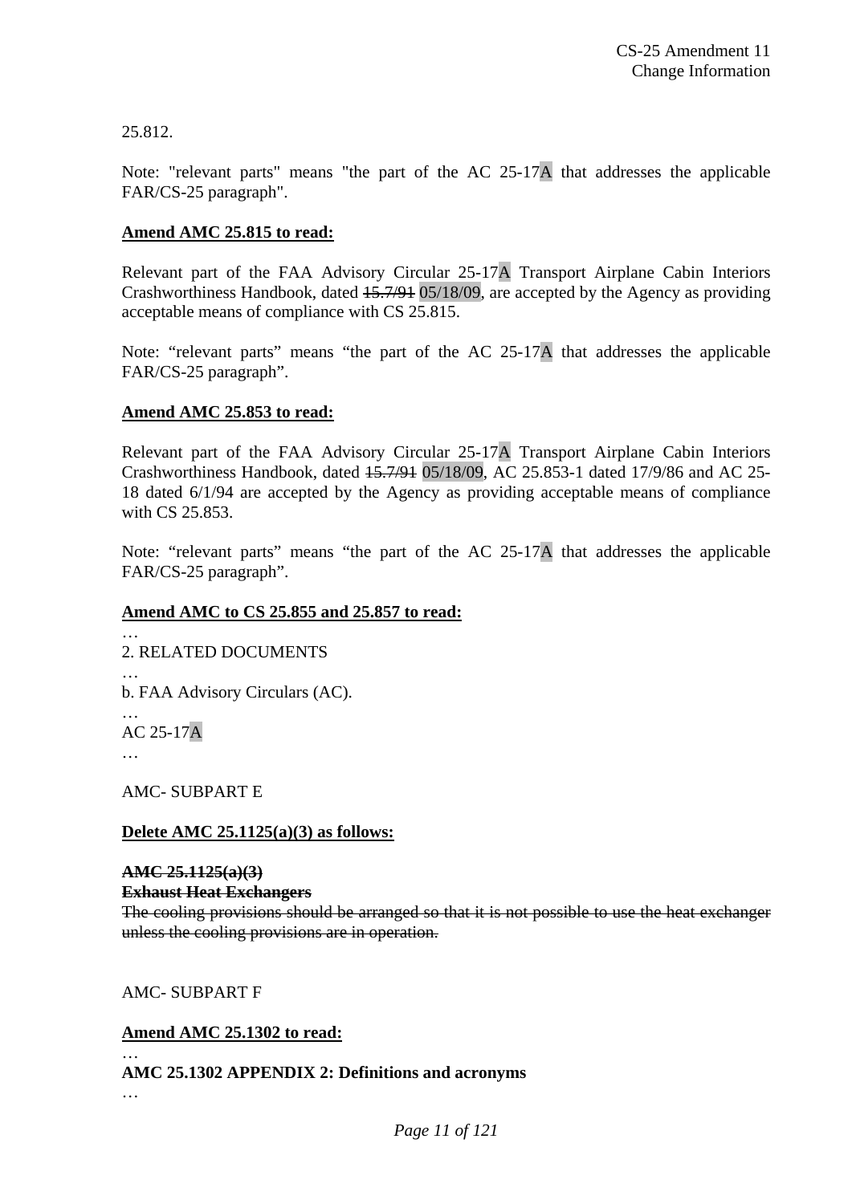25.812.

Note: "relevant parts" means "the part of the AC 25-17A that addresses the applicable FAR/CS-25 paragraph".

**Amend AMC 25.815 to read:**

Relevant part of the FAA Advisory Circular 25-17A Transport Airplane Cabin Interiors Crashworthiness Handbook, dated ~~15.7/91~~ 05/18/09, are accepted by the Agency as providing acceptable means of compliance with CS 25.815.

Note: "relevant parts" means "the part of the AC 25-17A that addresses the applicable FAR/CS-25 paragraph".

**Amend AMC 25.853 to read:**

Relevant part of the FAA Advisory Circular 25-17A Transport Airplane Cabin Interiors Crashworthiness Handbook, dated ~~15.7/91~~ 05/18/09, AC 25.853-1 dated 17/9/86 and AC 25-18 dated 6/1/94 are accepted by the Agency as providing acceptable means of compliance with CS 25.853.

Note: "relevant parts" means "the part of the AC 25-17A that addresses the applicable FAR/CS-25 paragraph".

**Amend AMC to CS 25.855 and 25.857 to read:**

…

2. RELATED DOCUMENTS

…

b. FAA Advisory Circulars (AC).

…

AC 25-17A

…

AMC- SUBPART E

**Delete AMC 25.1125(a)(3) as follows:**

~~**AMC 25.1125(a)(3)**~~

~~**Exhaust Heat Exchangers**~~

~~The cooling provisions should be arranged so that it is not possible to use the heat exchanger unless the cooling provisions are in operation.~~

AMC- SUBPART F

**Amend AMC 25.1302 to read:**

…

**AMC 25.1302 APPENDIX 2: Definitions and acronyms**

…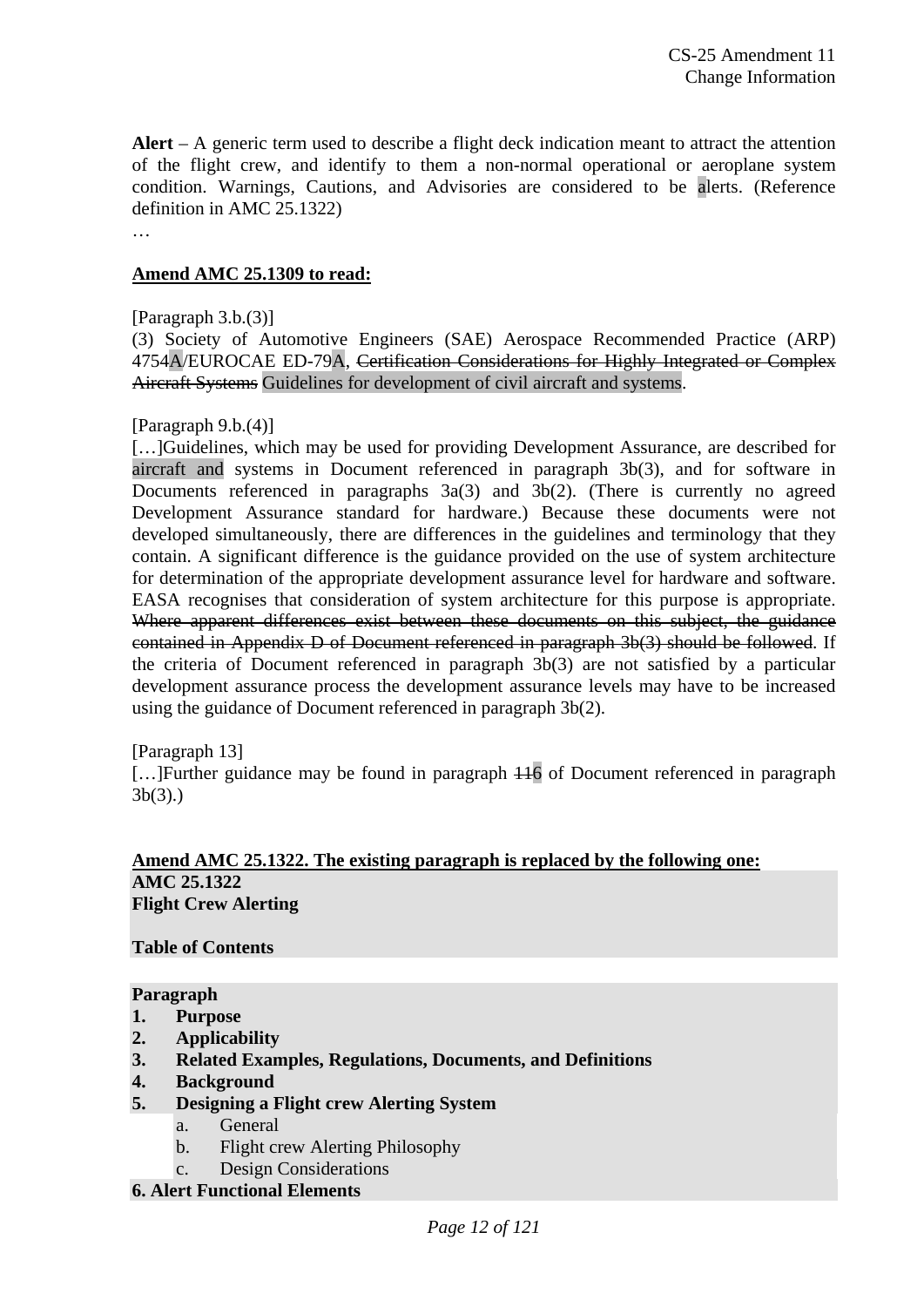**Alert** – A generic term used to describe a flight deck indication meant to attract the attention of the flight crew, and identify to them a non-normal operational or aeroplane system condition. Warnings, Cautions, and Advisories are considered to be alerts. (Reference definition in AMC 25.1322)

…

**Amend AMC 25.1309 to read:**

[Paragraph 3.b.(3)]

(3) Society of Automotive Engineers (SAE) Aerospace Recommended Practice (ARP) 4754A/EUROCAE ED-79A, ~~Certification Considerations for Highly Integrated or Complex Aircraft Systems~~ Guidelines for development of civil aircraft and systems.

[Paragraph 9.b.(4)]

[…]Guidelines, which may be used for providing Development Assurance, are described for aircraft and systems in Document referenced in paragraph 3b(3), and for software in Documents referenced in paragraphs 3a(3) and 3b(2). (There is currently no agreed Development Assurance standard for hardware.) Because these documents were not developed simultaneously, there are differences in the guidelines and terminology that they contain. A significant difference is the guidance provided on the use of system architecture for determination of the appropriate development assurance level for hardware and software. EASA recognises that consideration of system architecture for this purpose is appropriate. ~~Where apparent differences exist between these documents on this subject, the guidance contained in Appendix D of Document referenced in paragraph 3b(3) should be followed~~. If the criteria of Document referenced in paragraph 3b(3) are not satisfied by a particular development assurance process the development assurance levels may have to be increased using the guidance of Document referenced in paragraph 3b(2).

[Paragraph 13]

[…]Further guidance may be found in paragraph ~~11~~6 of Document referenced in paragraph 3b(3).)

**Amend AMC 25.1322. The existing paragraph is replaced by the following one:**

**AMC 25.1322**
**Flight Crew Alerting**

**Table of Contents**

**Paragraph**

1. **Purpose**
2. **Applicability**
3. **Related Examples, Regulations, Documents, and Definitions**
4. **Background**
5. **Designing a Flight crew Alerting System**
   a. General
   b. Flight crew Alerting Philosophy
   c. Design Considerations
6. **Alert Functional Elements**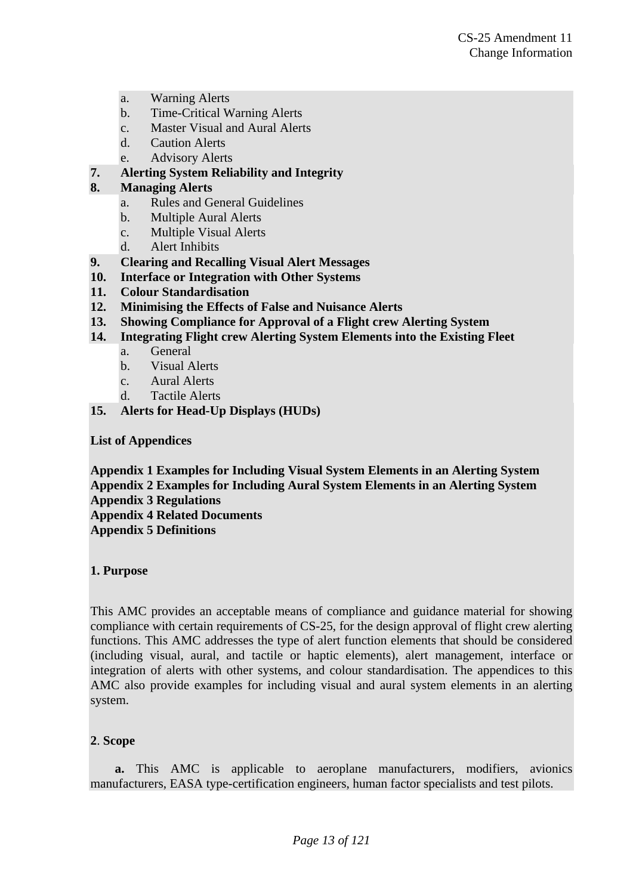a. Warning Alerts
   b. Time-Critical Warning Alerts
   c. Master Visual and Aural Alerts
   d. Caution Alerts
   e. Advisory Alerts

**7. Alerting System Reliability and Integrity**

**8. Managing Alerts**

   a. Rules and General Guidelines
   b. Multiple Aural Alerts
   c. Multiple Visual Alerts
   d. Alert Inhibits

**9. Clearing and Recalling Visual Alert Messages**

**10. Interface or Integration with Other Systems**

**11. Colour Standardisation**

**12. Minimising the Effects of False and Nuisance Alerts**

**13. Showing Compliance for Approval of a Flight crew Alerting System**

**14. Integrating Flight crew Alerting System Elements into the Existing Fleet**

   a. General
   b. Visual Alerts
   c. Aural Alerts
   d. Tactile Alerts

**15. Alerts for Head-Up Displays (HUDs)**

**List of Appendices**

**Appendix 1 Examples for Including Visual System Elements in an Alerting System**
**Appendix 2 Examples for Including Aural System Elements in an Alerting System**
**Appendix 3 Regulations**
**Appendix 4 Related Documents**
**Appendix 5 Definitions**

**1. Purpose**

This AMC provides an acceptable means of compliance and guidance material for showing compliance with certain requirements of CS-25, for the design approval of flight crew alerting functions. This AMC addresses the type of alert function elements that should be considered (including visual, aural, and tactile or haptic elements), alert management, interface or integration of alerts with other systems, and colour standardisation. The appendices to this AMC also provide examples for including visual and aural system elements in an alerting system.

**2**. **Scope**

**a.** This AMC is applicable to aeroplane manufacturers, modifiers, avionics manufacturers, EASA type-certification engineers, human factor specialists and test pilots.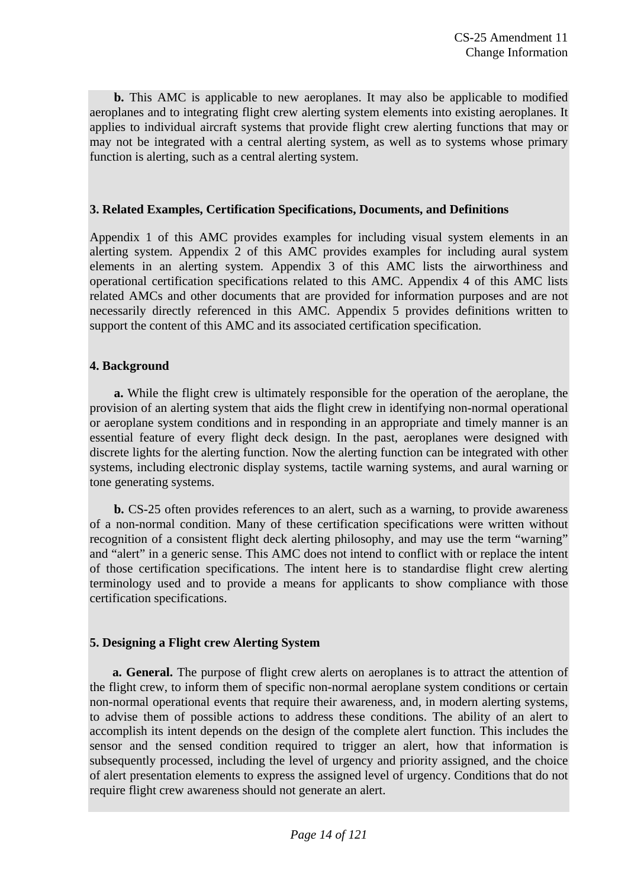**b.** This AMC is applicable to new aeroplanes. It may also be applicable to modified aeroplanes and to integrating flight crew alerting system elements into existing aeroplanes. It applies to individual aircraft systems that provide flight crew alerting functions that may or may not be integrated with a central alerting system, as well as to systems whose primary function is alerting, such as a central alerting system.

### 3. Related Examples, Certification Specifications, Documents, and Definitions

Appendix 1 of this AMC provides examples for including visual system elements in an alerting system. Appendix 2 of this AMC provides examples for including aural system elements in an alerting system. Appendix 3 of this AMC lists the airworthiness and operational certification specifications related to this AMC. Appendix 4 of this AMC lists related AMCs and other documents that are provided for information purposes and are not necessarily directly referenced in this AMC. Appendix 5 provides definitions written to support the content of this AMC and its associated certification specification.

### 4. Background

**a.** While the flight crew is ultimately responsible for the operation of the aeroplane, the provision of an alerting system that aids the flight crew in identifying non-normal operational or aeroplane system conditions and in responding in an appropriate and timely manner is an essential feature of every flight deck design. In the past, aeroplanes were designed with discrete lights for the alerting function. Now the alerting function can be integrated with other systems, including electronic display systems, tactile warning systems, and aural warning or tone generating systems.

**b.** CS-25 often provides references to an alert, such as a warning, to provide awareness of a non-normal condition. Many of these certification specifications were written without recognition of a consistent flight deck alerting philosophy, and may use the term "warning" and "alert" in a generic sense. This AMC does not intend to conflict with or replace the intent of those certification specifications. The intent here is to standardise flight crew alerting terminology used and to provide a means for applicants to show compliance with those certification specifications.

### 5. Designing a Flight crew Alerting System

**a. General.** The purpose of flight crew alerts on aeroplanes is to attract the attention of the flight crew, to inform them of specific non-normal aeroplane system conditions or certain non-normal operational events that require their awareness, and, in modern alerting systems, to advise them of possible actions to address these conditions. The ability of an alert to accomplish its intent depends on the design of the complete alert function. This includes the sensor and the sensed condition required to trigger an alert, how that information is subsequently processed, including the level of urgency and priority assigned, and the choice of alert presentation elements to express the assigned level of urgency. Conditions that do not require flight crew awareness should not generate an alert.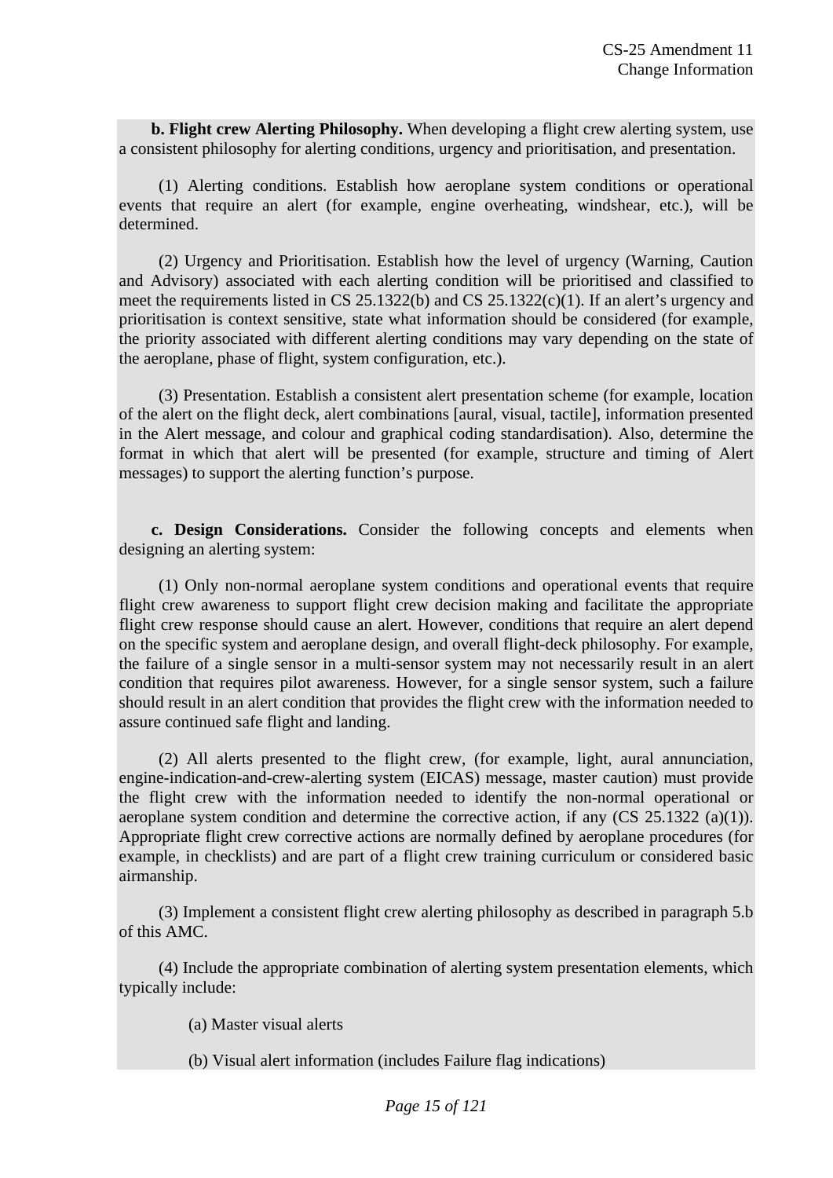**b. Flight crew Alerting Philosophy.** When developing a flight crew alerting system, use a consistent philosophy for alerting conditions, urgency and prioritisation, and presentation.

(1) Alerting conditions. Establish how aeroplane system conditions or operational events that require an alert (for example, engine overheating, windshear, etc.), will be determined.

(2) Urgency and Prioritisation. Establish how the level of urgency (Warning, Caution and Advisory) associated with each alerting condition will be prioritised and classified to meet the requirements listed in CS 25.1322(b) and CS 25.1322(c)(1). If an alert's urgency and prioritisation is context sensitive, state what information should be considered (for example, the priority associated with different alerting conditions may vary depending on the state of the aeroplane, phase of flight, system configuration, etc.).

(3) Presentation. Establish a consistent alert presentation scheme (for example, location of the alert on the flight deck, alert combinations [aural, visual, tactile], information presented in the Alert message, and colour and graphical coding standardisation). Also, determine the format in which that alert will be presented (for example, structure and timing of Alert messages) to support the alerting function's purpose.

**c. Design Considerations.** Consider the following concepts and elements when designing an alerting system:

(1) Only non-normal aeroplane system conditions and operational events that require flight crew awareness to support flight crew decision making and facilitate the appropriate flight crew response should cause an alert. However, conditions that require an alert depend on the specific system and aeroplane design, and overall flight-deck philosophy. For example, the failure of a single sensor in a multi-sensor system may not necessarily result in an alert condition that requires pilot awareness. However, for a single sensor system, such a failure should result in an alert condition that provides the flight crew with the information needed to assure continued safe flight and landing.

(2) All alerts presented to the flight crew, (for example, light, aural annunciation, engine-indication-and-crew-alerting system (EICAS) message, master caution) must provide the flight crew with the information needed to identify the non-normal operational or aeroplane system condition and determine the corrective action, if any (CS 25.1322 (a)(1)). Appropriate flight crew corrective actions are normally defined by aeroplane procedures (for example, in checklists) and are part of a flight crew training curriculum or considered basic airmanship.

(3) Implement a consistent flight crew alerting philosophy as described in paragraph 5.b of this AMC.

(4) Include the appropriate combination of alerting system presentation elements, which typically include:

(a) Master visual alerts

(b) Visual alert information (includes Failure flag indications)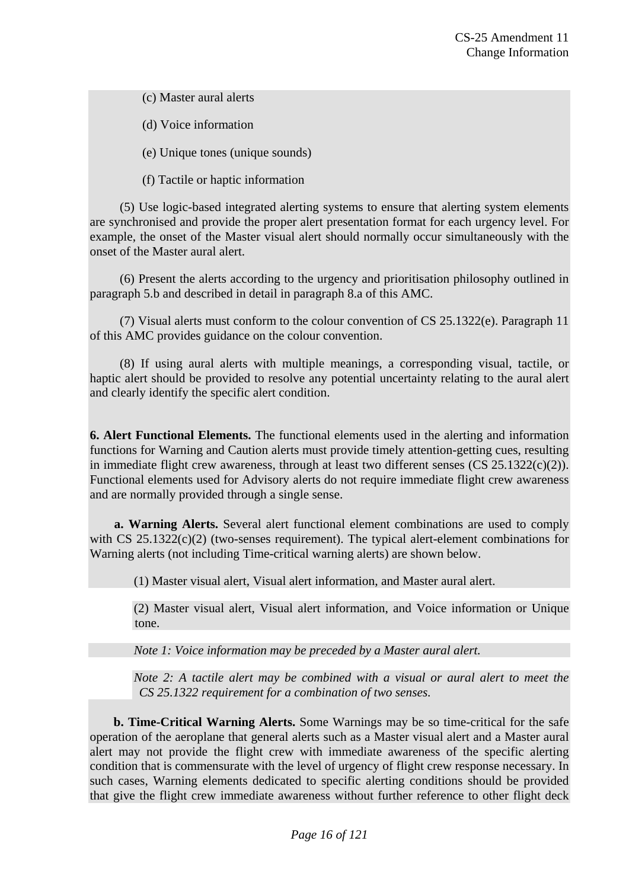(c) Master aural alerts

(d) Voice information

(e) Unique tones (unique sounds)

(f) Tactile or haptic information

(5) Use logic-based integrated alerting systems to ensure that alerting system elements are synchronised and provide the proper alert presentation format for each urgency level. For example, the onset of the Master visual alert should normally occur simultaneously with the onset of the Master aural alert.

(6) Present the alerts according to the urgency and prioritisation philosophy outlined in paragraph 5.b and described in detail in paragraph 8.a of this AMC.

(7) Visual alerts must conform to the colour convention of CS 25.1322(e). Paragraph 11 of this AMC provides guidance on the colour convention.

(8) If using aural alerts with multiple meanings, a corresponding visual, tactile, or haptic alert should be provided to resolve any potential uncertainty relating to the aural alert and clearly identify the specific alert condition.

**6. Alert Functional Elements.** The functional elements used in the alerting and information functions for Warning and Caution alerts must provide timely attention-getting cues, resulting in immediate flight crew awareness, through at least two different senses (CS 25.1322(c)(2)). Functional elements used for Advisory alerts do not require immediate flight crew awareness and are normally provided through a single sense.

**a. Warning Alerts.** Several alert functional element combinations are used to comply with CS 25.1322(c)(2) (two-senses requirement). The typical alert-element combinations for Warning alerts (not including Time-critical warning alerts) are shown below.

(1) Master visual alert, Visual alert information, and Master aural alert.

(2) Master visual alert, Visual alert information, and Voice information or Unique tone.

*Note 1: Voice information may be preceded by a Master aural alert.*

*Note 2: A tactile alert may be combined with a visual or aural alert to meet the CS 25.1322 requirement for a combination of two senses.*

**b. Time-Critical Warning Alerts.** Some Warnings may be so time-critical for the safe operation of the aeroplane that general alerts such as a Master visual alert and a Master aural alert may not provide the flight crew with immediate awareness of the specific alerting condition that is commensurate with the level of urgency of flight crew response necessary. In such cases, Warning elements dedicated to specific alerting conditions should be provided that give the flight crew immediate awareness without further reference to other flight deck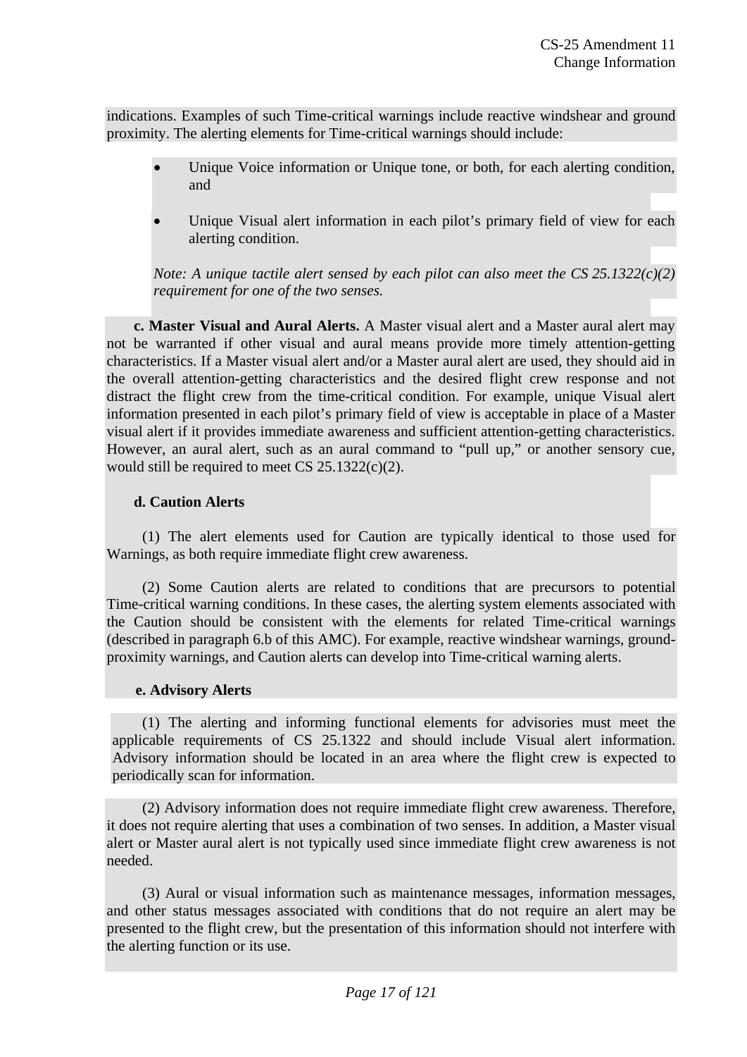indications. Examples of such Time-critical warnings include reactive windshear and ground proximity. The alerting elements for Time-critical warnings should include:

- Unique Voice information or Unique tone, or both, for each alerting condition, and
- Unique Visual alert information in each pilot's primary field of view for each alerting condition.

*Note: A unique tactile alert sensed by each pilot can also meet the CS 25.1322(c)(2) requirement for one of the two senses.*

**c. Master Visual and Aural Alerts.** A Master visual alert and a Master aural alert may not be warranted if other visual and aural means provide more timely attention-getting characteristics. If a Master visual alert and/or a Master aural alert are used, they should aid in the overall attention-getting characteristics and the desired flight crew response and not distract the flight crew from the time-critical condition. For example, unique Visual alert information presented in each pilot's primary field of view is acceptable in place of a Master visual alert if it provides immediate awareness and sufficient attention-getting characteristics. However, an aural alert, such as an aural command to "pull up," or another sensory cue, would still be required to meet CS 25.1322(c)(2).

**d. Caution Alerts**

(1) The alert elements used for Caution are typically identical to those used for Warnings, as both require immediate flight crew awareness.

(2) Some Caution alerts are related to conditions that are precursors to potential Time-critical warning conditions. In these cases, the alerting system elements associated with the Caution should be consistent with the elements for related Time-critical warnings (described in paragraph 6.b of this AMC). For example, reactive windshear warnings, ground-proximity warnings, and Caution alerts can develop into Time-critical warning alerts.

**e. Advisory Alerts**

(1) The alerting and informing functional elements for advisories must meet the applicable requirements of CS 25.1322 and should include Visual alert information. Advisory information should be located in an area where the flight crew is expected to periodically scan for information.

(2) Advisory information does not require immediate flight crew awareness. Therefore, it does not require alerting that uses a combination of two senses. In addition, a Master visual alert or Master aural alert is not typically used since immediate flight crew awareness is not needed.

(3) Aural or visual information such as maintenance messages, information messages, and other status messages associated with conditions that do not require an alert may be presented to the flight crew, but the presentation of this information should not interfere with the alerting function or its use.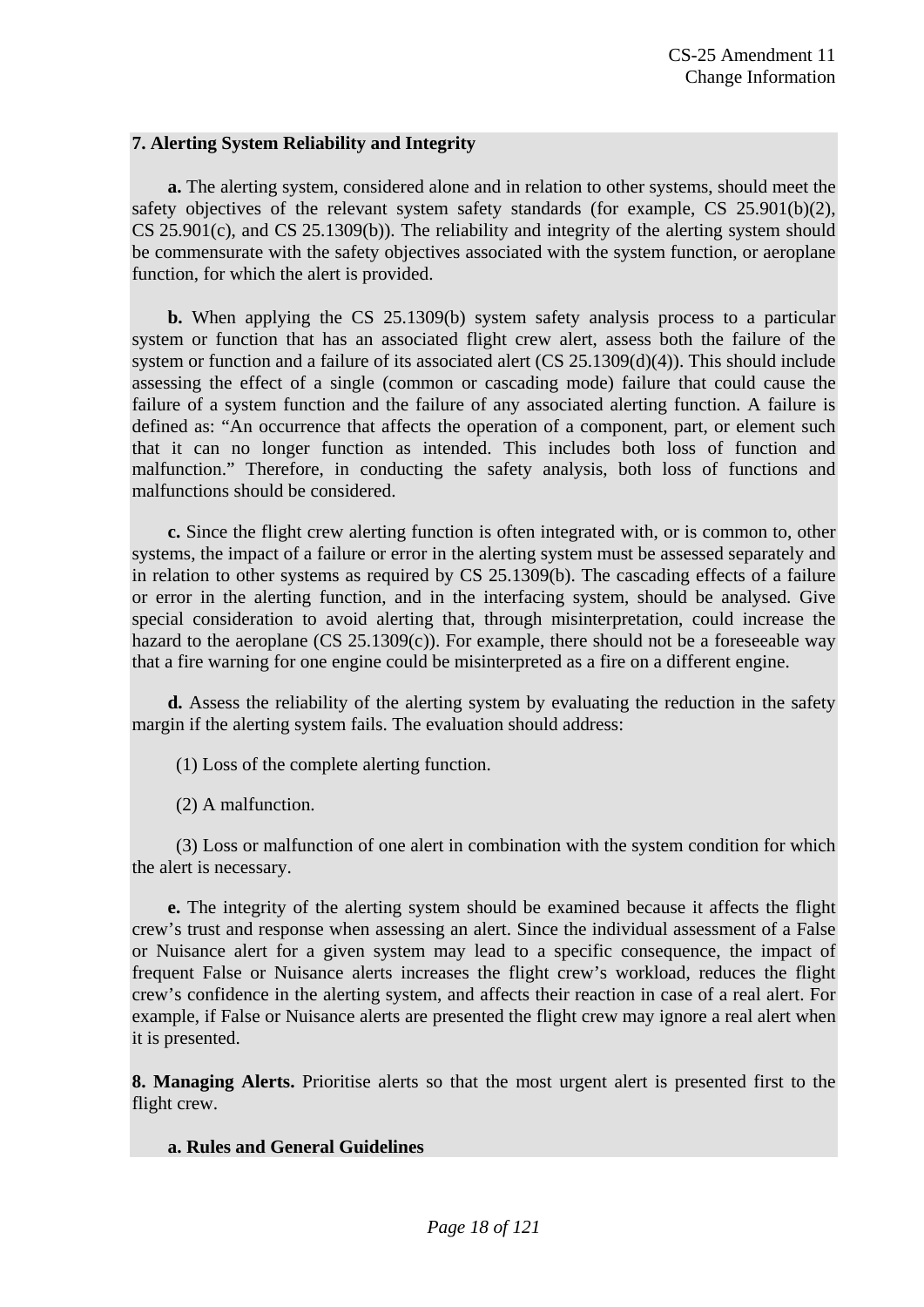**7. Alerting System Reliability and Integrity**

**a.** The alerting system, considered alone and in relation to other systems, should meet the safety objectives of the relevant system safety standards (for example, CS 25.901(b)(2), CS 25.901(c), and CS 25.1309(b)). The reliability and integrity of the alerting system should be commensurate with the safety objectives associated with the system function, or aeroplane function, for which the alert is provided.

**b.** When applying the CS 25.1309(b) system safety analysis process to a particular system or function that has an associated flight crew alert, assess both the failure of the system or function and a failure of its associated alert (CS 25.1309(d)(4)). This should include assessing the effect of a single (common or cascading mode) failure that could cause the failure of a system function and the failure of any associated alerting function. A failure is defined as: "An occurrence that affects the operation of a component, part, or element such that it can no longer function as intended. This includes both loss of function and malfunction." Therefore, in conducting the safety analysis, both loss of functions and malfunctions should be considered.

**c.** Since the flight crew alerting function is often integrated with, or is common to, other systems, the impact of a failure or error in the alerting system must be assessed separately and in relation to other systems as required by CS 25.1309(b). The cascading effects of a failure or error in the alerting function, and in the interfacing system, should be analysed. Give special consideration to avoid alerting that, through misinterpretation, could increase the hazard to the aeroplane (CS 25.1309(c)). For example, there should not be a foreseeable way that a fire warning for one engine could be misinterpreted as a fire on a different engine.

**d.** Assess the reliability of the alerting system by evaluating the reduction in the safety margin if the alerting system fails. The evaluation should address:

(1) Loss of the complete alerting function.

(2) A malfunction.

(3) Loss or malfunction of one alert in combination with the system condition for which the alert is necessary.

**e.** The integrity of the alerting system should be examined because it affects the flight crew's trust and response when assessing an alert. Since the individual assessment of a False or Nuisance alert for a given system may lead to a specific consequence, the impact of frequent False or Nuisance alerts increases the flight crew's workload, reduces the flight crew's confidence in the alerting system, and affects their reaction in case of a real alert. For example, if False or Nuisance alerts are presented the flight crew may ignore a real alert when it is presented.

**8. Managing Alerts.** Prioritise alerts so that the most urgent alert is presented first to the flight crew.

**a. Rules and General Guidelines**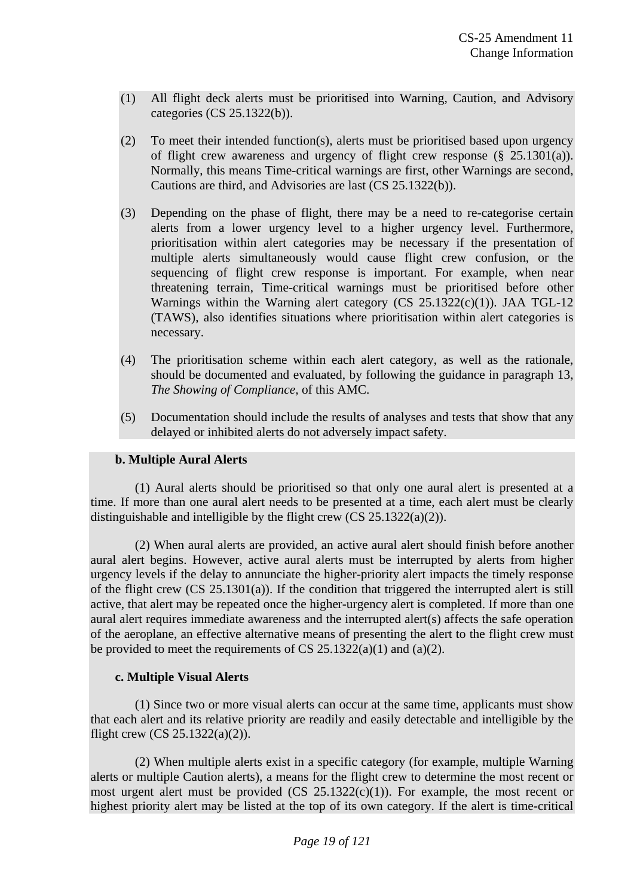(1) All flight deck alerts must be prioritised into Warning, Caution, and Advisory categories (CS 25.1322(b)).

(2) To meet their intended function(s), alerts must be prioritised based upon urgency of flight crew awareness and urgency of flight crew response (§ 25.1301(a)). Normally, this means Time-critical warnings are first, other Warnings are second, Cautions are third, and Advisories are last (CS 25.1322(b)).

(3) Depending on the phase of flight, there may be a need to re-categorise certain alerts from a lower urgency level to a higher urgency level. Furthermore, prioritisation within alert categories may be necessary if the presentation of multiple alerts simultaneously would cause flight crew confusion, or the sequencing of flight crew response is important. For example, when near threatening terrain, Time-critical warnings must be prioritised before other Warnings within the Warning alert category (CS 25.1322(c)(1)). JAA TGL-12 (TAWS), also identifies situations where prioritisation within alert categories is necessary.

(4) The prioritisation scheme within each alert category, as well as the rationale, should be documented and evaluated, by following the guidance in paragraph 13, *The Showing of Compliance*, of this AMC.

(5) Documentation should include the results of analyses and tests that show that any delayed or inhibited alerts do not adversely impact safety.

**b. Multiple Aural Alerts**

(1) Aural alerts should be prioritised so that only one aural alert is presented at a time. If more than one aural alert needs to be presented at a time, each alert must be clearly distinguishable and intelligible by the flight crew (CS 25.1322(a)(2)).

(2) When aural alerts are provided, an active aural alert should finish before another aural alert begins. However, active aural alerts must be interrupted by alerts from higher urgency levels if the delay to annunciate the higher-priority alert impacts the timely response of the flight crew (CS 25.1301(a)). If the condition that triggered the interrupted alert is still active, that alert may be repeated once the higher-urgency alert is completed. If more than one aural alert requires immediate awareness and the interrupted alert(s) affects the safe operation of the aeroplane, an effective alternative means of presenting the alert to the flight crew must be provided to meet the requirements of CS 25.1322(a)(1) and (a)(2).

**c. Multiple Visual Alerts**

(1) Since two or more visual alerts can occur at the same time, applicants must show that each alert and its relative priority are readily and easily detectable and intelligible by the flight crew (CS 25.1322(a)(2)).

(2) When multiple alerts exist in a specific category (for example, multiple Warning alerts or multiple Caution alerts), a means for the flight crew to determine the most recent or most urgent alert must be provided (CS 25.1322(c)(1)). For example, the most recent or highest priority alert may be listed at the top of its own category. If the alert is time-critical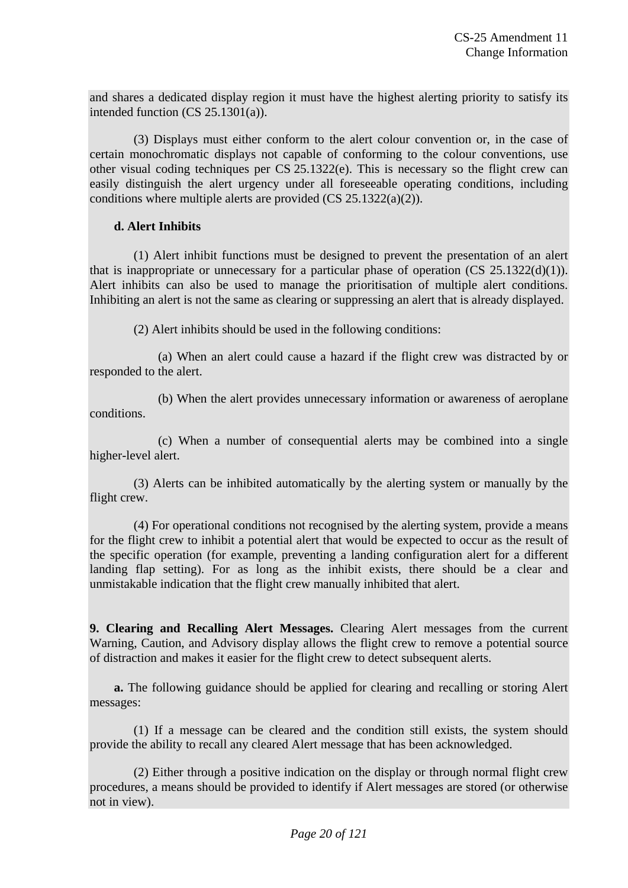and shares a dedicated display region it must have the highest alerting priority to satisfy its intended function (CS 25.1301(a)).

(3) Displays must either conform to the alert colour convention or, in the case of certain monochromatic displays not capable of conforming to the colour conventions, use other visual coding techniques per CS 25.1322(e). This is necessary so the flight crew can easily distinguish the alert urgency under all foreseeable operating conditions, including conditions where multiple alerts are provided (CS 25.1322(a)(2)).

**d. Alert Inhibits**

(1) Alert inhibit functions must be designed to prevent the presentation of an alert that is inappropriate or unnecessary for a particular phase of operation (CS 25.1322(d)(1)). Alert inhibits can also be used to manage the prioritisation of multiple alert conditions. Inhibiting an alert is not the same as clearing or suppressing an alert that is already displayed.

(2) Alert inhibits should be used in the following conditions:

(a) When an alert could cause a hazard if the flight crew was distracted by or responded to the alert.

(b) When the alert provides unnecessary information or awareness of aeroplane conditions.

(c) When a number of consequential alerts may be combined into a single higher-level alert.

(3) Alerts can be inhibited automatically by the alerting system or manually by the flight crew.

(4) For operational conditions not recognised by the alerting system, provide a means for the flight crew to inhibit a potential alert that would be expected to occur as the result of the specific operation (for example, preventing a landing configuration alert for a different landing flap setting). For as long as the inhibit exists, there should be a clear and unmistakable indication that the flight crew manually inhibited that alert.

**9. Clearing and Recalling Alert Messages.** Clearing Alert messages from the current Warning, Caution, and Advisory display allows the flight crew to remove a potential source of distraction and makes it easier for the flight crew to detect subsequent alerts.

**a.** The following guidance should be applied for clearing and recalling or storing Alert messages:

(1) If a message can be cleared and the condition still exists, the system should provide the ability to recall any cleared Alert message that has been acknowledged.

(2) Either through a positive indication on the display or through normal flight crew procedures, a means should be provided to identify if Alert messages are stored (or otherwise not in view).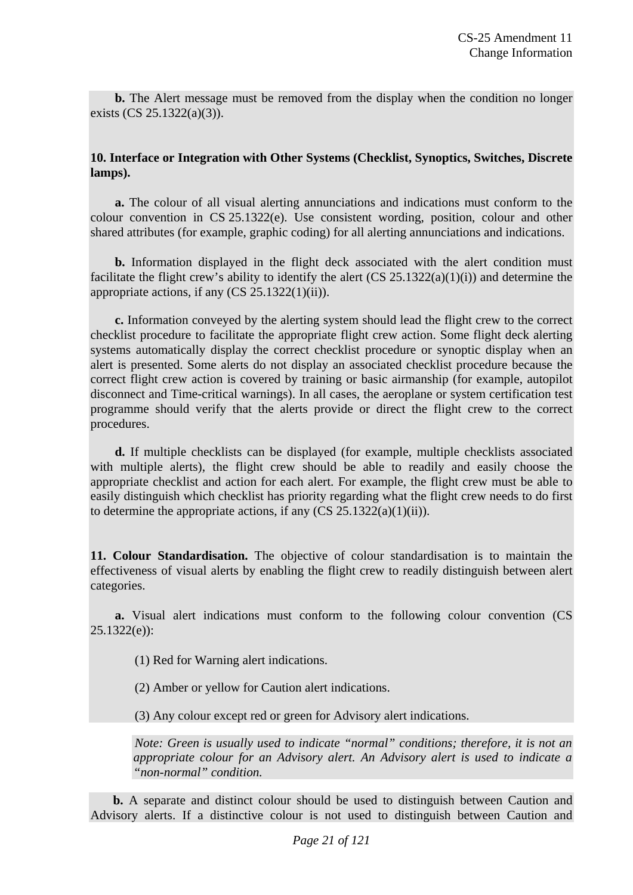**b.** The Alert message must be removed from the display when the condition no longer exists (CS 25.1322(a)(3)).

**10. Interface or Integration with Other Systems (Checklist, Synoptics, Switches, Discrete lamps).**

**a.** The colour of all visual alerting annunciations and indications must conform to the colour convention in CS 25.1322(e). Use consistent wording, position, colour and other shared attributes (for example, graphic coding) for all alerting annunciations and indications.

**b.** Information displayed in the flight deck associated with the alert condition must facilitate the flight crew's ability to identify the alert (CS 25.1322(a)(1)(i)) and determine the appropriate actions, if any (CS 25.1322(1)(ii)).

**c.** Information conveyed by the alerting system should lead the flight crew to the correct checklist procedure to facilitate the appropriate flight crew action. Some flight deck alerting systems automatically display the correct checklist procedure or synoptic display when an alert is presented. Some alerts do not display an associated checklist procedure because the correct flight crew action is covered by training or basic airmanship (for example, autopilot disconnect and Time-critical warnings). In all cases, the aeroplane or system certification test programme should verify that the alerts provide or direct the flight crew to the correct procedures.

**d.** If multiple checklists can be displayed (for example, multiple checklists associated with multiple alerts), the flight crew should be able to readily and easily choose the appropriate checklist and action for each alert. For example, the flight crew must be able to easily distinguish which checklist has priority regarding what the flight crew needs to do first to determine the appropriate actions, if any (CS 25.1322(a)(1)(ii)).

**11. Colour Standardisation.** The objective of colour standardisation is to maintain the effectiveness of visual alerts by enabling the flight crew to readily distinguish between alert categories.

**a.** Visual alert indications must conform to the following colour convention (CS 25.1322(e)):

(1) Red for Warning alert indications.

(2) Amber or yellow for Caution alert indications.

(3) Any colour except red or green for Advisory alert indications.

*Note: Green is usually used to indicate "normal" conditions; therefore, it is not an appropriate colour for an Advisory alert. An Advisory alert is used to indicate a "non-normal" condition.*

**b.** A separate and distinct colour should be used to distinguish between Caution and Advisory alerts. If a distinctive colour is not used to distinguish between Caution and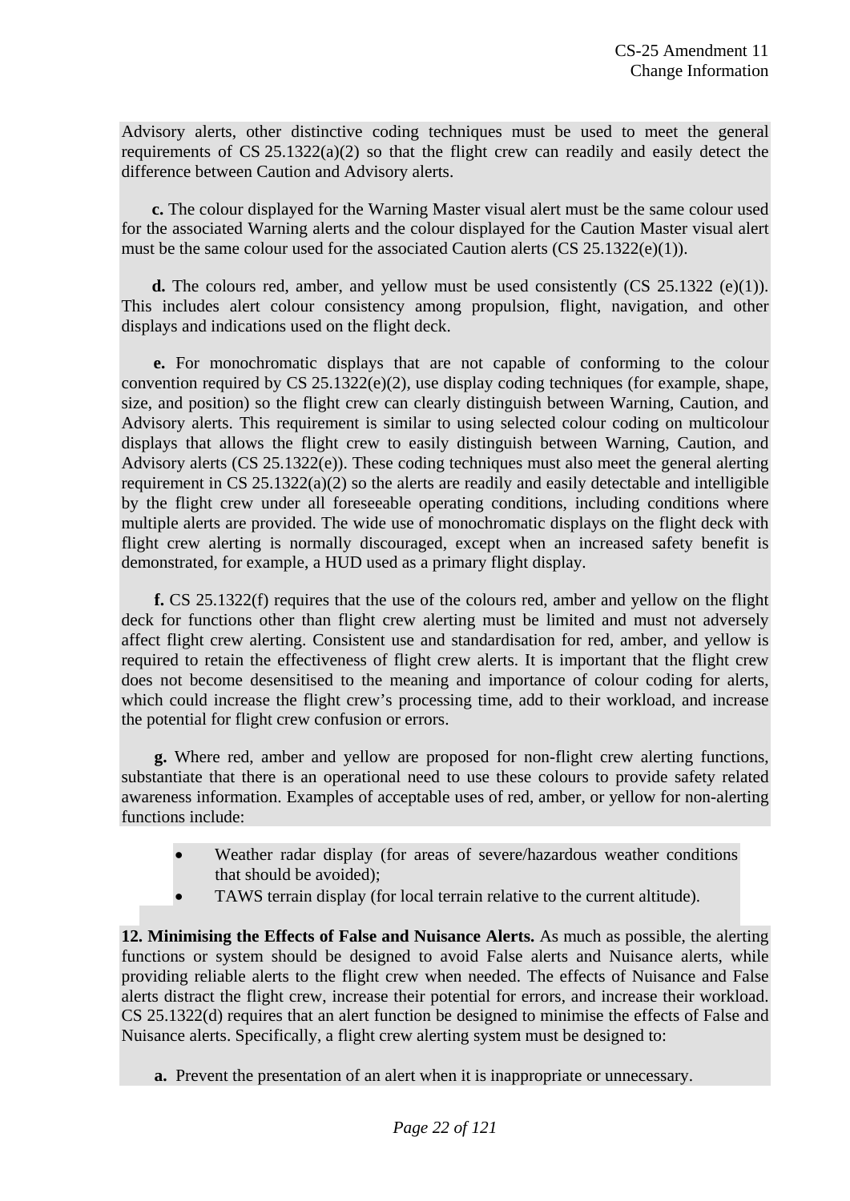Advisory alerts, other distinctive coding techniques must be used to meet the general requirements of CS 25.1322(a)(2) so that the flight crew can readily and easily detect the difference between Caution and Advisory alerts.

**c.** The colour displayed for the Warning Master visual alert must be the same colour used for the associated Warning alerts and the colour displayed for the Caution Master visual alert must be the same colour used for the associated Caution alerts (CS 25.1322(e)(1)).

**d.** The colours red, amber, and yellow must be used consistently (CS 25.1322 (e)(1)). This includes alert colour consistency among propulsion, flight, navigation, and other displays and indications used on the flight deck.

**e.** For monochromatic displays that are not capable of conforming to the colour convention required by CS 25.1322(e)(2), use display coding techniques (for example, shape, size, and position) so the flight crew can clearly distinguish between Warning, Caution, and Advisory alerts. This requirement is similar to using selected colour coding on multicolour displays that allows the flight crew to easily distinguish between Warning, Caution, and Advisory alerts (CS 25.1322(e)). These coding techniques must also meet the general alerting requirement in CS 25.1322(a)(2) so the alerts are readily and easily detectable and intelligible by the flight crew under all foreseeable operating conditions, including conditions where multiple alerts are provided. The wide use of monochromatic displays on the flight deck with flight crew alerting is normally discouraged, except when an increased safety benefit is demonstrated, for example, a HUD used as a primary flight display.

**f.** CS 25.1322(f) requires that the use of the colours red, amber and yellow on the flight deck for functions other than flight crew alerting must be limited and must not adversely affect flight crew alerting. Consistent use and standardisation for red, amber, and yellow is required to retain the effectiveness of flight crew alerts. It is important that the flight crew does not become desensitised to the meaning and importance of colour coding for alerts, which could increase the flight crew's processing time, add to their workload, and increase the potential for flight crew confusion or errors.

**g.** Where red, amber and yellow are proposed for non-flight crew alerting functions, substantiate that there is an operational need to use these colours to provide safety related awareness information. Examples of acceptable uses of red, amber, or yellow for non-alerting functions include:

- Weather radar display (for areas of severe/hazardous weather conditions that should be avoided);
- TAWS terrain display (for local terrain relative to the current altitude).

**12. Minimising the Effects of False and Nuisance Alerts.** As much as possible, the alerting functions or system should be designed to avoid False alerts and Nuisance alerts, while providing reliable alerts to the flight crew when needed. The effects of Nuisance and False alerts distract the flight crew, increase their potential for errors, and increase their workload. CS 25.1322(d) requires that an alert function be designed to minimise the effects of False and Nuisance alerts. Specifically, a flight crew alerting system must be designed to:

**a.** Prevent the presentation of an alert when it is inappropriate or unnecessary.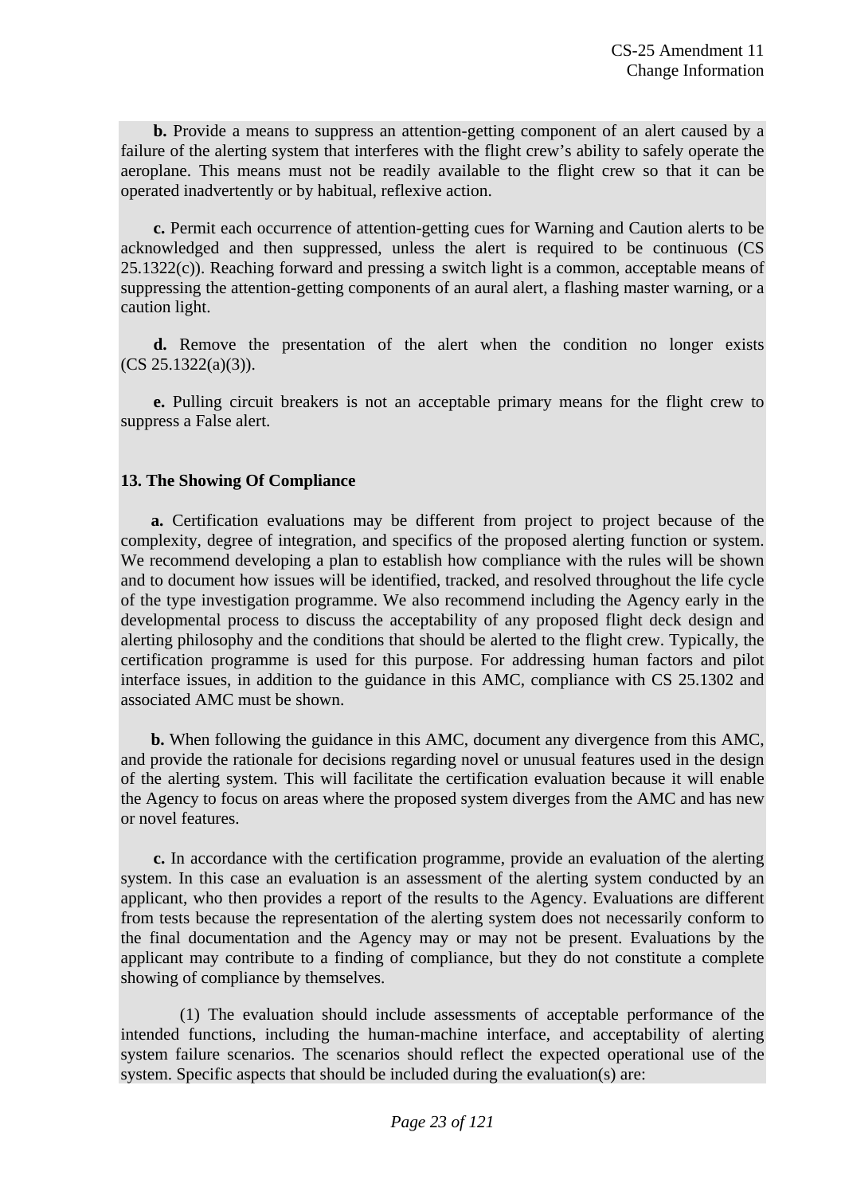**b.** Provide a means to suppress an attention-getting component of an alert caused by a failure of the alerting system that interferes with the flight crew's ability to safely operate the aeroplane. This means must not be readily available to the flight crew so that it can be operated inadvertently or by habitual, reflexive action.

**c.** Permit each occurrence of attention-getting cues for Warning and Caution alerts to be acknowledged and then suppressed, unless the alert is required to be continuous (CS 25.1322(c)). Reaching forward and pressing a switch light is a common, acceptable means of suppressing the attention-getting components of an aural alert, a flashing master warning, or a caution light.

**d.** Remove the presentation of the alert when the condition no longer exists (CS 25.1322(a)(3)).

**e.** Pulling circuit breakers is not an acceptable primary means for the flight crew to suppress a False alert.

**13. The Showing Of Compliance**

**a.** Certification evaluations may be different from project to project because of the complexity, degree of integration, and specifics of the proposed alerting function or system. We recommend developing a plan to establish how compliance with the rules will be shown and to document how issues will be identified, tracked, and resolved throughout the life cycle of the type investigation programme. We also recommend including the Agency early in the developmental process to discuss the acceptability of any proposed flight deck design and alerting philosophy and the conditions that should be alerted to the flight crew. Typically, the certification programme is used for this purpose. For addressing human factors and pilot interface issues, in addition to the guidance in this AMC, compliance with CS 25.1302 and associated AMC must be shown.

**b.** When following the guidance in this AMC, document any divergence from this AMC, and provide the rationale for decisions regarding novel or unusual features used in the design of the alerting system. This will facilitate the certification evaluation because it will enable the Agency to focus on areas where the proposed system diverges from the AMC and has new or novel features.

**c.** In accordance with the certification programme, provide an evaluation of the alerting system. In this case an evaluation is an assessment of the alerting system conducted by an applicant, who then provides a report of the results to the Agency. Evaluations are different from tests because the representation of the alerting system does not necessarily conform to the final documentation and the Agency may or may not be present. Evaluations by the applicant may contribute to a finding of compliance, but they do not constitute a complete showing of compliance by themselves.

(1) The evaluation should include assessments of acceptable performance of the intended functions, including the human-machine interface, and acceptability of alerting system failure scenarios. The scenarios should reflect the expected operational use of the system. Specific aspects that should be included during the evaluation(s) are: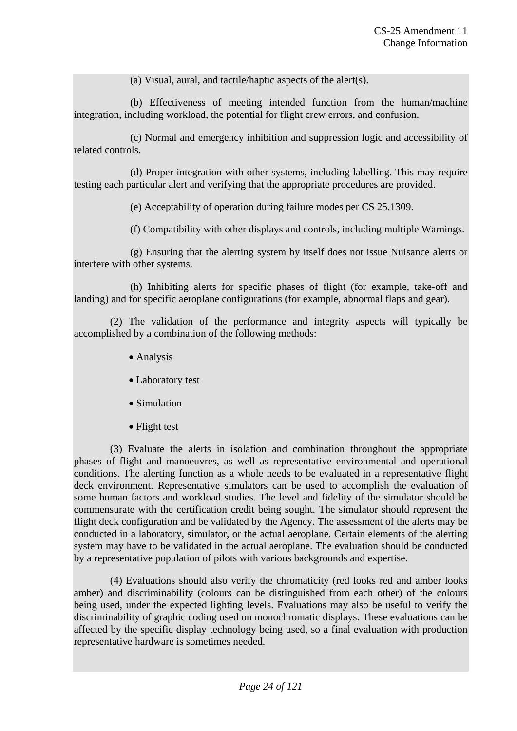(a) Visual, aural, and tactile/haptic aspects of the alert(s).

(b) Effectiveness of meeting intended function from the human/machine integration, including workload, the potential for flight crew errors, and confusion.

(c) Normal and emergency inhibition and suppression logic and accessibility of related controls.

(d) Proper integration with other systems, including labelling. This may require testing each particular alert and verifying that the appropriate procedures are provided.

(e) Acceptability of operation during failure modes per CS 25.1309.

(f) Compatibility with other displays and controls, including multiple Warnings.

(g) Ensuring that the alerting system by itself does not issue Nuisance alerts or interfere with other systems.

(h) Inhibiting alerts for specific phases of flight (for example, take-off and landing) and for specific aeroplane configurations (for example, abnormal flaps and gear).

(2) The validation of the performance and integrity aspects will typically be accomplished by a combination of the following methods:

- Analysis
- Laboratory test
- Simulation
- Flight test

(3) Evaluate the alerts in isolation and combination throughout the appropriate phases of flight and manoeuvres, as well as representative environmental and operational conditions. The alerting function as a whole needs to be evaluated in a representative flight deck environment. Representative simulators can be used to accomplish the evaluation of some human factors and workload studies. The level and fidelity of the simulator should be commensurate with the certification credit being sought. The simulator should represent the flight deck configuration and be validated by the Agency. The assessment of the alerts may be conducted in a laboratory, simulator, or the actual aeroplane. Certain elements of the alerting system may have to be validated in the actual aeroplane. The evaluation should be conducted by a representative population of pilots with various backgrounds and expertise.

(4) Evaluations should also verify the chromaticity (red looks red and amber looks amber) and discriminability (colours can be distinguished from each other) of the colours being used, under the expected lighting levels. Evaluations may also be useful to verify the discriminability of graphic coding used on monochromatic displays. These evaluations can be affected by the specific display technology being used, so a final evaluation with production representative hardware is sometimes needed.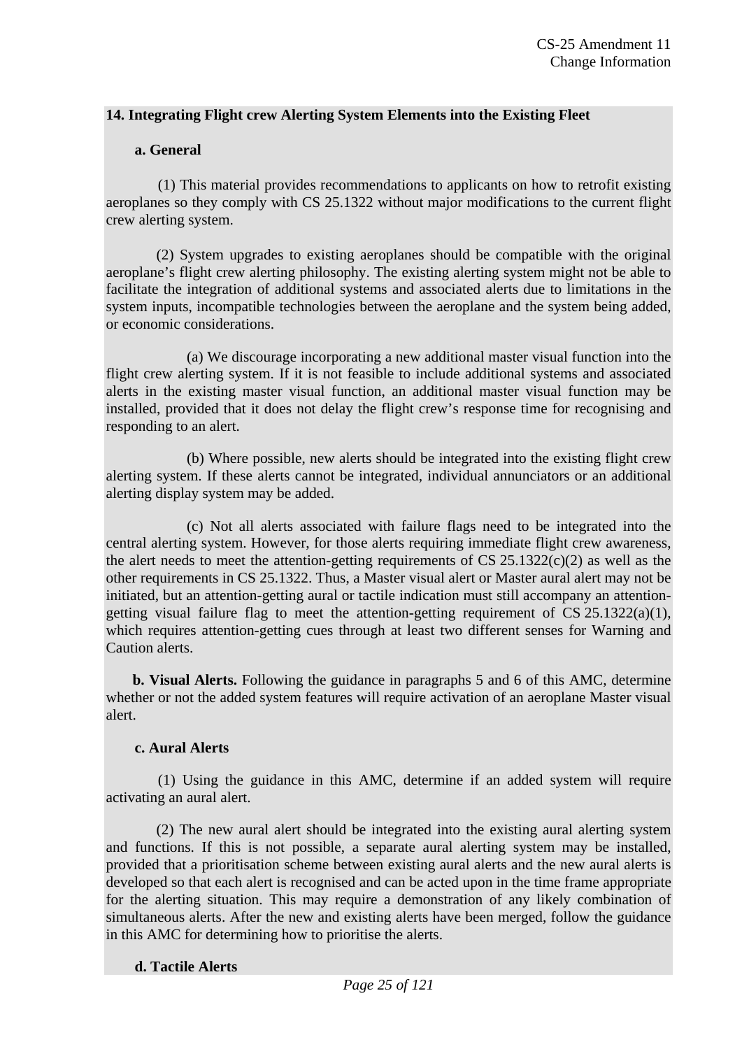**14. Integrating Flight crew Alerting System Elements into the Existing Fleet**

**a. General**

(1) This material provides recommendations to applicants on how to retrofit existing aeroplanes so they comply with CS 25.1322 without major modifications to the current flight crew alerting system.

(2) System upgrades to existing aeroplanes should be compatible with the original aeroplane's flight crew alerting philosophy. The existing alerting system might not be able to facilitate the integration of additional systems and associated alerts due to limitations in the system inputs, incompatible technologies between the aeroplane and the system being added, or economic considerations.

(a) We discourage incorporating a new additional master visual function into the flight crew alerting system. If it is not feasible to include additional systems and associated alerts in the existing master visual function, an additional master visual function may be installed, provided that it does not delay the flight crew's response time for recognising and responding to an alert.

(b) Where possible, new alerts should be integrated into the existing flight crew alerting system. If these alerts cannot be integrated, individual annunciators or an additional alerting display system may be added.

(c) Not all alerts associated with failure flags need to be integrated into the central alerting system. However, for those alerts requiring immediate flight crew awareness, the alert needs to meet the attention-getting requirements of CS 25.1322(c)(2) as well as the other requirements in CS 25.1322. Thus, a Master visual alert or Master aural alert may not be initiated, but an attention-getting aural or tactile indication must still accompany an attention-getting visual failure flag to meet the attention-getting requirement of CS 25.1322(a)(1), which requires attention-getting cues through at least two different senses for Warning and Caution alerts.

**b. Visual Alerts.** Following the guidance in paragraphs 5 and 6 of this AMC, determine whether or not the added system features will require activation of an aeroplane Master visual alert.

**c. Aural Alerts**

(1) Using the guidance in this AMC, determine if an added system will require activating an aural alert.

(2) The new aural alert should be integrated into the existing aural alerting system and functions. If this is not possible, a separate aural alerting system may be installed, provided that a prioritisation scheme between existing aural alerts and the new aural alerts is developed so that each alert is recognised and can be acted upon in the time frame appropriate for the alerting situation. This may require a demonstration of any likely combination of simultaneous alerts. After the new and existing alerts have been merged, follow the guidance in this AMC for determining how to prioritise the alerts.

**d. Tactile Alerts**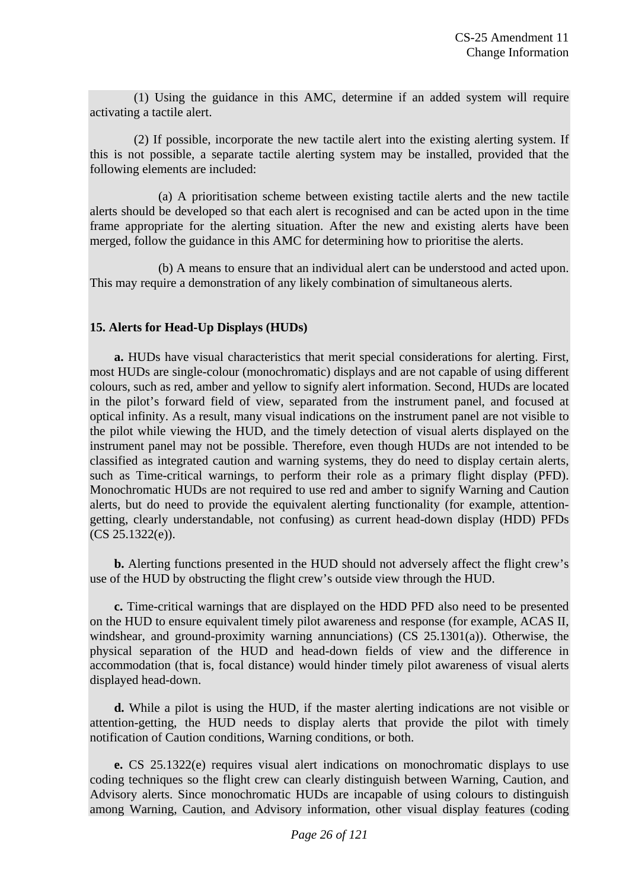(1) Using the guidance in this AMC, determine if an added system will require activating a tactile alert.

(2) If possible, incorporate the new tactile alert into the existing alerting system. If this is not possible, a separate tactile alerting system may be installed, provided that the following elements are included:

(a) A prioritisation scheme between existing tactile alerts and the new tactile alerts should be developed so that each alert is recognised and can be acted upon in the time frame appropriate for the alerting situation. After the new and existing alerts have been merged, follow the guidance in this AMC for determining how to prioritise the alerts.

(b) A means to ensure that an individual alert can be understood and acted upon. This may require a demonstration of any likely combination of simultaneous alerts.

## 15. Alerts for Head-Up Displays (HUDs)

**a.** HUDs have visual characteristics that merit special considerations for alerting. First, most HUDs are single-colour (monochromatic) displays and are not capable of using different colours, such as red, amber and yellow to signify alert information. Second, HUDs are located in the pilot's forward field of view, separated from the instrument panel, and focused at optical infinity. As a result, many visual indications on the instrument panel are not visible to the pilot while viewing the HUD, and the timely detection of visual alerts displayed on the instrument panel may not be possible. Therefore, even though HUDs are not intended to be classified as integrated caution and warning systems, they do need to display certain alerts, such as Time-critical warnings, to perform their role as a primary flight display (PFD). Monochromatic HUDs are not required to use red and amber to signify Warning and Caution alerts, but do need to provide the equivalent alerting functionality (for example, attention-getting, clearly understandable, not confusing) as current head-down display (HDD) PFDs (CS 25.1322(e)).

**b.** Alerting functions presented in the HUD should not adversely affect the flight crew's use of the HUD by obstructing the flight crew's outside view through the HUD.

**c.** Time-critical warnings that are displayed on the HDD PFD also need to be presented on the HUD to ensure equivalent timely pilot awareness and response (for example, ACAS II, windshear, and ground-proximity warning annunciations) (CS 25.1301(a)). Otherwise, the physical separation of the HUD and head-down fields of view and the difference in accommodation (that is, focal distance) would hinder timely pilot awareness of visual alerts displayed head-down.

**d.** While a pilot is using the HUD, if the master alerting indications are not visible or attention-getting, the HUD needs to display alerts that provide the pilot with timely notification of Caution conditions, Warning conditions, or both.

**e.** CS 25.1322(e) requires visual alert indications on monochromatic displays to use coding techniques so the flight crew can clearly distinguish between Warning, Caution, and Advisory alerts. Since monochromatic HUDs are incapable of using colours to distinguish among Warning, Caution, and Advisory information, other visual display features (coding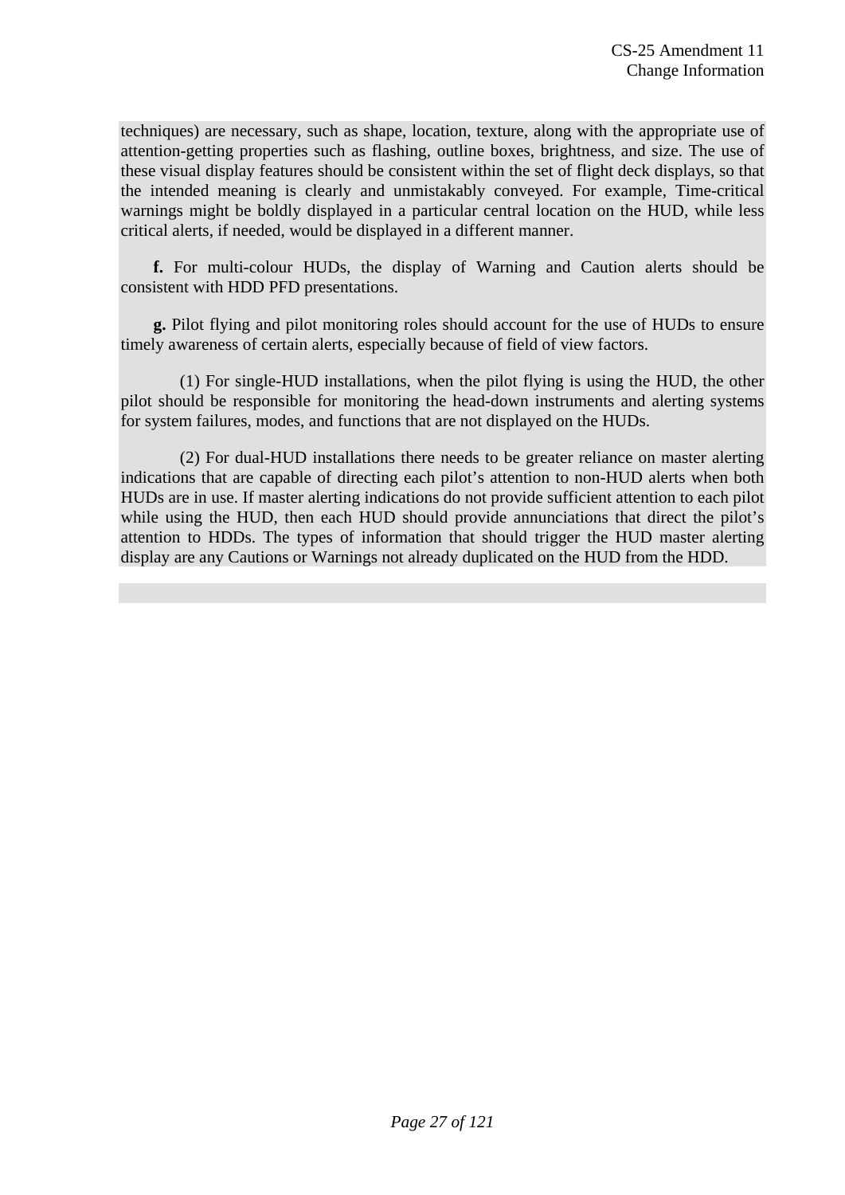techniques) are necessary, such as shape, location, texture, along with the appropriate use of attention-getting properties such as flashing, outline boxes, brightness, and size. The use of these visual display features should be consistent within the set of flight deck displays, so that the intended meaning is clearly and unmistakably conveyed. For example, Time-critical warnings might be boldly displayed in a particular central location on the HUD, while less critical alerts, if needed, would be displayed in a different manner.

**f.** For multi-colour HUDs, the display of Warning and Caution alerts should be consistent with HDD PFD presentations.

**g.** Pilot flying and pilot monitoring roles should account for the use of HUDs to ensure timely awareness of certain alerts, especially because of field of view factors.

(1) For single-HUD installations, when the pilot flying is using the HUD, the other pilot should be responsible for monitoring the head-down instruments and alerting systems for system failures, modes, and functions that are not displayed on the HUDs.

(2) For dual-HUD installations there needs to be greater reliance on master alerting indications that are capable of directing each pilot's attention to non-HUD alerts when both HUDs are in use. If master alerting indications do not provide sufficient attention to each pilot while using the HUD, then each HUD should provide annunciations that direct the pilot's attention to HDDs. The types of information that should trigger the HUD master alerting display are any Cautions or Warnings not already duplicated on the HUD from the HDD.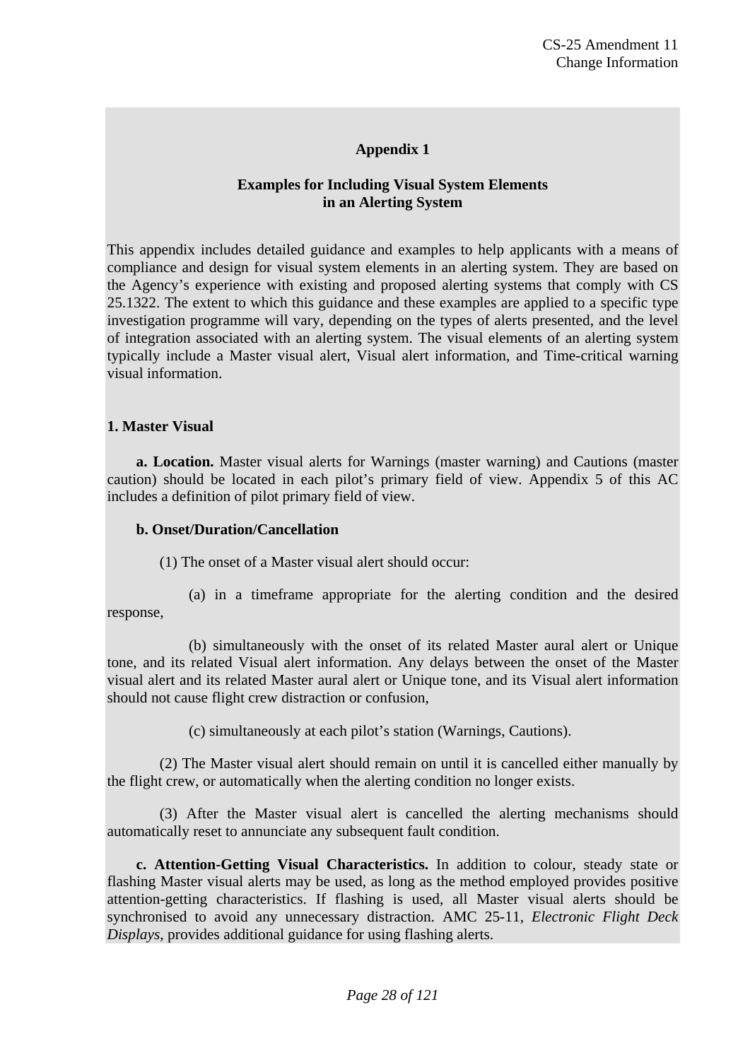## Appendix 1

### Examples for Including Visual System Elements in an Alerting System

This appendix includes detailed guidance and examples to help applicants with a means of compliance and design for visual system elements in an alerting system. They are based on the Agency's experience with existing and proposed alerting systems that comply with CS 25.1322. The extent to which this guidance and these examples are applied to a specific type investigation programme will vary, depending on the types of alerts presented, and the level of integration associated with an alerting system. The visual elements of an alerting system typically include a Master visual alert, Visual alert information, and Time-critical warning visual information.

**1. Master Visual**

**a. Location.** Master visual alerts for Warnings (master warning) and Cautions (master caution) should be located in each pilot's primary field of view. Appendix 5 of this AC includes a definition of pilot primary field of view.

**b. Onset/Duration/Cancellation**

(1) The onset of a Master visual alert should occur:

(a) in a timeframe appropriate for the alerting condition and the desired response,

(b) simultaneously with the onset of its related Master aural alert or Unique tone, and its related Visual alert information. Any delays between the onset of the Master visual alert and its related Master aural alert or Unique tone, and its Visual alert information should not cause flight crew distraction or confusion,

(c) simultaneously at each pilot's station (Warnings, Cautions).

(2) The Master visual alert should remain on until it is cancelled either manually by the flight crew, or automatically when the alerting condition no longer exists.

(3) After the Master visual alert is cancelled the alerting mechanisms should automatically reset to annunciate any subsequent fault condition.

**c. Attention-Getting Visual Characteristics.** In addition to colour, steady state or flashing Master visual alerts may be used, as long as the method employed provides positive attention-getting characteristics. If flashing is used, all Master visual alerts should be synchronised to avoid any unnecessary distraction. AMC 25-11, *Electronic Flight Deck Displays*, provides additional guidance for using flashing alerts.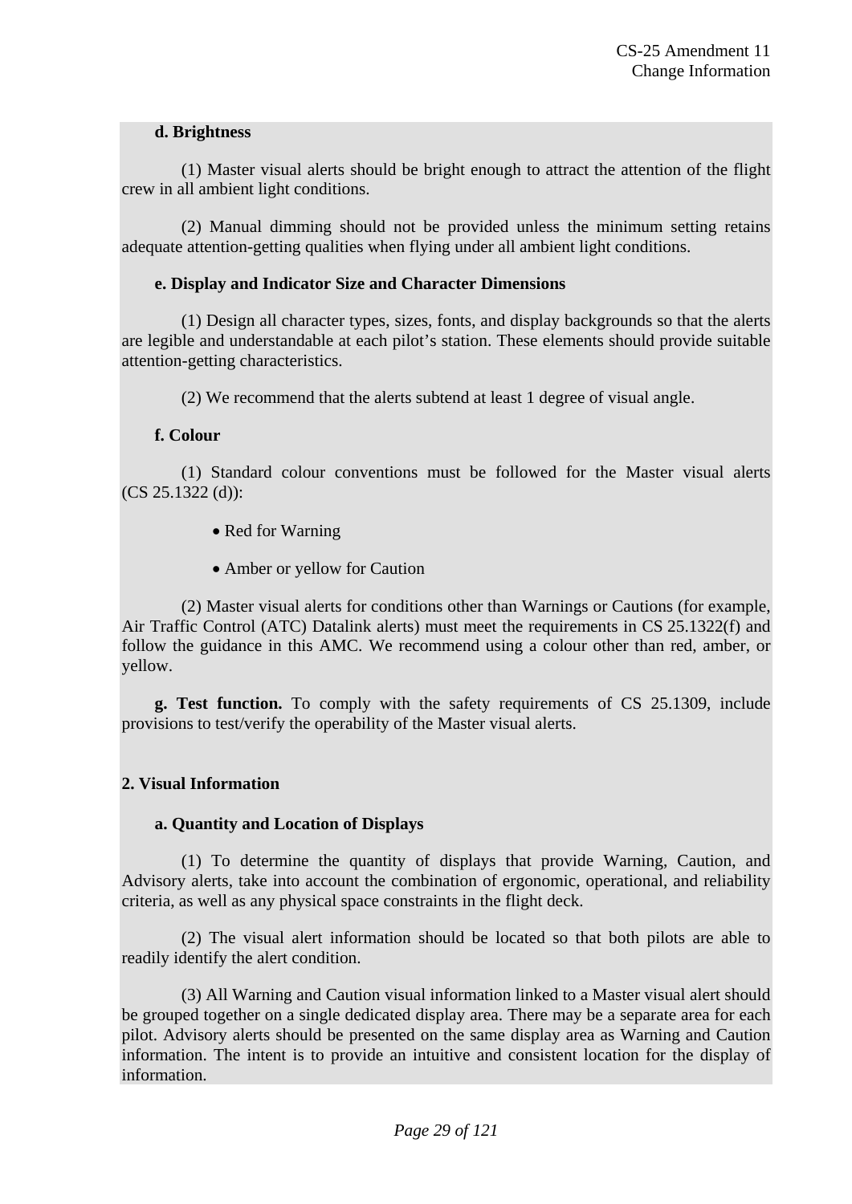**d. Brightness**

(1) Master visual alerts should be bright enough to attract the attention of the flight crew in all ambient light conditions.

(2) Manual dimming should not be provided unless the minimum setting retains adequate attention-getting qualities when flying under all ambient light conditions.

**e. Display and Indicator Size and Character Dimensions**

(1) Design all character types, sizes, fonts, and display backgrounds so that the alerts are legible and understandable at each pilot's station. These elements should provide suitable attention-getting characteristics.

(2) We recommend that the alerts subtend at least 1 degree of visual angle.

**f. Colour**

(1) Standard colour conventions must be followed for the Master visual alerts (CS 25.1322 (d)):

- Red for Warning
- Amber or yellow for Caution

(2) Master visual alerts for conditions other than Warnings or Cautions (for example, Air Traffic Control (ATC) Datalink alerts) must meet the requirements in CS 25.1322(f) and follow the guidance in this AMC. We recommend using a colour other than red, amber, or yellow.

**g. Test function.** To comply with the safety requirements of CS 25.1309, include provisions to test/verify the operability of the Master visual alerts.

**2. Visual Information**

**a. Quantity and Location of Displays**

(1) To determine the quantity of displays that provide Warning, Caution, and Advisory alerts, take into account the combination of ergonomic, operational, and reliability criteria, as well as any physical space constraints in the flight deck.

(2) The visual alert information should be located so that both pilots are able to readily identify the alert condition.

(3) All Warning and Caution visual information linked to a Master visual alert should be grouped together on a single dedicated display area. There may be a separate area for each pilot. Advisory alerts should be presented on the same display area as Warning and Caution information. The intent is to provide an intuitive and consistent location for the display of information.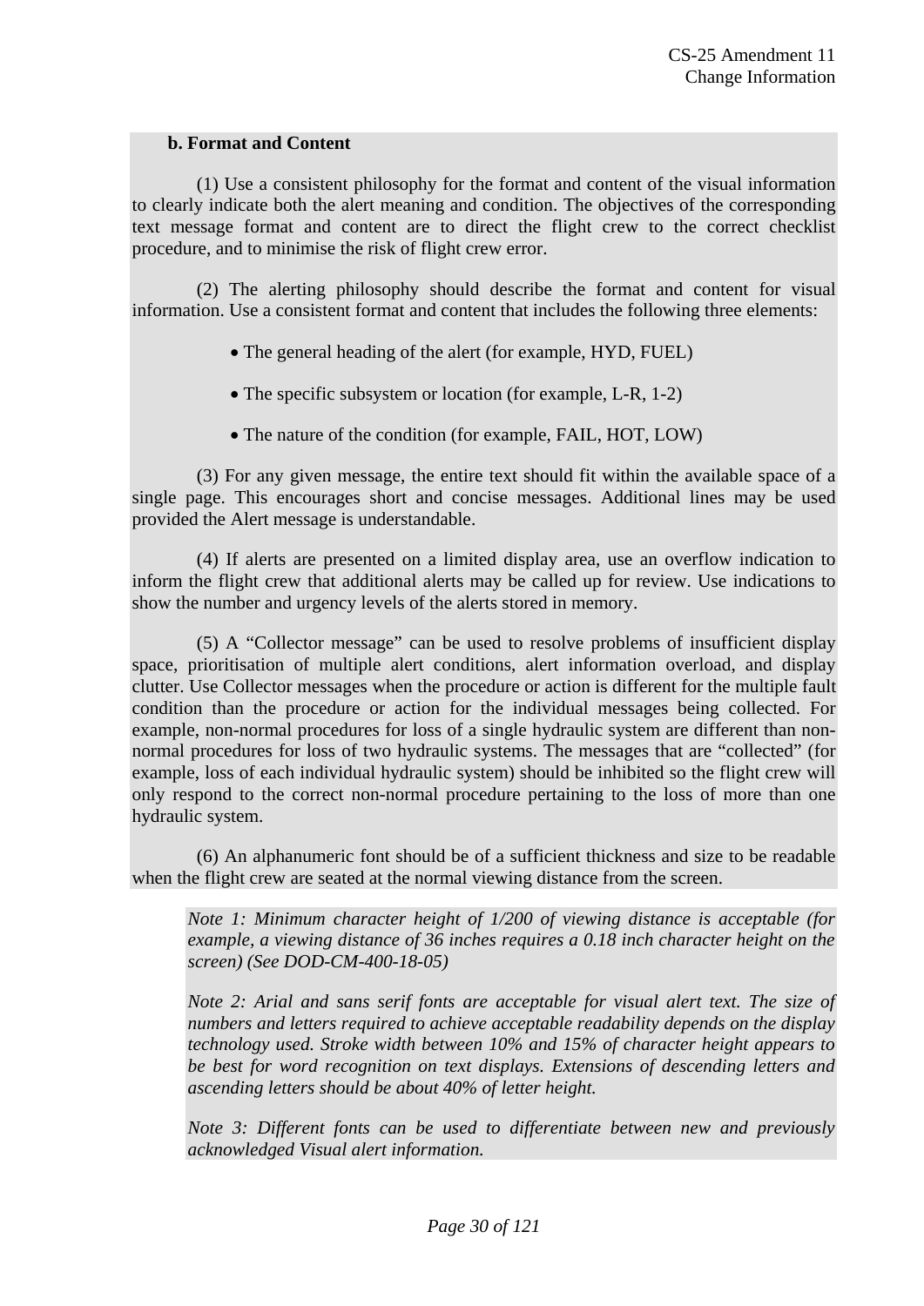**b. Format and Content**

(1) Use a consistent philosophy for the format and content of the visual information to clearly indicate both the alert meaning and condition. The objectives of the corresponding text message format and content are to direct the flight crew to the correct checklist procedure, and to minimise the risk of flight crew error.

(2) The alerting philosophy should describe the format and content for visual information. Use a consistent format and content that includes the following three elements:

- The general heading of the alert (for example, HYD, FUEL)
- The specific subsystem or location (for example, L-R, 1-2)
- The nature of the condition (for example, FAIL, HOT, LOW)

(3) For any given message, the entire text should fit within the available space of a single page. This encourages short and concise messages. Additional lines may be used provided the Alert message is understandable.

(4) If alerts are presented on a limited display area, use an overflow indication to inform the flight crew that additional alerts may be called up for review. Use indications to show the number and urgency levels of the alerts stored in memory.

(5) A “Collector message” can be used to resolve problems of insufficient display space, prioritisation of multiple alert conditions, alert information overload, and display clutter. Use Collector messages when the procedure or action is different for the multiple fault condition than the procedure or action for the individual messages being collected. For example, non-normal procedures for loss of a single hydraulic system are different than non-normal procedures for loss of two hydraulic systems. The messages that are “collected” (for example, loss of each individual hydraulic system) should be inhibited so the flight crew will only respond to the correct non-normal procedure pertaining to the loss of more than one hydraulic system.

(6) An alphanumeric font should be of a sufficient thickness and size to be readable when the flight crew are seated at the normal viewing distance from the screen.

*Note 1: Minimum character height of 1/200 of viewing distance is acceptable (for example, a viewing distance of 36 inches requires a 0.18 inch character height on the screen) (See DOD-CM-400-18-05)*

*Note 2: Arial and sans serif fonts are acceptable for visual alert text. The size of numbers and letters required to achieve acceptable readability depends on the display technology used. Stroke width between 10% and 15% of character height appears to be best for word recognition on text displays. Extensions of descending letters and ascending letters should be about 40% of letter height.*

*Note 3: Different fonts can be used to differentiate between new and previously acknowledged Visual alert information.*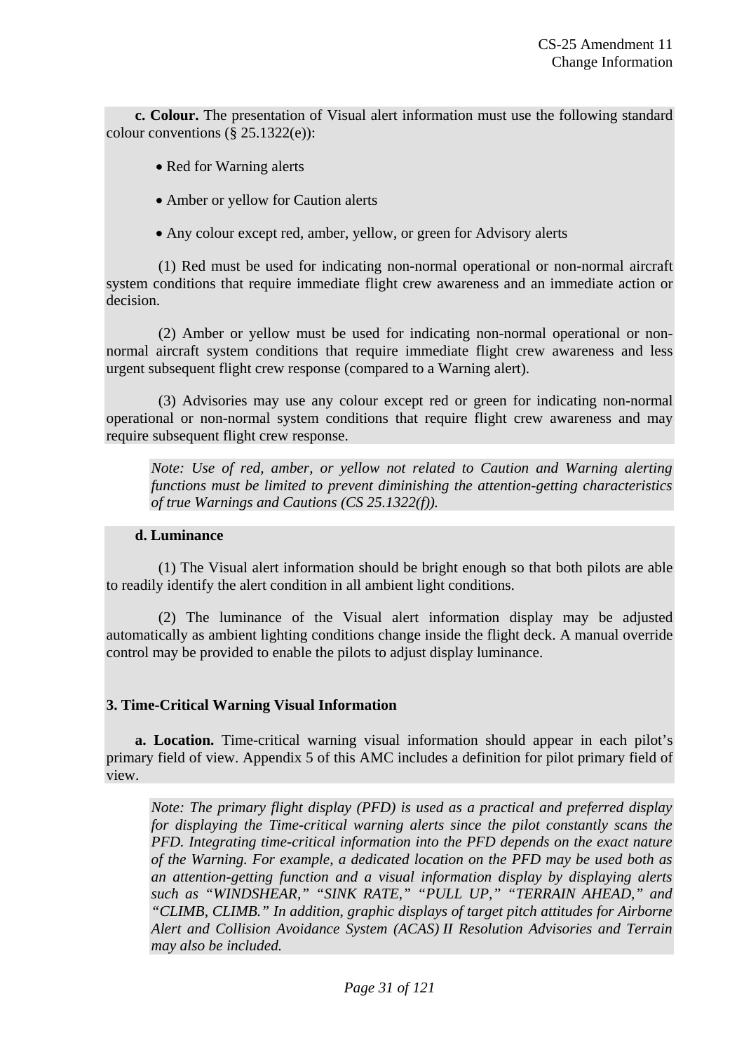**c. Colour.** The presentation of Visual alert information must use the following standard colour conventions (§ 25.1322(e)):

- Red for Warning alerts
- Amber or yellow for Caution alerts
- Any colour except red, amber, yellow, or green for Advisory alerts

(1) Red must be used for indicating non-normal operational or non-normal aircraft system conditions that require immediate flight crew awareness and an immediate action or decision.

(2) Amber or yellow must be used for indicating non-normal operational or non-normal aircraft system conditions that require immediate flight crew awareness and less urgent subsequent flight crew response (compared to a Warning alert).

(3) Advisories may use any colour except red or green for indicating non-normal operational or non-normal system conditions that require flight crew awareness and may require subsequent flight crew response.

*Note: Use of red, amber, or yellow not related to Caution and Warning alerting functions must be limited to prevent diminishing the attention-getting characteristics of true Warnings and Cautions (CS 25.1322(f)).*

**d. Luminance**

(1) The Visual alert information should be bright enough so that both pilots are able to readily identify the alert condition in all ambient light conditions.

(2) The luminance of the Visual alert information display may be adjusted automatically as ambient lighting conditions change inside the flight deck. A manual override control may be provided to enable the pilots to adjust display luminance.

**3. Time-Critical Warning Visual Information**

**a. Location.** Time-critical warning visual information should appear in each pilot's primary field of view. Appendix 5 of this AMC includes a definition for pilot primary field of view.

*Note: The primary flight display (PFD) is used as a practical and preferred display for displaying the Time-critical warning alerts since the pilot constantly scans the PFD. Integrating time-critical information into the PFD depends on the exact nature of the Warning. For example, a dedicated location on the PFD may be used both as an attention-getting function and a visual information display by displaying alerts such as "WINDSHEAR," "SINK RATE," "PULL UP," "TERRAIN AHEAD," and "CLIMB, CLIMB." In addition, graphic displays of target pitch attitudes for Airborne Alert and Collision Avoidance System (ACAS) II Resolution Advisories and Terrain may also be included.*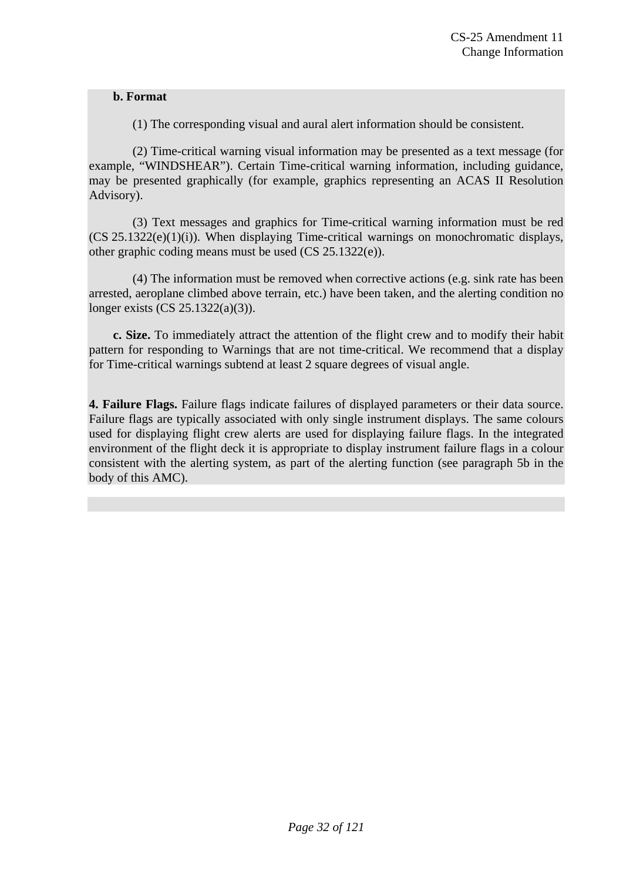**b. Format**

(1) The corresponding visual and aural alert information should be consistent.

(2) Time-critical warning visual information may be presented as a text message (for example, “WINDSHEAR”). Certain Time-critical warning information, including guidance, may be presented graphically (for example, graphics representing an ACAS II Resolution Advisory).

(3) Text messages and graphics for Time-critical warning information must be red (CS 25.1322(e)(1)(i)). When displaying Time-critical warnings on monochromatic displays, other graphic coding means must be used (CS 25.1322(e)).

(4) The information must be removed when corrective actions (e.g. sink rate has been arrested, aeroplane climbed above terrain, etc.) have been taken, and the alerting condition no longer exists (CS 25.1322(a)(3)).

**c. Size.** To immediately attract the attention of the flight crew and to modify their habit pattern for responding to Warnings that are not time-critical. We recommend that a display for Time-critical warnings subtend at least 2 square degrees of visual angle.

**4. Failure Flags.** Failure flags indicate failures of displayed parameters or their data source. Failure flags are typically associated with only single instrument displays. The same colours used for displaying flight crew alerts are used for displaying failure flags. In the integrated environment of the flight deck it is appropriate to display instrument failure flags in a colour consistent with the alerting system, as part of the alerting function (see paragraph 5b in the body of this AMC).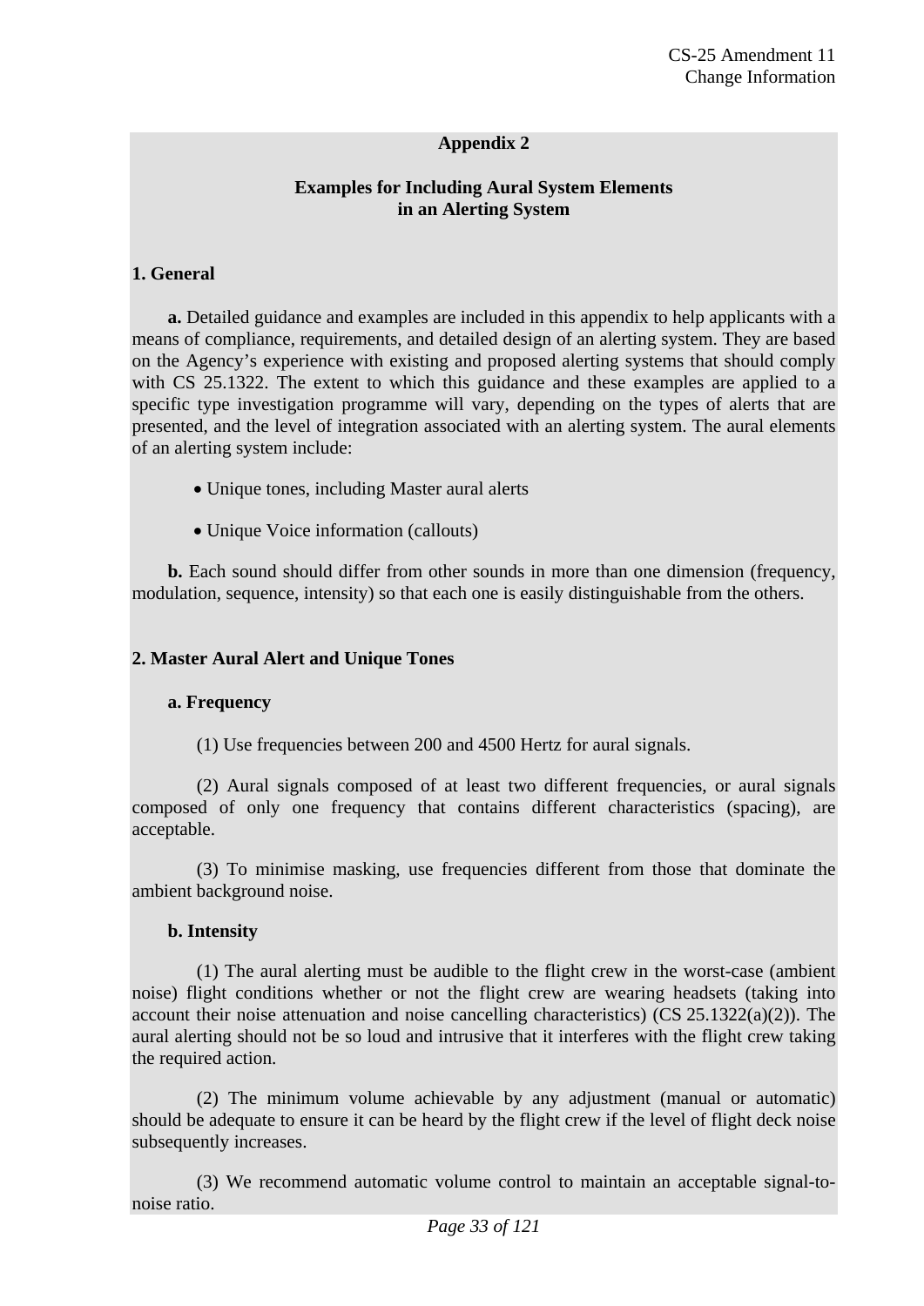## Appendix 2

### Examples for Including Aural System Elements in an Alerting System

**1. General**

**a.** Detailed guidance and examples are included in this appendix to help applicants with a means of compliance, requirements, and detailed design of an alerting system. They are based on the Agency's experience with existing and proposed alerting systems that should comply with CS 25.1322. The extent to which this guidance and these examples are applied to a specific type investigation programme will vary, depending on the types of alerts that are presented, and the level of integration associated with an alerting system. The aural elements of an alerting system include:

- Unique tones, including Master aural alerts
- Unique Voice information (callouts)

**b.** Each sound should differ from other sounds in more than one dimension (frequency, modulation, sequence, intensity) so that each one is easily distinguishable from the others.

**2. Master Aural Alert and Unique Tones**

**a. Frequency**

(1) Use frequencies between 200 and 4500 Hertz for aural signals.

(2) Aural signals composed of at least two different frequencies, or aural signals composed of only one frequency that contains different characteristics (spacing), are acceptable.

(3) To minimise masking, use frequencies different from those that dominate the ambient background noise.

**b. Intensity**

(1) The aural alerting must be audible to the flight crew in the worst-case (ambient noise) flight conditions whether or not the flight crew are wearing headsets (taking into account their noise attenuation and noise cancelling characteristics) (CS 25.1322(a)(2)). The aural alerting should not be so loud and intrusive that it interferes with the flight crew taking the required action.

(2) The minimum volume achievable by any adjustment (manual or automatic) should be adequate to ensure it can be heard by the flight crew if the level of flight deck noise subsequently increases.

(3) We recommend automatic volume control to maintain an acceptable signal-to-noise ratio.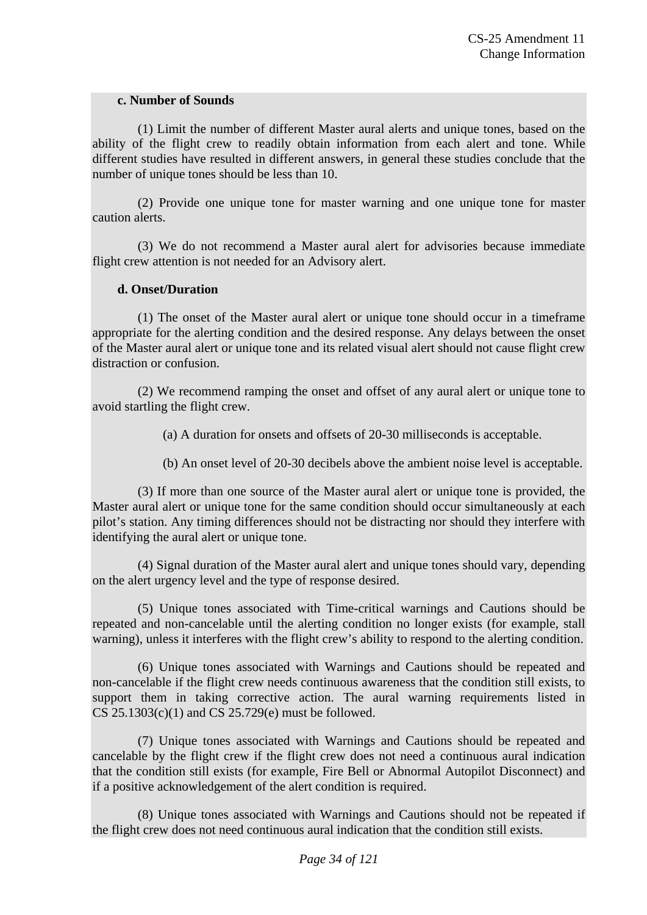**c. Number of Sounds**

(1) Limit the number of different Master aural alerts and unique tones, based on the ability of the flight crew to readily obtain information from each alert and tone. While different studies have resulted in different answers, in general these studies conclude that the number of unique tones should be less than 10.

(2) Provide one unique tone for master warning and one unique tone for master caution alerts.

(3) We do not recommend a Master aural alert for advisories because immediate flight crew attention is not needed for an Advisory alert.

**d. Onset/Duration**

(1) The onset of the Master aural alert or unique tone should occur in a timeframe appropriate for the alerting condition and the desired response. Any delays between the onset of the Master aural alert or unique tone and its related visual alert should not cause flight crew distraction or confusion.

(2) We recommend ramping the onset and offset of any aural alert or unique tone to avoid startling the flight crew.

(a) A duration for onsets and offsets of 20-30 milliseconds is acceptable.

(b) An onset level of 20-30 decibels above the ambient noise level is acceptable.

(3) If more than one source of the Master aural alert or unique tone is provided, the Master aural alert or unique tone for the same condition should occur simultaneously at each pilot's station. Any timing differences should not be distracting nor should they interfere with identifying the aural alert or unique tone.

(4) Signal duration of the Master aural alert and unique tones should vary, depending on the alert urgency level and the type of response desired.

(5) Unique tones associated with Time-critical warnings and Cautions should be repeated and non-cancelable until the alerting condition no longer exists (for example, stall warning), unless it interferes with the flight crew's ability to respond to the alerting condition.

(6) Unique tones associated with Warnings and Cautions should be repeated and non-cancelable if the flight crew needs continuous awareness that the condition still exists, to support them in taking corrective action. The aural warning requirements listed in CS 25.1303(c)(1) and CS 25.729(e) must be followed.

(7) Unique tones associated with Warnings and Cautions should be repeated and cancelable by the flight crew if the flight crew does not need a continuous aural indication that the condition still exists (for example, Fire Bell or Abnormal Autopilot Disconnect) and if a positive acknowledgement of the alert condition is required.

(8) Unique tones associated with Warnings and Cautions should not be repeated if the flight crew does not need continuous aural indication that the condition still exists.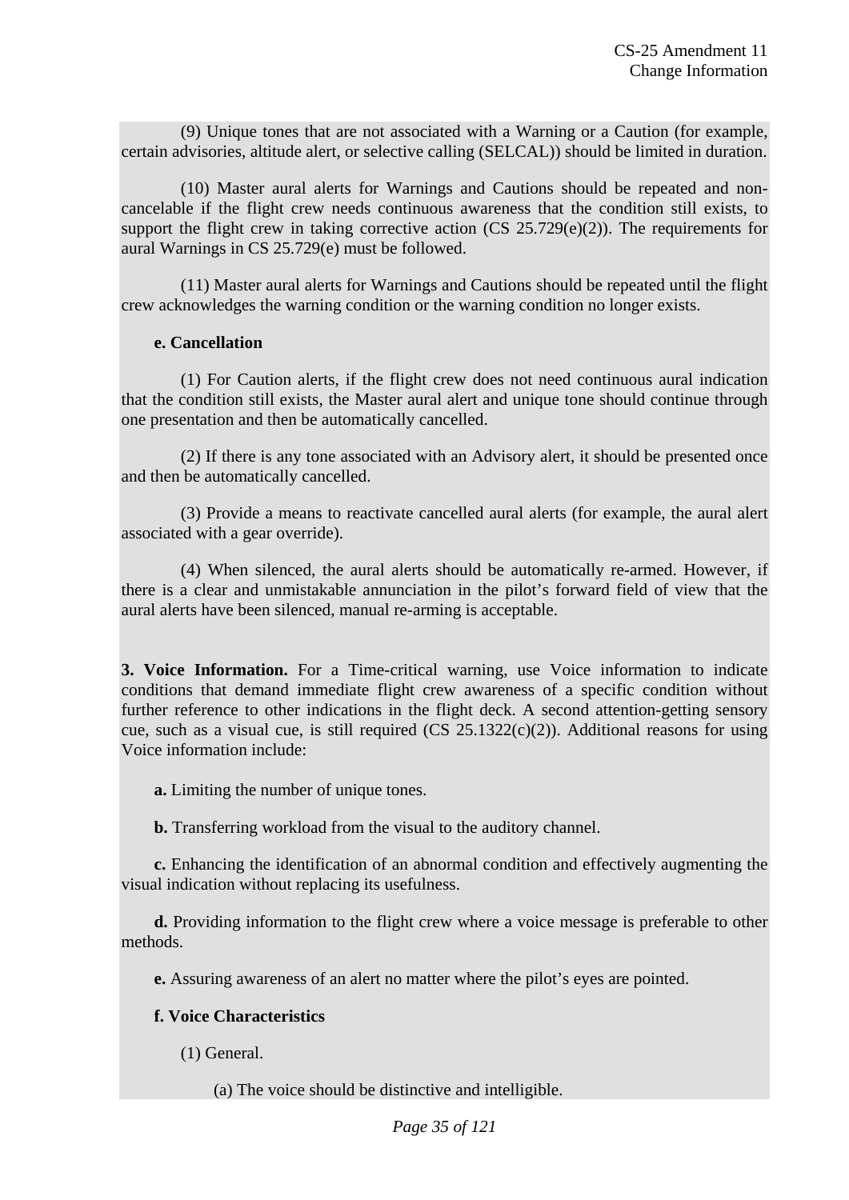(9) Unique tones that are not associated with a Warning or a Caution (for example, certain advisories, altitude alert, or selective calling (SELCAL)) should be limited in duration.

(10) Master aural alerts for Warnings and Cautions should be repeated and non-cancelable if the flight crew needs continuous awareness that the condition still exists, to support the flight crew in taking corrective action (CS 25.729(e)(2)). The requirements for aural Warnings in CS 25.729(e) must be followed.

(11) Master aural alerts for Warnings and Cautions should be repeated until the flight crew acknowledges the warning condition or the warning condition no longer exists.

**e. Cancellation**

(1) For Caution alerts, if the flight crew does not need continuous aural indication that the condition still exists, the Master aural alert and unique tone should continue through one presentation and then be automatically cancelled.

(2) If there is any tone associated with an Advisory alert, it should be presented once and then be automatically cancelled.

(3) Provide a means to reactivate cancelled aural alerts (for example, the aural alert associated with a gear override).

(4) When silenced, the aural alerts should be automatically re-armed. However, if there is a clear and unmistakable annunciation in the pilot's forward field of view that the aural alerts have been silenced, manual re-arming is acceptable.

**3. Voice Information.** For a Time-critical warning, use Voice information to indicate conditions that demand immediate flight crew awareness of a specific condition without further reference to other indications in the flight deck. A second attention-getting sensory cue, such as a visual cue, is still required (CS 25.1322(c)(2)). Additional reasons for using Voice information include:

**a.** Limiting the number of unique tones.

**b.** Transferring workload from the visual to the auditory channel.

**c.** Enhancing the identification of an abnormal condition and effectively augmenting the visual indication without replacing its usefulness.

**d.** Providing information to the flight crew where a voice message is preferable to other methods.

**e.** Assuring awareness of an alert no matter where the pilot's eyes are pointed.

**f. Voice Characteristics**

(1) General.

(a) The voice should be distinctive and intelligible.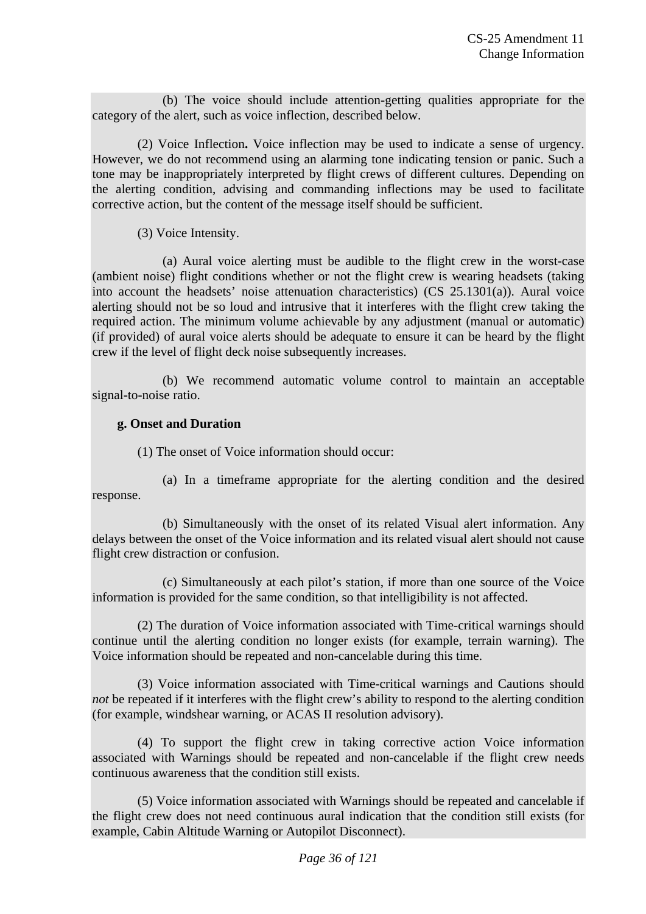(b) The voice should include attention-getting qualities appropriate for the category of the alert, such as voice inflection, described below.

(2) Voice Inflection**.** Voice inflection may be used to indicate a sense of urgency. However, we do not recommend using an alarming tone indicating tension or panic. Such a tone may be inappropriately interpreted by flight crews of different cultures. Depending on the alerting condition, advising and commanding inflections may be used to facilitate corrective action, but the content of the message itself should be sufficient.

(3) Voice Intensity.

(a) Aural voice alerting must be audible to the flight crew in the worst-case (ambient noise) flight conditions whether or not the flight crew is wearing headsets (taking into account the headsets' noise attenuation characteristics) (CS 25.1301(a)). Aural voice alerting should not be so loud and intrusive that it interferes with the flight crew taking the required action. The minimum volume achievable by any adjustment (manual or automatic) (if provided) of aural voice alerts should be adequate to ensure it can be heard by the flight crew if the level of flight deck noise subsequently increases.

(b) We recommend automatic volume control to maintain an acceptable signal-to-noise ratio.

**g. Onset and Duration**

(1) The onset of Voice information should occur:

(a) In a timeframe appropriate for the alerting condition and the desired response.

(b) Simultaneously with the onset of its related Visual alert information. Any delays between the onset of the Voice information and its related visual alert should not cause flight crew distraction or confusion.

(c) Simultaneously at each pilot's station, if more than one source of the Voice information is provided for the same condition, so that intelligibility is not affected.

(2) The duration of Voice information associated with Time-critical warnings should continue until the alerting condition no longer exists (for example, terrain warning). The Voice information should be repeated and non-cancelable during this time.

(3) Voice information associated with Time-critical warnings and Cautions should *not* be repeated if it interferes with the flight crew's ability to respond to the alerting condition (for example, windshear warning, or ACAS II resolution advisory).

(4) To support the flight crew in taking corrective action Voice information associated with Warnings should be repeated and non-cancelable if the flight crew needs continuous awareness that the condition still exists.

(5) Voice information associated with Warnings should be repeated and cancelable if the flight crew does not need continuous aural indication that the condition still exists (for example, Cabin Altitude Warning or Autopilot Disconnect).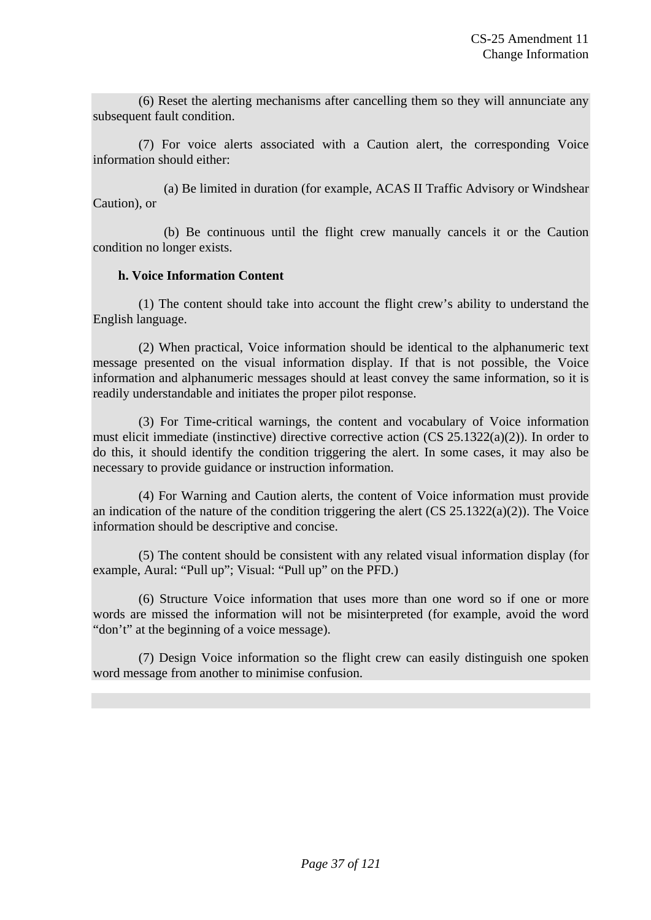(6) Reset the alerting mechanisms after cancelling them so they will annunciate any subsequent fault condition.

(7) For voice alerts associated with a Caution alert, the corresponding Voice information should either:

(a) Be limited in duration (for example, ACAS II Traffic Advisory or Windshear Caution), or

(b) Be continuous until the flight crew manually cancels it or the Caution condition no longer exists.

**h. Voice Information Content**

(1) The content should take into account the flight crew's ability to understand the English language.

(2) When practical, Voice information should be identical to the alphanumeric text message presented on the visual information display. If that is not possible, the Voice information and alphanumeric messages should at least convey the same information, so it is readily understandable and initiates the proper pilot response.

(3) For Time-critical warnings, the content and vocabulary of Voice information must elicit immediate (instinctive) directive corrective action (CS 25.1322(a)(2)). In order to do this, it should identify the condition triggering the alert. In some cases, it may also be necessary to provide guidance or instruction information.

(4) For Warning and Caution alerts, the content of Voice information must provide an indication of the nature of the condition triggering the alert (CS 25.1322(a)(2)). The Voice information should be descriptive and concise.

(5) The content should be consistent with any related visual information display (for example, Aural: "Pull up"; Visual: "Pull up" on the PFD.)

(6) Structure Voice information that uses more than one word so if one or more words are missed the information will not be misinterpreted (for example, avoid the word "don't" at the beginning of a voice message).

(7) Design Voice information so the flight crew can easily distinguish one spoken word message from another to minimise confusion.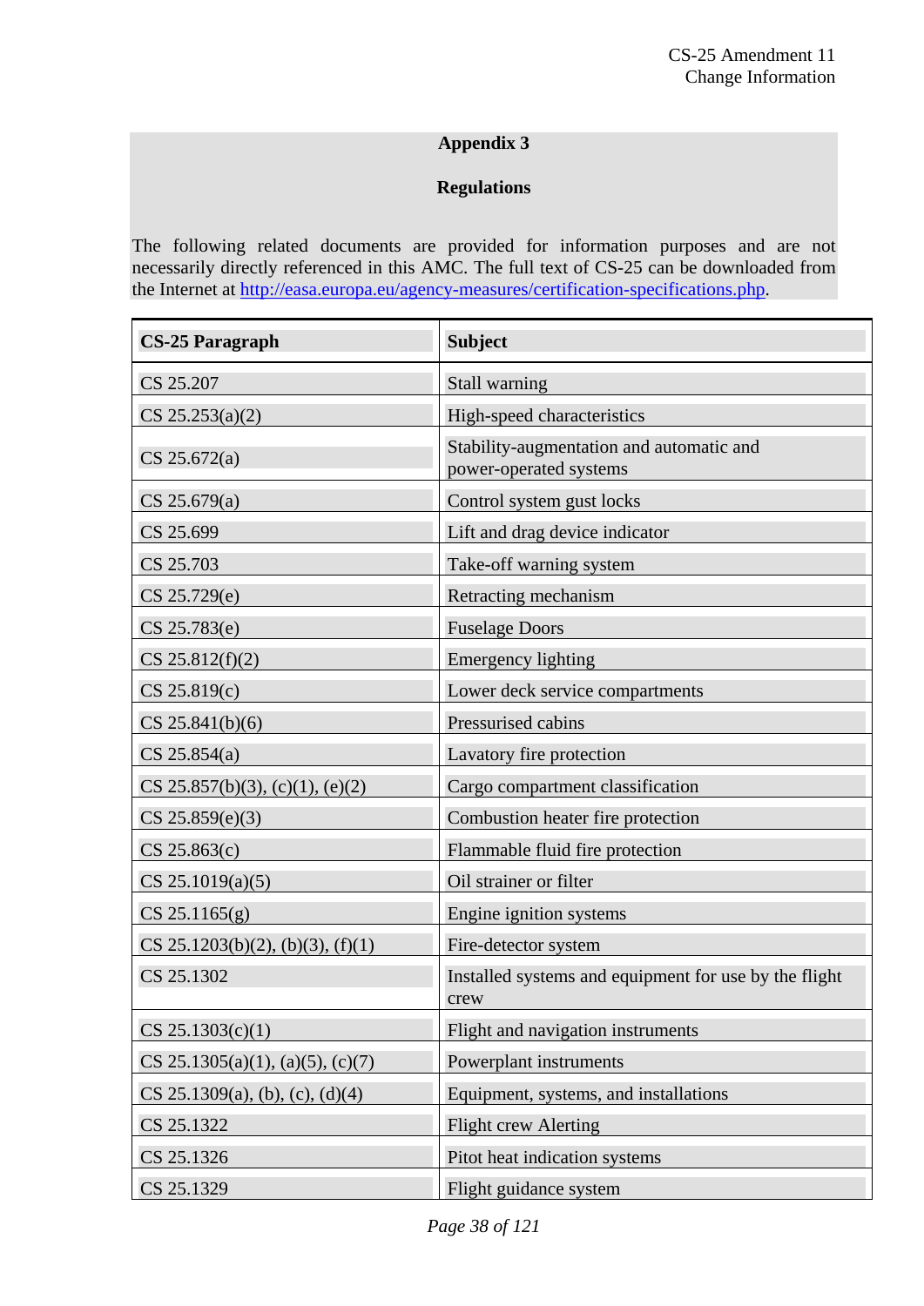## Appendix 3

## Regulations

The following related documents are provided for information purposes and are not necessarily directly referenced in this AMC. The full text of CS-25 can be downloaded from the Internet at http://easa.europa.eu/agency-measures/certification-specifications.php.

| CS-25 Paragraph | Subject |
|---|---|
| CS 25.207 | Stall warning |
| CS 25.253(a)(2) | High-speed characteristics |
| CS 25.672(a) | Stability-augmentation and automatic and power-operated systems |
| CS 25.679(a) | Control system gust locks |
| CS 25.699 | Lift and drag device indicator |
| CS 25.703 | Take-off warning system |
| CS 25.729(e) | Retracting mechanism |
| CS 25.783(e) | Fuselage Doors |
| CS 25.812(f)(2) | Emergency lighting |
| CS 25.819(c) | Lower deck service compartments |
| CS 25.841(b)(6) | Pressurised cabins |
| CS 25.854(a) | Lavatory fire protection |
| CS 25.857(b)(3), (c)(1), (e)(2) | Cargo compartment classification |
| CS 25.859(e)(3) | Combustion heater fire protection |
| CS 25.863(c) | Flammable fluid fire protection |
| CS 25.1019(a)(5) | Oil strainer or filter |
| CS 25.1165(g) | Engine ignition systems |
| CS 25.1203(b)(2), (b)(3), (f)(1) | Fire-detector system |
| CS 25.1302 | Installed systems and equipment for use by the flight crew |
| CS 25.1303(c)(1) | Flight and navigation instruments |
| CS 25.1305(a)(1), (a)(5), (c)(7) | Powerplant instruments |
| CS 25.1309(a), (b), (c), (d)(4) | Equipment, systems, and installations |
| CS 25.1322 | Flight crew Alerting |
| CS 25.1326 | Pitot heat indication systems |
| CS 25.1329 | Flight guidance system |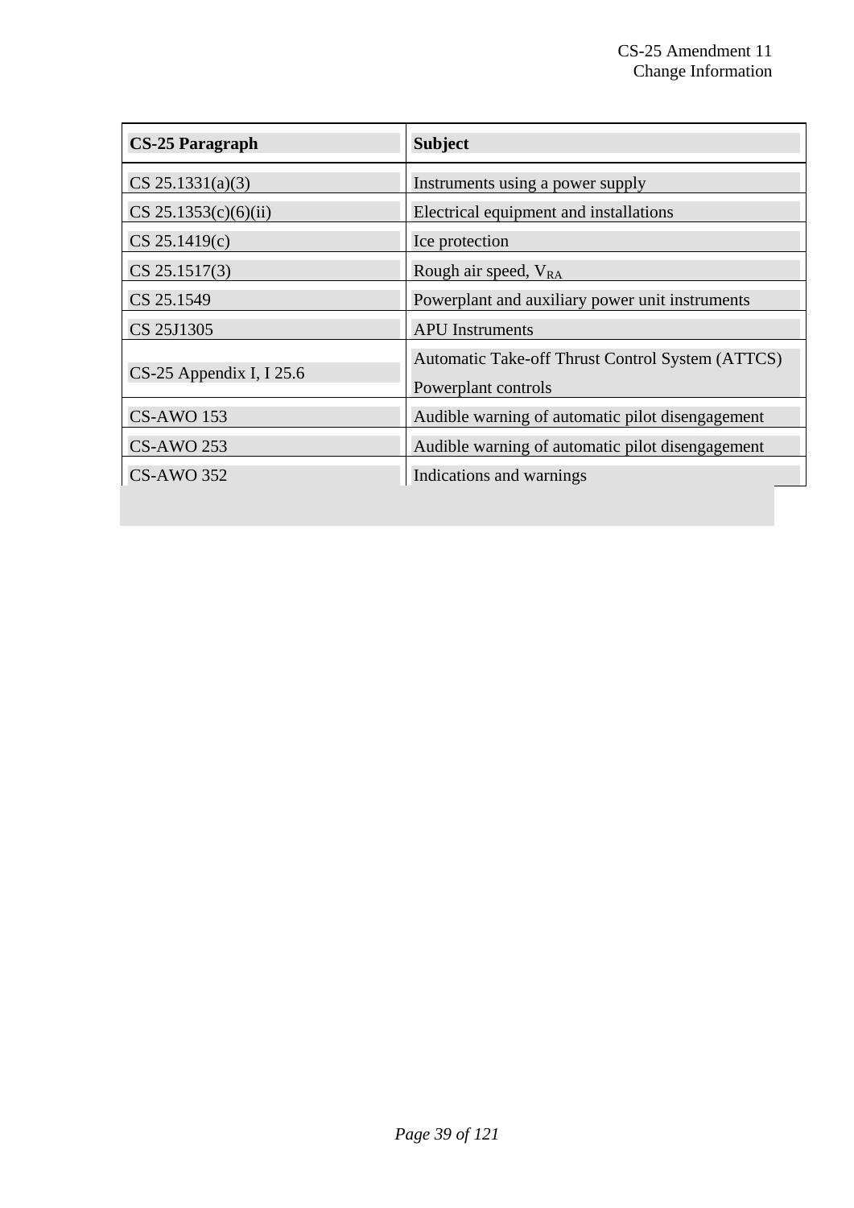| CS-25 Paragraph | Subject |
|---|---|
| CS 25.1331(a)(3) | Instruments using a power supply |
| CS 25.1353(c)(6)(ii) | Electrical equipment and installations |
| CS 25.1419(c) | Ice protection |
| CS 25.1517(3) | Rough air speed, $V_{RA}$ |
| CS 25.1549 | Powerplant and auxiliary power unit instruments |
| CS 25J1305 | APU Instruments |
| CS-25 Appendix I, I 25.6 | Automatic Take-off Thrust Control System (ATTCS) Powerplant controls |
| CS-AWO 153 | Audible warning of automatic pilot disengagement |
| CS-AWO 253 | Audible warning of automatic pilot disengagement |
| CS-AWO 352 | Indications and warnings |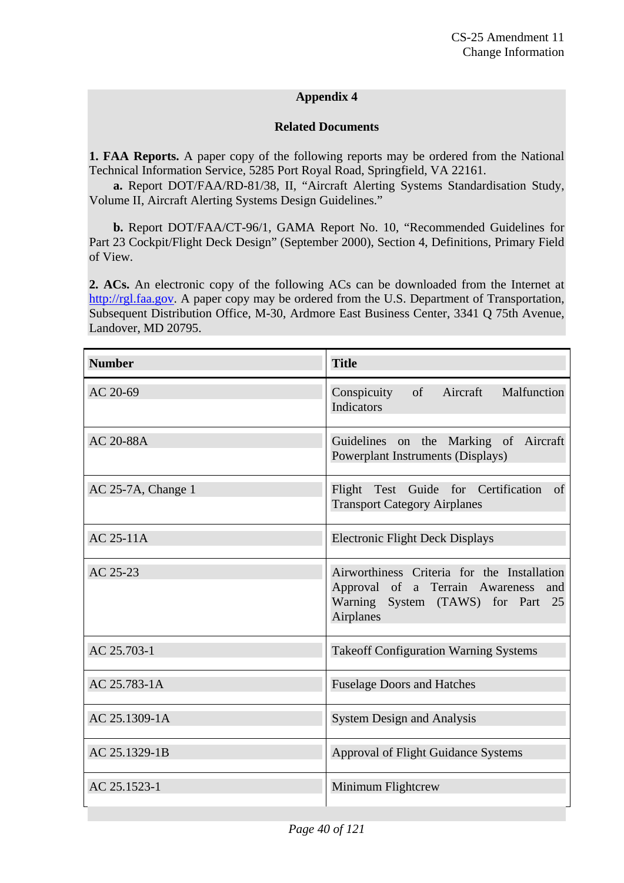## Appendix 4

### Related Documents

**1. FAA Reports.** A paper copy of the following reports may be ordered from the National Technical Information Service, 5285 Port Royal Road, Springfield, VA 22161.

**a.** Report DOT/FAA/RD-81/38, II, "Aircraft Alerting Systems Standardisation Study, Volume II, Aircraft Alerting Systems Design Guidelines."

**b.** Report DOT/FAA/CT-96/1, GAMA Report No. 10, "Recommended Guidelines for Part 23 Cockpit/Flight Deck Design" (September 2000), Section 4, Definitions, Primary Field of View.

**2. ACs.** An electronic copy of the following ACs can be downloaded from the Internet at http://rgl.faa.gov. A paper copy may be ordered from the U.S. Department of Transportation, Subsequent Distribution Office, M-30, Ardmore East Business Center, 3341 Q 75th Avenue, Landover, MD 20795.

| Number | Title |
|---|---|
| AC 20-69 | Conspicuity of Aircraft Malfunction Indicators |
| AC 20-88A | Guidelines on the Marking of Aircraft Powerplant Instruments (Displays) |
| AC 25-7A, Change 1 | Flight Test Guide for Certification of Transport Category Airplanes |
| AC 25-11A | Electronic Flight Deck Displays |
| AC 25-23 | Airworthiness Criteria for the Installation Approval of a Terrain Awareness and Warning System (TAWS) for Part 25 Airplanes |
| AC 25.703-1 | Takeoff Configuration Warning Systems |
| AC 25.783-1A | Fuselage Doors and Hatches |
| AC 25.1309-1A | System Design and Analysis |
| AC 25.1329-1B | Approval of Flight Guidance Systems |
| AC 25.1523-1 | Minimum Flightcrew |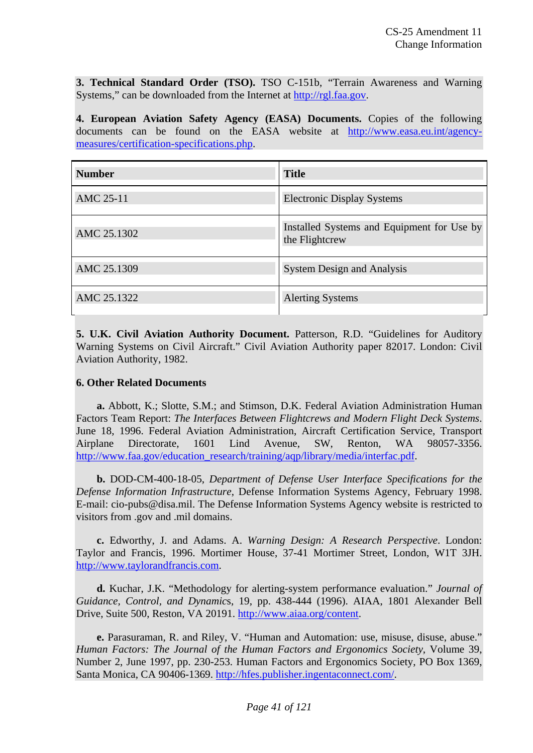**3. Technical Standard Order (TSO).** TSO C-151b, “Terrain Awareness and Warning Systems,” can be downloaded from the Internet at http://rgl.faa.gov.

**4. European Aviation Safety Agency (EASA) Documents.** Copies of the following documents can be found on the EASA website at http://www.easa.eu.int/agency-measures/certification-specifications.php.

| Number | Title |
|---|---|
| AMC 25-11 | Electronic Display Systems |
| AMC 25.1302 | Installed Systems and Equipment for Use by the Flightcrew |
| AMC 25.1309 | System Design and Analysis |
| AMC 25.1322 | Alerting Systems |

**5. U.K. Civil Aviation Authority Document.** Patterson, R.D. “Guidelines for Auditory Warning Systems on Civil Aircraft.” Civil Aviation Authority paper 82017. London: Civil Aviation Authority, 1982.

**6. Other Related Documents**

**a.** Abbott, K.; Slotte, S.M.; and Stimson, D.K. Federal Aviation Administration Human Factors Team Report: *The Interfaces Between Flightcrews and Modern Flight Deck Systems*. June 18, 1996. Federal Aviation Administration, Aircraft Certification Service, Transport Airplane Directorate, 1601 Lind Avenue, SW, Renton, WA 98057-3356. http://www.faa.gov/education_research/training/aqp/library/media/interfac.pdf.

**b.** DOD-CM-400-18-05, *Department of Defense User Interface Specifications for the Defense Information Infrastructure*, Defense Information Systems Agency, February 1998. E-mail: cio-pubs@disa.mil. The Defense Information Systems Agency website is restricted to visitors from .gov and .mil domains.

**c.** Edworthy, J. and Adams. A. *Warning Design: A Research Perspective*. London: Taylor and Francis, 1996. Mortimer House, 37-41 Mortimer Street, London, W1T 3JH. http://www.taylorandfrancis.com.

**d.** Kuchar, J.K. “Methodology for alerting-system performance evaluation.” *Journal of Guidance, Control, and Dynamic*s, 19, pp. 438-444 (1996). AIAA, 1801 Alexander Bell Drive, Suite 500, Reston, VA 20191. http://www.aiaa.org/content.

**e.** Parasuraman, R. and Riley, V. “Human and Automation: use, misuse, disuse, abuse.” *Human Factors: The Journal of the Human Factors and Ergonomics Society*, Volume 39, Number 2, June 1997, pp. 230-253. Human Factors and Ergonomics Society, PO Box 1369, Santa Monica, CA 90406-1369. http://hfes.publisher.ingentaconnect.com/.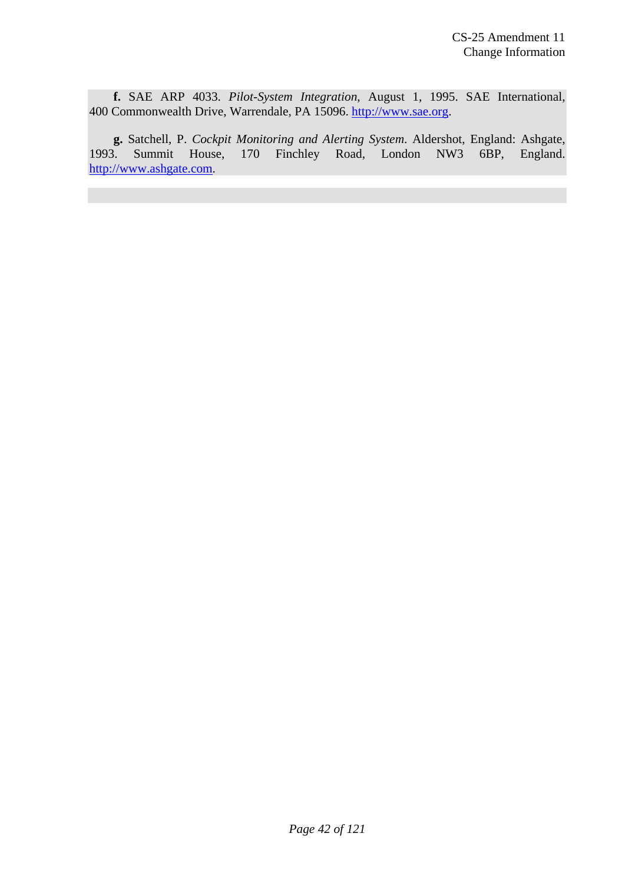**f.** SAE ARP 4033. *Pilot-System Integration*, August 1, 1995. SAE International, 400 Commonwealth Drive, Warrendale, PA 15096. http://www.sae.org.

**g.** Satchell, P. *Cockpit Monitoring and Alerting System*. Aldershot, England: Ashgate, 1993. Summit House, 170 Finchley Road, London NW3 6BP, England. http://www.ashgate.com.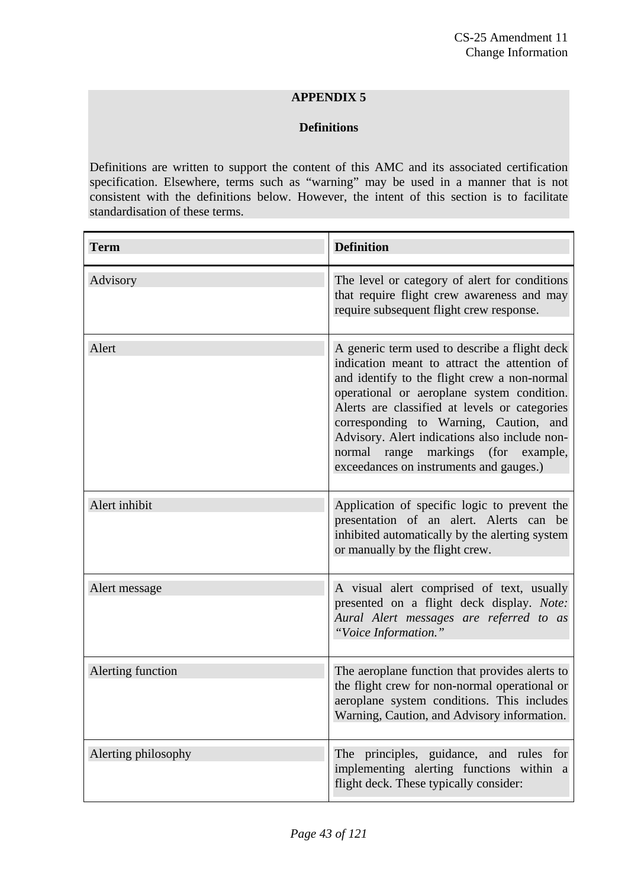## APPENDIX 5

### Definitions

Definitions are written to support the content of this AMC and its associated certification specification. Elsewhere, terms such as "warning" may be used in a manner that is not consistent with the definitions below. However, the intent of this section is to facilitate standardisation of these terms.

| **Term** | **Definition** |
|---|---|
| Advisory | The level or category of alert for conditions that require flight crew awareness and may require subsequent flight crew response. |
| Alert | A generic term used to describe a flight deck indication meant to attract the attention of and identify to the flight crew a non-normal operational or aeroplane system condition. Alerts are classified at levels or categories corresponding to Warning, Caution, and Advisory. Alert indications also include non-normal range markings (for example, exceedances on instruments and gauges.) |
| Alert inhibit | Application of specific logic to prevent the presentation of an alert. Alerts can be inhibited automatically by the alerting system or manually by the flight crew. |
| Alert message | A visual alert comprised of text, usually presented on a flight deck display. *Note: Aural Alert messages are referred to as "Voice Information."* |
| Alerting function | The aeroplane function that provides alerts to the flight crew for non-normal operational or aeroplane system conditions. This includes Warning, Caution, and Advisory information. |
| Alerting philosophy | The principles, guidance, and rules for implementing alerting functions within a flight deck. These typically consider: |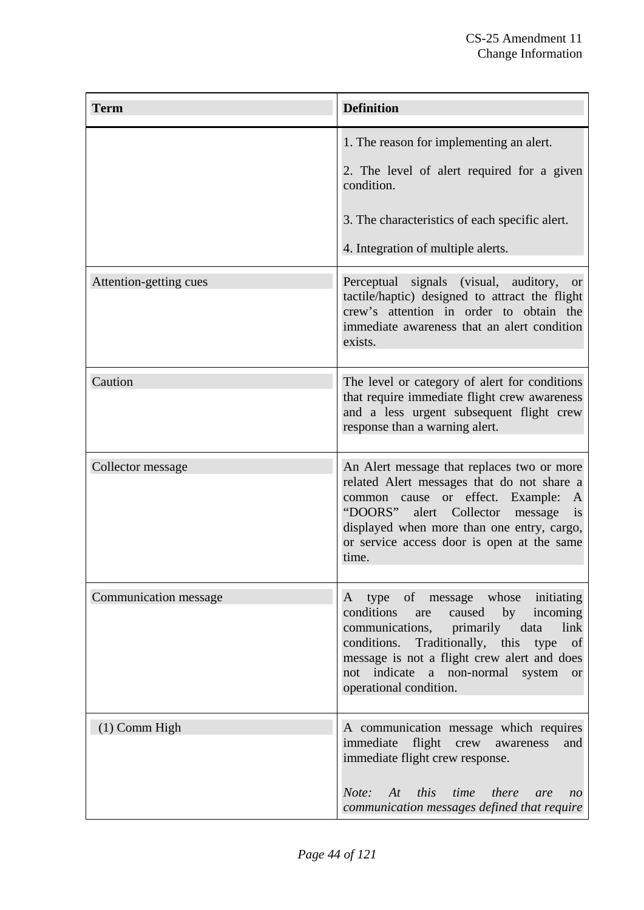| Term | Definition |
|---|---|
| | 1. The reason for implementing an alert.<br><br>2. The level of alert required for a given condition.<br><br>3. The characteristics of each specific alert.<br><br>4. Integration of multiple alerts. |
| Attention-getting cues | Perceptual signals (visual, auditory, or tactile/haptic) designed to attract the flight crew's attention in order to obtain the immediate awareness that an alert condition exists. |
| Caution | The level or category of alert for conditions that require immediate flight crew awareness and a less urgent subsequent flight crew response than a warning alert. |
| Collector message | An Alert message that replaces two or more related Alert messages that do not share a common cause or effect. Example: A "DOORS" alert Collector message is displayed when more than one entry, cargo, or service access door is open at the same time. |
| Communication message | A type of message whose initiating conditions are caused by incoming communications, primarily data link conditions. Traditionally, this type of message is not a flight crew alert and does not indicate a non-normal system or operational condition. |
| (1) Comm High | A communication message which requires immediate flight crew awareness and immediate flight crew response.<br><br>*Note: At this time there are no communication messages defined that require* |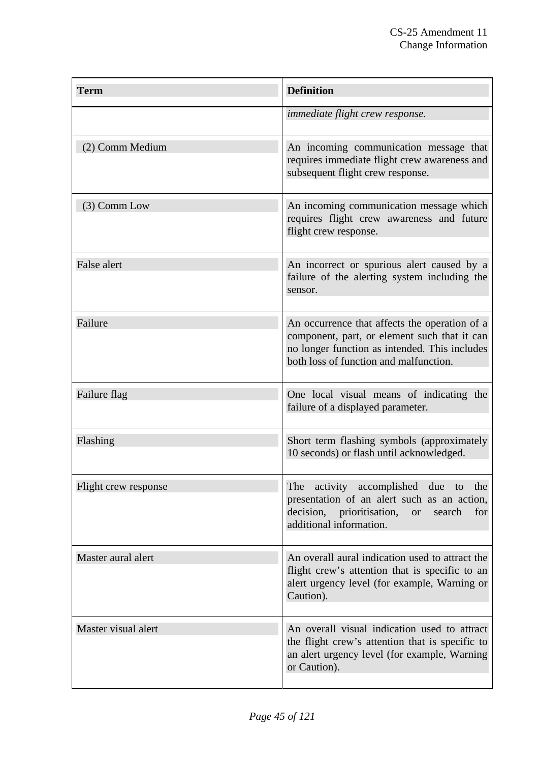| Term | Definition |
|---|---|
| | *immediate flight crew response.* |
| (2) Comm Medium | An incoming communication message that requires immediate flight crew awareness and subsequent flight crew response. |
| (3) Comm Low | An incoming communication message which requires flight crew awareness and future flight crew response. |
| False alert | An incorrect or spurious alert caused by a failure of the alerting system including the sensor. |
| Failure | An occurrence that affects the operation of a component, part, or element such that it can no longer function as intended. This includes both loss of function and malfunction. |
| Failure flag | One local visual means of indicating the failure of a displayed parameter. |
| Flashing | Short term flashing symbols (approximately 10 seconds) or flash until acknowledged. |
| Flight crew response | The activity accomplished due to the presentation of an alert such as an action, decision, prioritisation, or search for additional information. |
| Master aural alert | An overall aural indication used to attract the flight crew's attention that is specific to an alert urgency level (for example, Warning or Caution). |
| Master visual alert | An overall visual indication used to attract the flight crew's attention that is specific to an alert urgency level (for example, Warning or Caution). |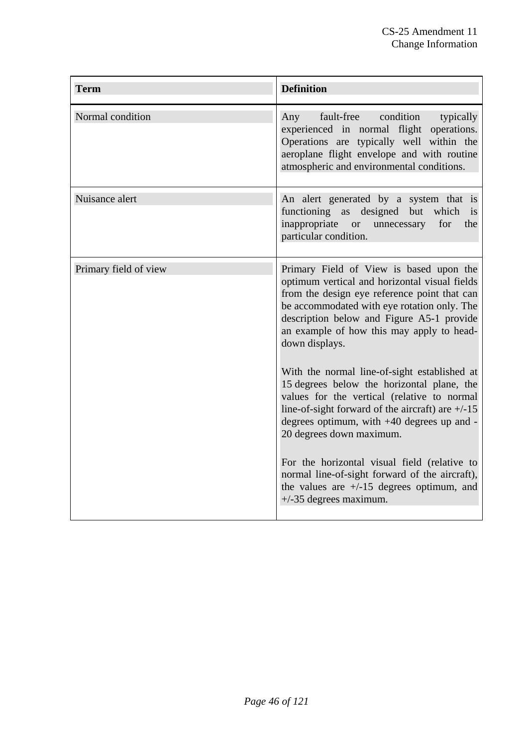| Term | Definition |
| --- | --- |
| Normal condition | Any fault-free condition typically experienced in normal flight operations. Operations are typically well within the aeroplane flight envelope and with routine atmospheric and environmental conditions. |
| Nuisance alert | An alert generated by a system that is functioning as designed but which is inappropriate or unnecessary for the particular condition. |
| Primary field of view | Primary Field of View is based upon the optimum vertical and horizontal visual fields from the design eye reference point that can be accommodated with eye rotation only. The description below and Figure A5-1 provide an example of how this may apply to head-down displays.<br><br>With the normal line-of-sight established at 15 degrees below the horizontal plane, the values for the vertical (relative to normal line-of-sight forward of the aircraft) are +/-15 degrees optimum, with +40 degrees up and -20 degrees down maximum.<br><br>For the horizontal visual field (relative to normal line-of-sight forward of the aircraft), the values are +/-15 degrees optimum, and +/-35 degrees maximum. |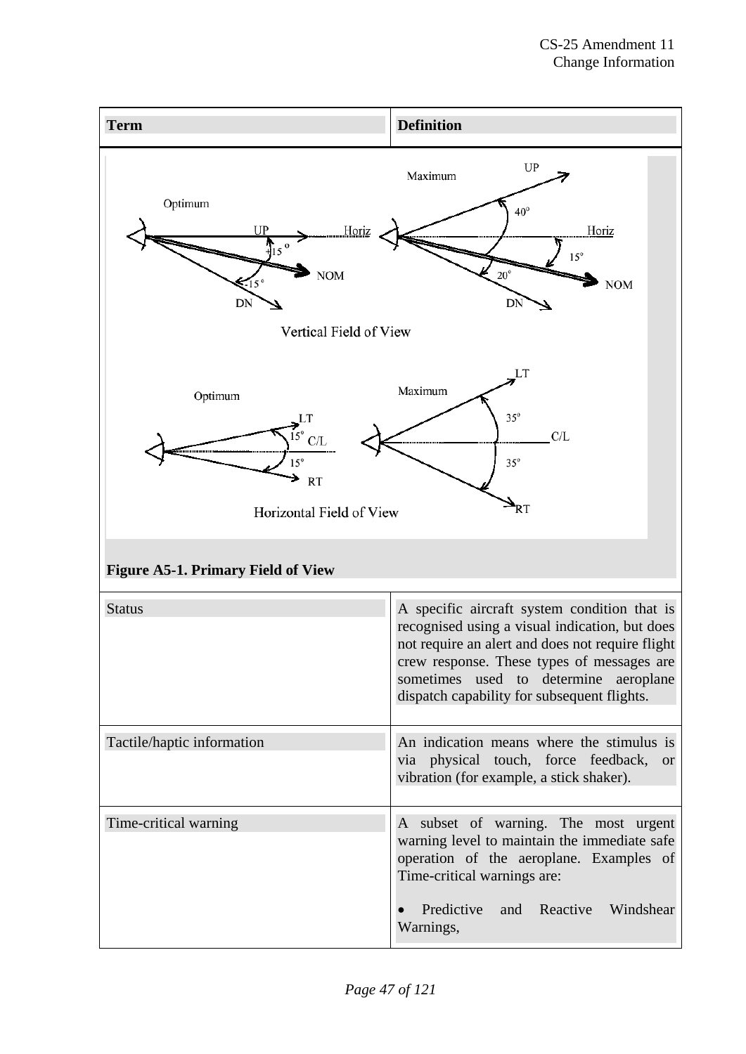| Term | Definition |
|---|---|
| **Figure A5-1. Primary Field of View** | |
| Status | A specific aircraft system condition that is recognised using a visual indication, but does not require an alert and does not require flight crew response. These types of messages are sometimes used to determine aeroplane dispatch capability for subsequent flights. |
| Tactile/haptic information | An indication means where the stimulus is via physical touch, force feedback, or vibration (for example, a stick shaker). |
| Time-critical warning | A subset of warning. The most urgent warning level to maintain the immediate safe operation of the aeroplane. Examples of Time-critical warnings are:<br><br>• Predictive and Reactive Windshear Warnings, |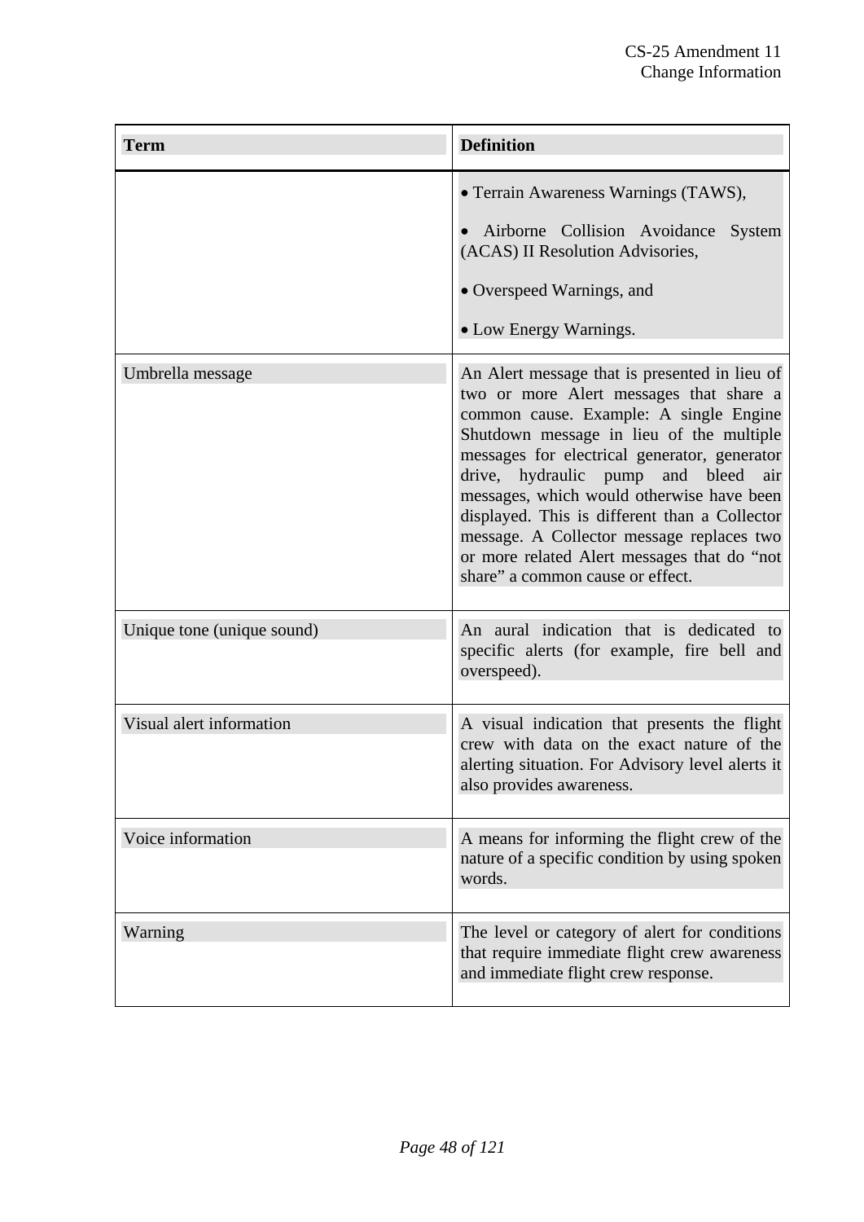| Term | Definition |
|---|---|
| | • Terrain Awareness Warnings (TAWS),<br><br>• Airborne Collision Avoidance System (ACAS) II Resolution Advisories,<br><br>• Overspeed Warnings, and<br><br>• Low Energy Warnings. |
| Umbrella message | An Alert message that is presented in lieu of two or more Alert messages that share a common cause. Example: A single Engine Shutdown message in lieu of the multiple messages for electrical generator, generator drive, hydraulic pump and bleed air messages, which would otherwise have been displayed. This is different than a Collector message. A Collector message replaces two or more related Alert messages that do “not share” a common cause or effect. |
| Unique tone (unique sound) | An aural indication that is dedicated to specific alerts (for example, fire bell and overspeed). |
| Visual alert information | A visual indication that presents the flight crew with data on the exact nature of the alerting situation. For Advisory level alerts it also provides awareness. |
| Voice information | A means for informing the flight crew of the nature of a specific condition by using spoken words. |
| Warning | The level or category of alert for conditions that require immediate flight crew awareness and immediate flight crew response. |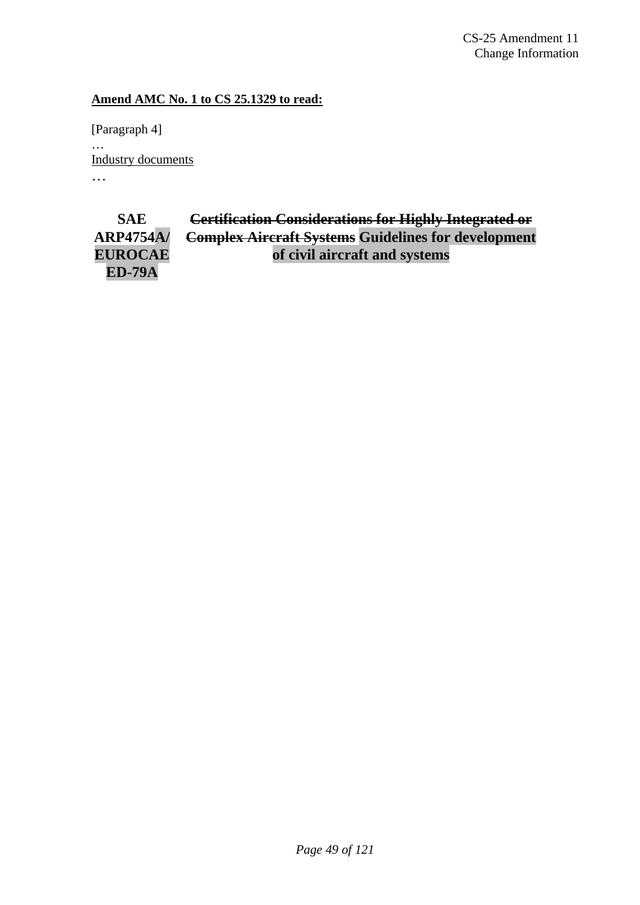**<u>Amend AMC No. 1 to CS 25.1329 to read:</u>**

[Paragraph 4]

…

<u>Industry documents</u>

…

| **SAE ARP4754A/ EUROCAE ED-79A** | ~~**Certification Considerations for Highly Integrated or Complex Aircraft Systems**~~ **Guidelines for development of civil aircraft and systems** |
|---|---|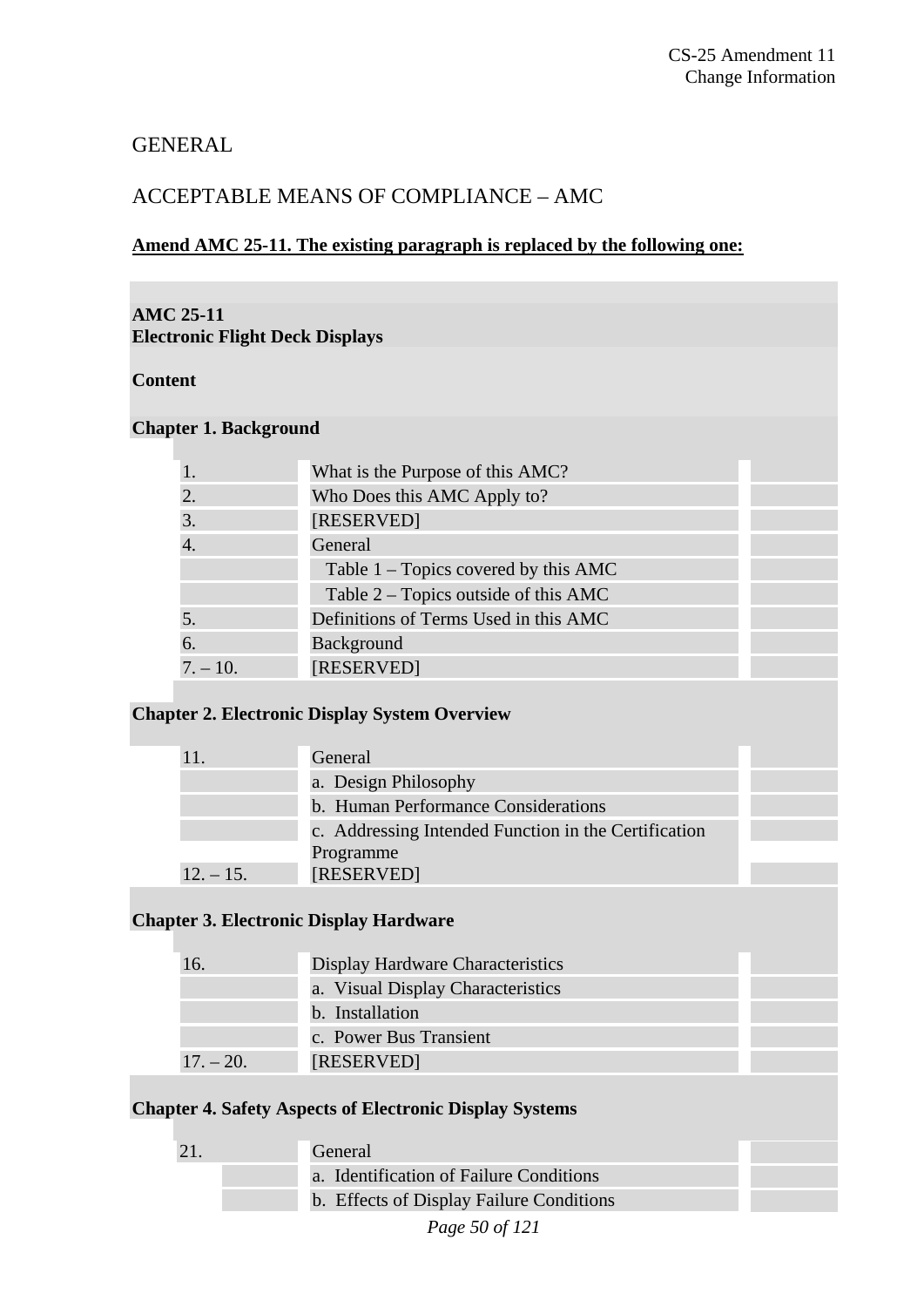# GENERAL

## ACCEPTABLE MEANS OF COMPLIANCE – AMC

**Amend AMC 25-11. The existing paragraph is replaced by the following one:**

**AMC 25-11**
**Electronic Flight Deck Displays**

**Content**

**Chapter 1. Background**

| | | |
|---|---|---|
| 1. | What is the Purpose of this AMC? | |
| 2. | Who Does this AMC Apply to? | |
| 3. | [RESERVED] | |
| 4. | General | |
| | Table 1 – Topics covered by this AMC | |
| | Table 2 – Topics outside of this AMC | |
| 5. | Definitions of Terms Used in this AMC | |
| 6. | Background | |
| 7. – 10. | [RESERVED] | |

**Chapter 2. Electronic Display System Overview**

| | | |
|---|---|---|
| 11. | General | |
| | a. Design Philosophy | |
| | b. Human Performance Considerations | |
| | c. Addressing Intended Function in the Certification Programme | |
| 12. – 15. | [RESERVED] | |

**Chapter 3. Electronic Display Hardware**

| | | |
|---|---|---|
| 16. | Display Hardware Characteristics | |
| | a. Visual Display Characteristics | |
| | b. Installation | |
| | c. Power Bus Transient | |
| 17. – 20. | [RESERVED] | |

**Chapter 4. Safety Aspects of Electronic Display Systems**

| | | |
|---|---|---|
| 21. | General | |
| | a. Identification of Failure Conditions | |
| | b. Effects of Display Failure Conditions | |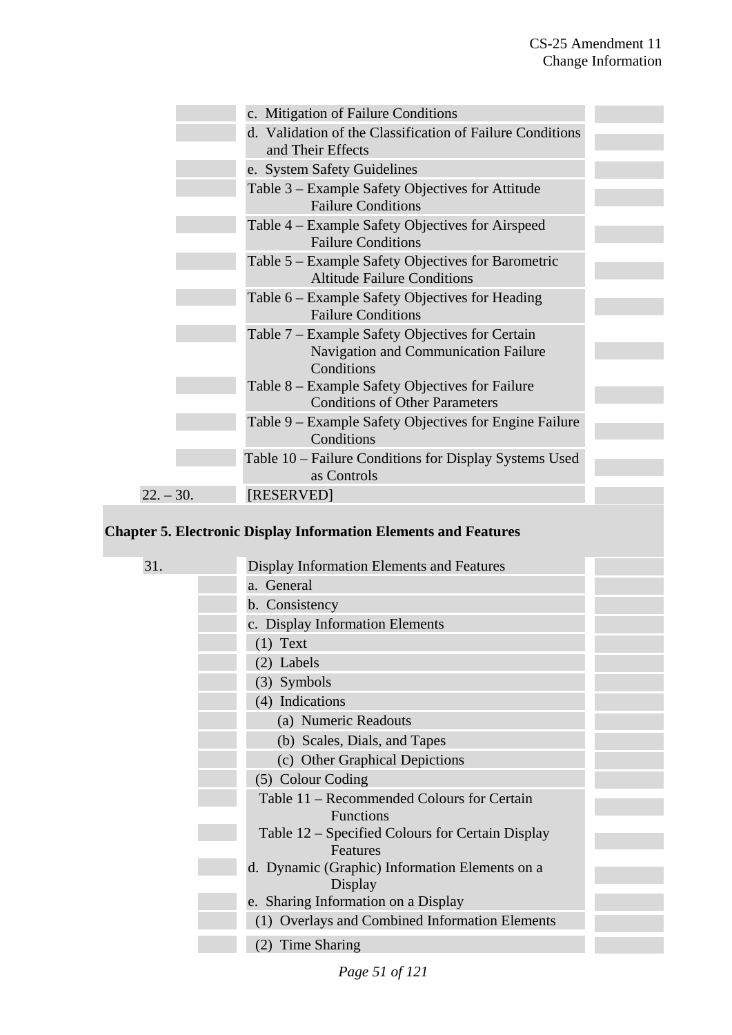| | | |
|---|---|---|
| | c. Mitigation of Failure Conditions | |
| | d. Validation of the Classification of Failure Conditions and Their Effects | |
| | e. System Safety Guidelines | |
| | Table 3 – Example Safety Objectives for Attitude Failure Conditions | |
| | Table 4 – Example Safety Objectives for Airspeed Failure Conditions | |
| | Table 5 – Example Safety Objectives for Barometric Altitude Failure Conditions | |
| | Table 6 – Example Safety Objectives for Heading Failure Conditions | |
| | Table 7 – Example Safety Objectives for Certain Navigation and Communication Failure Conditions | |
| | Table 8 – Example Safety Objectives for Failure Conditions of Other Parameters | |
| | Table 9 – Example Safety Objectives for Engine Failure Conditions | |
| | Table 10 – Failure Conditions for Display Systems Used as Controls | |
| 22. – 30. | [RESERVED] | |

**Chapter 5. Electronic Display Information Elements and Features**

| | | |
|---|---|---|
| 31. | Display Information Elements and Features | |
| | a. General | |
| | b. Consistency | |
| | c. Display Information Elements | |
| | (1) Text | |
| | (2) Labels | |
| | (3) Symbols | |
| | (4) Indications | |
| | (a) Numeric Readouts | |
| | (b) Scales, Dials, and Tapes | |
| | (c) Other Graphical Depictions | |
| | (5) Colour Coding | |
| | Table 11 – Recommended Colours for Certain Functions | |
| | Table 12 – Specified Colours for Certain Display Features | |
| | d. Dynamic (Graphic) Information Elements on a Display | |
| | e. Sharing Information on a Display | |
| | (1) Overlays and Combined Information Elements | |
| | (2) Time Sharing | |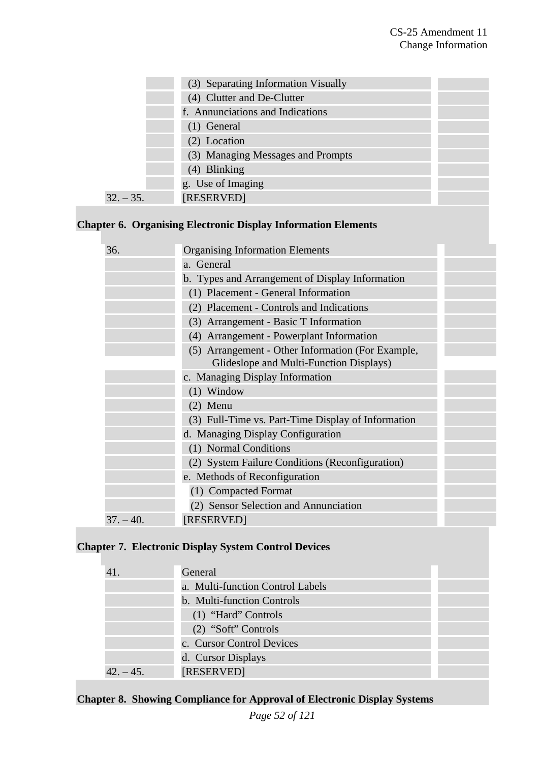| | (3) Separating Information Visually | |
|---|---|---|
| | (4) Clutter and De-Clutter | |
| | f. Annunciations and Indications | |
| | (1) General | |
| | (2) Location | |
| | (3) Managing Messages and Prompts | |
| | (4) Blinking | |
| | g. Use of Imaging | |
| 32. – 35. | [RESERVED] | |

**Chapter 6. Organising Electronic Display Information Elements**

| 36. | Organising Information Elements | |
|---|---|---|
| | a. General | |
| | b. Types and Arrangement of Display Information | |
| | (1) Placement - General Information | |
| | (2) Placement - Controls and Indications | |
| | (3) Arrangement - Basic T Information | |
| | (4) Arrangement - Powerplant Information | |
| | (5) Arrangement - Other Information (For Example, Glideslope and Multi-Function Displays) | |
| | c. Managing Display Information | |
| | (1) Window | |
| | (2) Menu | |
| | (3) Full-Time vs. Part-Time Display of Information | |
| | d. Managing Display Configuration | |
| | (1) Normal Conditions | |
| | (2) System Failure Conditions (Reconfiguration) | |
| | e. Methods of Reconfiguration | |
| | (1) Compacted Format | |
| | (2) Sensor Selection and Annunciation | |
| 37. – 40. | [RESERVED] | |

**Chapter 7. Electronic Display System Control Devices**

| 41. | General | |
|---|---|---|
| | a. Multi-function Control Labels | |
| | b. Multi-function Controls | |
| | (1) "Hard" Controls | |
| | (2) "Soft" Controls | |
| | c. Cursor Control Devices | |
| | d. Cursor Displays | |
| 42. – 45. | [RESERVED] | |

**Chapter 8. Showing Compliance for Approval of Electronic Display Systems**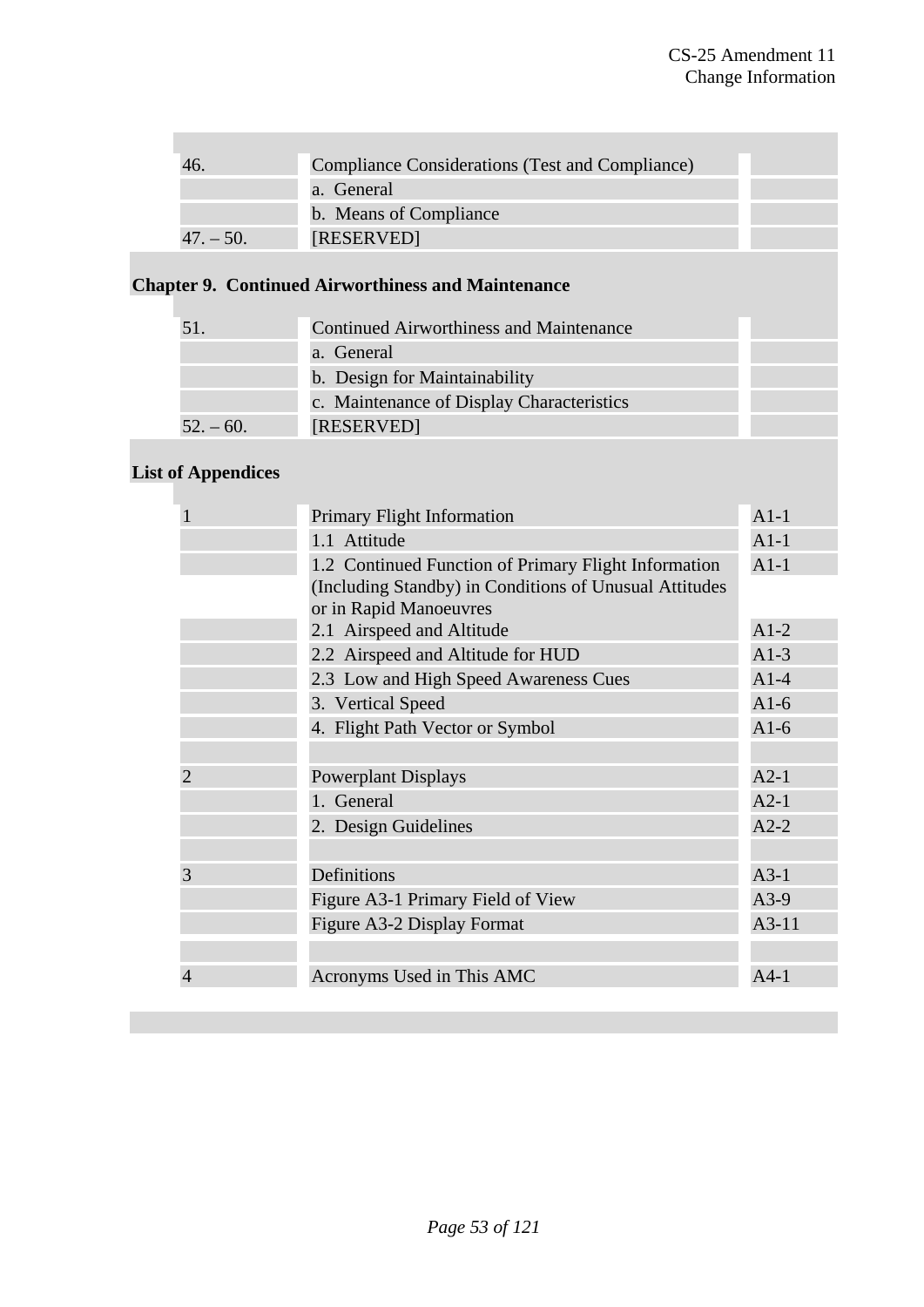| | | |
|---|---|---|
| 46. | Compliance Considerations (Test and Compliance) | |
| | a. General | |
| | b. Means of Compliance | |
| 47. – 50. | [RESERVED] | |

**Chapter 9. Continued Airworthiness and Maintenance**

| | | |
|---|---|---|
| 51. | Continued Airworthiness and Maintenance | |
| | a. General | |
| | b. Design for Maintainability | |
| | c. Maintenance of Display Characteristics | |
| 52. – 60. | [RESERVED] | |

**List of Appendices**

| | | |
|---|---|---|
| 1 | Primary Flight Information | A1-1 |
| | 1.1 Attitude | A1-1 |
| | 1.2 Continued Function of Primary Flight Information (Including Standby) in Conditions of Unusual Attitudes or in Rapid Manoeuvres | A1-1 |
| | 2.1 Airspeed and Altitude | A1-2 |
| | 2.2 Airspeed and Altitude for HUD | A1-3 |
| | 2.3 Low and High Speed Awareness Cues | A1-4 |
| | 3. Vertical Speed | A1-6 |
| | 4. Flight Path Vector or Symbol | A1-6 |
| | | |
| 2 | Powerplant Displays | A2-1 |
| | 1. General | A2-1 |
| | 2. Design Guidelines | A2-2 |
| | | |
| 3 | Definitions | A3-1 |
| | Figure A3-1 Primary Field of View | A3-9 |
| | Figure A3-2 Display Format | A3-11 |
| | | |
| 4 | Acronyms Used in This AMC | A4-1 |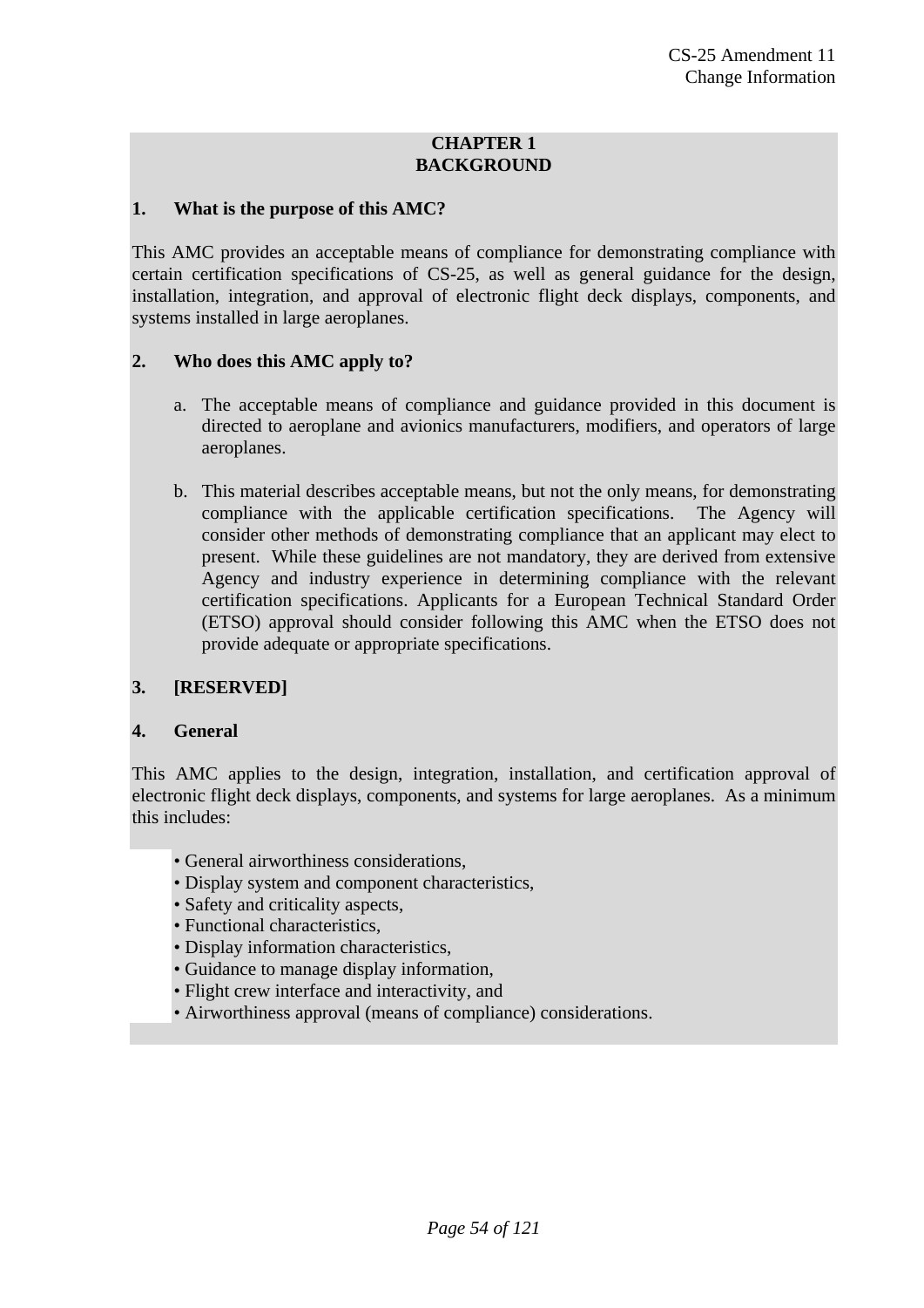## CHAPTER 1
## BACKGROUND

### 1. What is the purpose of this AMC?

This AMC provides an acceptable means of compliance for demonstrating compliance with certain certification specifications of CS-25, as well as general guidance for the design, installation, integration, and approval of electronic flight deck displays, components, and systems installed in large aeroplanes.

### 2. Who does this AMC apply to?

a. The acceptable means of compliance and guidance provided in this document is directed to aeroplane and avionics manufacturers, modifiers, and operators of large aeroplanes.

b. This material describes acceptable means, but not the only means, for demonstrating compliance with the applicable certification specifications. The Agency will consider other methods of demonstrating compliance that an applicant may elect to present. While these guidelines are not mandatory, they are derived from extensive Agency and industry experience in determining compliance with the relevant certification specifications. Applicants for a European Technical Standard Order (ETSO) approval should consider following this AMC when the ETSO does not provide adequate or appropriate specifications.

### 3. [RESERVED]

### 4. General

This AMC applies to the design, integration, installation, and certification approval of electronic flight deck displays, components, and systems for large aeroplanes. As a minimum this includes:

- General airworthiness considerations,
- Display system and component characteristics,
- Safety and criticality aspects,
- Functional characteristics,
- Display information characteristics,
- Guidance to manage display information,
- Flight crew interface and interactivity, and
- Airworthiness approval (means of compliance) considerations.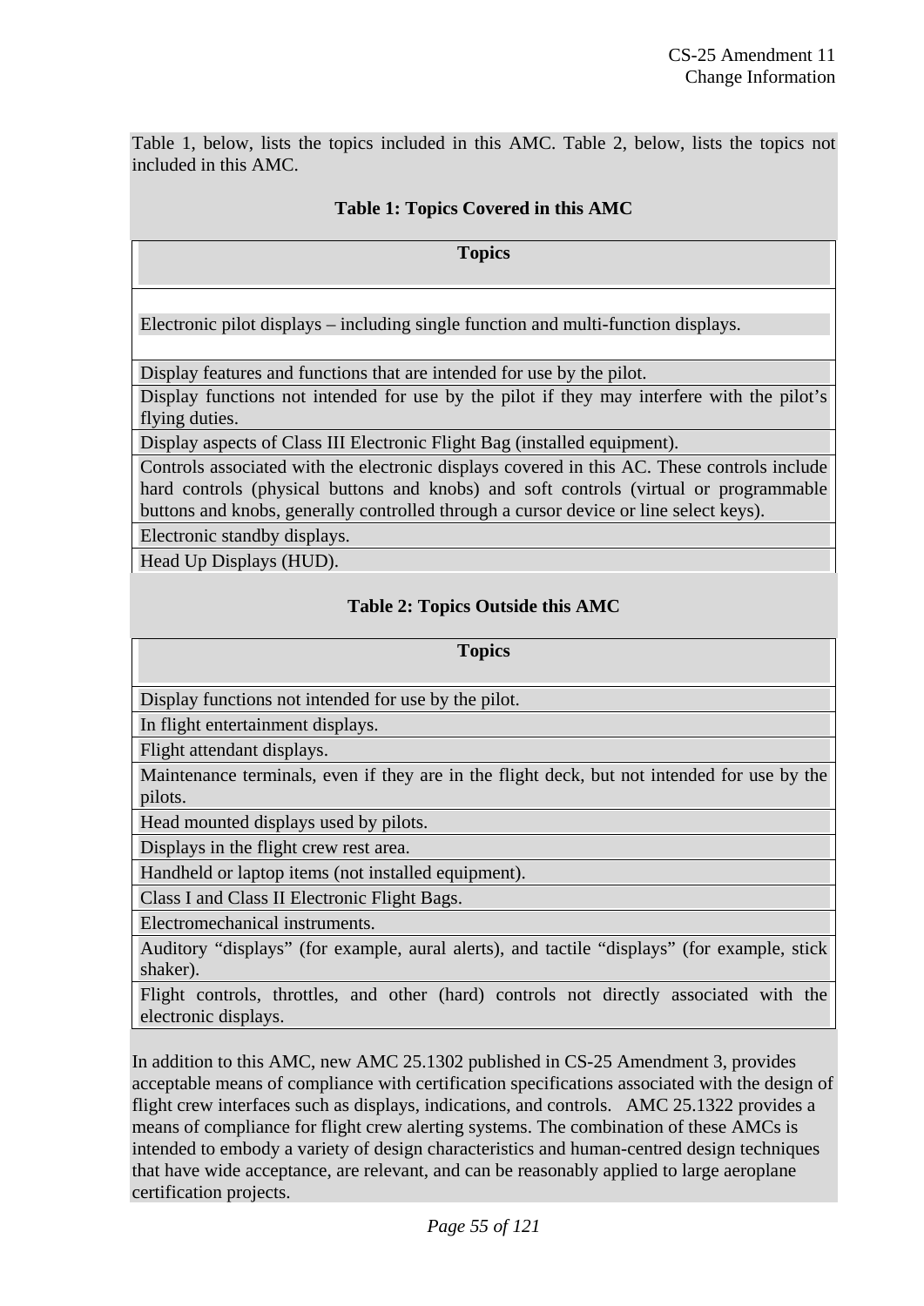Table 1, below, lists the topics included in this AMC. Table 2, below, lists the topics not included in this AMC.

**Table 1: Topics Covered in this AMC**

| Topics |
|---|
| Electronic pilot displays – including single function and multi-function displays. |
| Display features and functions that are intended for use by the pilot. |
| Display functions not intended for use by the pilot if they may interfere with the pilot's flying duties. |
| Display aspects of Class III Electronic Flight Bag (installed equipment). |
| Controls associated with the electronic displays covered in this AC. These controls include hard controls (physical buttons and knobs) and soft controls (virtual or programmable buttons and knobs, generally controlled through a cursor device or line select keys). |
| Electronic standby displays. |
| Head Up Displays (HUD). |

**Table 2: Topics Outside this AMC**

| Topics |
|---|
| Display functions not intended for use by the pilot. |
| In flight entertainment displays. |
| Flight attendant displays. |
| Maintenance terminals, even if they are in the flight deck, but not intended for use by the pilots. |
| Head mounted displays used by pilots. |
| Displays in the flight crew rest area. |
| Handheld or laptop items (not installed equipment). |
| Class I and Class II Electronic Flight Bags. |
| Electromechanical instruments. |
| Auditory "displays" (for example, aural alerts), and tactile "displays" (for example, stick shaker). |
| Flight controls, throttles, and other (hard) controls not directly associated with the electronic displays. |

In addition to this AMC, new AMC 25.1302 published in CS-25 Amendment 3, provides acceptable means of compliance with certification specifications associated with the design of flight crew interfaces such as displays, indications, and controls. AMC 25.1322 provides a means of compliance for flight crew alerting systems. The combination of these AMCs is intended to embody a variety of design characteristics and human-centred design techniques that have wide acceptance, are relevant, and can be reasonably applied to large aeroplane certification projects.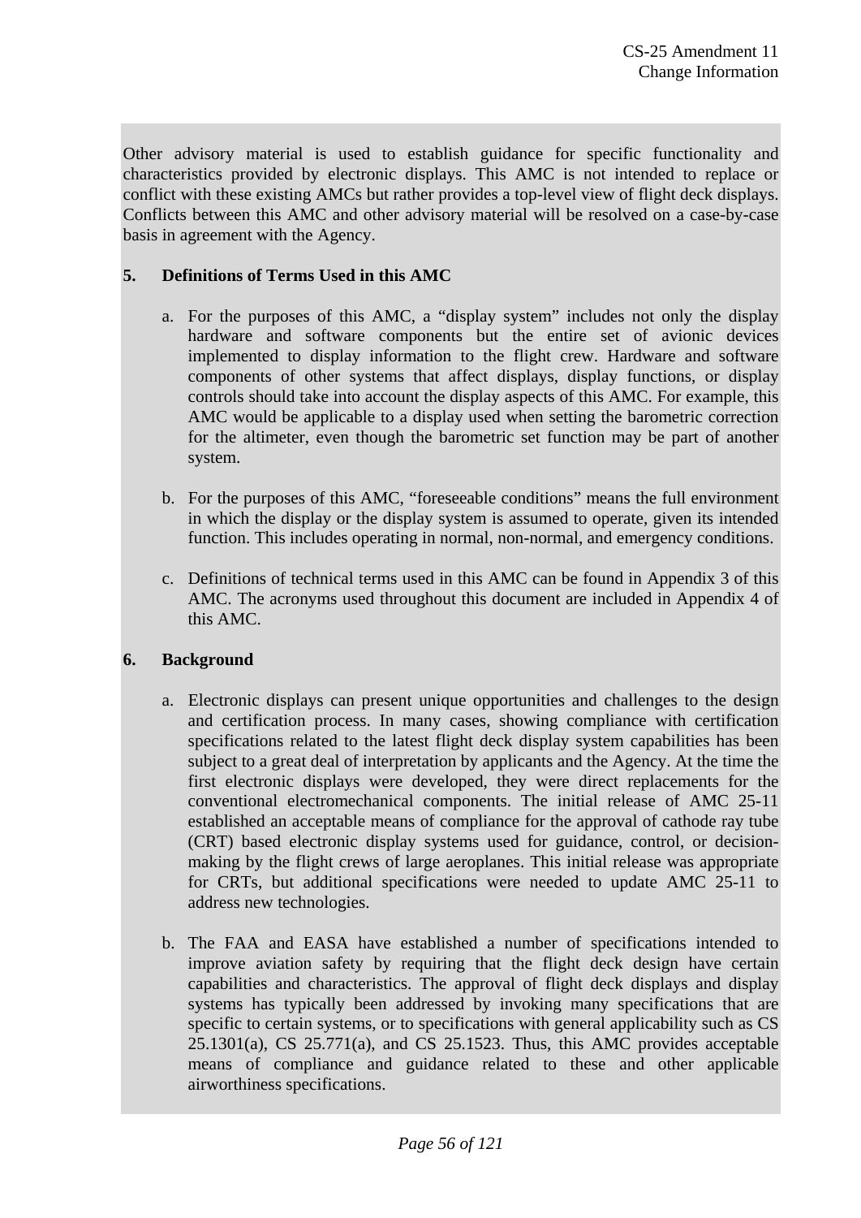Other advisory material is used to establish guidance for specific functionality and characteristics provided by electronic displays. This AMC is not intended to replace or conflict with these existing AMCs but rather provides a top-level view of flight deck displays. Conflicts between this AMC and other advisory material will be resolved on a case-by-case basis in agreement with the Agency.

**5. Definitions of Terms Used in this AMC**

a. For the purposes of this AMC, a "display system" includes not only the display hardware and software components but the entire set of avionic devices implemented to display information to the flight crew. Hardware and software components of other systems that affect displays, display functions, or display controls should take into account the display aspects of this AMC. For example, this AMC would be applicable to a display used when setting the barometric correction for the altimeter, even though the barometric set function may be part of another system.

b. For the purposes of this AMC, "foreseeable conditions" means the full environment in which the display or the display system is assumed to operate, given its intended function. This includes operating in normal, non-normal, and emergency conditions.

c. Definitions of technical terms used in this AMC can be found in Appendix 3 of this AMC. The acronyms used throughout this document are included in Appendix 4 of this AMC.

**6. Background**

a. Electronic displays can present unique opportunities and challenges to the design and certification process. In many cases, showing compliance with certification specifications related to the latest flight deck display system capabilities has been subject to a great deal of interpretation by applicants and the Agency. At the time the first electronic displays were developed, they were direct replacements for the conventional electromechanical components. The initial release of AMC 25-11 established an acceptable means of compliance for the approval of cathode ray tube (CRT) based electronic display systems used for guidance, control, or decision-making by the flight crews of large aeroplanes. This initial release was appropriate for CRTs, but additional specifications were needed to update AMC 25-11 to address new technologies.

b. The FAA and EASA have established a number of specifications intended to improve aviation safety by requiring that the flight deck design have certain capabilities and characteristics. The approval of flight deck displays and display systems has typically been addressed by invoking many specifications that are specific to certain systems, or to specifications with general applicability such as CS 25.1301(a), CS 25.771(a), and CS 25.1523. Thus, this AMC provides acceptable means of compliance and guidance related to these and other applicable airworthiness specifications.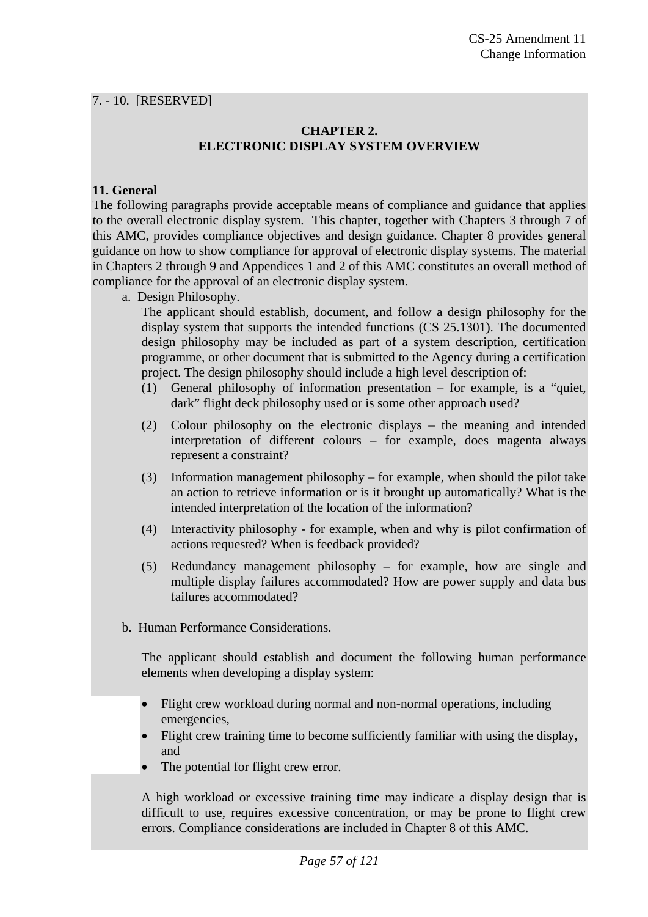7. - 10. [RESERVED]

## CHAPTER 2.
## ELECTRONIC DISPLAY SYSTEM OVERVIEW

### 11. General

The following paragraphs provide acceptable means of compliance and guidance that applies to the overall electronic display system. This chapter, together with Chapters 3 through 7 of this AMC, provides compliance objectives and design guidance. Chapter 8 provides general guidance on how to show compliance for approval of electronic display systems. The material in Chapters 2 through 9 and Appendices 1 and 2 of this AMC constitutes an overall method of compliance for the approval of an electronic display system.

a. Design Philosophy.

The applicant should establish, document, and follow a design philosophy for the display system that supports the intended functions (CS 25.1301). The documented design philosophy may be included as part of a system description, certification programme, or other document that is submitted to the Agency during a certification project. The design philosophy should include a high level description of:

(1) General philosophy of information presentation – for example, is a “quiet, dark” flight deck philosophy used or is some other approach used?

(2) Colour philosophy on the electronic displays – the meaning and intended interpretation of different colours – for example, does magenta always represent a constraint?

(3) Information management philosophy – for example, when should the pilot take an action to retrieve information or is it brought up automatically? What is the intended interpretation of the location of the information?

(4) Interactivity philosophy - for example, when and why is pilot confirmation of actions requested? When is feedback provided?

(5) Redundancy management philosophy – for example, how are single and multiple display failures accommodated? How are power supply and data bus failures accommodated?

b. Human Performance Considerations.

The applicant should establish and document the following human performance elements when developing a display system:

- Flight crew workload during normal and non-normal operations, including emergencies,
- Flight crew training time to become sufficiently familiar with using the display, and
- The potential for flight crew error.

A high workload or excessive training time may indicate a display design that is difficult to use, requires excessive concentration, or may be prone to flight crew errors. Compliance considerations are included in Chapter 8 of this AMC.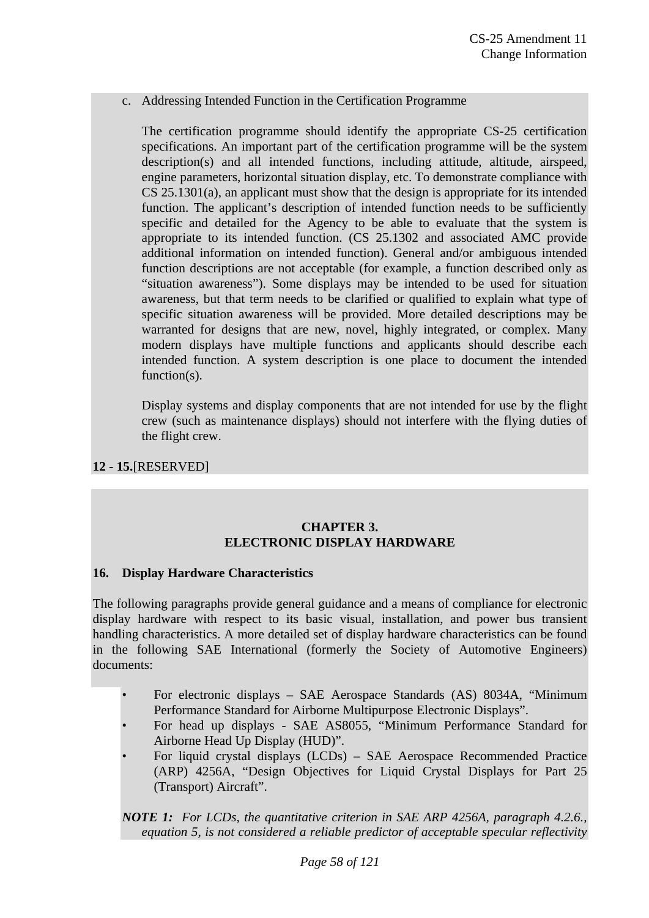c. Addressing Intended Function in the Certification Programme

The certification programme should identify the appropriate CS-25 certification specifications. An important part of the certification programme will be the system description(s) and all intended functions, including attitude, altitude, airspeed, engine parameters, horizontal situation display, etc. To demonstrate compliance with CS 25.1301(a), an applicant must show that the design is appropriate for its intended function. The applicant's description of intended function needs to be sufficiently specific and detailed for the Agency to be able to evaluate that the system is appropriate to its intended function. (CS 25.1302 and associated AMC provide additional information on intended function). General and/or ambiguous intended function descriptions are not acceptable (for example, a function described only as "situation awareness"). Some displays may be intended to be used for situation awareness, but that term needs to be clarified or qualified to explain what type of specific situation awareness will be provided. More detailed descriptions may be warranted for designs that are new, novel, highly integrated, or complex. Many modern displays have multiple functions and applicants should describe each intended function. A system description is one place to document the intended function(s).

Display systems and display components that are not intended for use by the flight crew (such as maintenance displays) should not interfere with the flying duties of the flight crew.

**12 - 15.**[RESERVED]

## CHAPTER 3.
## ELECTRONIC DISPLAY HARDWARE

### 16. Display Hardware Characteristics

The following paragraphs provide general guidance and a means of compliance for electronic display hardware with respect to its basic visual, installation, and power bus transient handling characteristics. A more detailed set of display hardware characteristics can be found in the following SAE International (formerly the Society of Automotive Engineers) documents:

- For electronic displays – SAE Aerospace Standards (AS) 8034A, "Minimum Performance Standard for Airborne Multipurpose Electronic Displays".
- For head up displays - SAE AS8055, "Minimum Performance Standard for Airborne Head Up Display (HUD)".
- For liquid crystal displays (LCDs) – SAE Aerospace Recommended Practice (ARP) 4256A, "Design Objectives for Liquid Crystal Displays for Part 25 (Transport) Aircraft".

***NOTE 1:*** *For LCDs, the quantitative criterion in SAE ARP 4256A, paragraph 4.2.6., equation 5, is not considered a reliable predictor of acceptable specular reflectivity*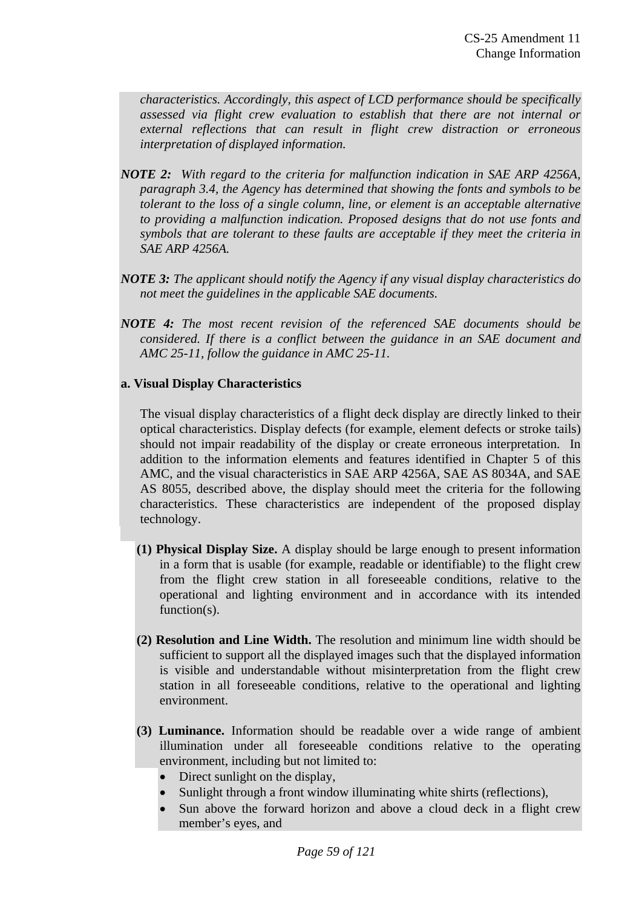*characteristics. Accordingly, this aspect of LCD performance should be specifically assessed via flight crew evaluation to establish that there are not internal or external reflections that can result in flight crew distraction or erroneous interpretation of displayed information.*

***NOTE 2:*** *With regard to the criteria for malfunction indication in SAE ARP 4256A, paragraph 3.4, the Agency has determined that showing the fonts and symbols to be tolerant to the loss of a single column, line, or element is an acceptable alternative to providing a malfunction indication. Proposed designs that do not use fonts and symbols that are tolerant to these faults are acceptable if they meet the criteria in SAE ARP 4256A.*

***NOTE 3:*** *The applicant should notify the Agency if any visual display characteristics do not meet the guidelines in the applicable SAE documents.*

***NOTE 4:*** *The most recent revision of the referenced SAE documents should be considered. If there is a conflict between the guidance in an SAE document and AMC 25-11, follow the guidance in AMC 25-11.*

**a. Visual Display Characteristics**

The visual display characteristics of a flight deck display are directly linked to their optical characteristics. Display defects (for example, element defects or stroke tails) should not impair readability of the display or create erroneous interpretation. In addition to the information elements and features identified in Chapter 5 of this AMC, and the visual characteristics in SAE ARP 4256A, SAE AS 8034A, and SAE AS 8055, described above, the display should meet the criteria for the following characteristics. These characteristics are independent of the proposed display technology.

**(1) Physical Display Size.** A display should be large enough to present information in a form that is usable (for example, readable or identifiable) to the flight crew from the flight crew station in all foreseeable conditions, relative to the operational and lighting environment and in accordance with its intended function(s).

**(2) Resolution and Line Width.** The resolution and minimum line width should be sufficient to support all the displayed images such that the displayed information is visible and understandable without misinterpretation from the flight crew station in all foreseeable conditions, relative to the operational and lighting environment.

**(3) Luminance.** Information should be readable over a wide range of ambient illumination under all foreseeable conditions relative to the operating environment, including but not limited to:

- Direct sunlight on the display,
- Sunlight through a front window illuminating white shirts (reflections),
- Sun above the forward horizon and above a cloud deck in a flight crew member's eyes, and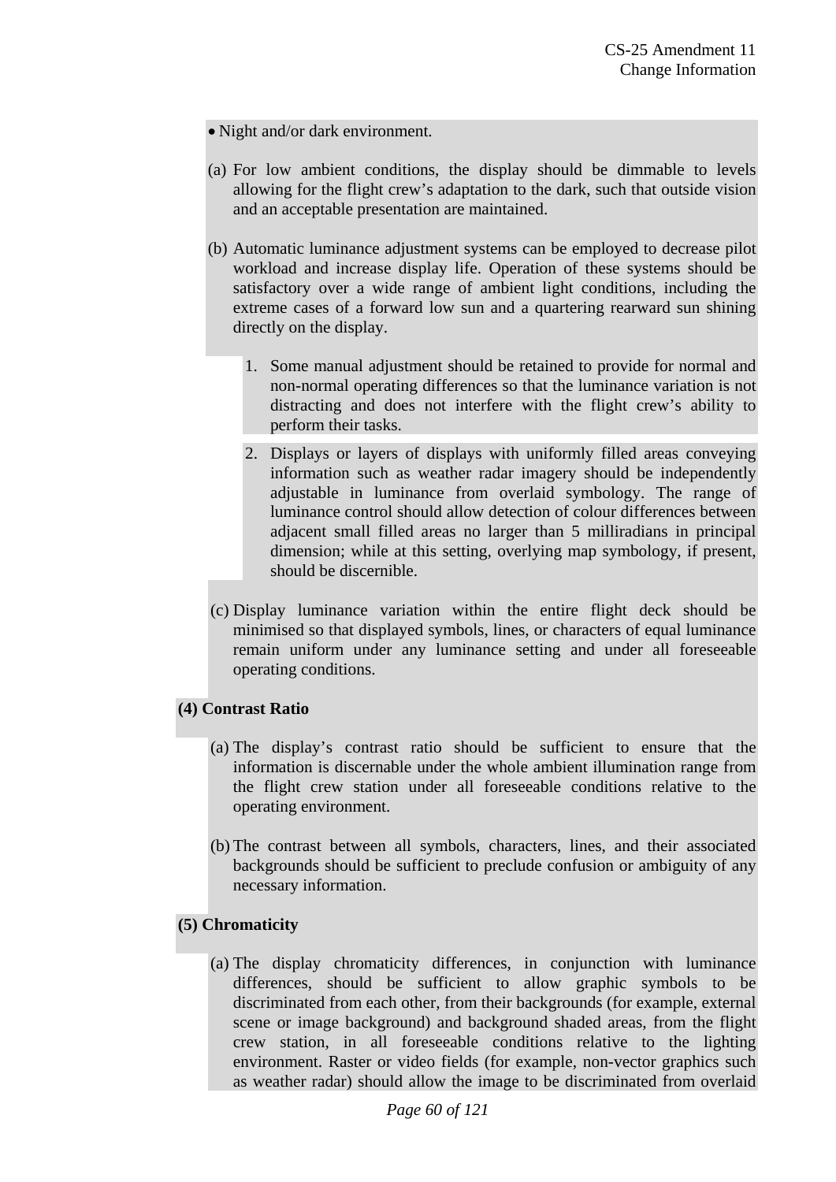- Night and/or dark environment.

(a) For low ambient conditions, the display should be dimmable to levels allowing for the flight crew's adaptation to the dark, such that outside vision and an acceptable presentation are maintained.

(b) Automatic luminance adjustment systems can be employed to decrease pilot workload and increase display life. Operation of these systems should be satisfactory over a wide range of ambient light conditions, including the extreme cases of a forward low sun and a quartering rearward sun shining directly on the display.

1. Some manual adjustment should be retained to provide for normal and non-normal operating differences so that the luminance variation is not distracting and does not interfere with the flight crew's ability to perform their tasks.

2. Displays or layers of displays with uniformly filled areas conveying information such as weather radar imagery should be independently adjustable in luminance from overlaid symbology. The range of luminance control should allow detection of colour differences between adjacent small filled areas no larger than 5 milliradians in principal dimension; while at this setting, overlying map symbology, if present, should be discernible.

(c) Display luminance variation within the entire flight deck should be minimised so that displayed symbols, lines, or characters of equal luminance remain uniform under any luminance setting and under all foreseeable operating conditions.

**(4) Contrast Ratio**

(a) The display's contrast ratio should be sufficient to ensure that the information is discernable under the whole ambient illumination range from the flight crew station under all foreseeable conditions relative to the operating environment.

(b) The contrast between all symbols, characters, lines, and their associated backgrounds should be sufficient to preclude confusion or ambiguity of any necessary information.

**(5) Chromaticity**

(a) The display chromaticity differences, in conjunction with luminance differences, should be sufficient to allow graphic symbols to be discriminated from each other, from their backgrounds (for example, external scene or image background) and background shaded areas, from the flight crew station, in all foreseeable conditions relative to the lighting environment. Raster or video fields (for example, non-vector graphics such as weather radar) should allow the image to be discriminated from overlaid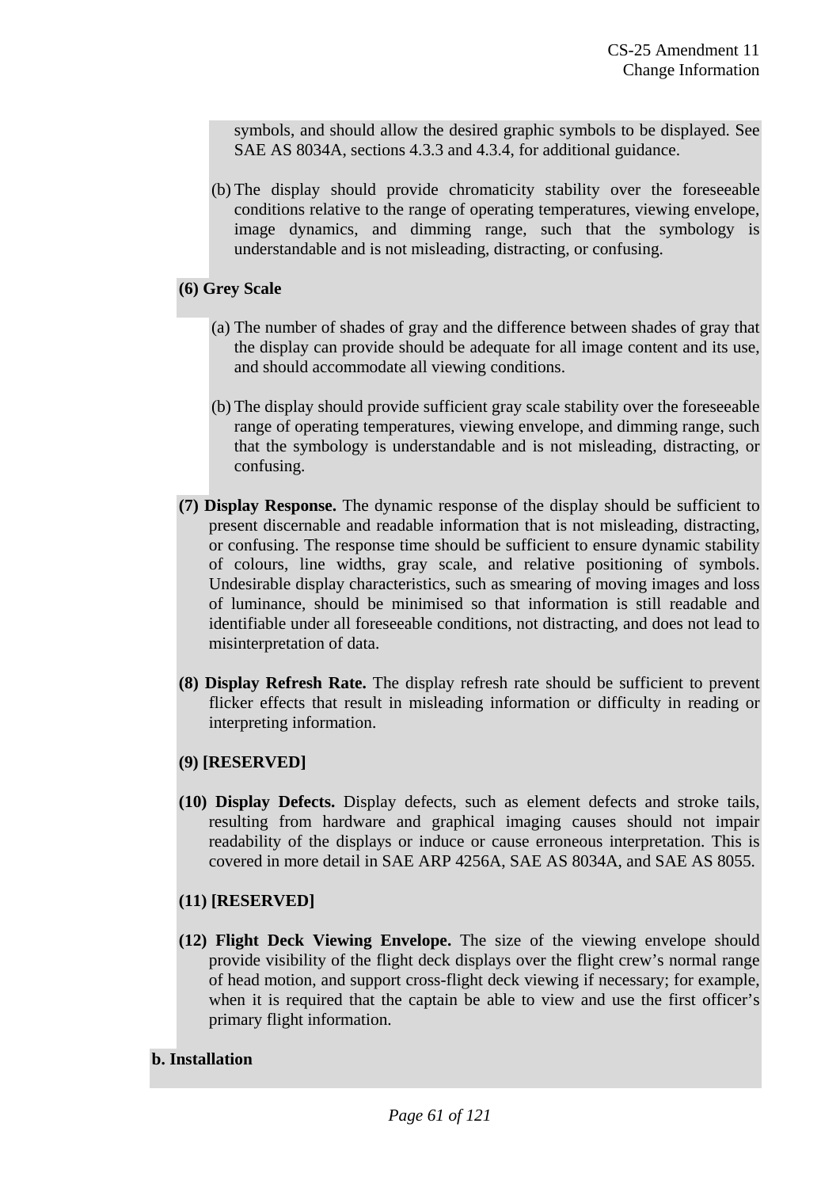symbols, and should allow the desired graphic symbols to be displayed. See SAE AS 8034A, sections 4.3.3 and 4.3.4, for additional guidance.

(b) The display should provide chromaticity stability over the foreseeable conditions relative to the range of operating temperatures, viewing envelope, image dynamics, and dimming range, such that the symbology is understandable and is not misleading, distracting, or confusing.

**(6) Grey Scale**

(a) The number of shades of gray and the difference between shades of gray that the display can provide should be adequate for all image content and its use, and should accommodate all viewing conditions.

(b) The display should provide sufficient gray scale stability over the foreseeable range of operating temperatures, viewing envelope, and dimming range, such that the symbology is understandable and is not misleading, distracting, or confusing.

**(7) Display Response.** The dynamic response of the display should be sufficient to present discernable and readable information that is not misleading, distracting, or confusing. The response time should be sufficient to ensure dynamic stability of colours, line widths, gray scale, and relative positioning of symbols. Undesirable display characteristics, such as smearing of moving images and loss of luminance, should be minimised so that information is still readable and identifiable under all foreseeable conditions, not distracting, and does not lead to misinterpretation of data.

**(8) Display Refresh Rate.** The display refresh rate should be sufficient to prevent flicker effects that result in misleading information or difficulty in reading or interpreting information.

**(9) [RESERVED]**

**(10) Display Defects.** Display defects, such as element defects and stroke tails, resulting from hardware and graphical imaging causes should not impair readability of the displays or induce or cause erroneous interpretation. This is covered in more detail in SAE ARP 4256A, SAE AS 8034A, and SAE AS 8055.

**(11) [RESERVED]**

**(12) Flight Deck Viewing Envelope.** The size of the viewing envelope should provide visibility of the flight deck displays over the flight crew's normal range of head motion, and support cross-flight deck viewing if necessary; for example, when it is required that the captain be able to view and use the first officer's primary flight information.

**b. Installation**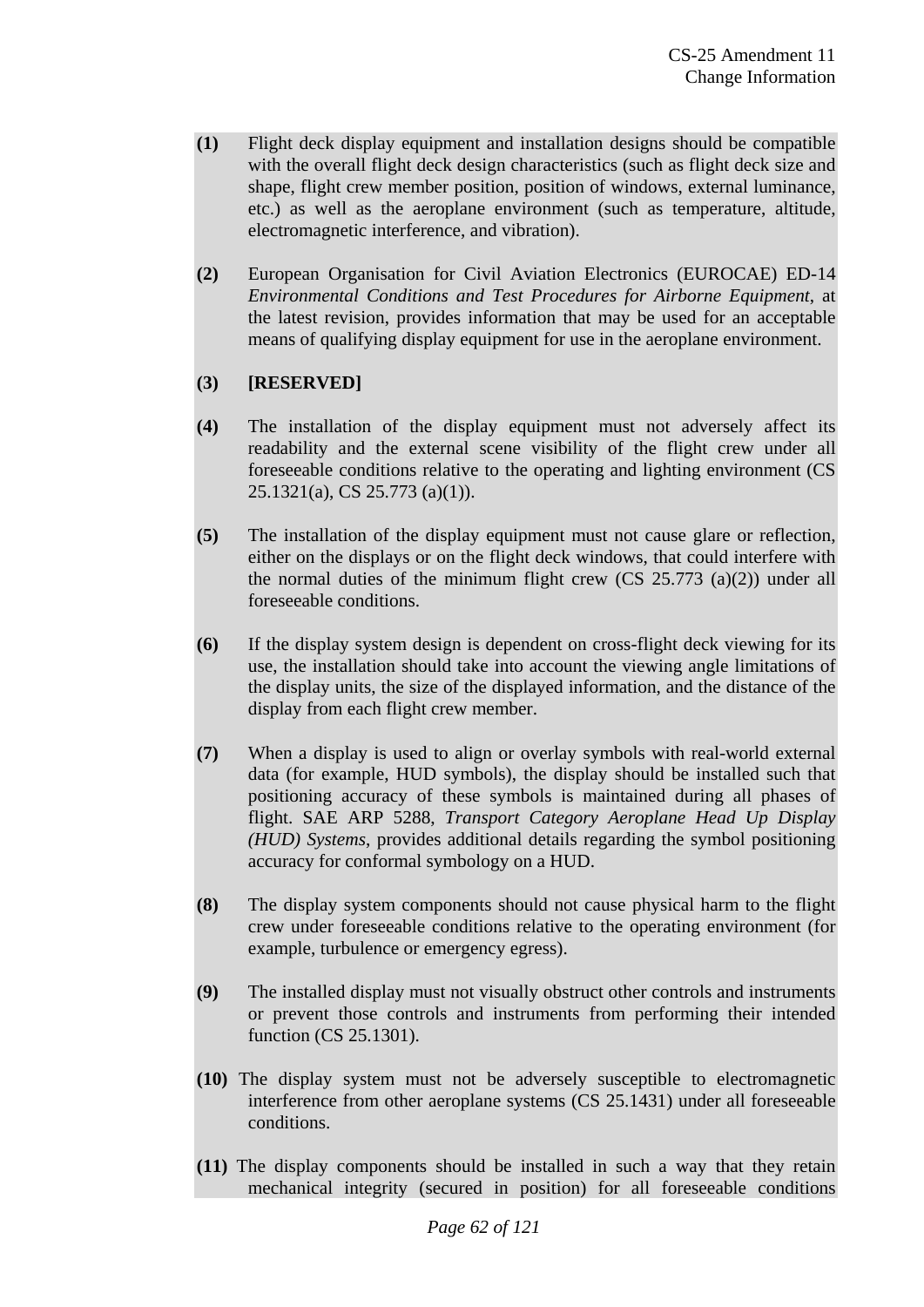**(1)** Flight deck display equipment and installation designs should be compatible with the overall flight deck design characteristics (such as flight deck size and shape, flight crew member position, position of windows, external luminance, etc.) as well as the aeroplane environment (such as temperature, altitude, electromagnetic interference, and vibration).

**(2)** European Organisation for Civil Aviation Electronics (EUROCAE) ED-14 *Environmental Conditions and Test Procedures for Airborne Equipment*, at the latest revision, provides information that may be used for an acceptable means of qualifying display equipment for use in the aeroplane environment.

**(3)** **[RESERVED]**

**(4)** The installation of the display equipment must not adversely affect its readability and the external scene visibility of the flight crew under all foreseeable conditions relative to the operating and lighting environment (CS 25.1321(a), CS 25.773 (a)(1)).

**(5)** The installation of the display equipment must not cause glare or reflection, either on the displays or on the flight deck windows, that could interfere with the normal duties of the minimum flight crew (CS 25.773 (a)(2)) under all foreseeable conditions.

**(6)** If the display system design is dependent on cross-flight deck viewing for its use, the installation should take into account the viewing angle limitations of the display units, the size of the displayed information, and the distance of the display from each flight crew member.

**(7)** When a display is used to align or overlay symbols with real-world external data (for example, HUD symbols), the display should be installed such that positioning accuracy of these symbols is maintained during all phases of flight. SAE ARP 5288, *Transport Category Aeroplane Head Up Display (HUD) Systems*, provides additional details regarding the symbol positioning accuracy for conformal symbology on a HUD.

**(8)** The display system components should not cause physical harm to the flight crew under foreseeable conditions relative to the operating environment (for example, turbulence or emergency egress).

**(9)** The installed display must not visually obstruct other controls and instruments or prevent those controls and instruments from performing their intended function (CS 25.1301).

**(10)** The display system must not be adversely susceptible to electromagnetic interference from other aeroplane systems (CS 25.1431) under all foreseeable conditions.

**(11)** The display components should be installed in such a way that they retain mechanical integrity (secured in position) for all foreseeable conditions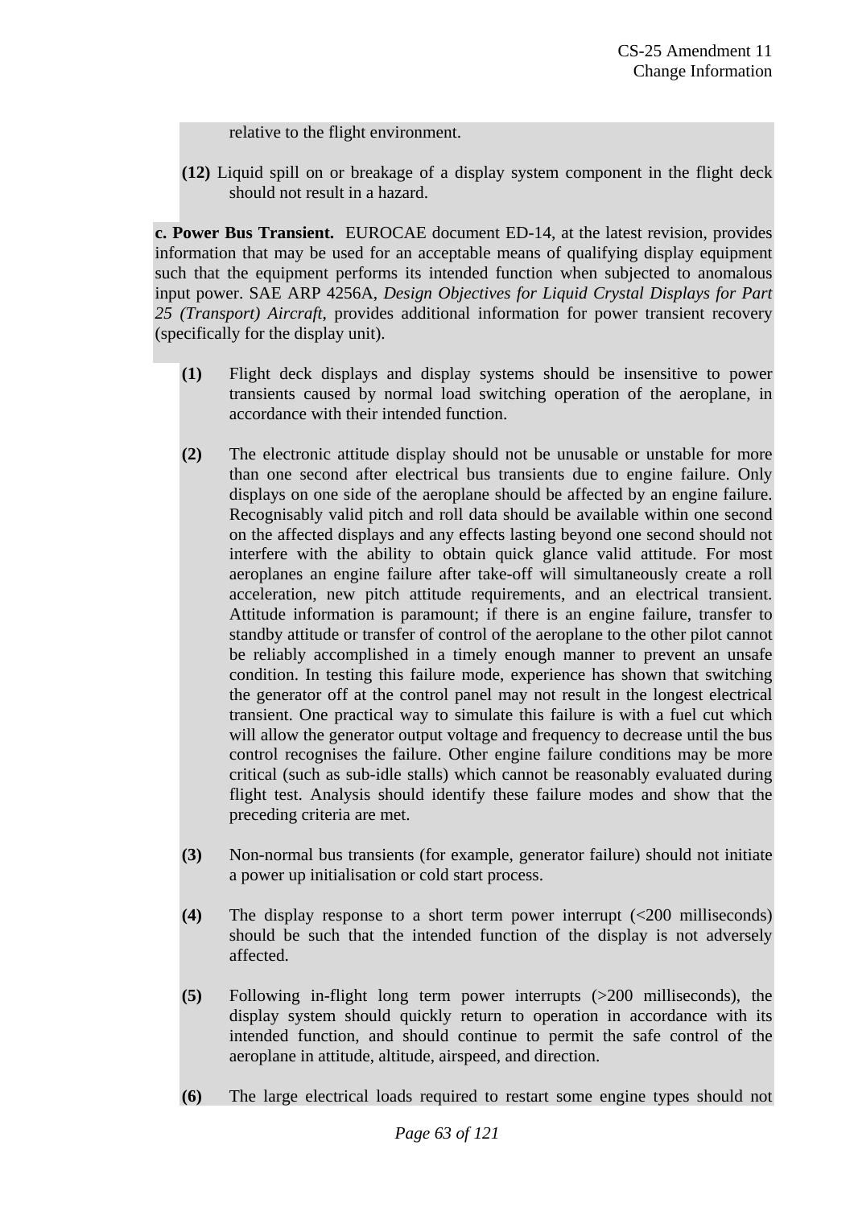relative to the flight environment.

**(12)** Liquid spill on or breakage of a display system component in the flight deck should not result in a hazard.

**c. Power Bus Transient.** EUROCAE document ED-14, at the latest revision, provides information that may be used for an acceptable means of qualifying display equipment such that the equipment performs its intended function when subjected to anomalous input power. SAE ARP 4256A, *Design Objectives for Liquid Crystal Displays for Part 25 (Transport) Aircraft*, provides additional information for power transient recovery (specifically for the display unit).

**(1)** Flight deck displays and display systems should be insensitive to power transients caused by normal load switching operation of the aeroplane, in accordance with their intended function.

**(2)** The electronic attitude display should not be unusable or unstable for more than one second after electrical bus transients due to engine failure. Only displays on one side of the aeroplane should be affected by an engine failure. Recognisably valid pitch and roll data should be available within one second on the affected displays and any effects lasting beyond one second should not interfere with the ability to obtain quick glance valid attitude. For most aeroplanes an engine failure after take-off will simultaneously create a roll acceleration, new pitch attitude requirements, and an electrical transient. Attitude information is paramount; if there is an engine failure, transfer to standby attitude or transfer of control of the aeroplane to the other pilot cannot be reliably accomplished in a timely enough manner to prevent an unsafe condition. In testing this failure mode, experience has shown that switching the generator off at the control panel may not result in the longest electrical transient. One practical way to simulate this failure is with a fuel cut which will allow the generator output voltage and frequency to decrease until the bus control recognises the failure. Other engine failure conditions may be more critical (such as sub-idle stalls) which cannot be reasonably evaluated during flight test. Analysis should identify these failure modes and show that the preceding criteria are met.

**(3)** Non-normal bus transients (for example, generator failure) should not initiate a power up initialisation or cold start process.

**(4)** The display response to a short term power interrupt (<200 milliseconds) should be such that the intended function of the display is not adversely affected.

**(5)** Following in-flight long term power interrupts (>200 milliseconds), the display system should quickly return to operation in accordance with its intended function, and should continue to permit the safe control of the aeroplane in attitude, altitude, airspeed, and direction.

**(6)** The large electrical loads required to restart some engine types should not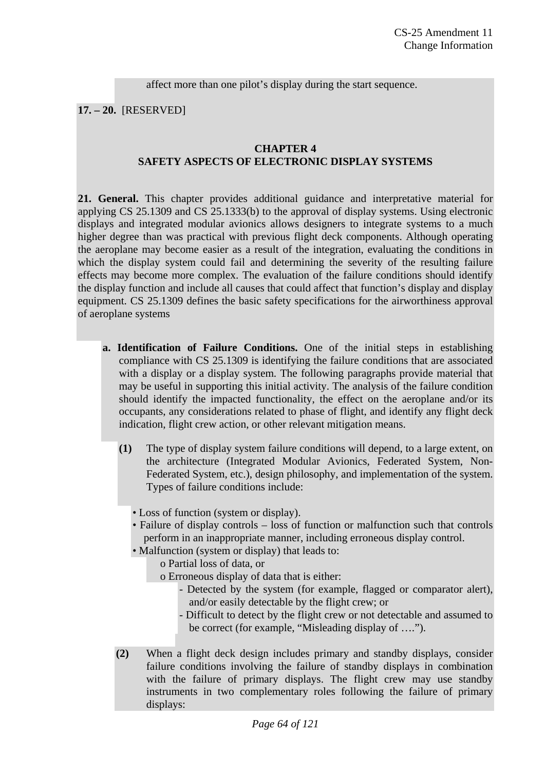affect more than one pilot's display during the start sequence.

**17. – 20.** [RESERVED]

## CHAPTER 4
## SAFETY ASPECTS OF ELECTRONIC DISPLAY SYSTEMS

**21. General.** This chapter provides additional guidance and interpretative material for applying CS 25.1309 and CS 25.1333(b) to the approval of display systems. Using electronic displays and integrated modular avionics allows designers to integrate systems to a much higher degree than was practical with previous flight deck components. Although operating the aeroplane may become easier as a result of the integration, evaluating the conditions in which the display system could fail and determining the severity of the resulting failure effects may become more complex. The evaluation of the failure conditions should identify the display function and include all causes that could affect that function's display and display equipment. CS 25.1309 defines the basic safety specifications for the airworthiness approval of aeroplane systems

**a. Identification of Failure Conditions.** One of the initial steps in establishing compliance with CS 25.1309 is identifying the failure conditions that are associated with a display or a display system. The following paragraphs provide material that may be useful in supporting this initial activity. The analysis of the failure condition should identify the impacted functionality, the effect on the aeroplane and/or its occupants, any considerations related to phase of flight, and identify any flight deck indication, flight crew action, or other relevant mitigation means.

**(1)** The type of display system failure conditions will depend, to a large extent, on the architecture (Integrated Modular Avionics, Federated System, Non-Federated System, etc.), design philosophy, and implementation of the system. Types of failure conditions include:

- Loss of function (system or display).
- Failure of display controls – loss of function or malfunction such that controls perform in an inappropriate manner, including erroneous display control.
- Malfunction (system or display) that leads to:
  - o Partial loss of data, or
  - o Erroneous display of data that is either:
    - \- Detected by the system (for example, flagged or comparator alert), and/or easily detectable by the flight crew; or
    - \- Difficult to detect by the flight crew or not detectable and assumed to be correct (for example, "Misleading display of ….").

**(2)** When a flight deck design includes primary and standby displays, consider failure conditions involving the failure of standby displays in combination with the failure of primary displays. The flight crew may use standby instruments in two complementary roles following the failure of primary displays: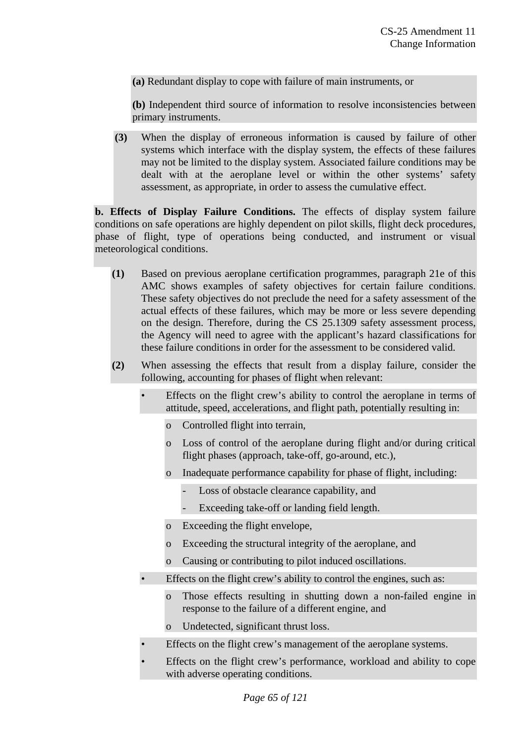(a) Redundant display to cope with failure of main instruments, or

(b) Independent third source of information to resolve inconsistencies between primary instruments.

(3) When the display of erroneous information is caused by failure of other systems which interface with the display system, the effects of these failures may not be limited to the display system. Associated failure conditions may be dealt with at the aeroplane level or within the other systems' safety assessment, as appropriate, in order to assess the cumulative effect.

**b. Effects of Display Failure Conditions.** The effects of display system failure conditions on safe operations are highly dependent on pilot skills, flight deck procedures, phase of flight, type of operations being conducted, and instrument or visual meteorological conditions.

**(1)** Based on previous aeroplane certification programmes, paragraph 21e of this AMC shows examples of safety objectives for certain failure conditions. These safety objectives do not preclude the need for a safety assessment of the actual effects of these failures, which may be more or less severe depending on the design. Therefore, during the CS 25.1309 safety assessment process, the Agency will need to agree with the applicant's hazard classifications for these failure conditions in order for the assessment to be considered valid.

**(2)** When assessing the effects that result from a display failure, consider the following, accounting for phases of flight when relevant:

- Effects on the flight crew's ability to control the aeroplane in terms of attitude, speed, accelerations, and flight path, potentially resulting in:
  - Controlled flight into terrain,
  - Loss of control of the aeroplane during flight and/or during critical flight phases (approach, take-off, go-around, etc.),
  - Inadequate performance capability for phase of flight, including:
    - Loss of obstacle clearance capability, and
    - Exceeding take-off or landing field length.
  - Exceeding the flight envelope,
  - Exceeding the structural integrity of the aeroplane, and
  - Causing or contributing to pilot induced oscillations.
- Effects on the flight crew's ability to control the engines, such as:
  - Those effects resulting in shutting down a non-failed engine in response to the failure of a different engine, and
  - Undetected, significant thrust loss.
- Effects on the flight crew's management of the aeroplane systems.
- Effects on the flight crew's performance, workload and ability to cope with adverse operating conditions.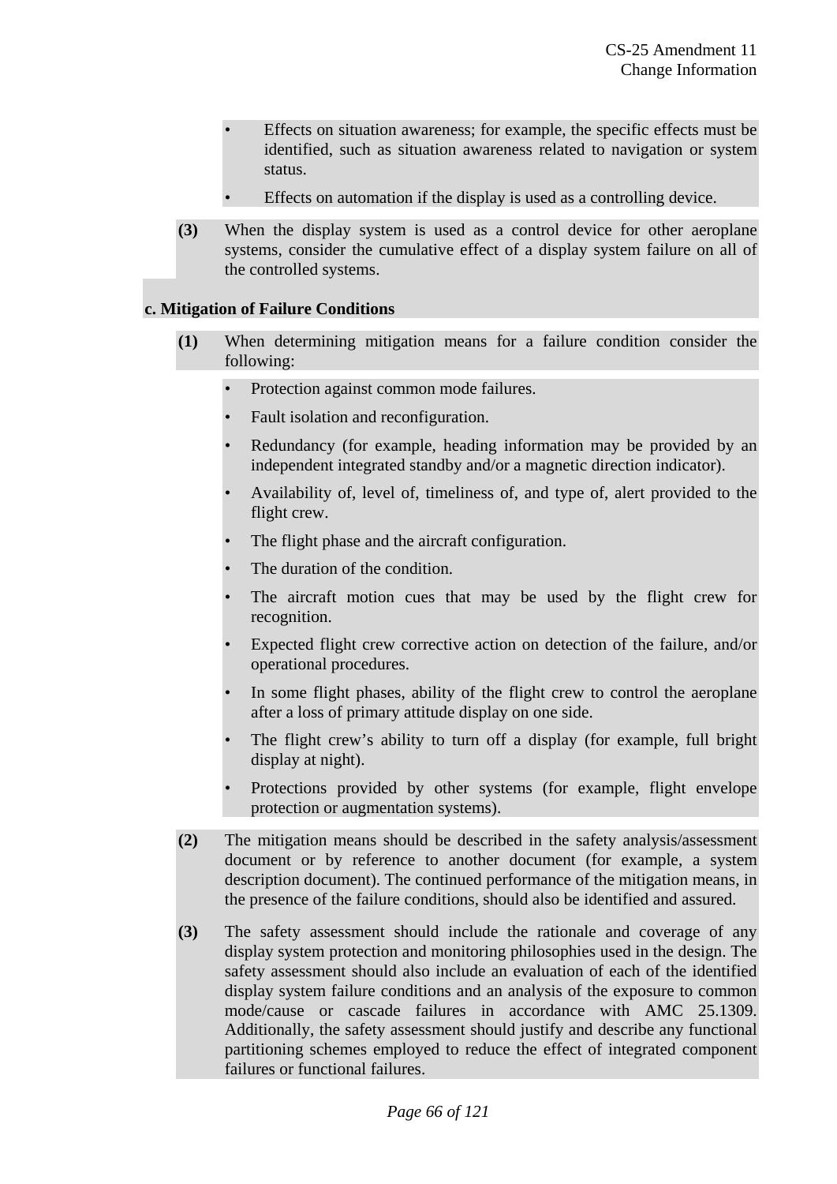- Effects on situation awareness; for example, the specific effects must be identified, such as situation awareness related to navigation or system status.
- Effects on automation if the display is used as a controlling device.

**(3)** When the display system is used as a control device for other aeroplane systems, consider the cumulative effect of a display system failure on all of the controlled systems.

**c. Mitigation of Failure Conditions**

**(1)** When determining mitigation means for a failure condition consider the following:

- Protection against common mode failures.
- Fault isolation and reconfiguration.
- Redundancy (for example, heading information may be provided by an independent integrated standby and/or a magnetic direction indicator).
- Availability of, level of, timeliness of, and type of, alert provided to the flight crew.
- The flight phase and the aircraft configuration.
- The duration of the condition.
- The aircraft motion cues that may be used by the flight crew for recognition.
- Expected flight crew corrective action on detection of the failure, and/or operational procedures.
- In some flight phases, ability of the flight crew to control the aeroplane after a loss of primary attitude display on one side.
- The flight crew's ability to turn off a display (for example, full bright display at night).
- Protections provided by other systems (for example, flight envelope protection or augmentation systems).

**(2)** The mitigation means should be described in the safety analysis/assessment document or by reference to another document (for example, a system description document). The continued performance of the mitigation means, in the presence of the failure conditions, should also be identified and assured.

**(3)** The safety assessment should include the rationale and coverage of any display system protection and monitoring philosophies used in the design. The safety assessment should also include an evaluation of each of the identified display system failure conditions and an analysis of the exposure to common mode/cause or cascade failures in accordance with AMC 25.1309. Additionally, the safety assessment should justify and describe any functional partitioning schemes employed to reduce the effect of integrated component failures or functional failures.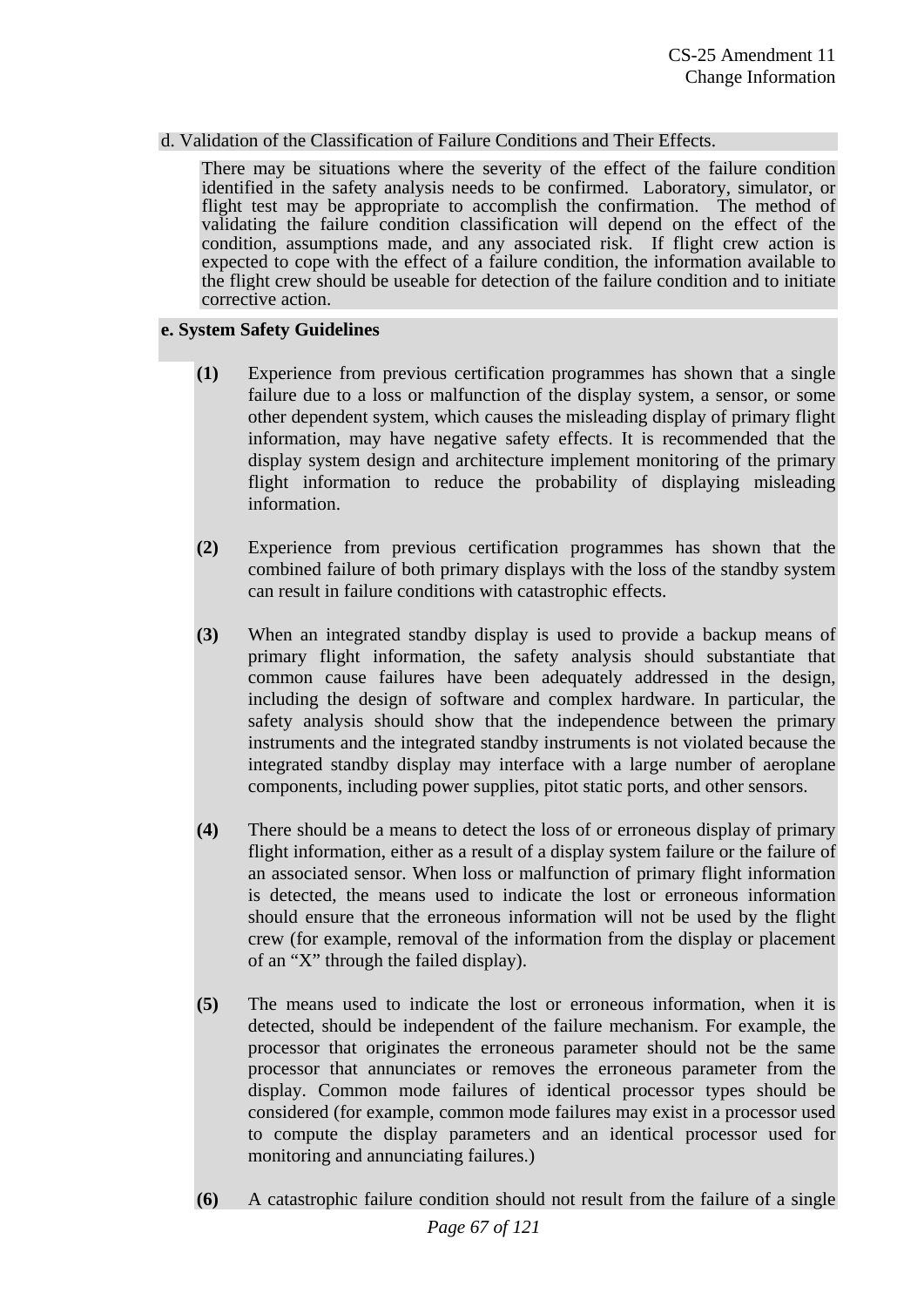d. Validation of the Classification of Failure Conditions and Their Effects.

There may be situations where the severity of the effect of the failure condition identified in the safety analysis needs to be confirmed. Laboratory, simulator, or flight test may be appropriate to accomplish the confirmation. The method of validating the failure condition classification will depend on the effect of the condition, assumptions made, and any associated risk. If flight crew action is expected to cope with the effect of a failure condition, the information available to the flight crew should be useable for detection of the failure condition and to initiate corrective action.

**e. System Safety Guidelines**

**(1)** Experience from previous certification programmes has shown that a single failure due to a loss or malfunction of the display system, a sensor, or some other dependent system, which causes the misleading display of primary flight information, may have negative safety effects. It is recommended that the display system design and architecture implement monitoring of the primary flight information to reduce the probability of displaying misleading information.

**(2)** Experience from previous certification programmes has shown that the combined failure of both primary displays with the loss of the standby system can result in failure conditions with catastrophic effects.

**(3)** When an integrated standby display is used to provide a backup means of primary flight information, the safety analysis should substantiate that common cause failures have been adequately addressed in the design, including the design of software and complex hardware. In particular, the safety analysis should show that the independence between the primary instruments and the integrated standby instruments is not violated because the integrated standby display may interface with a large number of aeroplane components, including power supplies, pitot static ports, and other sensors.

**(4)** There should be a means to detect the loss of or erroneous display of primary flight information, either as a result of a display system failure or the failure of an associated sensor. When loss or malfunction of primary flight information is detected, the means used to indicate the lost or erroneous information should ensure that the erroneous information will not be used by the flight crew (for example, removal of the information from the display or placement of an "X" through the failed display).

**(5)** The means used to indicate the lost or erroneous information, when it is detected, should be independent of the failure mechanism. For example, the processor that originates the erroneous parameter should not be the same processor that annunciates or removes the erroneous parameter from the display. Common mode failures of identical processor types should be considered (for example, common mode failures may exist in a processor used to compute the display parameters and an identical processor used for monitoring and annunciating failures.)

**(6)** A catastrophic failure condition should not result from the failure of a single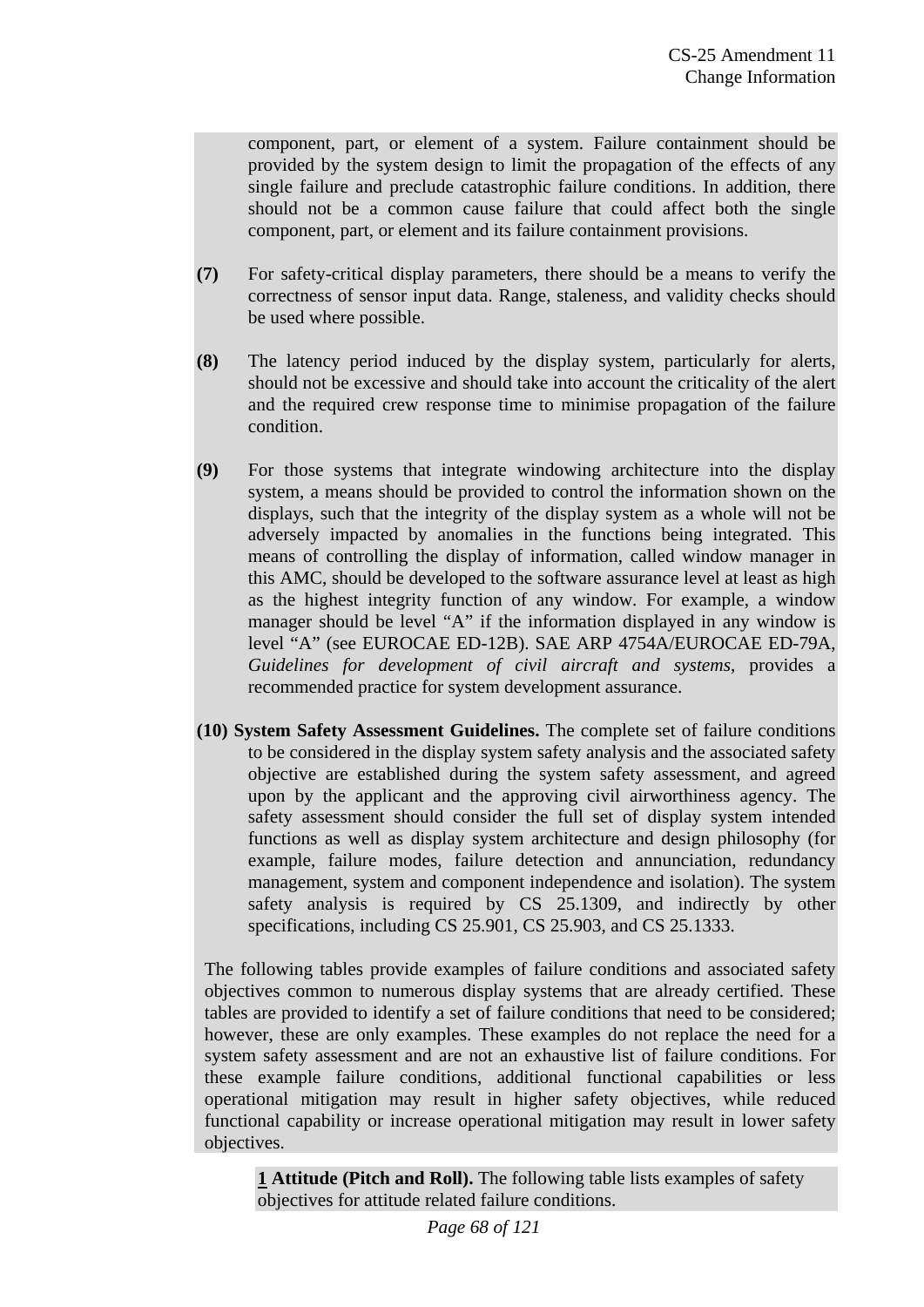component, part, or element of a system. Failure containment should be provided by the system design to limit the propagation of the effects of any single failure and preclude catastrophic failure conditions. In addition, there should not be a common cause failure that could affect both the single component, part, or element and its failure containment provisions.

**(7)** For safety-critical display parameters, there should be a means to verify the correctness of sensor input data. Range, staleness, and validity checks should be used where possible.

**(8)** The latency period induced by the display system, particularly for alerts, should not be excessive and should take into account the criticality of the alert and the required crew response time to minimise propagation of the failure condition.

**(9)** For those systems that integrate windowing architecture into the display system, a means should be provided to control the information shown on the displays, such that the integrity of the display system as a whole will not be adversely impacted by anomalies in the functions being integrated. This means of controlling the display of information, called window manager in this AMC, should be developed to the software assurance level at least as high as the highest integrity function of any window. For example, a window manager should be level "A" if the information displayed in any window is level "A" (see EUROCAE ED-12B). SAE ARP 4754A/EUROCAE ED-79A, *Guidelines for development of civil aircraft and systems*, provides a recommended practice for system development assurance.

**(10) System Safety Assessment Guidelines.** The complete set of failure conditions to be considered in the display system safety analysis and the associated safety objective are established during the system safety assessment, and agreed upon by the applicant and the approving civil airworthiness agency. The safety assessment should consider the full set of display system intended functions as well as display system architecture and design philosophy (for example, failure modes, failure detection and annunciation, redundancy management, system and component independence and isolation). The system safety analysis is required by CS 25.1309, and indirectly by other specifications, including CS 25.901, CS 25.903, and CS 25.1333.

The following tables provide examples of failure conditions and associated safety objectives common to numerous display systems that are already certified. These tables are provided to identify a set of failure conditions that need to be considered; however, these are only examples. These examples do not replace the need for a system safety assessment and are not an exhaustive list of failure conditions. For these example failure conditions, additional functional capabilities or less operational mitigation may result in higher safety objectives, while reduced functional capability or increase operational mitigation may result in lower safety objectives.

**<u>1</u> Attitude (Pitch and Roll).** The following table lists examples of safety objectives for attitude related failure conditions.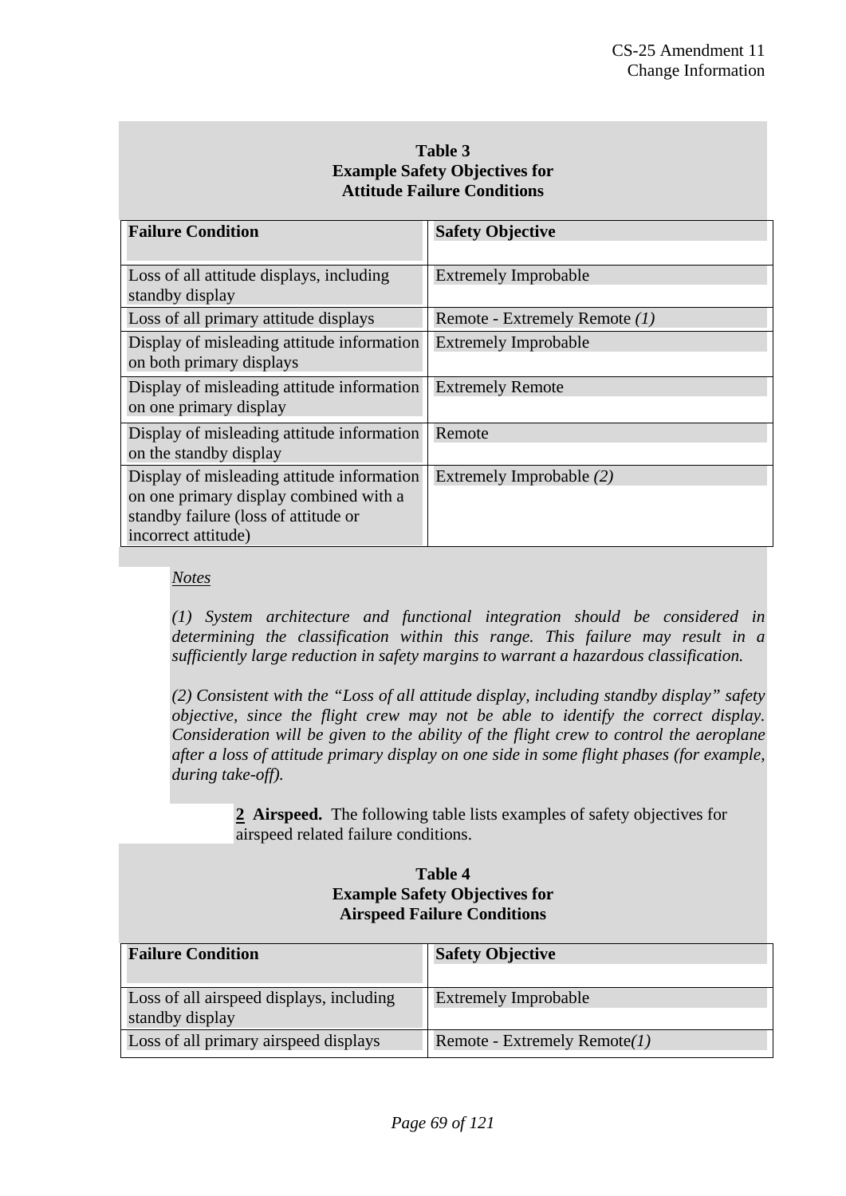**Table 3**
**Example Safety Objectives for**
**Attitude Failure Conditions**

| **Failure Condition** | **Safety Objective** |
|---|---|
| Loss of all attitude displays, including standby display | Extremely Improbable |
| Loss of all primary attitude displays | Remote - Extremely Remote *(1)* |
| Display of misleading attitude information on both primary displays | Extremely Improbable |
| Display of misleading attitude information on one primary display | Extremely Remote |
| Display of misleading attitude information on the standby display | Remote |
| Display of misleading attitude information on one primary display combined with a standby failure (loss of attitude or incorrect attitude) | Extremely Improbable *(2)* |

*Notes*

*(1) System architecture and functional integration should be considered in determining the classification within this range. This failure may result in a sufficiently large reduction in safety margins to warrant a hazardous classification.*

*(2) Consistent with the "Loss of all attitude display, including standby display" safety objective, since the flight crew may not be able to identify the correct display. Consideration will be given to the ability of the flight crew to control the aeroplane after a loss of attitude primary display on one side in some flight phases (for example, during take-off).*

**2 Airspeed.** The following table lists examples of safety objectives for airspeed related failure conditions.

**Table 4**
**Example Safety Objectives for**
**Airspeed Failure Conditions**

| **Failure Condition** | **Safety Objective** |
|---|---|
| Loss of all airspeed displays, including standby display | Extremely Improbable |
| Loss of all primary airspeed displays | Remote - Extremely Remote*(1)* |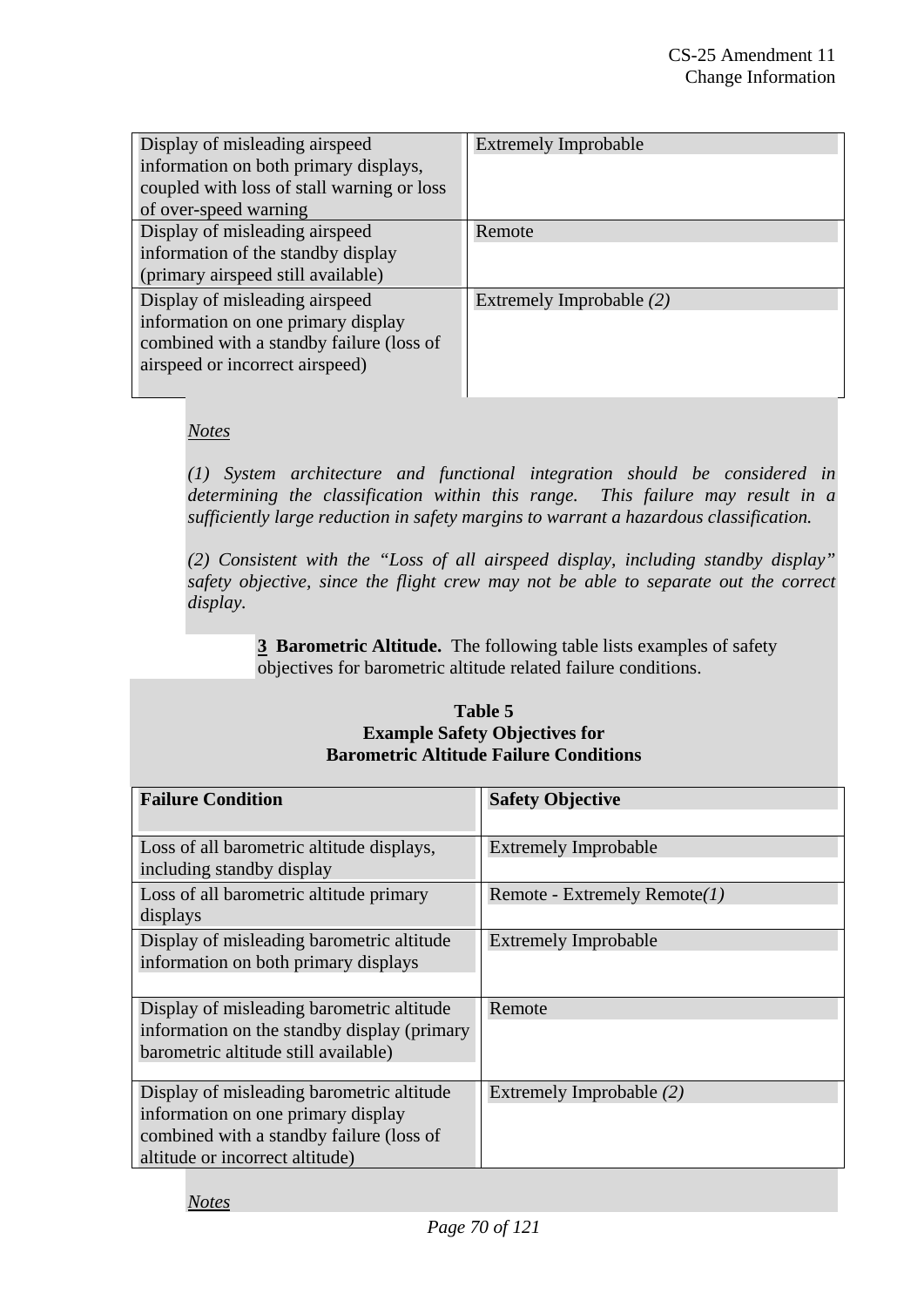| | |
|---|---|
| Display of misleading airspeed information on both primary displays, coupled with loss of stall warning or loss of over-speed warning | Extremely Improbable |
| Display of misleading airspeed information of the standby display (primary airspeed still available) | Remote |
| Display of misleading airspeed information on one primary display combined with a standby failure (loss of airspeed or incorrect airspeed) | Extremely Improbable *(2)* |

*Notes*

*(1) System architecture and functional integration should be considered in determining the classification within this range. This failure may result in a sufficiently large reduction in safety margins to warrant a hazardous classification.*

*(2) Consistent with the "Loss of all airspeed display, including standby display" safety objective, since the flight crew may not be able to separate out the correct display.*

**3 Barometric Altitude.** The following table lists examples of safety objectives for barometric altitude related failure conditions.

**Table 5**
**Example Safety Objectives for**
**Barometric Altitude Failure Conditions**

| **Failure Condition** | **Safety Objective** |
|---|---|
| Loss of all barometric altitude displays, including standby display | Extremely Improbable |
| Loss of all barometric altitude primary displays | Remote - Extremely Remote*(1)* |
| Display of misleading barometric altitude information on both primary displays | Extremely Improbable |
| Display of misleading barometric altitude information on the standby display (primary barometric altitude still available) | Remote |
| Display of misleading barometric altitude information on one primary display combined with a standby failure (loss of altitude or incorrect altitude) | Extremely Improbable *(2)* |

*Notes*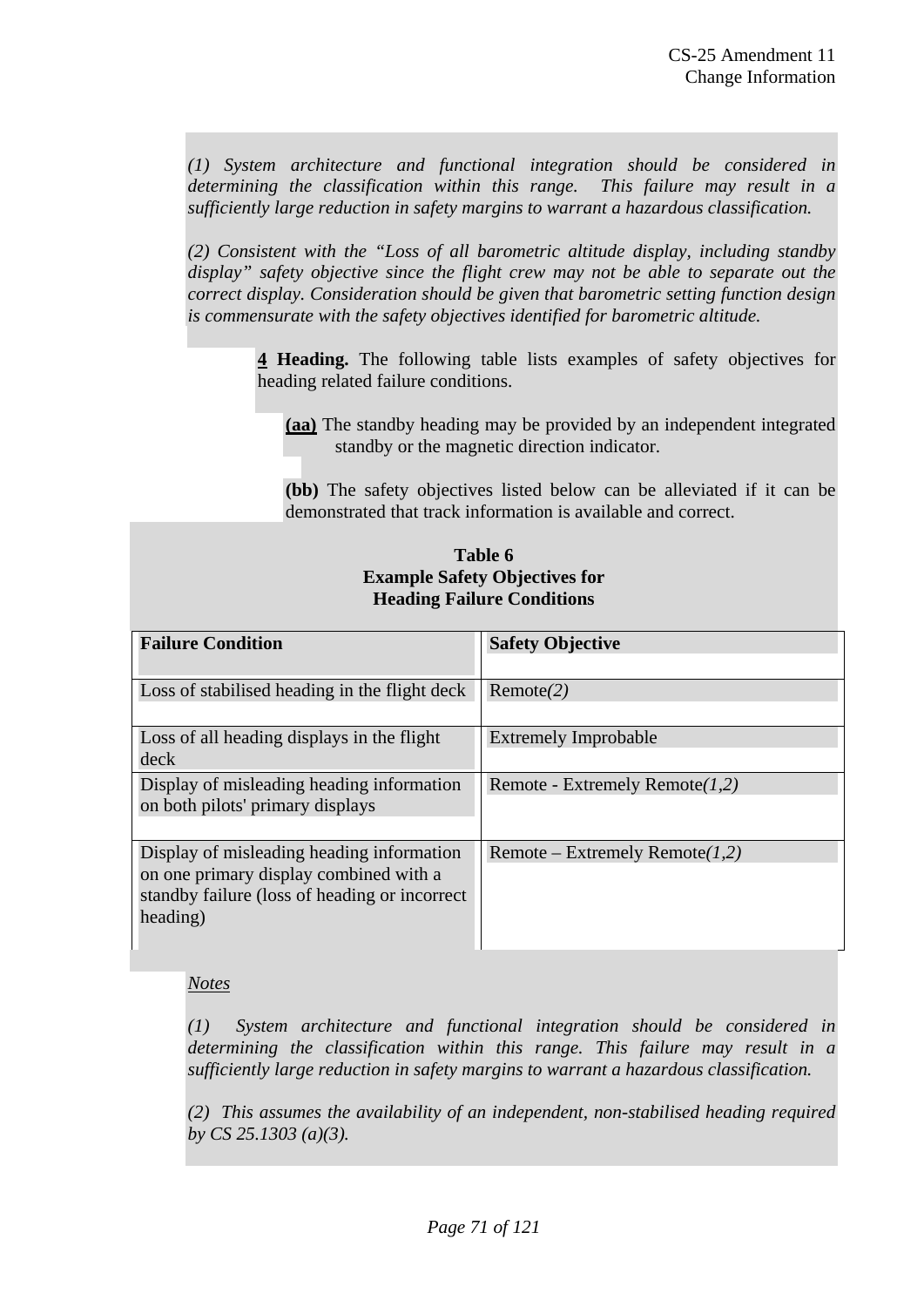*(1) System architecture and functional integration should be considered in determining the classification within this range. This failure may result in a sufficiently large reduction in safety margins to warrant a hazardous classification.*

*(2) Consistent with the "Loss of all barometric altitude display, including standby display" safety objective since the flight crew may not be able to separate out the correct display. Consideration should be given that barometric setting function design is commensurate with the safety objectives identified for barometric altitude.*

**4 Heading.** The following table lists examples of safety objectives for heading related failure conditions.

**(aa)** The standby heading may be provided by an independent integrated standby or the magnetic direction indicator.

**(bb)** The safety objectives listed below can be alleviated if it can be demonstrated that track information is available and correct.

**Table 6**
**Example Safety Objectives for Heading Failure Conditions**

| Failure Condition | Safety Objective |
|---|---|
| Loss of stabilised heading in the flight deck | Remote*(2)* |
| Loss of all heading displays in the flight deck | Extremely Improbable |
| Display of misleading heading information on both pilots' primary displays | Remote - Extremely Remote*(1,2)* |
| Display of misleading heading information on one primary display combined with a standby failure (loss of heading or incorrect heading) | Remote – Extremely Remote*(1,2)* |

*Notes*

*(1) System architecture and functional integration should be considered in determining the classification within this range. This failure may result in a sufficiently large reduction in safety margins to warrant a hazardous classification.*

*(2) This assumes the availability of an independent, non-stabilised heading required by CS 25.1303 (a)(3).*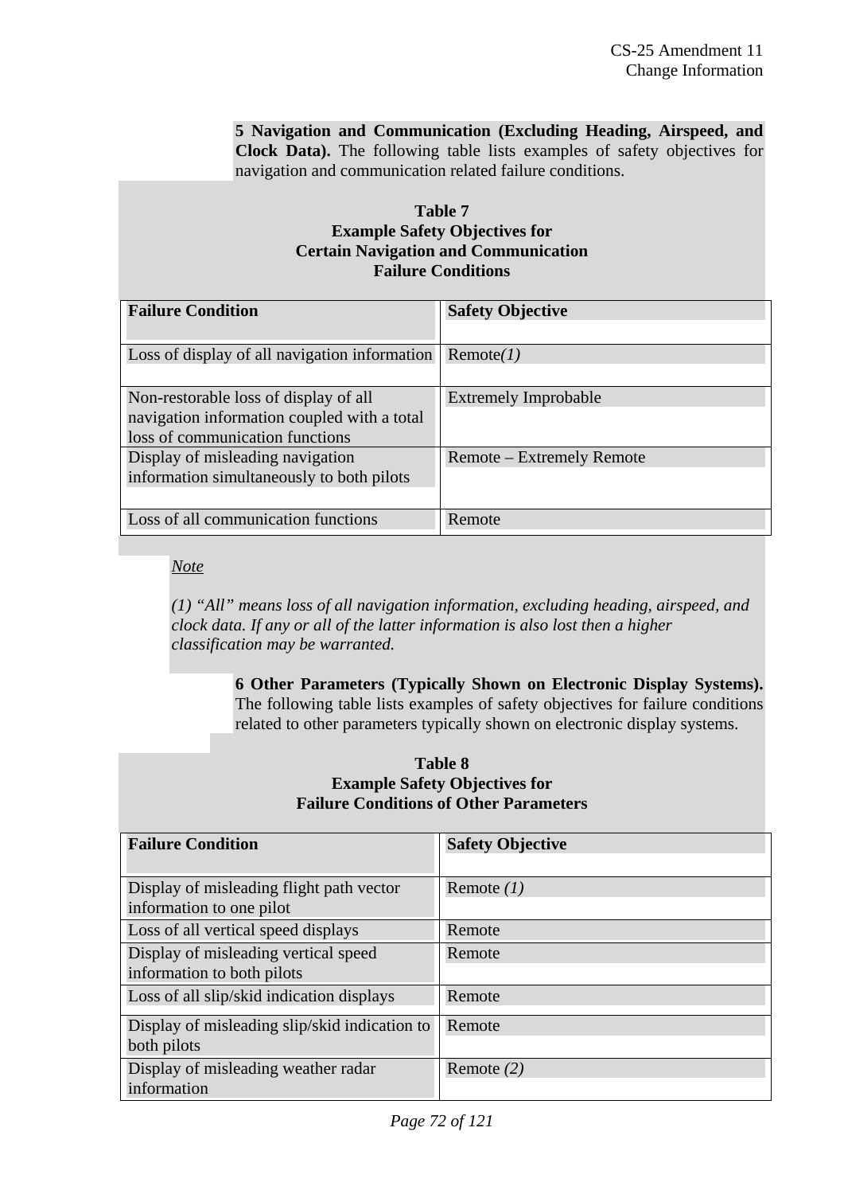**5 Navigation and Communication (Excluding Heading, Airspeed, and Clock Data).** The following table lists examples of safety objectives for navigation and communication related failure conditions.

**Table 7**
**Example Safety Objectives for**
**Certain Navigation and Communication**
**Failure Conditions**

| Failure Condition | Safety Objective |
|---|---|
| Loss of display of all navigation information | Remote*(1)* |
| Non-restorable loss of display of all navigation information coupled with a total loss of communication functions | Extremely Improbable |
| Display of misleading navigation information simultaneously to both pilots | Remote – Extremely Remote |
| Loss of all communication functions | Remote |

*Note*

*(1) "All" means loss of all navigation information, excluding heading, airspeed, and clock data. If any or all of the latter information is also lost then a higher classification may be warranted.*

**6 Other Parameters (Typically Shown on Electronic Display Systems).** The following table lists examples of safety objectives for failure conditions related to other parameters typically shown on electronic display systems.

**Table 8**
**Example Safety Objectives for**
**Failure Conditions of Other Parameters**

| Failure Condition | Safety Objective |
|---|---|
| Display of misleading flight path vector information to one pilot | Remote *(1)* |
| Loss of all vertical speed displays | Remote |
| Display of misleading vertical speed information to both pilots | Remote |
| Loss of all slip/skid indication displays | Remote |
| Display of misleading slip/skid indication to both pilots | Remote |
| Display of misleading weather radar information | Remote *(2)* |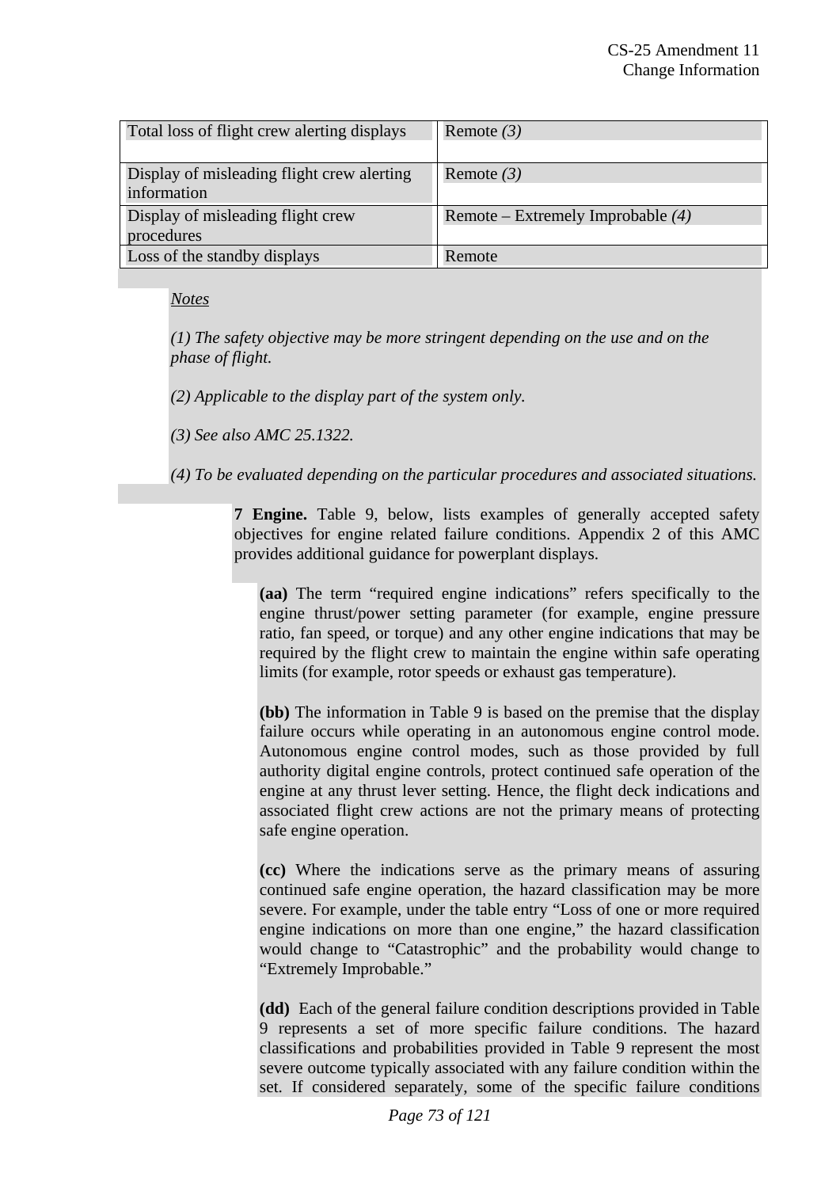| | |
|---|---|
| Total loss of flight crew alerting displays | Remote *(3)* |
| Display of misleading flight crew alerting information | Remote *(3)* |
| Display of misleading flight crew procedures | Remote – Extremely Improbable *(4)* |
| Loss of the standby displays | Remote |

*Notes*

*(1) The safety objective may be more stringent depending on the use and on the phase of flight.*

*(2) Applicable to the display part of the system only.*

*(3) See also AMC 25.1322.*

*(4) To be evaluated depending on the particular procedures and associated situations.*

**7 Engine.** Table 9, below, lists examples of generally accepted safety objectives for engine related failure conditions. Appendix 2 of this AMC provides additional guidance for powerplant displays.

**(aa)** The term "required engine indications" refers specifically to the engine thrust/power setting parameter (for example, engine pressure ratio, fan speed, or torque) and any other engine indications that may be required by the flight crew to maintain the engine within safe operating limits (for example, rotor speeds or exhaust gas temperature).

**(bb)** The information in Table 9 is based on the premise that the display failure occurs while operating in an autonomous engine control mode. Autonomous engine control modes, such as those provided by full authority digital engine controls, protect continued safe operation of the engine at any thrust lever setting. Hence, the flight deck indications and associated flight crew actions are not the primary means of protecting safe engine operation.

**(cc)** Where the indications serve as the primary means of assuring continued safe engine operation, the hazard classification may be more severe. For example, under the table entry "Loss of one or more required engine indications on more than one engine," the hazard classification would change to "Catastrophic" and the probability would change to "Extremely Improbable."

**(dd)** Each of the general failure condition descriptions provided in Table 9 represents a set of more specific failure conditions. The hazard classifications and probabilities provided in Table 9 represent the most severe outcome typically associated with any failure condition within the set. If considered separately, some of the specific failure conditions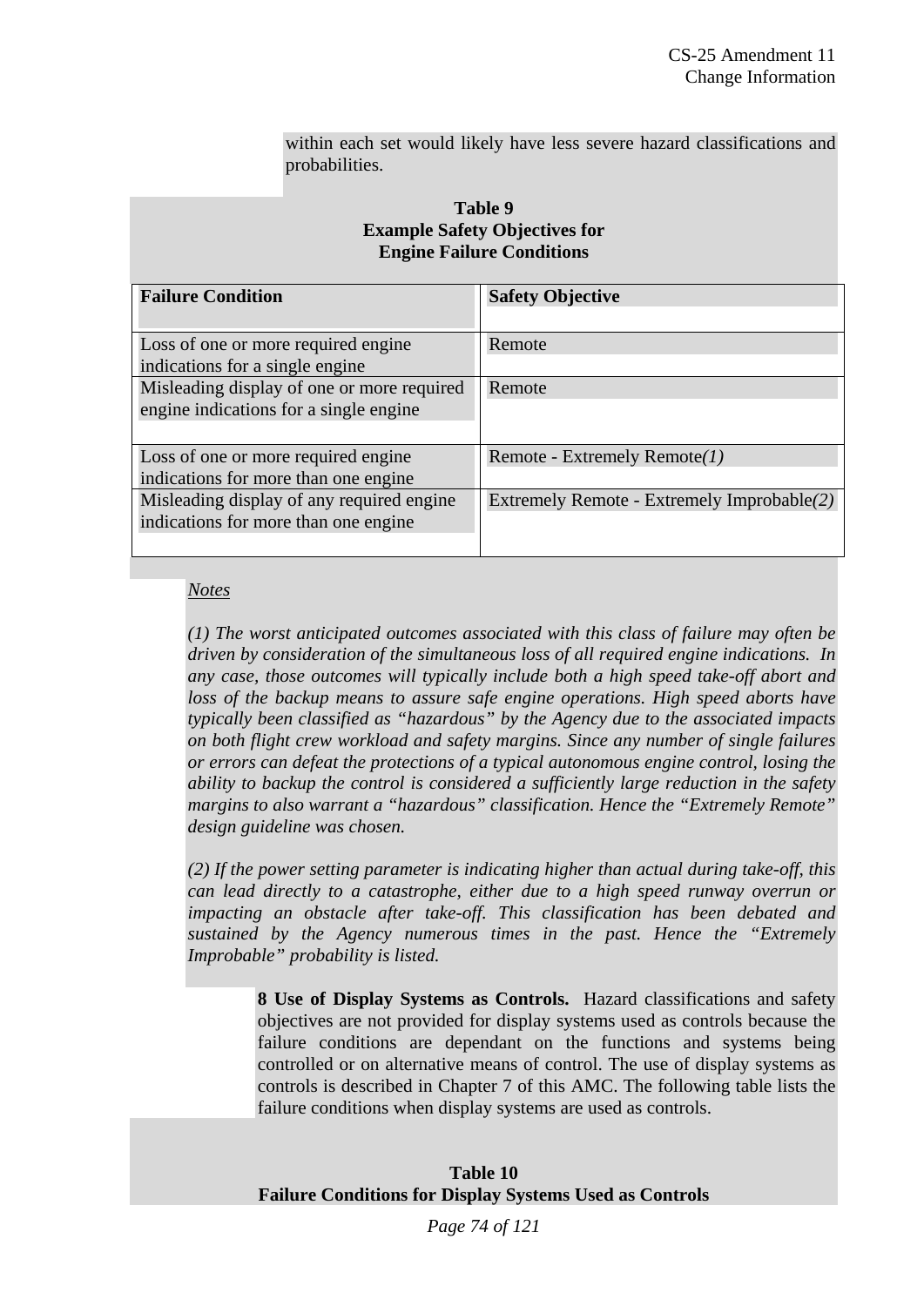within each set would likely have less severe hazard classifications and probabilities.

**Table 9**
**Example Safety Objectives for Engine Failure Conditions**

| **Failure Condition** | **Safety Objective** |
|---|---|
| Loss of one or more required engine indications for a single engine | Remote |
| Misleading display of one or more required engine indications for a single engine | Remote |
| Loss of one or more required engine indications for more than one engine | Remote - Extremely Remote*(1)* |
| Misleading display of any required engine indications for more than one engine | Extremely Remote - Extremely Improbable*(2)* |

*Notes*

*(1) The worst anticipated outcomes associated with this class of failure may often be driven by consideration of the simultaneous loss of all required engine indications. In any case, those outcomes will typically include both a high speed take-off abort and loss of the backup means to assure safe engine operations. High speed aborts have typically been classified as "hazardous" by the Agency due to the associated impacts on both flight crew workload and safety margins. Since any number of single failures or errors can defeat the protections of a typical autonomous engine control, losing the ability to backup the control is considered a sufficiently large reduction in the safety margins to also warrant a "hazardous" classification. Hence the "Extremely Remote" design guideline was chosen.*

*(2) If the power setting parameter is indicating higher than actual during take-off, this can lead directly to a catastrophe, either due to a high speed runway overrun or impacting an obstacle after take-off. This classification has been debated and sustained by the Agency numerous times in the past. Hence the "Extremely Improbable" probability is listed.*

**8 Use of Display Systems as Controls.** Hazard classifications and safety objectives are not provided for display systems used as controls because the failure conditions are dependant on the functions and systems being controlled or on alternative means of control. The use of display systems as controls is described in Chapter 7 of this AMC. The following table lists the failure conditions when display systems are used as controls.

**Table 10**
**Failure Conditions for Display Systems Used as Controls**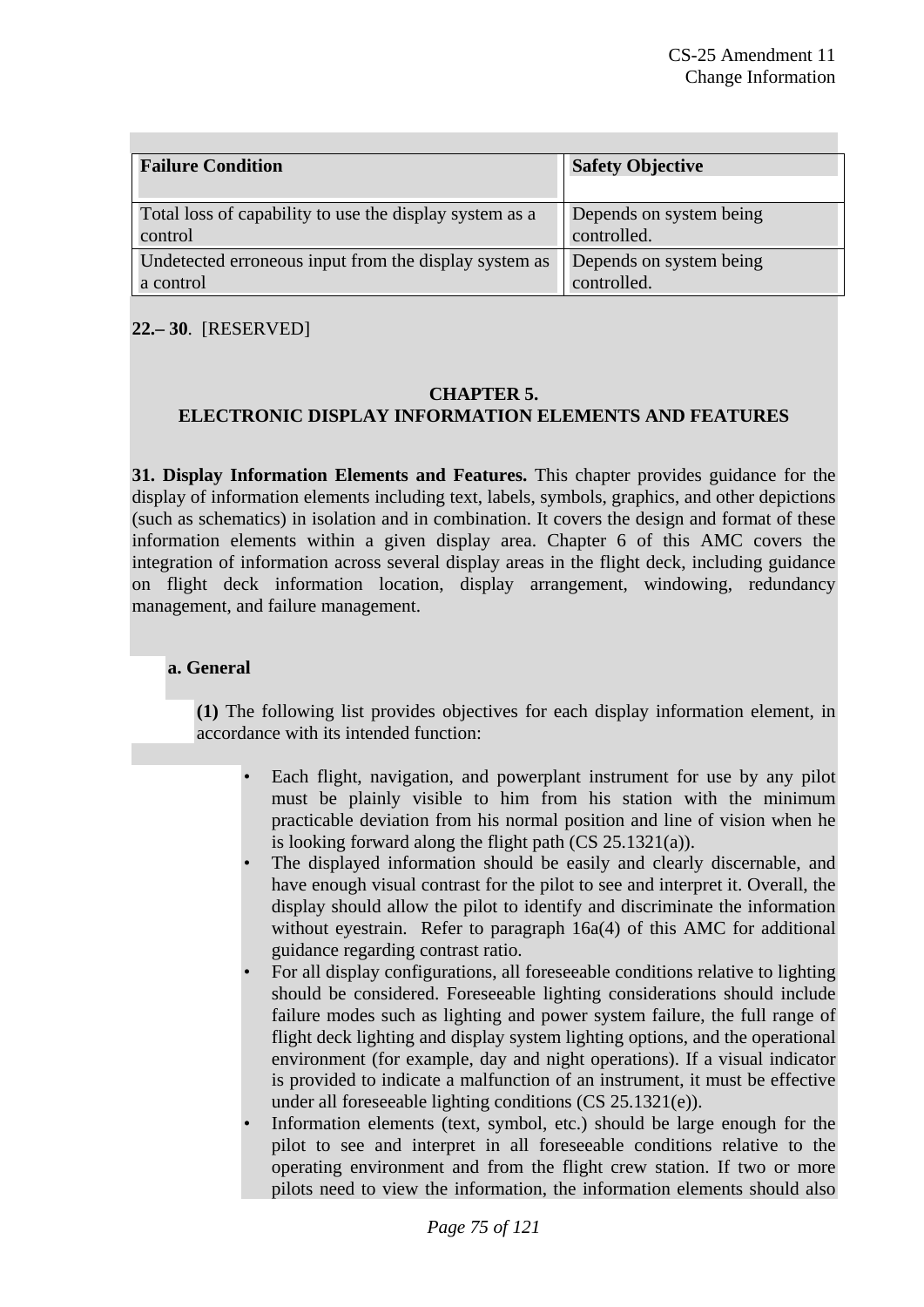| Failure Condition | Safety Objective |
| --- | --- |
| Total loss of capability to use the display system as a control | Depends on system being controlled. |
| Undetected erroneous input from the display system as a control | Depends on system being controlled. |

**22.– 30**. [RESERVED]

## CHAPTER 5.
## ELECTRONIC DISPLAY INFORMATION ELEMENTS AND FEATURES

**31. Display Information Elements and Features.** This chapter provides guidance for the display of information elements including text, labels, symbols, graphics, and other depictions (such as schematics) in isolation and in combination. It covers the design and format of these information elements within a given display area. Chapter 6 of this AMC covers the integration of information across several display areas in the flight deck, including guidance on flight deck information location, display arrangement, windowing, redundancy management, and failure management.

**a. General**

**(1)** The following list provides objectives for each display information element, in accordance with its intended function:

- Each flight, navigation, and powerplant instrument for use by any pilot must be plainly visible to him from his station with the minimum practicable deviation from his normal position and line of vision when he is looking forward along the flight path (CS 25.1321(a)).
- The displayed information should be easily and clearly discernable, and have enough visual contrast for the pilot to see and interpret it. Overall, the display should allow the pilot to identify and discriminate the information without eyestrain. Refer to paragraph 16a(4) of this AMC for additional guidance regarding contrast ratio.
- For all display configurations, all foreseeable conditions relative to lighting should be considered. Foreseeable lighting considerations should include failure modes such as lighting and power system failure, the full range of flight deck lighting and display system lighting options, and the operational environment (for example, day and night operations). If a visual indicator is provided to indicate a malfunction of an instrument, it must be effective under all foreseeable lighting conditions (CS 25.1321(e)).
- Information elements (text, symbol, etc.) should be large enough for the pilot to see and interpret in all foreseeable conditions relative to the operating environment and from the flight crew station. If two or more pilots need to view the information, the information elements should also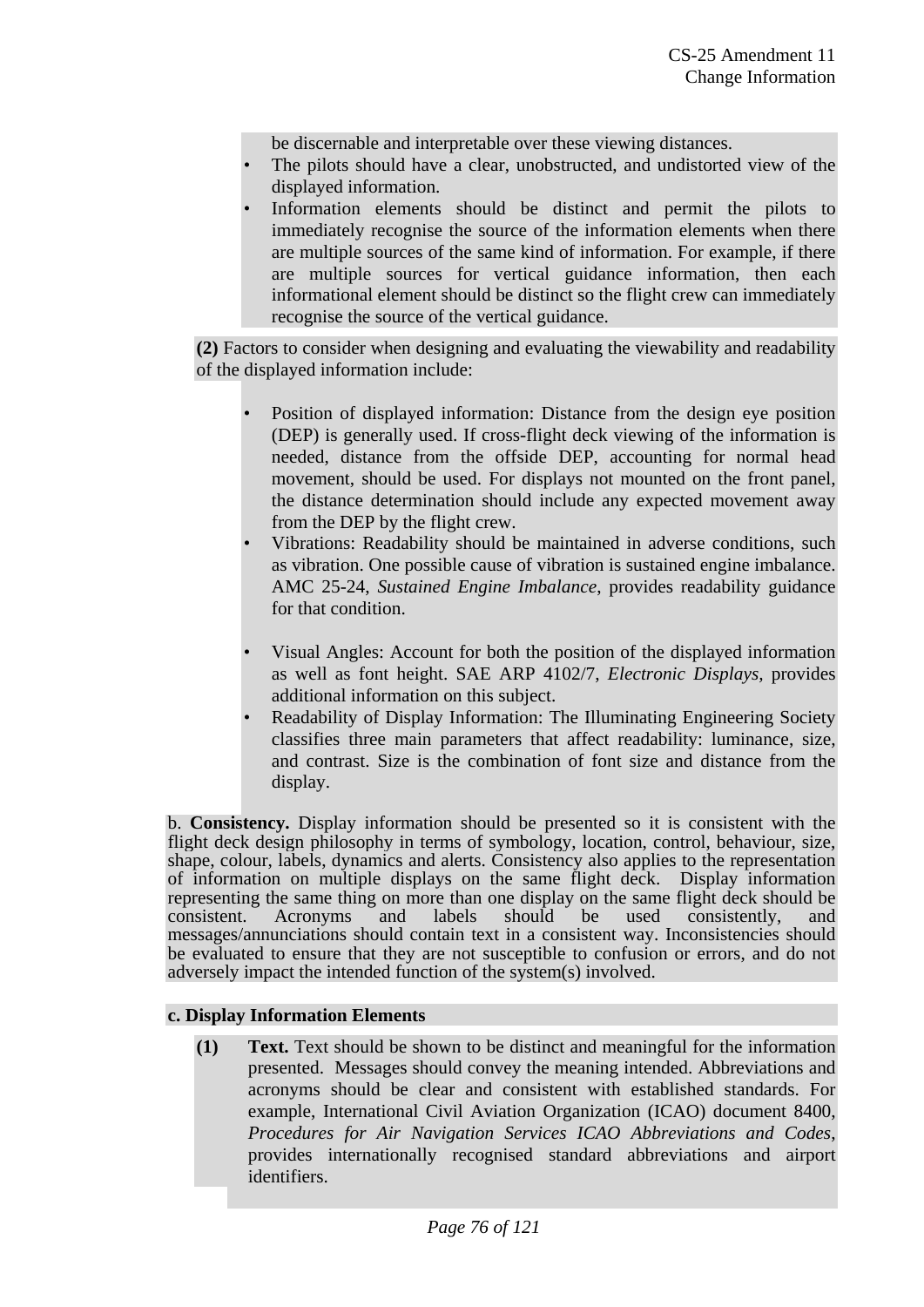be discernable and interpretable over these viewing distances.

- The pilots should have a clear, unobstructed, and undistorted view of the displayed information.
- Information elements should be distinct and permit the pilots to immediately recognise the source of the information elements when there are multiple sources of the same kind of information. For example, if there are multiple sources for vertical guidance information, then each informational element should be distinct so the flight crew can immediately recognise the source of the vertical guidance.

**(2)** Factors to consider when designing and evaluating the viewability and readability of the displayed information include:

- Position of displayed information: Distance from the design eye position (DEP) is generally used. If cross-flight deck viewing of the information is needed, distance from the offside DEP, accounting for normal head movement, should be used. For displays not mounted on the front panel, the distance determination should include any expected movement away from the DEP by the flight crew.
- Vibrations: Readability should be maintained in adverse conditions, such as vibration. One possible cause of vibration is sustained engine imbalance. AMC 25-24, *Sustained Engine Imbalance*, provides readability guidance for that condition.
- Visual Angles: Account for both the position of the displayed information as well as font height. SAE ARP 4102/7, *Electronic Displays*, provides additional information on this subject.
- Readability of Display Information: The Illuminating Engineering Society classifies three main parameters that affect readability: luminance, size, and contrast. Size is the combination of font size and distance from the display.

b. **Consistency.** Display information should be presented so it is consistent with the flight deck design philosophy in terms of symbology, location, control, behaviour, size, shape, colour, labels, dynamics and alerts. Consistency also applies to the representation of information on multiple displays on the same flight deck. Display information representing the same thing on more than one display on the same flight deck should be consistent. Acronyms and labels should be used consistently, and messages/annunciations should contain text in a consistent way. Inconsistencies should be evaluated to ensure that they are not susceptible to confusion or errors, and do not adversely impact the intended function of the system(s) involved.

**c. Display Information Elements**

**(1)** **Text.** Text should be shown to be distinct and meaningful for the information presented. Messages should convey the meaning intended. Abbreviations and acronyms should be clear and consistent with established standards. For example, International Civil Aviation Organization (ICAO) document 8400, *Procedures for Air Navigation Services ICAO Abbreviations and Codes*, provides internationally recognised standard abbreviations and airport identifiers.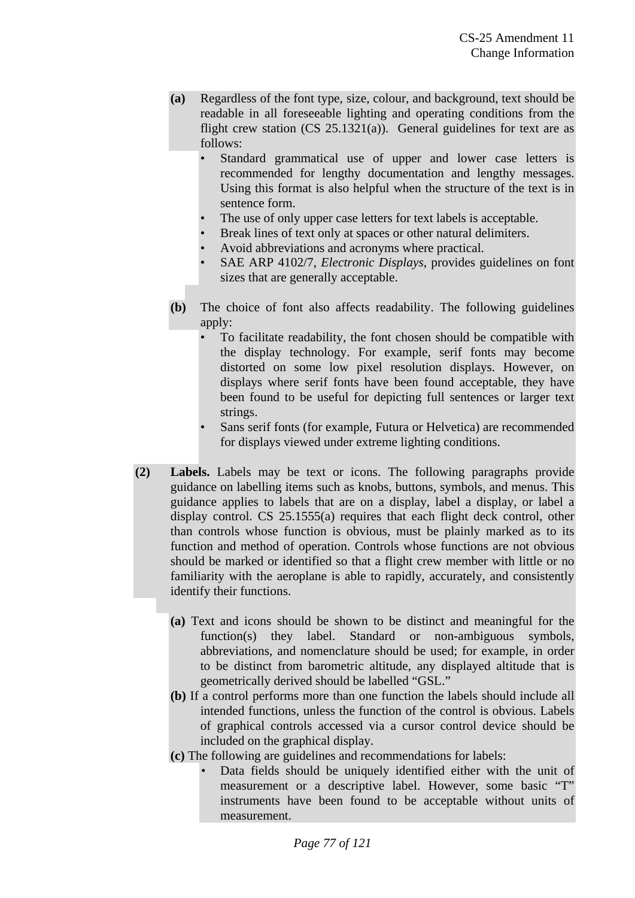**(a)** Regardless of the font type, size, colour, and background, text should be readable in all foreseeable lighting and operating conditions from the flight crew station (CS 25.1321(a)). General guidelines for text are as follows:

- Standard grammatical use of upper and lower case letters is recommended for lengthy documentation and lengthy messages. Using this format is also helpful when the structure of the text is in sentence form.
- The use of only upper case letters for text labels is acceptable.
- Break lines of text only at spaces or other natural delimiters.
- Avoid abbreviations and acronyms where practical.
- SAE ARP 4102/7, *Electronic Displays,* provides guidelines on font sizes that are generally acceptable.

**(b)** The choice of font also affects readability. The following guidelines apply:

- To facilitate readability, the font chosen should be compatible with the display technology. For example, serif fonts may become distorted on some low pixel resolution displays. However, on displays where serif fonts have been found acceptable, they have been found to be useful for depicting full sentences or larger text strings.
- Sans serif fonts (for example, Futura or Helvetica) are recommended for displays viewed under extreme lighting conditions.

**(2)** **Labels.** Labels may be text or icons. The following paragraphs provide guidance on labelling items such as knobs, buttons, symbols, and menus. This guidance applies to labels that are on a display, label a display, or label a display control. CS 25.1555(a) requires that each flight deck control, other than controls whose function is obvious, must be plainly marked as to its function and method of operation. Controls whose functions are not obvious should be marked or identified so that a flight crew member with little or no familiarity with the aeroplane is able to rapidly, accurately, and consistently identify their functions.

**(a)** Text and icons should be shown to be distinct and meaningful for the function(s) they label. Standard or non-ambiguous symbols, abbreviations, and nomenclature should be used; for example, in order to be distinct from barometric altitude, any displayed altitude that is geometrically derived should be labelled "GSL."

**(b)** If a control performs more than one function the labels should include all intended functions, unless the function of the control is obvious. Labels of graphical controls accessed via a cursor control device should be included on the graphical display.

**(c)** The following are guidelines and recommendations for labels:

- Data fields should be uniquely identified either with the unit of measurement or a descriptive label. However, some basic "T" instruments have been found to be acceptable without units of measurement.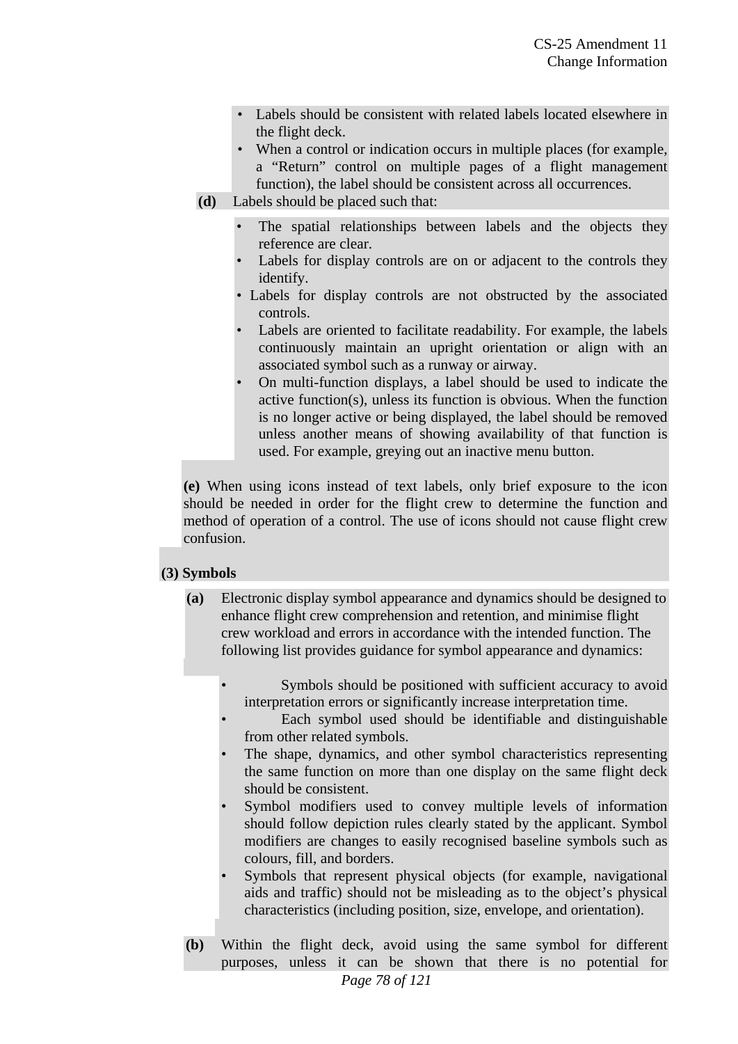- Labels should be consistent with related labels located elsewhere in the flight deck.
- When a control or indication occurs in multiple places (for example, a "Return" control on multiple pages of a flight management function), the label should be consistent across all occurrences.

**(d)** Labels should be placed such that:

- The spatial relationships between labels and the objects they reference are clear.
- Labels for display controls are on or adjacent to the controls they identify.
- Labels for display controls are not obstructed by the associated controls.
- Labels are oriented to facilitate readability. For example, the labels continuously maintain an upright orientation or align with an associated symbol such as a runway or airway.
- On multi-function displays, a label should be used to indicate the active function(s), unless its function is obvious. When the function is no longer active or being displayed, the label should be removed unless another means of showing availability of that function is used. For example, greying out an inactive menu button.

**(e)** When using icons instead of text labels, only brief exposure to the icon should be needed in order for the flight crew to determine the function and method of operation of a control. The use of icons should not cause flight crew confusion.

**(3) Symbols**

**(a)** Electronic display symbol appearance and dynamics should be designed to enhance flight crew comprehension and retention, and minimise flight crew workload and errors in accordance with the intended function. The following list provides guidance for symbol appearance and dynamics:

- Symbols should be positioned with sufficient accuracy to avoid interpretation errors or significantly increase interpretation time.
- Each symbol used should be identifiable and distinguishable from other related symbols.
- The shape, dynamics, and other symbol characteristics representing the same function on more than one display on the same flight deck should be consistent.
- Symbol modifiers used to convey multiple levels of information should follow depiction rules clearly stated by the applicant. Symbol modifiers are changes to easily recognised baseline symbols such as colours, fill, and borders.
- Symbols that represent physical objects (for example, navigational aids and traffic) should not be misleading as to the object's physical characteristics (including position, size, envelope, and orientation).

**(b)** Within the flight deck, avoid using the same symbol for different purposes, unless it can be shown that there is no potential for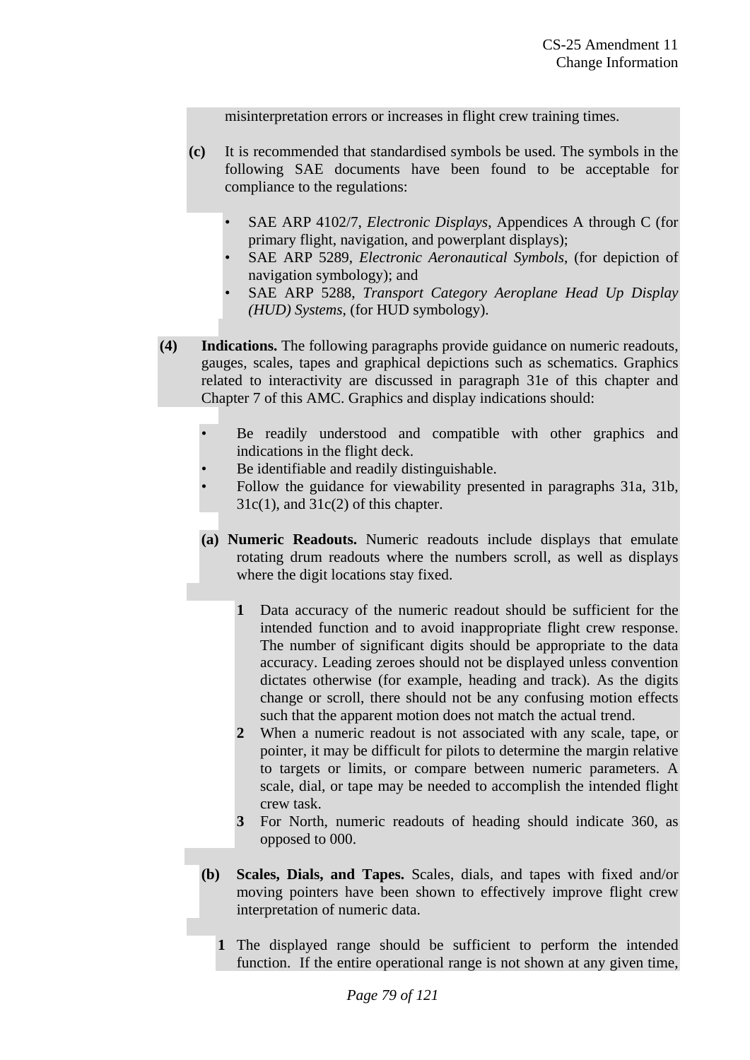misinterpretation errors or increases in flight crew training times.

**(c)** It is recommended that standardised symbols be used. The symbols in the following SAE documents have been found to be acceptable for compliance to the regulations:

- SAE ARP 4102/7, *Electronic Displays*, Appendices A through C (for primary flight, navigation, and powerplant displays);
- SAE ARP 5289, *Electronic Aeronautical Symbols*, (for depiction of navigation symbology); and
- SAE ARP 5288, *Transport Category Aeroplane Head Up Display (HUD) Systems*, (for HUD symbology).

**(4) Indications.** The following paragraphs provide guidance on numeric readouts, gauges, scales, tapes and graphical depictions such as schematics. Graphics related to interactivity are discussed in paragraph 31e of this chapter and Chapter 7 of this AMC. Graphics and display indications should:

- Be readily understood and compatible with other graphics and indications in the flight deck.
- Be identifiable and readily distinguishable.
- Follow the guidance for viewability presented in paragraphs 31a, 31b, 31c(1), and 31c(2) of this chapter.

**(a) Numeric Readouts.** Numeric readouts include displays that emulate rotating drum readouts where the numbers scroll, as well as displays where the digit locations stay fixed.

**1** Data accuracy of the numeric readout should be sufficient for the intended function and to avoid inappropriate flight crew response. The number of significant digits should be appropriate to the data accuracy. Leading zeroes should not be displayed unless convention dictates otherwise (for example, heading and track). As the digits change or scroll, there should not be any confusing motion effects such that the apparent motion does not match the actual trend.

**2** When a numeric readout is not associated with any scale, tape, or pointer, it may be difficult for pilots to determine the margin relative to targets or limits, or compare between numeric parameters. A scale, dial, or tape may be needed to accomplish the intended flight crew task.

**3** For North, numeric readouts of heading should indicate 360, as opposed to 000.

**(b) Scales, Dials, and Tapes.** Scales, dials, and tapes with fixed and/or moving pointers have been shown to effectively improve flight crew interpretation of numeric data.

**1** The displayed range should be sufficient to perform the intended function. If the entire operational range is not shown at any given time,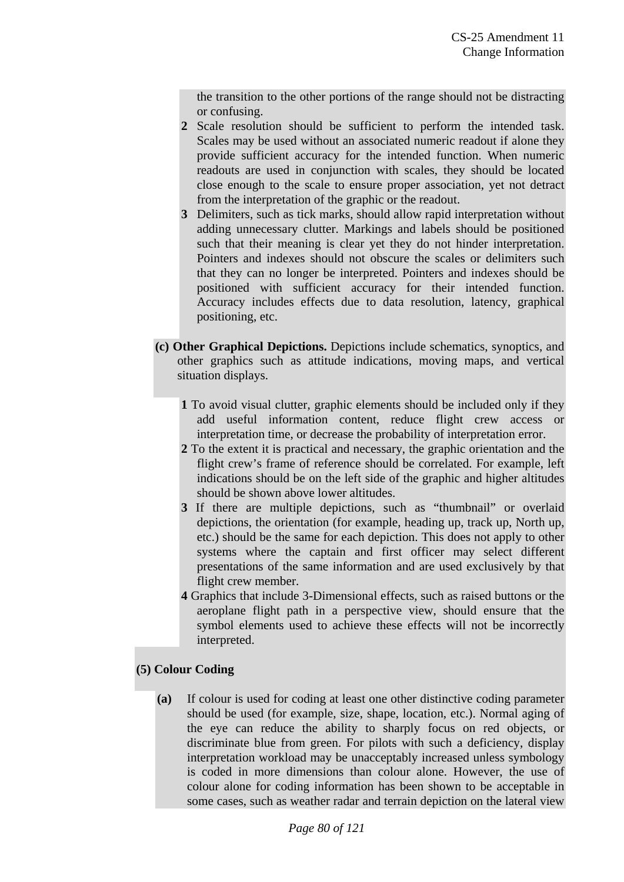the transition to the other portions of the range should not be distracting or confusing.

**2** Scale resolution should be sufficient to perform the intended task. Scales may be used without an associated numeric readout if alone they provide sufficient accuracy for the intended function. When numeric readouts are used in conjunction with scales, they should be located close enough to the scale to ensure proper association, yet not detract from the interpretation of the graphic or the readout.

**3** Delimiters, such as tick marks, should allow rapid interpretation without adding unnecessary clutter. Markings and labels should be positioned such that their meaning is clear yet they do not hinder interpretation. Pointers and indexes should not obscure the scales or delimiters such that they can no longer be interpreted. Pointers and indexes should be positioned with sufficient accuracy for their intended function. Accuracy includes effects due to data resolution, latency, graphical positioning, etc.

**(c) Other Graphical Depictions.** Depictions include schematics, synoptics, and other graphics such as attitude indications, moving maps, and vertical situation displays.

**1** To avoid visual clutter, graphic elements should be included only if they add useful information content, reduce flight crew access or interpretation time, or decrease the probability of interpretation error.

**2** To the extent it is practical and necessary, the graphic orientation and the flight crew's frame of reference should be correlated. For example, left indications should be on the left side of the graphic and higher altitudes should be shown above lower altitudes.

**3** If there are multiple depictions, such as "thumbnail" or overlaid depictions, the orientation (for example, heading up, track up, North up, etc.) should be the same for each depiction. This does not apply to other systems where the captain and first officer may select different presentations of the same information and are used exclusively by that flight crew member.

**4** Graphics that include 3-Dimensional effects, such as raised buttons or the aeroplane flight path in a perspective view, should ensure that the symbol elements used to achieve these effects will not be incorrectly interpreted.

**(5) Colour Coding**

**(a)** If colour is used for coding at least one other distinctive coding parameter should be used (for example, size, shape, location, etc.). Normal aging of the eye can reduce the ability to sharply focus on red objects, or discriminate blue from green. For pilots with such a deficiency, display interpretation workload may be unacceptably increased unless symbology is coded in more dimensions than colour alone. However, the use of colour alone for coding information has been shown to be acceptable in some cases, such as weather radar and terrain depiction on the lateral view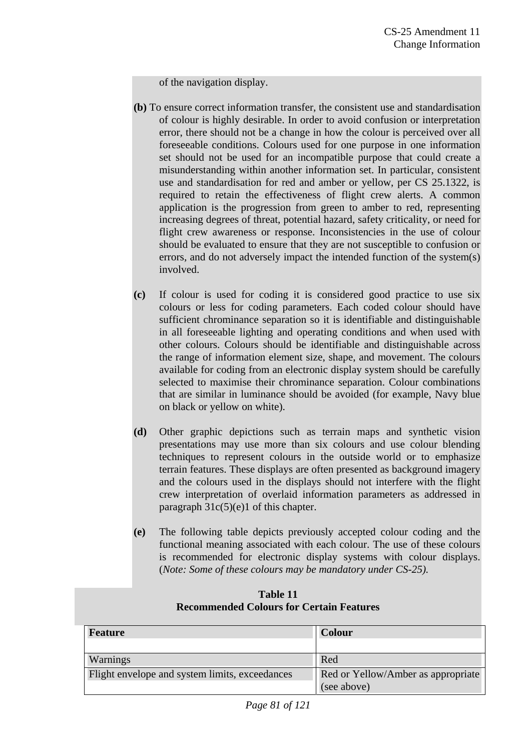of the navigation display.

**(b)** To ensure correct information transfer, the consistent use and standardisation of colour is highly desirable. In order to avoid confusion or interpretation error, there should not be a change in how the colour is perceived over all foreseeable conditions. Colours used for one purpose in one information set should not be used for an incompatible purpose that could create a misunderstanding within another information set. In particular, consistent use and standardisation for red and amber or yellow, per CS 25.1322, is required to retain the effectiveness of flight crew alerts. A common application is the progression from green to amber to red, representing increasing degrees of threat, potential hazard, safety criticality, or need for flight crew awareness or response. Inconsistencies in the use of colour should be evaluated to ensure that they are not susceptible to confusion or errors, and do not adversely impact the intended function of the system(s) involved.

**(c)** If colour is used for coding it is considered good practice to use six colours or less for coding parameters. Each coded colour should have sufficient chrominance separation so it is identifiable and distinguishable in all foreseeable lighting and operating conditions and when used with other colours. Colours should be identifiable and distinguishable across the range of information element size, shape, and movement. The colours available for coding from an electronic display system should be carefully selected to maximise their chrominance separation. Colour combinations that are similar in luminance should be avoided (for example, Navy blue on black or yellow on white).

**(d)** Other graphic depictions such as terrain maps and synthetic vision presentations may use more than six colours and use colour blending techniques to represent colours in the outside world or to emphasize terrain features. These displays are often presented as background imagery and the colours used in the displays should not interfere with the flight crew interpretation of overlaid information parameters as addressed in paragraph 31c(5)(e)1 of this chapter.

**(e)** The following table depicts previously accepted colour coding and the functional meaning associated with each colour. The use of these colours is recommended for electronic display systems with colour displays. (*Note: Some of these colours may be mandatory under CS-25).*

**Table 11**
**Recommended Colours for Certain Features**

| Feature | Colour |
|---|---|
| Warnings | Red |
| Flight envelope and system limits, exceedances | Red or Yellow/Amber as appropriate (see above) |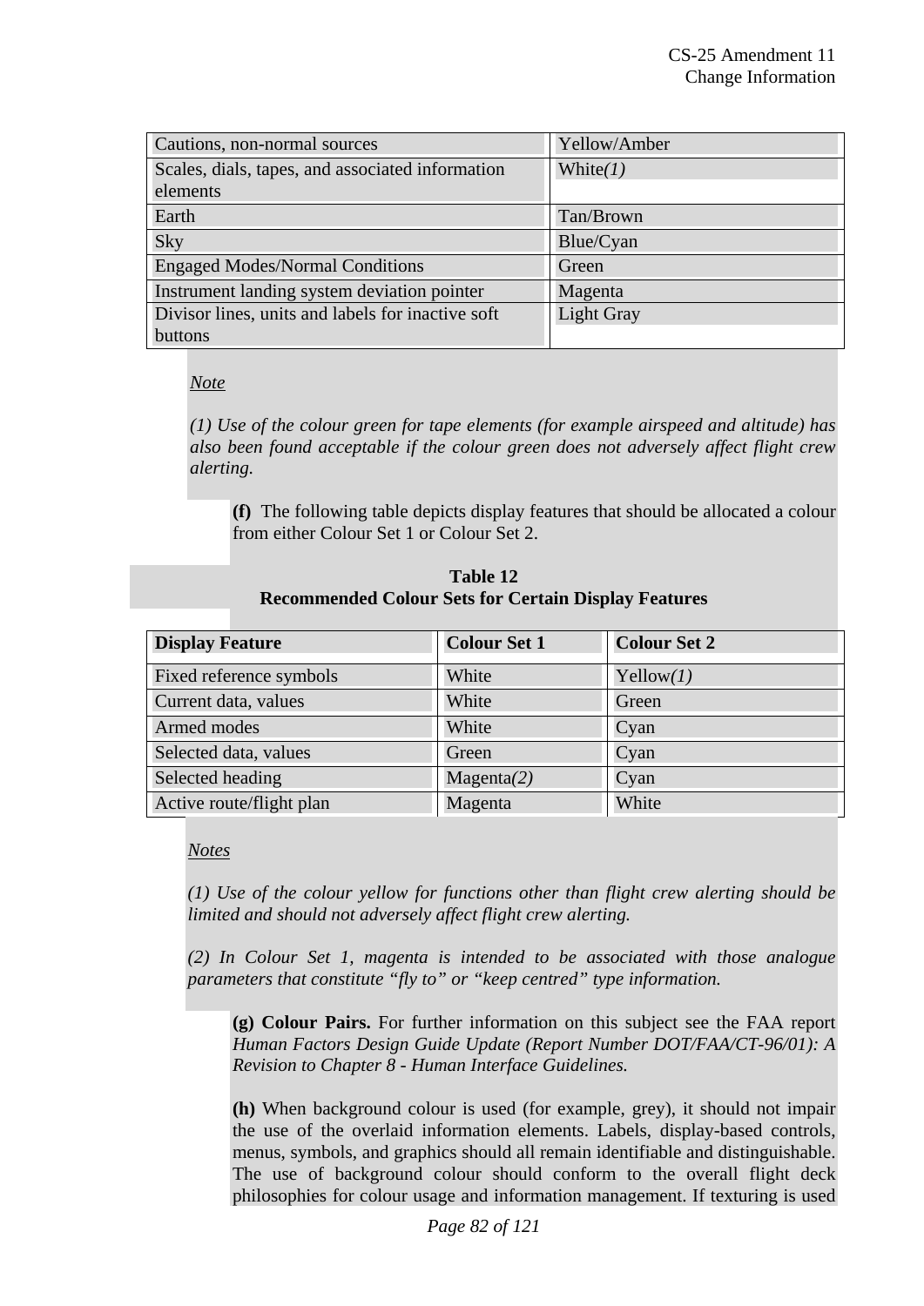| | |
|---|---|
| Cautions, non-normal sources | Yellow/Amber |
| Scales, dials, tapes, and associated information elements | White*(1)* |
| Earth | Tan/Brown |
| Sky | Blue/Cyan |
| Engaged Modes/Normal Conditions | Green |
| Instrument landing system deviation pointer | Magenta |
| Divisor lines, units and labels for inactive soft buttons | Light Gray |

*Note*

*(1) Use of the colour green for tape elements (for example airspeed and altitude) has also been found acceptable if the colour green does not adversely affect flight crew alerting.*

**(f)** The following table depicts display features that should be allocated a colour from either Colour Set 1 or Colour Set 2.

**Table 12**
**Recommended Colour Sets for Certain Display Features**

| Display Feature | Colour Set 1 | Colour Set 2 |
|---|---|---|
| Fixed reference symbols | White | Yellow*(1)* |
| Current data, values | White | Green |
| Armed modes | White | Cyan |
| Selected data, values | Green | Cyan |
| Selected heading | Magenta*(2)* | Cyan |
| Active route/flight plan | Magenta | White |

*Notes*

*(1) Use of the colour yellow for functions other than flight crew alerting should be limited and should not adversely affect flight crew alerting.*

*(2) In Colour Set 1, magenta is intended to be associated with those analogue parameters that constitute "fly to" or "keep centred" type information.*

**(g) Colour Pairs.** For further information on this subject see the FAA report *Human Factors Design Guide Update (Report Number DOT/FAA/CT-96/01): A Revision to Chapter 8 - Human Interface Guidelines.*

**(h)** When background colour is used (for example, grey), it should not impair the use of the overlaid information elements. Labels, display-based controls, menus, symbols, and graphics should all remain identifiable and distinguishable. The use of background colour should conform to the overall flight deck philosophies for colour usage and information management. If texturing is used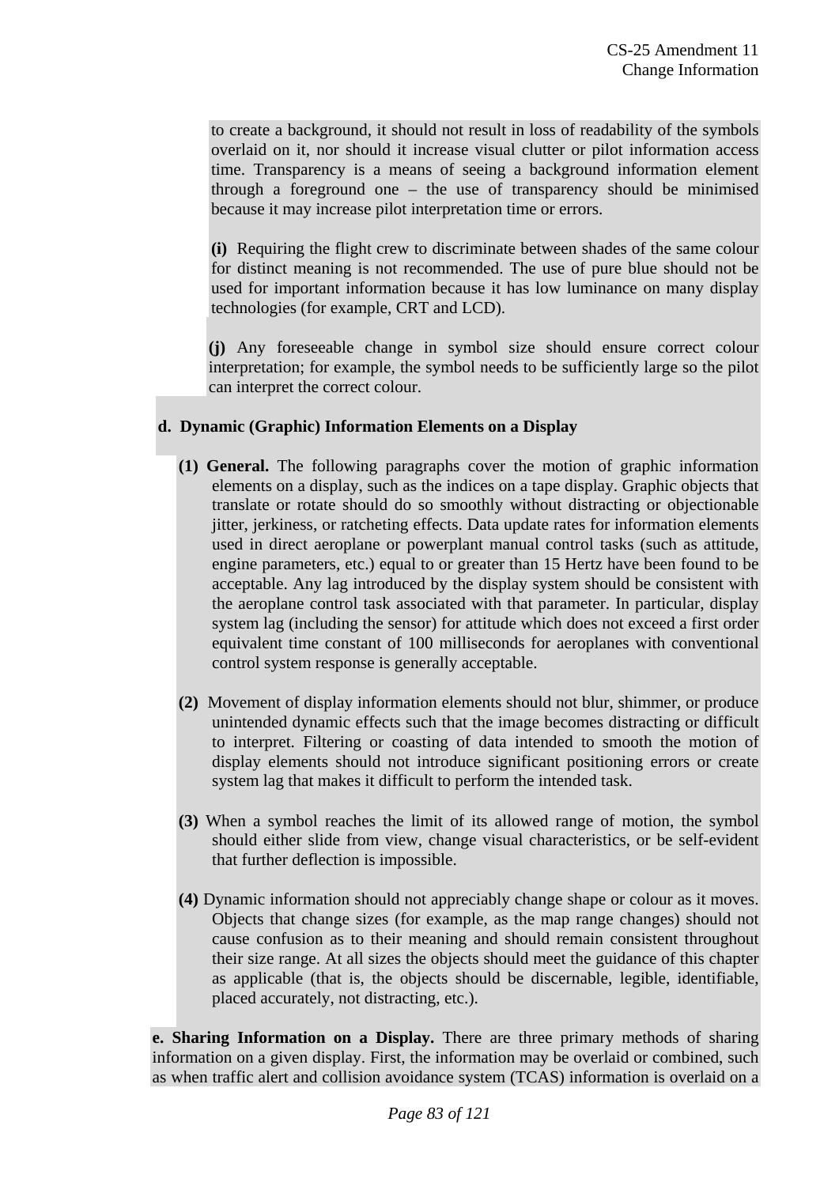to create a background, it should not result in loss of readability of the symbols overlaid on it, nor should it increase visual clutter or pilot information access time. Transparency is a means of seeing a background information element through a foreground one – the use of transparency should be minimised because it may increase pilot interpretation time or errors.

**(i)** Requiring the flight crew to discriminate between shades of the same colour for distinct meaning is not recommended. The use of pure blue should not be used for important information because it has low luminance on many display technologies (for example, CRT and LCD).

**(j)** Any foreseeable change in symbol size should ensure correct colour interpretation; for example, the symbol needs to be sufficiently large so the pilot can interpret the correct colour.

**d. Dynamic (Graphic) Information Elements on a Display**

**(1) General.** The following paragraphs cover the motion of graphic information elements on a display, such as the indices on a tape display. Graphic objects that translate or rotate should do so smoothly without distracting or objectionable jitter, jerkiness, or ratcheting effects. Data update rates for information elements used in direct aeroplane or powerplant manual control tasks (such as attitude, engine parameters, etc.) equal to or greater than 15 Hertz have been found to be acceptable. Any lag introduced by the display system should be consistent with the aeroplane control task associated with that parameter. In particular, display system lag (including the sensor) for attitude which does not exceed a first order equivalent time constant of 100 milliseconds for aeroplanes with conventional control system response is generally acceptable.

**(2)** Movement of display information elements should not blur, shimmer, or produce unintended dynamic effects such that the image becomes distracting or difficult to interpret. Filtering or coasting of data intended to smooth the motion of display elements should not introduce significant positioning errors or create system lag that makes it difficult to perform the intended task.

**(3)** When a symbol reaches the limit of its allowed range of motion, the symbol should either slide from view, change visual characteristics, or be self-evident that further deflection is impossible.

**(4)** Dynamic information should not appreciably change shape or colour as it moves. Objects that change sizes (for example, as the map range changes) should not cause confusion as to their meaning and should remain consistent throughout their size range. At all sizes the objects should meet the guidance of this chapter as applicable (that is, the objects should be discernable, legible, identifiable, placed accurately, not distracting, etc.).

**e. Sharing Information on a Display.** There are three primary methods of sharing information on a given display. First, the information may be overlaid or combined, such as when traffic alert and collision avoidance system (TCAS) information is overlaid on a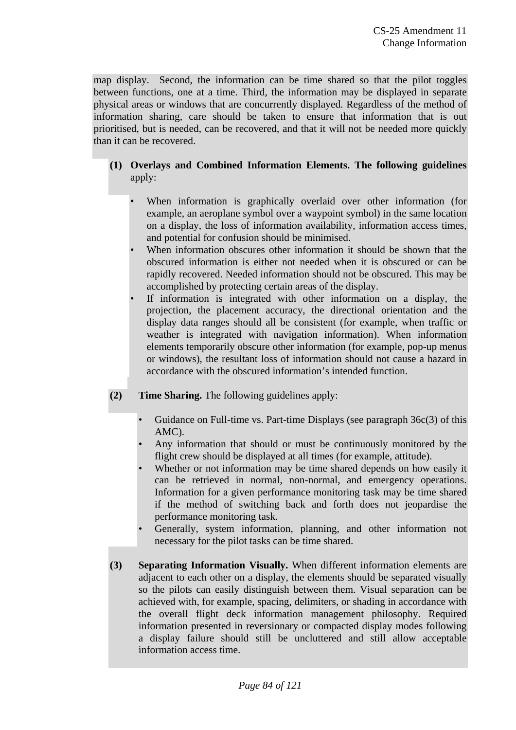map display. Second, the information can be time shared so that the pilot toggles between functions, one at a time. Third, the information may be displayed in separate physical areas or windows that are concurrently displayed. Regardless of the method of information sharing, care should be taken to ensure that information that is out prioritised, but is needed, can be recovered, and that it will not be needed more quickly than it can be recovered.

**(1) Overlays and Combined Information Elements. The following guidelines** apply:

- When information is graphically overlaid over other information (for example, an aeroplane symbol over a waypoint symbol) in the same location on a display, the loss of information availability, information access times, and potential for confusion should be minimised.
- When information obscures other information it should be shown that the obscured information is either not needed when it is obscured or can be rapidly recovered. Needed information should not be obscured. This may be accomplished by protecting certain areas of the display.
- If information is integrated with other information on a display, the projection, the placement accuracy, the directional orientation and the display data ranges should all be consistent (for example, when traffic or weather is integrated with navigation information). When information elements temporarily obscure other information (for example, pop-up menus or windows), the resultant loss of information should not cause a hazard in accordance with the obscured information's intended function.

**(2) Time Sharing.** The following guidelines apply:

- Guidance on Full-time vs. Part-time Displays (see paragraph 36c(3) of this AMC).
- Any information that should or must be continuously monitored by the flight crew should be displayed at all times (for example, attitude).
- Whether or not information may be time shared depends on how easily it can be retrieved in normal, non-normal, and emergency operations. Information for a given performance monitoring task may be time shared if the method of switching back and forth does not jeopardise the performance monitoring task.
- Generally, system information, planning, and other information not necessary for the pilot tasks can be time shared.

**(3) Separating Information Visually.** When different information elements are adjacent to each other on a display, the elements should be separated visually so the pilots can easily distinguish between them. Visual separation can be achieved with, for example, spacing, delimiters, or shading in accordance with the overall flight deck information management philosophy. Required information presented in reversionary or compacted display modes following a display failure should still be uncluttered and still allow acceptable information access time.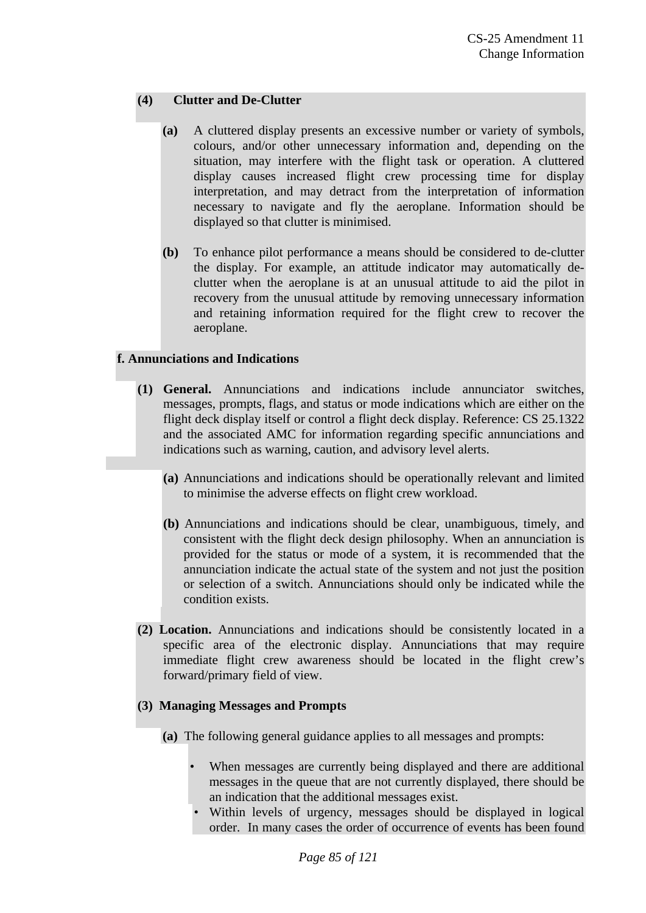**(4) Clutter and De-Clutter**

**(a)** A cluttered display presents an excessive number or variety of symbols, colours, and/or other unnecessary information and, depending on the situation, may interfere with the flight task or operation. A cluttered display causes increased flight crew processing time for display interpretation, and may detract from the interpretation of information necessary to navigate and fly the aeroplane. Information should be displayed so that clutter is minimised.

**(b)** To enhance pilot performance a means should be considered to de-clutter the display. For example, an attitude indicator may automatically de-clutter when the aeroplane is at an unusual attitude to aid the pilot in recovery from the unusual attitude by removing unnecessary information and retaining information required for the flight crew to recover the aeroplane.

**f. Annunciations and Indications**

**(1) General.** Annunciations and indications include annunciator switches, messages, prompts, flags, and status or mode indications which are either on the flight deck display itself or control a flight deck display. Reference: CS 25.1322 and the associated AMC for information regarding specific annunciations and indications such as warning, caution, and advisory level alerts.

**(a)** Annunciations and indications should be operationally relevant and limited to minimise the adverse effects on flight crew workload.

**(b)** Annunciations and indications should be clear, unambiguous, timely, and consistent with the flight deck design philosophy. When an annunciation is provided for the status or mode of a system, it is recommended that the annunciation indicate the actual state of the system and not just the position or selection of a switch. Annunciations should only be indicated while the condition exists.

**(2) Location.** Annunciations and indications should be consistently located in a specific area of the electronic display. Annunciations that may require immediate flight crew awareness should be located in the flight crew's forward/primary field of view.

**(3) Managing Messages and Prompts**

**(a)** The following general guidance applies to all messages and prompts:

- When messages are currently being displayed and there are additional messages in the queue that are not currently displayed, there should be an indication that the additional messages exist.
- Within levels of urgency, messages should be displayed in logical order. In many cases the order of occurrence of events has been found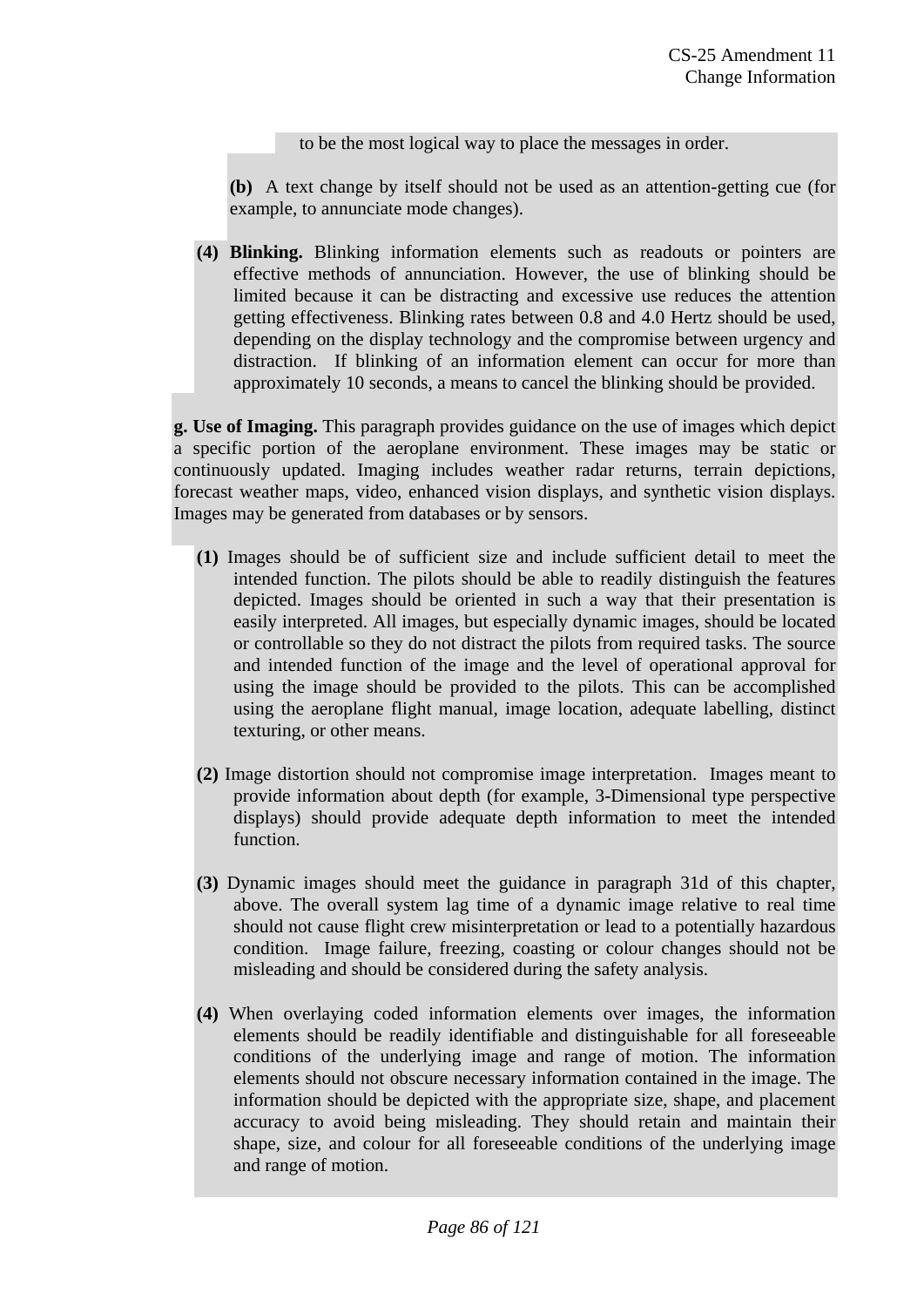to be the most logical way to place the messages in order.

**(b)** A text change by itself should not be used as an attention-getting cue (for example, to annunciate mode changes).

**(4) Blinking.** Blinking information elements such as readouts or pointers are effective methods of annunciation. However, the use of blinking should be limited because it can be distracting and excessive use reduces the attention getting effectiveness. Blinking rates between 0.8 and 4.0 Hertz should be used, depending on the display technology and the compromise between urgency and distraction. If blinking of an information element can occur for more than approximately 10 seconds, a means to cancel the blinking should be provided.

**g. Use of Imaging.** This paragraph provides guidance on the use of images which depict a specific portion of the aeroplane environment. These images may be static or continuously updated. Imaging includes weather radar returns, terrain depictions, forecast weather maps, video, enhanced vision displays, and synthetic vision displays. Images may be generated from databases or by sensors.

**(1)** Images should be of sufficient size and include sufficient detail to meet the intended function. The pilots should be able to readily distinguish the features depicted. Images should be oriented in such a way that their presentation is easily interpreted. All images, but especially dynamic images, should be located or controllable so they do not distract the pilots from required tasks. The source and intended function of the image and the level of operational approval for using the image should be provided to the pilots. This can be accomplished using the aeroplane flight manual, image location, adequate labelling, distinct texturing, or other means.

**(2)** Image distortion should not compromise image interpretation. Images meant to provide information about depth (for example, 3-Dimensional type perspective displays) should provide adequate depth information to meet the intended function.

**(3)** Dynamic images should meet the guidance in paragraph 31d of this chapter, above. The overall system lag time of a dynamic image relative to real time should not cause flight crew misinterpretation or lead to a potentially hazardous condition. Image failure, freezing, coasting or colour changes should not be misleading and should be considered during the safety analysis.

**(4)** When overlaying coded information elements over images, the information elements should be readily identifiable and distinguishable for all foreseeable conditions of the underlying image and range of motion. The information elements should not obscure necessary information contained in the image. The information should be depicted with the appropriate size, shape, and placement accuracy to avoid being misleading. They should retain and maintain their shape, size, and colour for all foreseeable conditions of the underlying image and range of motion.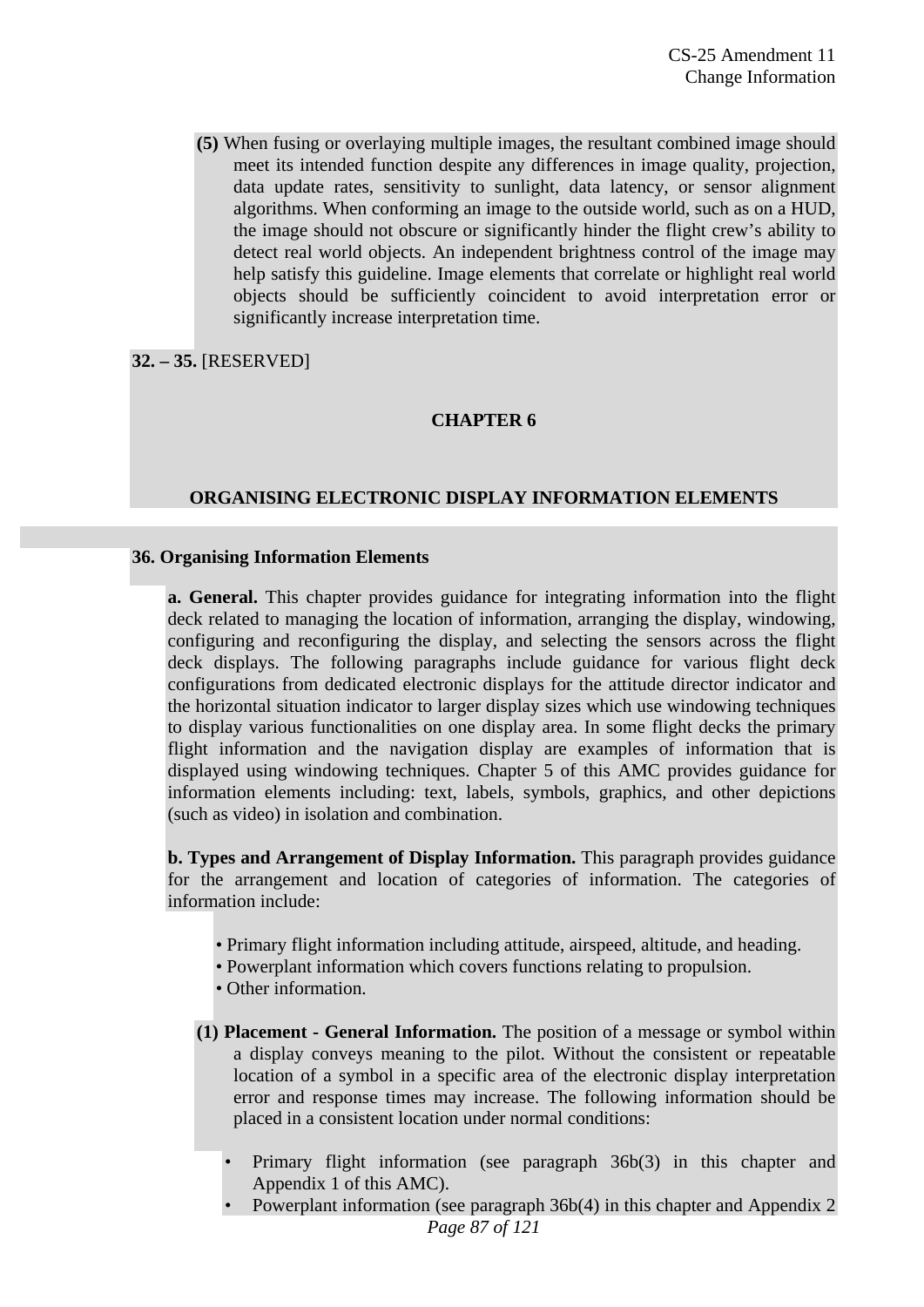**(5)** When fusing or overlaying multiple images, the resultant combined image should meet its intended function despite any differences in image quality, projection, data update rates, sensitivity to sunlight, data latency, or sensor alignment algorithms. When conforming an image to the outside world, such as on a HUD, the image should not obscure or significantly hinder the flight crew's ability to detect real world objects. An independent brightness control of the image may help satisfy this guideline. Image elements that correlate or highlight real world objects should be sufficiently coincident to avoid interpretation error or significantly increase interpretation time.

**32. – 35.** [RESERVED]

## CHAPTER 6

## ORGANISING ELECTRONIC DISPLAY INFORMATION ELEMENTS

### 36. Organising Information Elements

**a. General.** This chapter provides guidance for integrating information into the flight deck related to managing the location of information, arranging the display, windowing, configuring and reconfiguring the display, and selecting the sensors across the flight deck displays. The following paragraphs include guidance for various flight deck configurations from dedicated electronic displays for the attitude director indicator and the horizontal situation indicator to larger display sizes which use windowing techniques to display various functionalities on one display area. In some flight decks the primary flight information and the navigation display are examples of information that is displayed using windowing techniques. Chapter 5 of this AMC provides guidance for information elements including: text, labels, symbols, graphics, and other depictions (such as video) in isolation and combination.

**b. Types and Arrangement of Display Information.** This paragraph provides guidance for the arrangement and location of categories of information. The categories of information include:

- Primary flight information including attitude, airspeed, altitude, and heading.
- Powerplant information which covers functions relating to propulsion.
- Other information.

**(1) Placement - General Information.** The position of a message or symbol within a display conveys meaning to the pilot. Without the consistent or repeatable location of a symbol in a specific area of the electronic display interpretation error and response times may increase. The following information should be placed in a consistent location under normal conditions:

- Primary flight information (see paragraph 36b(3) in this chapter and Appendix 1 of this AMC).
- Powerplant information (see paragraph 36b(4) in this chapter and Appendix 2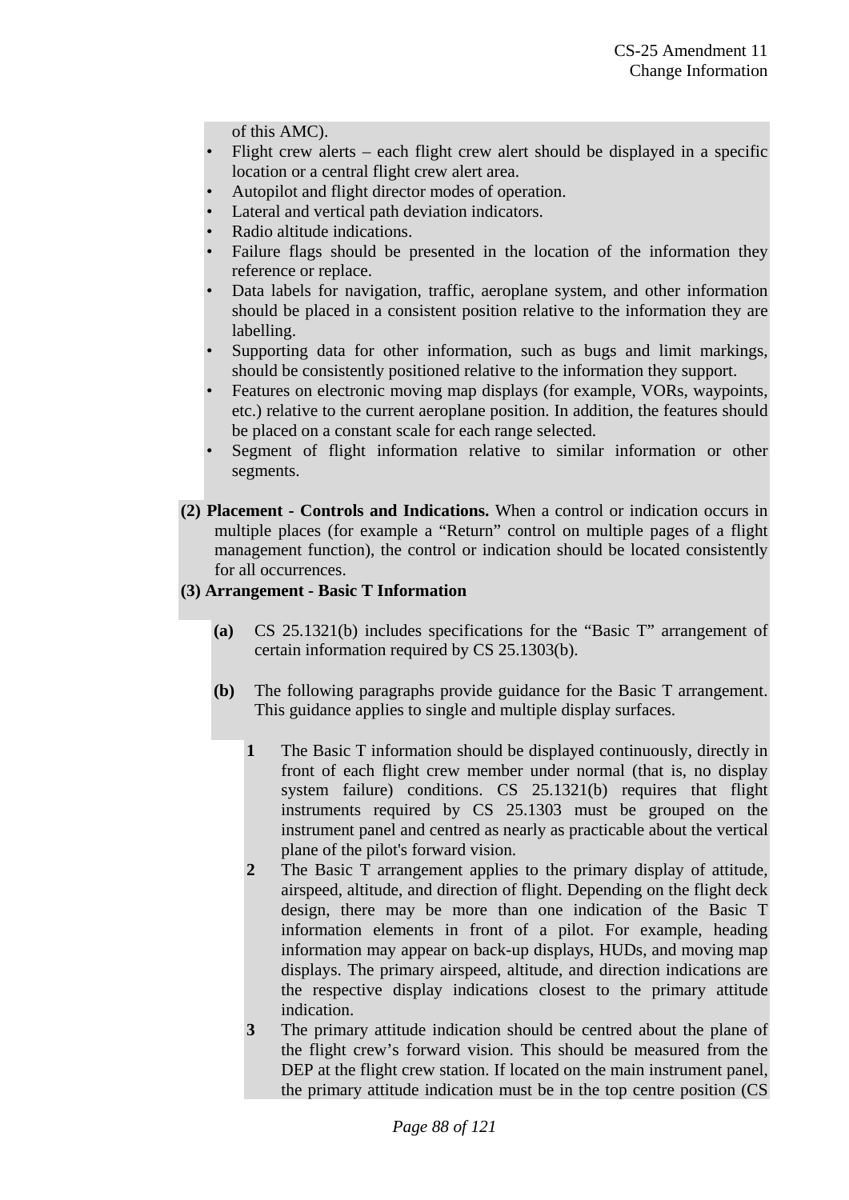of this AMC).

- Flight crew alerts – each flight crew alert should be displayed in a specific location or a central flight crew alert area.
- Autopilot and flight director modes of operation.
- Lateral and vertical path deviation indicators.
- Radio altitude indications.
- Failure flags should be presented in the location of the information they reference or replace.
- Data labels for navigation, traffic, aeroplane system, and other information should be placed in a consistent position relative to the information they are labelling.
- Supporting data for other information, such as bugs and limit markings, should be consistently positioned relative to the information they support.
- Features on electronic moving map displays (for example, VORs, waypoints, etc.) relative to the current aeroplane position. In addition, the features should be placed on a constant scale for each range selected.
- Segment of flight information relative to similar information or other segments.

**(2) Placement - Controls and Indications.** When a control or indication occurs in multiple places (for example a "Return" control on multiple pages of a flight management function), the control or indication should be located consistently for all occurrences.

**(3) Arrangement - Basic T Information**

**(a)** CS 25.1321(b) includes specifications for the "Basic T" arrangement of certain information required by CS 25.1303(b).

**(b)** The following paragraphs provide guidance for the Basic T arrangement. This guidance applies to single and multiple display surfaces.

**1** The Basic T information should be displayed continuously, directly in front of each flight crew member under normal (that is, no display system failure) conditions. CS 25.1321(b) requires that flight instruments required by CS 25.1303 must be grouped on the instrument panel and centred as nearly as practicable about the vertical plane of the pilot's forward vision.

**2** The Basic T arrangement applies to the primary display of attitude, airspeed, altitude, and direction of flight. Depending on the flight deck design, there may be more than one indication of the Basic T information elements in front of a pilot. For example, heading information may appear on back-up displays, HUDs, and moving map displays. The primary airspeed, altitude, and direction indications are the respective display indications closest to the primary attitude indication.

**3** The primary attitude indication should be centred about the plane of the flight crew's forward vision. This should be measured from the DEP at the flight crew station. If located on the main instrument panel, the primary attitude indication must be in the top centre position (CS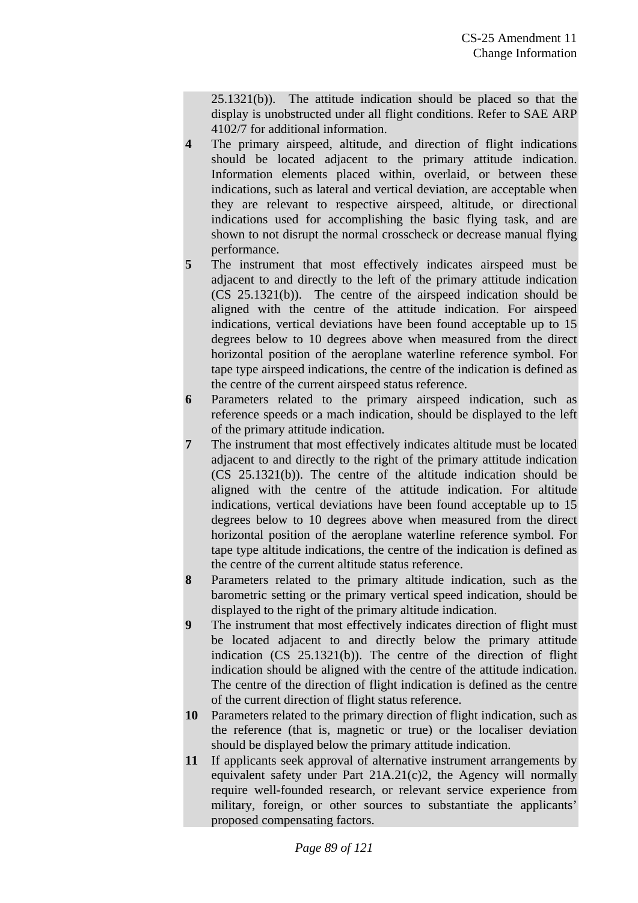25.1321(b)). The attitude indication should be placed so that the display is unobstructed under all flight conditions. Refer to SAE ARP 4102/7 for additional information.

**4** The primary airspeed, altitude, and direction of flight indications should be located adjacent to the primary attitude indication. Information elements placed within, overlaid, or between these indications, such as lateral and vertical deviation, are acceptable when they are relevant to respective airspeed, altitude, or directional indications used for accomplishing the basic flying task, and are shown to not disrupt the normal crosscheck or decrease manual flying performance.

**5** The instrument that most effectively indicates airspeed must be adjacent to and directly to the left of the primary attitude indication (CS 25.1321(b)). The centre of the airspeed indication should be aligned with the centre of the attitude indication. For airspeed indications, vertical deviations have been found acceptable up to 15 degrees below to 10 degrees above when measured from the direct horizontal position of the aeroplane waterline reference symbol. For tape type airspeed indications, the centre of the indication is defined as the centre of the current airspeed status reference.

**6** Parameters related to the primary airspeed indication, such as reference speeds or a mach indication, should be displayed to the left of the primary attitude indication.

**7** The instrument that most effectively indicates altitude must be located adjacent to and directly to the right of the primary attitude indication (CS 25.1321(b)). The centre of the altitude indication should be aligned with the centre of the attitude indication. For altitude indications, vertical deviations have been found acceptable up to 15 degrees below to 10 degrees above when measured from the direct horizontal position of the aeroplane waterline reference symbol. For tape type altitude indications, the centre of the indication is defined as the centre of the current altitude status reference.

**8** Parameters related to the primary altitude indication, such as the barometric setting or the primary vertical speed indication, should be displayed to the right of the primary altitude indication.

**9** The instrument that most effectively indicates direction of flight must be located adjacent to and directly below the primary attitude indication (CS 25.1321(b)). The centre of the direction of flight indication should be aligned with the centre of the attitude indication. The centre of the direction of flight indication is defined as the centre of the current direction of flight status reference.

**10** Parameters related to the primary direction of flight indication, such as the reference (that is, magnetic or true) or the localiser deviation should be displayed below the primary attitude indication.

**11** If applicants seek approval of alternative instrument arrangements by equivalent safety under Part 21A.21(c)2, the Agency will normally require well-founded research, or relevant service experience from military, foreign, or other sources to substantiate the applicants' proposed compensating factors.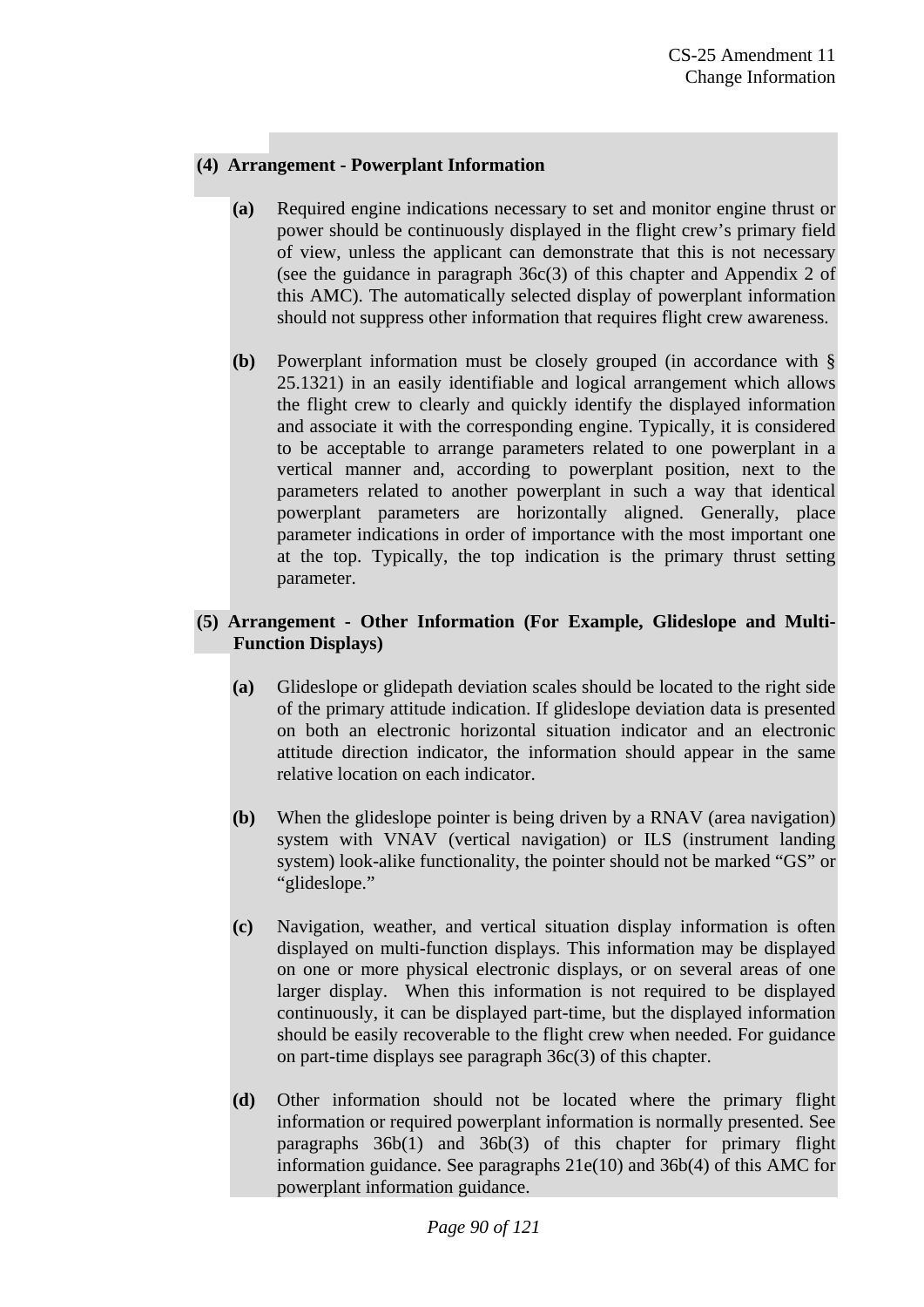**(4) Arrangement - Powerplant Information**

**(a)** Required engine indications necessary to set and monitor engine thrust or power should be continuously displayed in the flight crew's primary field of view, unless the applicant can demonstrate that this is not necessary (see the guidance in paragraph 36c(3) of this chapter and Appendix 2 of this AMC). The automatically selected display of powerplant information should not suppress other information that requires flight crew awareness.

**(b)** Powerplant information must be closely grouped (in accordance with § 25.1321) in an easily identifiable and logical arrangement which allows the flight crew to clearly and quickly identify the displayed information and associate it with the corresponding engine. Typically, it is considered to be acceptable to arrange parameters related to one powerplant in a vertical manner and, according to powerplant position, next to the parameters related to another powerplant in such a way that identical powerplant parameters are horizontally aligned. Generally, place parameter indications in order of importance with the most important one at the top. Typically, the top indication is the primary thrust setting parameter.

**(5) Arrangement - Other Information (For Example, Glideslope and Multi-Function Displays)**

**(a)** Glideslope or glidepath deviation scales should be located to the right side of the primary attitude indication. If glideslope deviation data is presented on both an electronic horizontal situation indicator and an electronic attitude direction indicator, the information should appear in the same relative location on each indicator.

**(b)** When the glideslope pointer is being driven by a RNAV (area navigation) system with VNAV (vertical navigation) or ILS (instrument landing system) look-alike functionality, the pointer should not be marked "GS" or "glideslope."

**(c)** Navigation, weather, and vertical situation display information is often displayed on multi-function displays. This information may be displayed on one or more physical electronic displays, or on several areas of one larger display. When this information is not required to be displayed continuously, it can be displayed part-time, but the displayed information should be easily recoverable to the flight crew when needed. For guidance on part-time displays see paragraph 36c(3) of this chapter.

**(d)** Other information should not be located where the primary flight information or required powerplant information is normally presented. See paragraphs 36b(1) and 36b(3) of this chapter for primary flight information guidance. See paragraphs 21e(10) and 36b(4) of this AMC for powerplant information guidance.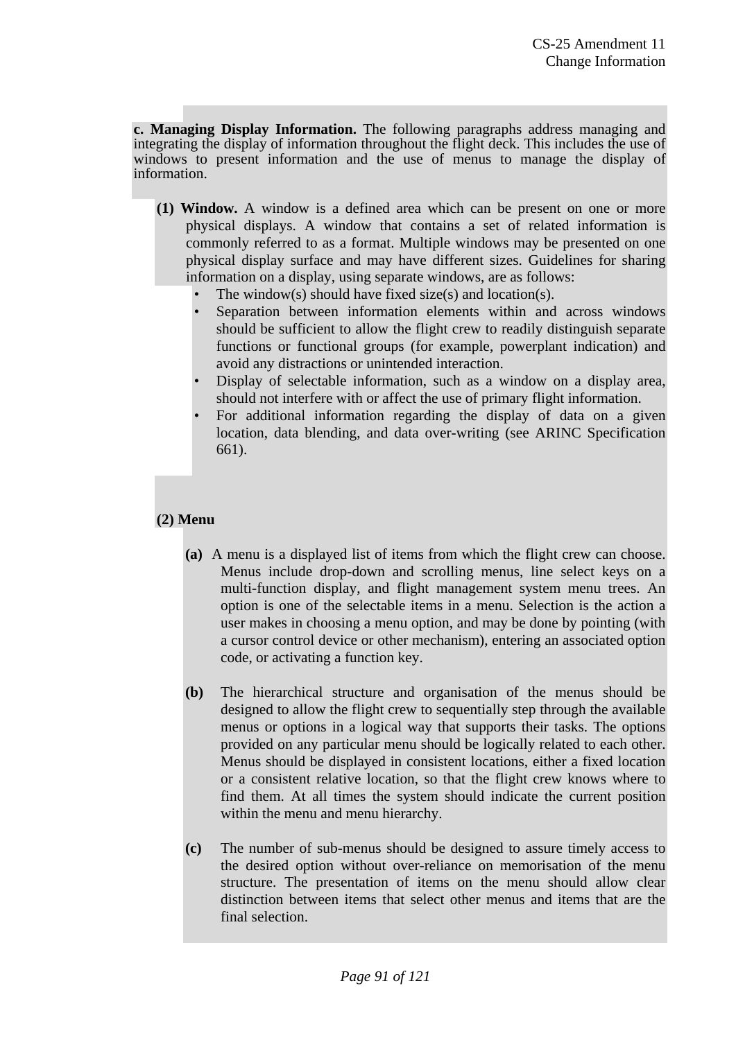**c. Managing Display Information.** The following paragraphs address managing and integrating the display of information throughout the flight deck. This includes the use of windows to present information and the use of menus to manage the display of information.

**(1) Window.** A window is a defined area which can be present on one or more physical displays. A window that contains a set of related information is commonly referred to as a format. Multiple windows may be presented on one physical display surface and may have different sizes. Guidelines for sharing information on a display, using separate windows, are as follows:

- The window(s) should have fixed size(s) and location(s).
- Separation between information elements within and across windows should be sufficient to allow the flight crew to readily distinguish separate functions or functional groups (for example, powerplant indication) and avoid any distractions or unintended interaction.
- Display of selectable information, such as a window on a display area, should not interfere with or affect the use of primary flight information.
- For additional information regarding the display of data on a given location, data blending, and data over-writing (see ARINC Specification 661).

**(2) Menu**

**(a)** A menu is a displayed list of items from which the flight crew can choose. Menus include drop-down and scrolling menus, line select keys on a multi-function display, and flight management system menu trees. An option is one of the selectable items in a menu. Selection is the action a user makes in choosing a menu option, and may be done by pointing (with a cursor control device or other mechanism), entering an associated option code, or activating a function key.

**(b)** The hierarchical structure and organisation of the menus should be designed to allow the flight crew to sequentially step through the available menus or options in a logical way that supports their tasks. The options provided on any particular menu should be logically related to each other. Menus should be displayed in consistent locations, either a fixed location or a consistent relative location, so that the flight crew knows where to find them. At all times the system should indicate the current position within the menu and menu hierarchy.

**(c)** The number of sub-menus should be designed to assure timely access to the desired option without over-reliance on memorisation of the menu structure. The presentation of items on the menu should allow clear distinction between items that select other menus and items that are the final selection.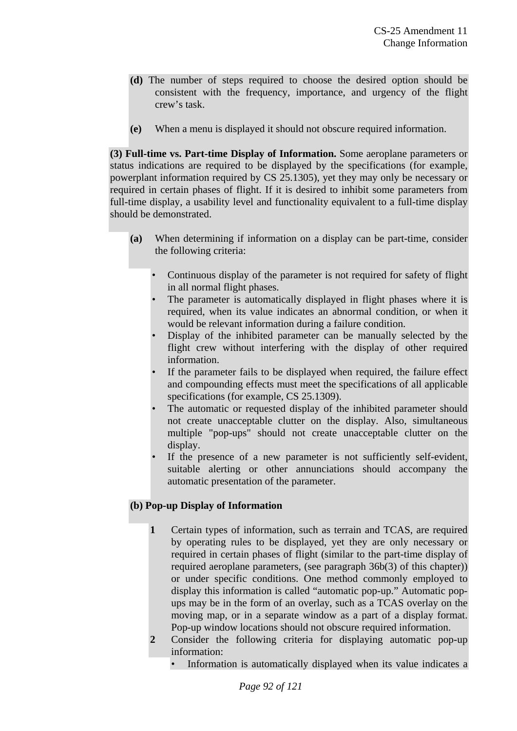**(d)** The number of steps required to choose the desired option should be consistent with the frequency, importance, and urgency of the flight crew's task.

**(e)** When a menu is displayed it should not obscure required information.

**(3) Full-time vs. Part-time Display of Information.** Some aeroplane parameters or status indications are required to be displayed by the specifications (for example, powerplant information required by CS 25.1305), yet they may only be necessary or required in certain phases of flight. If it is desired to inhibit some parameters from full-time display, a usability level and functionality equivalent to a full-time display should be demonstrated.

**(a)** When determining if information on a display can be part-time, consider the following criteria:

- Continuous display of the parameter is not required for safety of flight in all normal flight phases.
- The parameter is automatically displayed in flight phases where it is required, when its value indicates an abnormal condition, or when it would be relevant information during a failure condition.
- Display of the inhibited parameter can be manually selected by the flight crew without interfering with the display of other required information.
- If the parameter fails to be displayed when required, the failure effect and compounding effects must meet the specifications of all applicable specifications (for example, CS 25.1309).
- The automatic or requested display of the inhibited parameter should not create unacceptable clutter on the display. Also, simultaneous multiple "pop-ups" should not create unacceptable clutter on the display.
- If the presence of a new parameter is not sufficiently self-evident, suitable alerting or other annunciations should accompany the automatic presentation of the parameter.

**(b) Pop-up Display of Information**

**1** Certain types of information, such as terrain and TCAS, are required by operating rules to be displayed, yet they are only necessary or required in certain phases of flight (similar to the part-time display of required aeroplane parameters, (see paragraph 36b(3) of this chapter)) or under specific conditions. One method commonly employed to display this information is called "automatic pop-up." Automatic pop-ups may be in the form of an overlay, such as a TCAS overlay on the moving map, or in a separate window as a part of a display format. Pop-up window locations should not obscure required information.

**2** Consider the following criteria for displaying automatic pop-up information:

- Information is automatically displayed when its value indicates a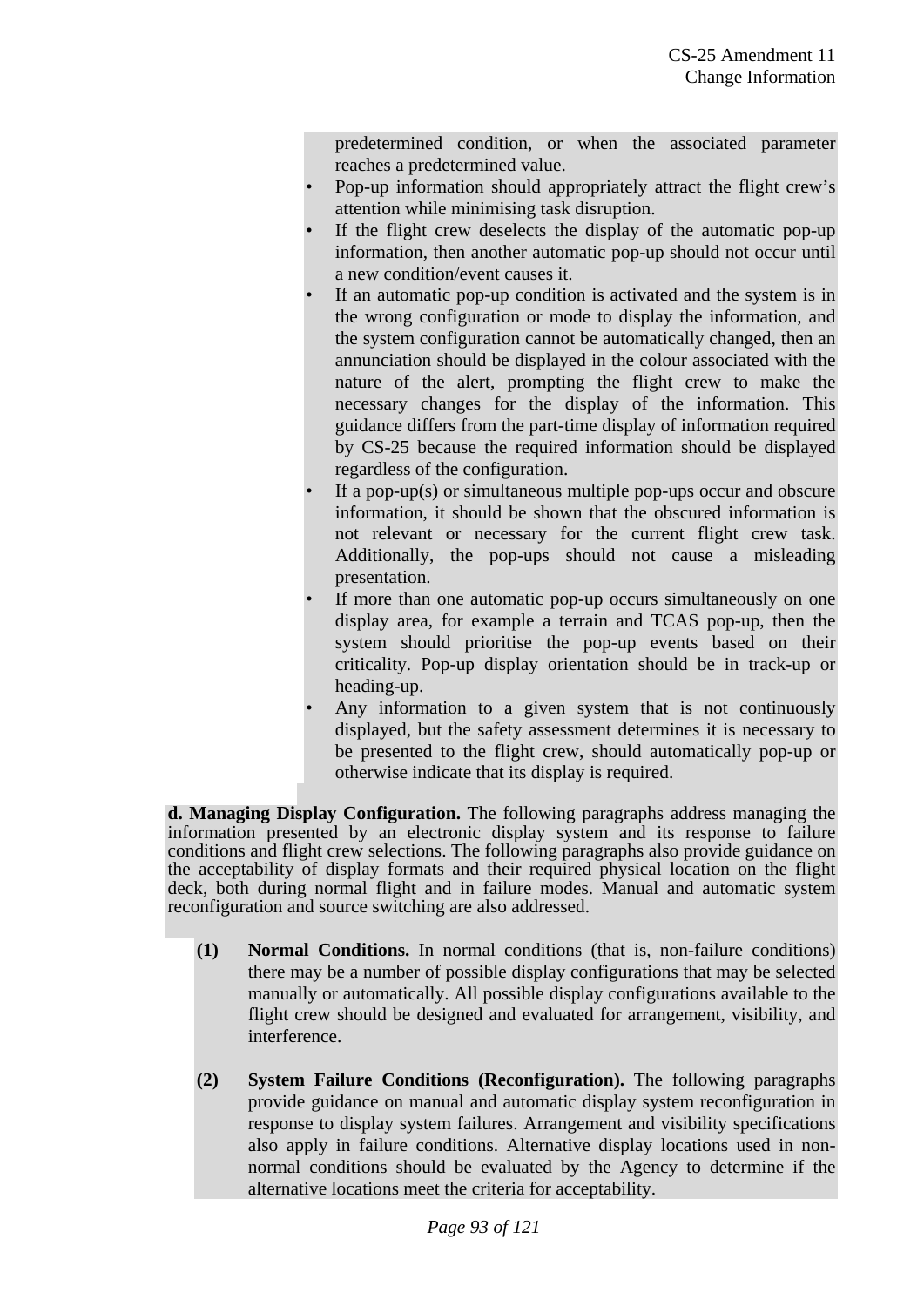predetermined condition, or when the associated parameter reaches a predetermined value.

- Pop-up information should appropriately attract the flight crew's attention while minimising task disruption.
- If the flight crew deselects the display of the automatic pop-up information, then another automatic pop-up should not occur until a new condition/event causes it.
- If an automatic pop-up condition is activated and the system is in the wrong configuration or mode to display the information, and the system configuration cannot be automatically changed, then an annunciation should be displayed in the colour associated with the nature of the alert, prompting the flight crew to make the necessary changes for the display of the information. This guidance differs from the part-time display of information required by CS-25 because the required information should be displayed regardless of the configuration.
- If a pop-up(s) or simultaneous multiple pop-ups occur and obscure information, it should be shown that the obscured information is not relevant or necessary for the current flight crew task. Additionally, the pop-ups should not cause a misleading presentation.
- If more than one automatic pop-up occurs simultaneously on one display area, for example a terrain and TCAS pop-up, then the system should prioritise the pop-up events based on their criticality. Pop-up display orientation should be in track-up or heading-up.
- Any information to a given system that is not continuously displayed, but the safety assessment determines it is necessary to be presented to the flight crew, should automatically pop-up or otherwise indicate that its display is required.

**d. Managing Display Configuration.** The following paragraphs address managing the information presented by an electronic display system and its response to failure conditions and flight crew selections. The following paragraphs also provide guidance on the acceptability of display formats and their required physical location on the flight deck, both during normal flight and in failure modes. Manual and automatic system reconfiguration and source switching are also addressed.

**(1) Normal Conditions.** In normal conditions (that is, non-failure conditions) there may be a number of possible display configurations that may be selected manually or automatically. All possible display configurations available to the flight crew should be designed and evaluated for arrangement, visibility, and interference.

**(2) System Failure Conditions (Reconfiguration).** The following paragraphs provide guidance on manual and automatic display system reconfiguration in response to display system failures. Arrangement and visibility specifications also apply in failure conditions. Alternative display locations used in non-normal conditions should be evaluated by the Agency to determine if the alternative locations meet the criteria for acceptability.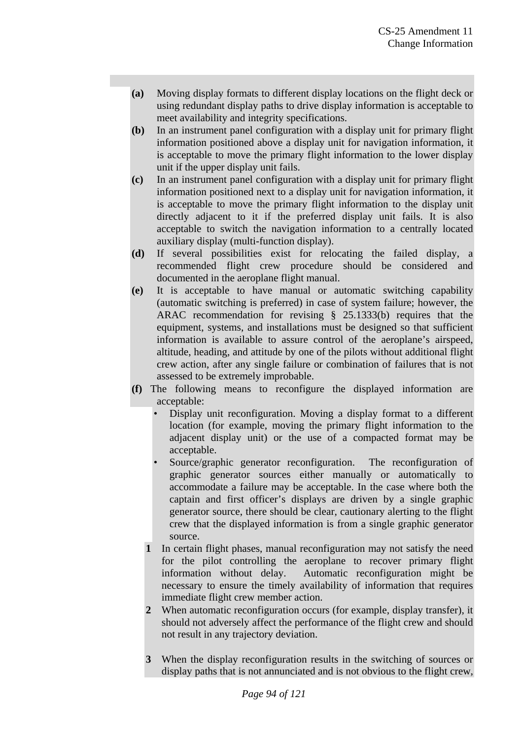**(a)** Moving display formats to different display locations on the flight deck or using redundant display paths to drive display information is acceptable to meet availability and integrity specifications.

**(b)** In an instrument panel configuration with a display unit for primary flight information positioned above a display unit for navigation information, it is acceptable to move the primary flight information to the lower display unit if the upper display unit fails.

**(c)** In an instrument panel configuration with a display unit for primary flight information positioned next to a display unit for navigation information, it is acceptable to move the primary flight information to the display unit directly adjacent to it if the preferred display unit fails. It is also acceptable to switch the navigation information to a centrally located auxiliary display (multi-function display).

**(d)** If several possibilities exist for relocating the failed display, a recommended flight crew procedure should be considered and documented in the aeroplane flight manual.

**(e)** It is acceptable to have manual or automatic switching capability (automatic switching is preferred) in case of system failure; however, the ARAC recommendation for revising § 25.1333(b) requires that the equipment, systems, and installations must be designed so that sufficient information is available to assure control of the aeroplane's airspeed, altitude, heading, and attitude by one of the pilots without additional flight crew action, after any single failure or combination of failures that is not assessed to be extremely improbable.

**(f)** The following means to reconfigure the displayed information are acceptable:

- Display unit reconfiguration. Moving a display format to a different location (for example, moving the primary flight information to the adjacent display unit) or the use of a compacted format may be acceptable.
- Source/graphic generator reconfiguration. The reconfiguration of graphic generator sources either manually or automatically to accommodate a failure may be acceptable. In the case where both the captain and first officer's displays are driven by a single graphic generator source, there should be clear, cautionary alerting to the flight crew that the displayed information is from a single graphic generator source.

**1** In certain flight phases, manual reconfiguration may not satisfy the need for the pilot controlling the aeroplane to recover primary flight information without delay. Automatic reconfiguration might be necessary to ensure the timely availability of information that requires immediate flight crew member action.

**2** When automatic reconfiguration occurs (for example, display transfer), it should not adversely affect the performance of the flight crew and should not result in any trajectory deviation.

**3** When the display reconfiguration results in the switching of sources or display paths that is not annunciated and is not obvious to the flight crew,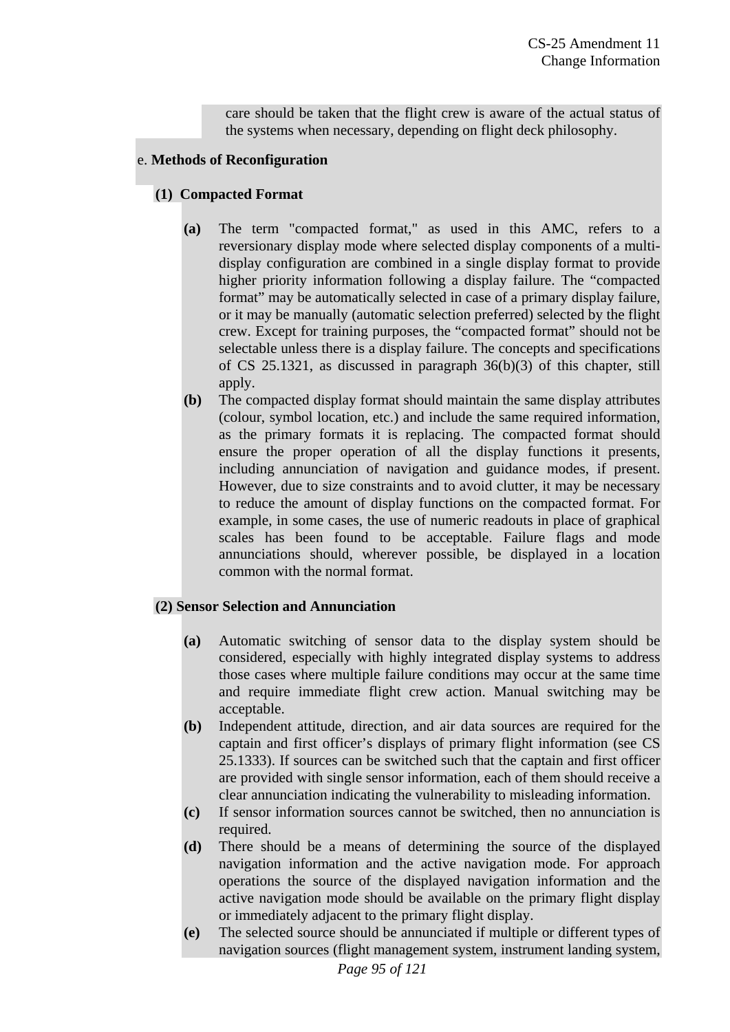care should be taken that the flight crew is aware of the actual status of the systems when necessary, depending on flight deck philosophy.

e. **Methods of Reconfiguration**

**(1) Compacted Format**

**(a)** The term "compacted format," as used in this AMC, refers to a reversionary display mode where selected display components of a multi-display configuration are combined in a single display format to provide higher priority information following a display failure. The "compacted format" may be automatically selected in case of a primary display failure, or it may be manually (automatic selection preferred) selected by the flight crew. Except for training purposes, the "compacted format" should not be selectable unless there is a display failure. The concepts and specifications of CS 25.1321, as discussed in paragraph 36(b)(3) of this chapter, still apply.

**(b)** The compacted display format should maintain the same display attributes (colour, symbol location, etc.) and include the same required information, as the primary formats it is replacing. The compacted format should ensure the proper operation of all the display functions it presents, including annunciation of navigation and guidance modes, if present. However, due to size constraints and to avoid clutter, it may be necessary to reduce the amount of display functions on the compacted format. For example, in some cases, the use of numeric readouts in place of graphical scales has been found to be acceptable. Failure flags and mode annunciations should, wherever possible, be displayed in a location common with the normal format.

**(2) Sensor Selection and Annunciation**

**(a)** Automatic switching of sensor data to the display system should be considered, especially with highly integrated display systems to address those cases where multiple failure conditions may occur at the same time and require immediate flight crew action. Manual switching may be acceptable.

**(b)** Independent attitude, direction, and air data sources are required for the captain and first officer's displays of primary flight information (see CS 25.1333). If sources can be switched such that the captain and first officer are provided with single sensor information, each of them should receive a clear annunciation indicating the vulnerability to misleading information.

**(c)** If sensor information sources cannot be switched, then no annunciation is required.

**(d)** There should be a means of determining the source of the displayed navigation information and the active navigation mode. For approach operations the source of the displayed navigation information and the active navigation mode should be available on the primary flight display or immediately adjacent to the primary flight display.

**(e)** The selected source should be annunciated if multiple or different types of navigation sources (flight management system, instrument landing system,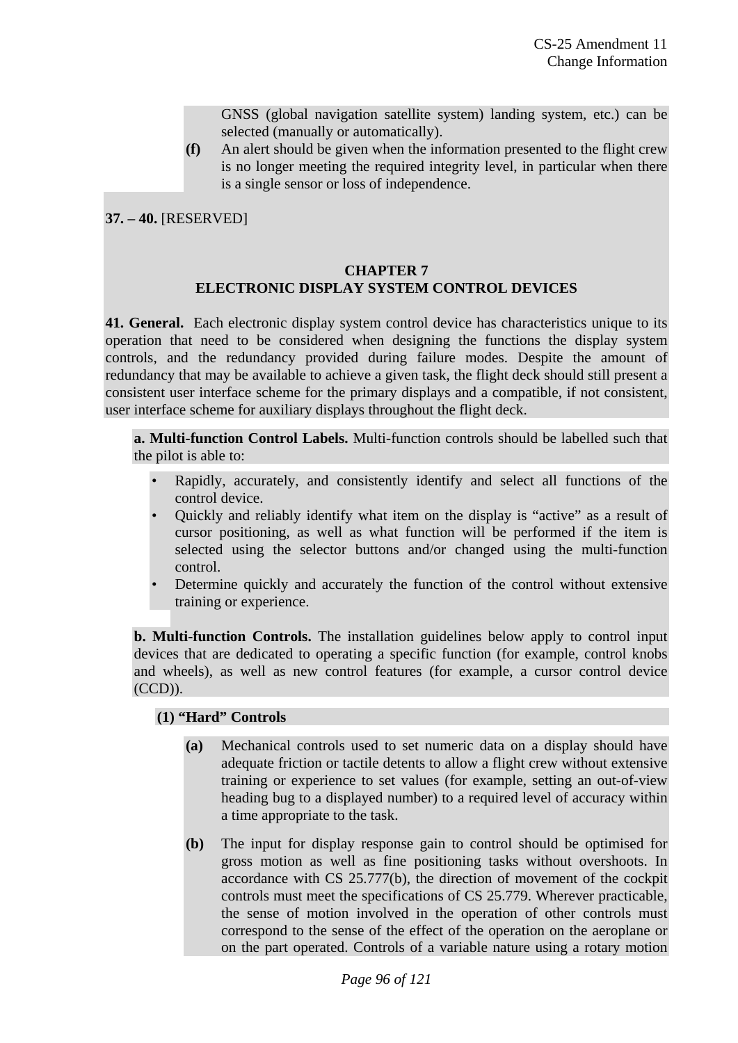GNSS (global navigation satellite system) landing system, etc.) can be selected (manually or automatically).

**(f)** An alert should be given when the information presented to the flight crew is no longer meeting the required integrity level, in particular when there is a single sensor or loss of independence.

**37. – 40.** [RESERVED]

## CHAPTER 7
## ELECTRONIC DISPLAY SYSTEM CONTROL DEVICES

**41. General.** Each electronic display system control device has characteristics unique to its operation that need to be considered when designing the functions the display system controls, and the redundancy provided during failure modes. Despite the amount of redundancy that may be available to achieve a given task, the flight deck should still present a consistent user interface scheme for the primary displays and a compatible, if not consistent, user interface scheme for auxiliary displays throughout the flight deck.

**a. Multi-function Control Labels.** Multi-function controls should be labelled such that the pilot is able to:

- Rapidly, accurately, and consistently identify and select all functions of the control device.
- Quickly and reliably identify what item on the display is "active" as a result of cursor positioning, as well as what function will be performed if the item is selected using the selector buttons and/or changed using the multi-function control.
- Determine quickly and accurately the function of the control without extensive training or experience.

**b. Multi-function Controls.** The installation guidelines below apply to control input devices that are dedicated to operating a specific function (for example, control knobs and wheels), as well as new control features (for example, a cursor control device (CCD)).

**(1) "Hard" Controls**

**(a)** Mechanical controls used to set numeric data on a display should have adequate friction or tactile detents to allow a flight crew without extensive training or experience to set values (for example, setting an out-of-view heading bug to a displayed number) to a required level of accuracy within a time appropriate to the task.

**(b)** The input for display response gain to control should be optimised for gross motion as well as fine positioning tasks without overshoots. In accordance with CS 25.777(b), the direction of movement of the cockpit controls must meet the specifications of CS 25.779. Wherever practicable, the sense of motion involved in the operation of other controls must correspond to the sense of the effect of the operation on the aeroplane or on the part operated. Controls of a variable nature using a rotary motion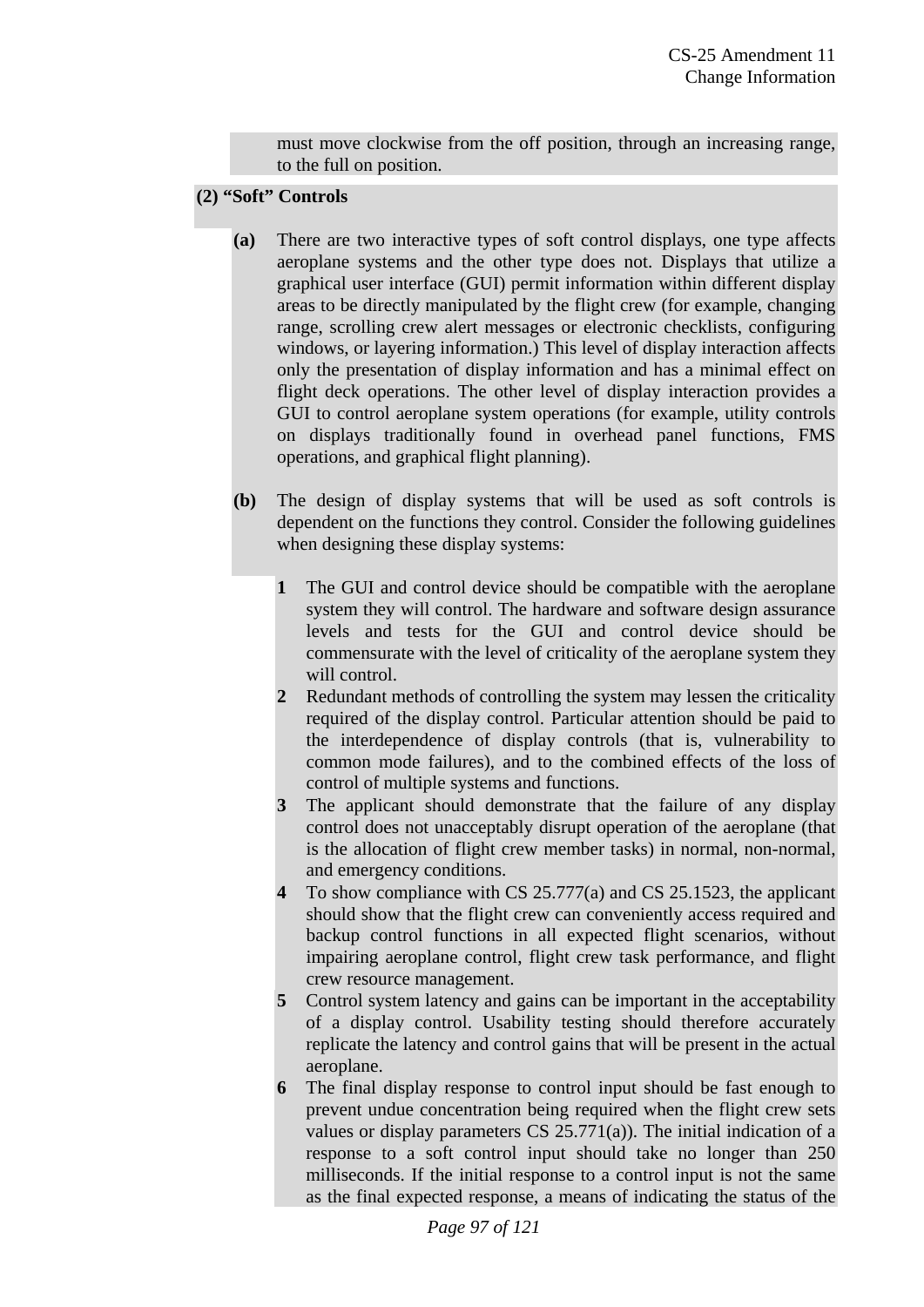must move clockwise from the off position, through an increasing range, to the full on position.

**(2) "Soft" Controls**

**(a)** There are two interactive types of soft control displays, one type affects aeroplane systems and the other type does not. Displays that utilize a graphical user interface (GUI) permit information within different display areas to be directly manipulated by the flight crew (for example, changing range, scrolling crew alert messages or electronic checklists, configuring windows, or layering information.) This level of display interaction affects only the presentation of display information and has a minimal effect on flight deck operations. The other level of display interaction provides a GUI to control aeroplane system operations (for example, utility controls on displays traditionally found in overhead panel functions, FMS operations, and graphical flight planning).

**(b)** The design of display systems that will be used as soft controls is dependent on the functions they control. Consider the following guidelines when designing these display systems:

**1** The GUI and control device should be compatible with the aeroplane system they will control. The hardware and software design assurance levels and tests for the GUI and control device should be commensurate with the level of criticality of the aeroplane system they will control.

**2** Redundant methods of controlling the system may lessen the criticality required of the display control. Particular attention should be paid to the interdependence of display controls (that is, vulnerability to common mode failures), and to the combined effects of the loss of control of multiple systems and functions.

**3** The applicant should demonstrate that the failure of any display control does not unacceptably disrupt operation of the aeroplane (that is the allocation of flight crew member tasks) in normal, non-normal, and emergency conditions.

**4** To show compliance with CS 25.777(a) and CS 25.1523, the applicant should show that the flight crew can conveniently access required and backup control functions in all expected flight scenarios, without impairing aeroplane control, flight crew task performance, and flight crew resource management.

**5** Control system latency and gains can be important in the acceptability of a display control. Usability testing should therefore accurately replicate the latency and control gains that will be present in the actual aeroplane.

**6** The final display response to control input should be fast enough to prevent undue concentration being required when the flight crew sets values or display parameters CS 25.771(a)). The initial indication of a response to a soft control input should take no longer than 250 milliseconds. If the initial response to a control input is not the same as the final expected response, a means of indicating the status of the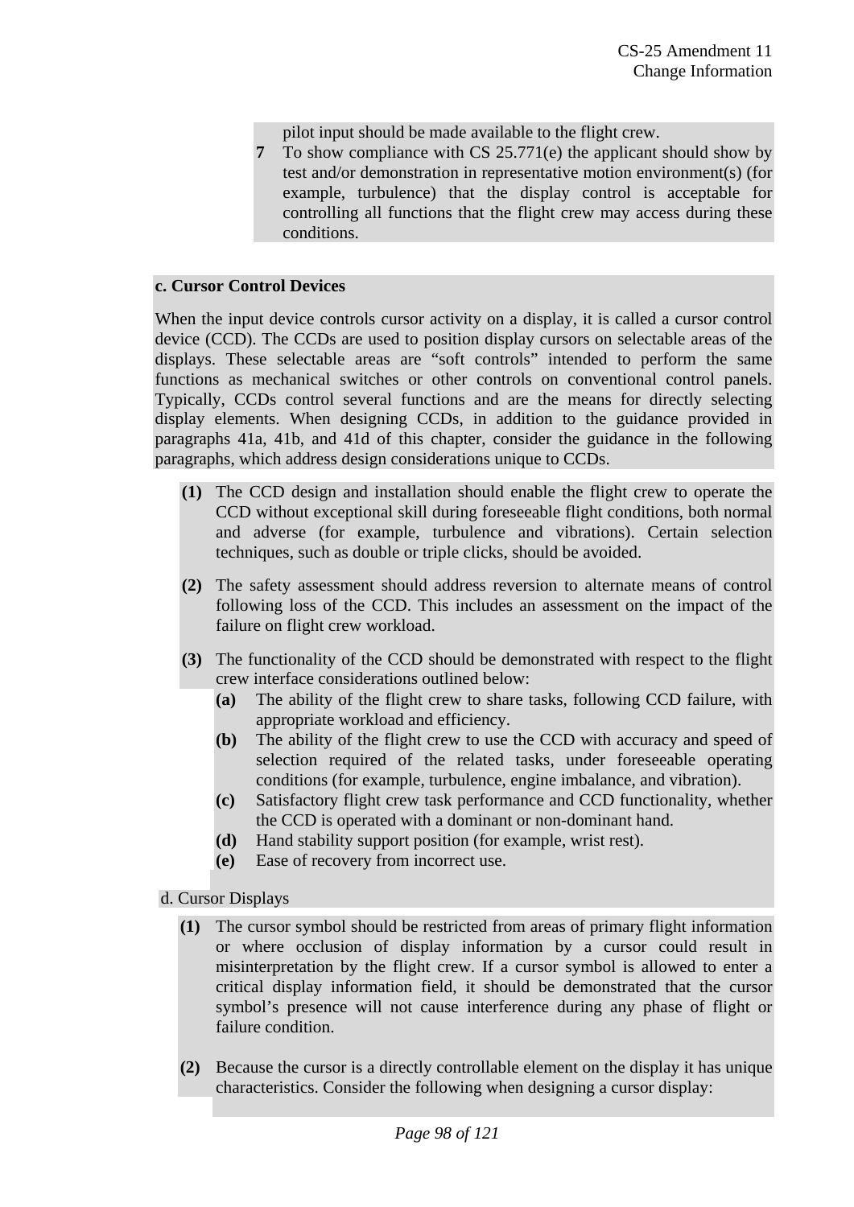pilot input should be made available to the flight crew.

**7** To show compliance with CS 25.771(e) the applicant should show by test and/or demonstration in representative motion environment(s) (for example, turbulence) that the display control is acceptable for controlling all functions that the flight crew may access during these conditions.

**c. Cursor Control Devices**

When the input device controls cursor activity on a display, it is called a cursor control device (CCD). The CCDs are used to position display cursors on selectable areas of the displays. These selectable areas are "soft controls" intended to perform the same functions as mechanical switches or other controls on conventional control panels. Typically, CCDs control several functions and are the means for directly selecting display elements. When designing CCDs, in addition to the guidance provided in paragraphs 41a, 41b, and 41d of this chapter, consider the guidance in the following paragraphs, which address design considerations unique to CCDs.

**(1)** The CCD design and installation should enable the flight crew to operate the CCD without exceptional skill during foreseeable flight conditions, both normal and adverse (for example, turbulence and vibrations). Certain selection techniques, such as double or triple clicks, should be avoided.

**(2)** The safety assessment should address reversion to alternate means of control following loss of the CCD. This includes an assessment on the impact of the failure on flight crew workload.

**(3)** The functionality of the CCD should be demonstrated with respect to the flight crew interface considerations outlined below:

- **(a)** The ability of the flight crew to share tasks, following CCD failure, with appropriate workload and efficiency.
- **(b)** The ability of the flight crew to use the CCD with accuracy and speed of selection required of the related tasks, under foreseeable operating conditions (for example, turbulence, engine imbalance, and vibration).
- **(c)** Satisfactory flight crew task performance and CCD functionality, whether the CCD is operated with a dominant or non-dominant hand.
- **(d)** Hand stability support position (for example, wrist rest).
- **(e)** Ease of recovery from incorrect use.

d. Cursor Displays

**(1)** The cursor symbol should be restricted from areas of primary flight information or where occlusion of display information by a cursor could result in misinterpretation by the flight crew. If a cursor symbol is allowed to enter a critical display information field, it should be demonstrated that the cursor symbol's presence will not cause interference during any phase of flight or failure condition.

**(2)** Because the cursor is a directly controllable element on the display it has unique characteristics. Consider the following when designing a cursor display: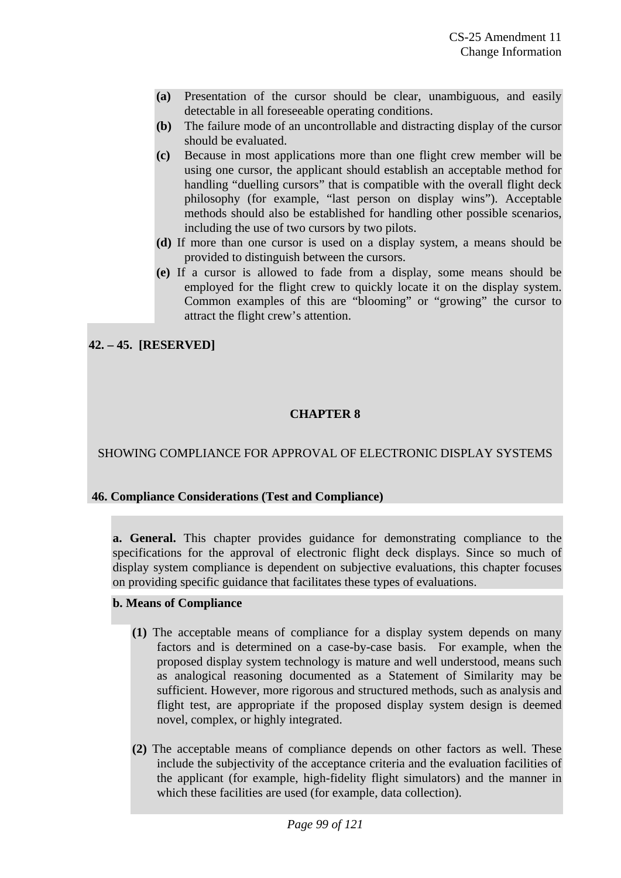**(a)** Presentation of the cursor should be clear, unambiguous, and easily detectable in all foreseeable operating conditions.

**(b)** The failure mode of an uncontrollable and distracting display of the cursor should be evaluated.

**(c)** Because in most applications more than one flight crew member will be using one cursor, the applicant should establish an acceptable method for handling "duelling cursors" that is compatible with the overall flight deck philosophy (for example, "last person on display wins"). Acceptable methods should also be established for handling other possible scenarios, including the use of two cursors by two pilots.

**(d)** If more than one cursor is used on a display system, a means should be provided to distinguish between the cursors.

**(e)** If a cursor is allowed to fade from a display, some means should be employed for the flight crew to quickly locate it on the display system. Common examples of this are "blooming" or "growing" the cursor to attract the flight crew's attention.

**42. – 45. [RESERVED]**

## CHAPTER 8

## SHOWING COMPLIANCE FOR APPROVAL OF ELECTRONIC DISPLAY SYSTEMS

### 46. Compliance Considerations (Test and Compliance)

**a. General.** This chapter provides guidance for demonstrating compliance to the specifications for the approval of electronic flight deck displays. Since so much of display system compliance is dependent on subjective evaluations, this chapter focuses on providing specific guidance that facilitates these types of evaluations.

**b. Means of Compliance**

**(1)** The acceptable means of compliance for a display system depends on many factors and is determined on a case-by-case basis. For example, when the proposed display system technology is mature and well understood, means such as analogical reasoning documented as a Statement of Similarity may be sufficient. However, more rigorous and structured methods, such as analysis and flight test, are appropriate if the proposed display system design is deemed novel, complex, or highly integrated.

**(2)** The acceptable means of compliance depends on other factors as well. These include the subjectivity of the acceptance criteria and the evaluation facilities of the applicant (for example, high-fidelity flight simulators) and the manner in which these facilities are used (for example, data collection).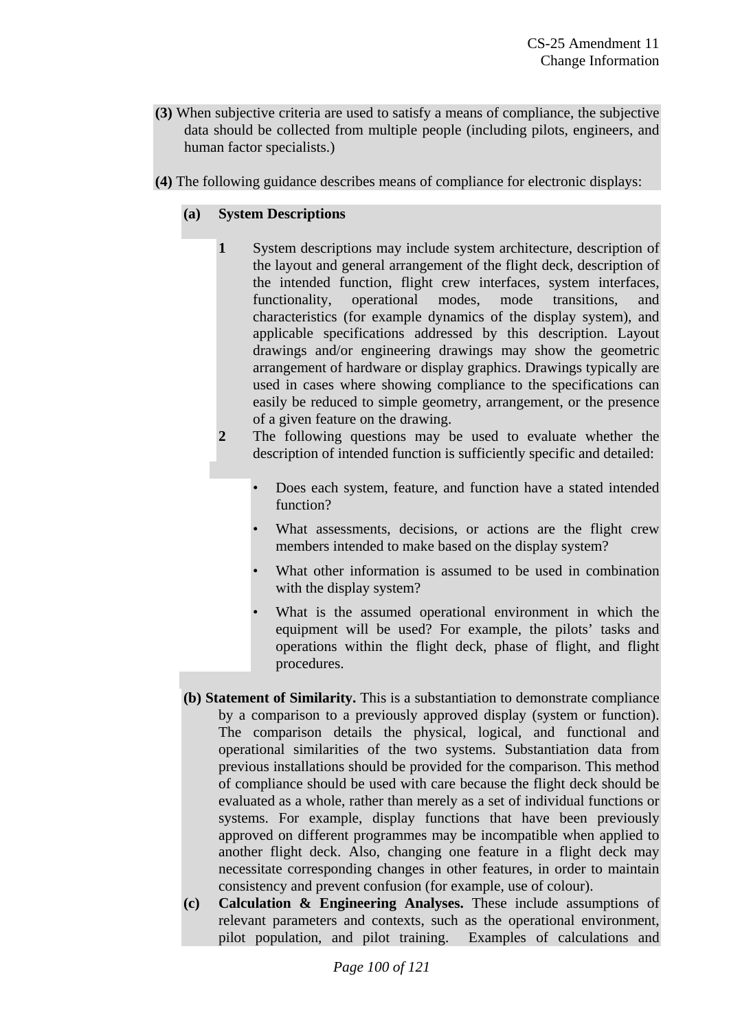**(3)** When subjective criteria are used to satisfy a means of compliance, the subjective data should be collected from multiple people (including pilots, engineers, and human factor specialists.)

**(4)** The following guidance describes means of compliance for electronic displays:

**(a) System Descriptions**

**1** System descriptions may include system architecture, description of the layout and general arrangement of the flight deck, description of the intended function, flight crew interfaces, system interfaces, functionality, operational modes, mode transitions, and characteristics (for example dynamics of the display system), and applicable specifications addressed by this description. Layout drawings and/or engineering drawings may show the geometric arrangement of hardware or display graphics. Drawings typically are used in cases where showing compliance to the specifications can easily be reduced to simple geometry, arrangement, or the presence of a given feature on the drawing.

**2** The following questions may be used to evaluate whether the description of intended function is sufficiently specific and detailed:

- Does each system, feature, and function have a stated intended function?
- What assessments, decisions, or actions are the flight crew members intended to make based on the display system?
- What other information is assumed to be used in combination with the display system?
- What is the assumed operational environment in which the equipment will be used? For example, the pilots' tasks and operations within the flight deck, phase of flight, and flight procedures.

**(b) Statement of Similarity.** This is a substantiation to demonstrate compliance by a comparison to a previously approved display (system or function). The comparison details the physical, logical, and functional and operational similarities of the two systems. Substantiation data from previous installations should be provided for the comparison. This method of compliance should be used with care because the flight deck should be evaluated as a whole, rather than merely as a set of individual functions or systems. For example, display functions that have been previously approved on different programmes may be incompatible when applied to another flight deck. Also, changing one feature in a flight deck may necessitate corresponding changes in other features, in order to maintain consistency and prevent confusion (for example, use of colour).

**(c) Calculation & Engineering Analyses.** These include assumptions of relevant parameters and contexts, such as the operational environment, pilot population, and pilot training. Examples of calculations and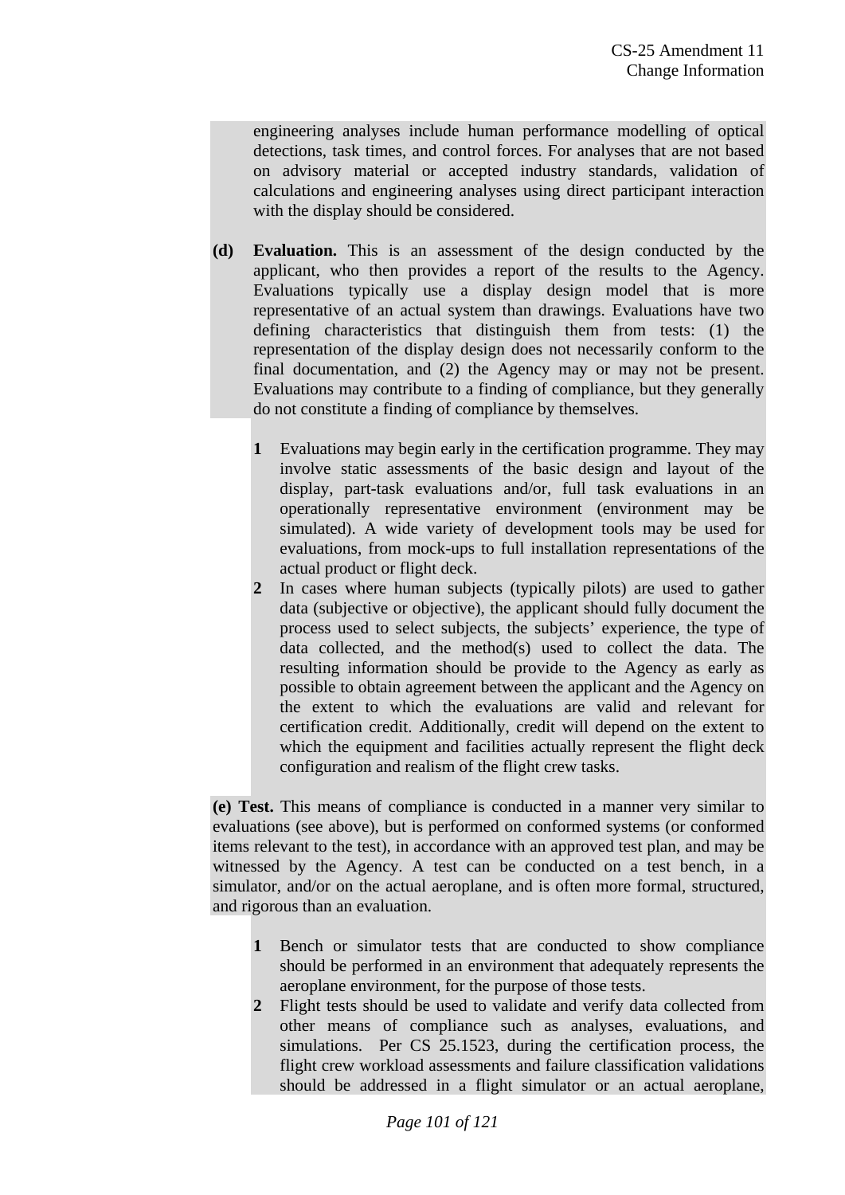engineering analyses include human performance modelling of optical detections, task times, and control forces. For analyses that are not based on advisory material or accepted industry standards, validation of calculations and engineering analyses using direct participant interaction with the display should be considered.

**(d) Evaluation.** This is an assessment of the design conducted by the applicant, who then provides a report of the results to the Agency. Evaluations typically use a display design model that is more representative of an actual system than drawings. Evaluations have two defining characteristics that distinguish them from tests: (1) the representation of the display design does not necessarily conform to the final documentation, and (2) the Agency may or may not be present. Evaluations may contribute to a finding of compliance, but they generally do not constitute a finding of compliance by themselves.

**1** Evaluations may begin early in the certification programme. They may involve static assessments of the basic design and layout of the display, part-task evaluations and/or, full task evaluations in an operationally representative environment (environment may be simulated). A wide variety of development tools may be used for evaluations, from mock-ups to full installation representations of the actual product or flight deck.

**2** In cases where human subjects (typically pilots) are used to gather data (subjective or objective), the applicant should fully document the process used to select subjects, the subjects' experience, the type of data collected, and the method(s) used to collect the data. The resulting information should be provide to the Agency as early as possible to obtain agreement between the applicant and the Agency on the extent to which the evaluations are valid and relevant for certification credit. Additionally, credit will depend on the extent to which the equipment and facilities actually represent the flight deck configuration and realism of the flight crew tasks.

**(e) Test.** This means of compliance is conducted in a manner very similar to evaluations (see above), but is performed on conformed systems (or conformed items relevant to the test), in accordance with an approved test plan, and may be witnessed by the Agency. A test can be conducted on a test bench, in a simulator, and/or on the actual aeroplane, and is often more formal, structured, and rigorous than an evaluation.

**1** Bench or simulator tests that are conducted to show compliance should be performed in an environment that adequately represents the aeroplane environment, for the purpose of those tests.

**2** Flight tests should be used to validate and verify data collected from other means of compliance such as analyses, evaluations, and simulations. Per CS 25.1523, during the certification process, the flight crew workload assessments and failure classification validations should be addressed in a flight simulator or an actual aeroplane,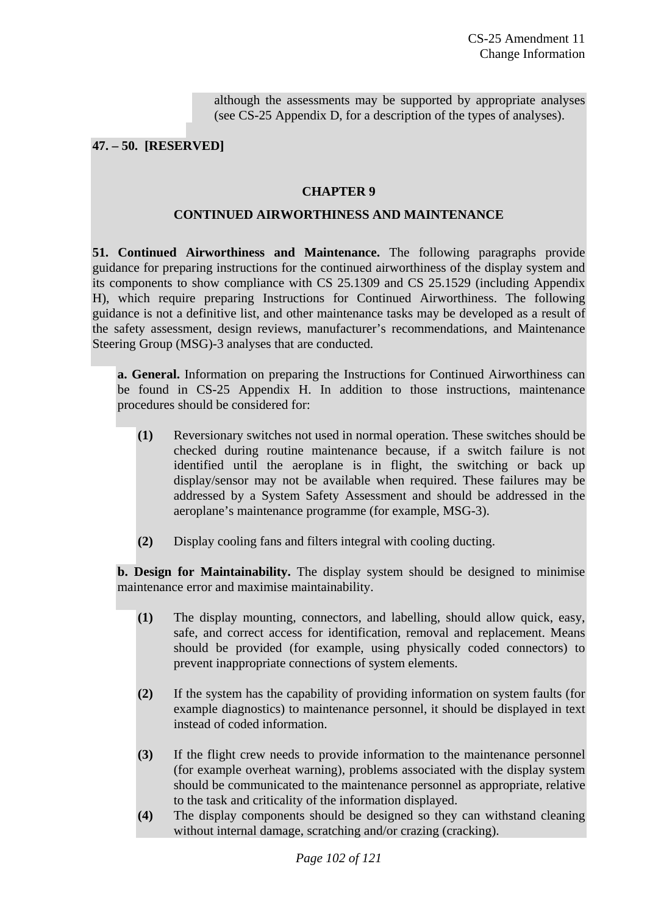although the assessments may be supported by appropriate analyses (see CS-25 Appendix D, for a description of the types of analyses).

**47. – 50. [RESERVED]**

## CHAPTER 9

## CONTINUED AIRWORTHINESS AND MAINTENANCE

**51. Continued Airworthiness and Maintenance.** The following paragraphs provide guidance for preparing instructions for the continued airworthiness of the display system and its components to show compliance with CS 25.1309 and CS 25.1529 (including Appendix H), which require preparing Instructions for Continued Airworthiness. The following guidance is not a definitive list, and other maintenance tasks may be developed as a result of the safety assessment, design reviews, manufacturer's recommendations, and Maintenance Steering Group (MSG)-3 analyses that are conducted.

**a. General.** Information on preparing the Instructions for Continued Airworthiness can be found in CS-25 Appendix H. In addition to those instructions, maintenance procedures should be considered for:

**(1)** Reversionary switches not used in normal operation. These switches should be checked during routine maintenance because, if a switch failure is not identified until the aeroplane is in flight, the switching or back up display/sensor may not be available when required. These failures may be addressed by a System Safety Assessment and should be addressed in the aeroplane's maintenance programme (for example, MSG-3).

**(2)** Display cooling fans and filters integral with cooling ducting.

**b. Design for Maintainability.** The display system should be designed to minimise maintenance error and maximise maintainability.

**(1)** The display mounting, connectors, and labelling, should allow quick, easy, safe, and correct access for identification, removal and replacement. Means should be provided (for example, using physically coded connectors) to prevent inappropriate connections of system elements.

**(2)** If the system has the capability of providing information on system faults (for example diagnostics) to maintenance personnel, it should be displayed in text instead of coded information.

**(3)** If the flight crew needs to provide information to the maintenance personnel (for example overheat warning), problems associated with the display system should be communicated to the maintenance personnel as appropriate, relative to the task and criticality of the information displayed.

**(4)** The display components should be designed so they can withstand cleaning without internal damage, scratching and/or crazing (cracking).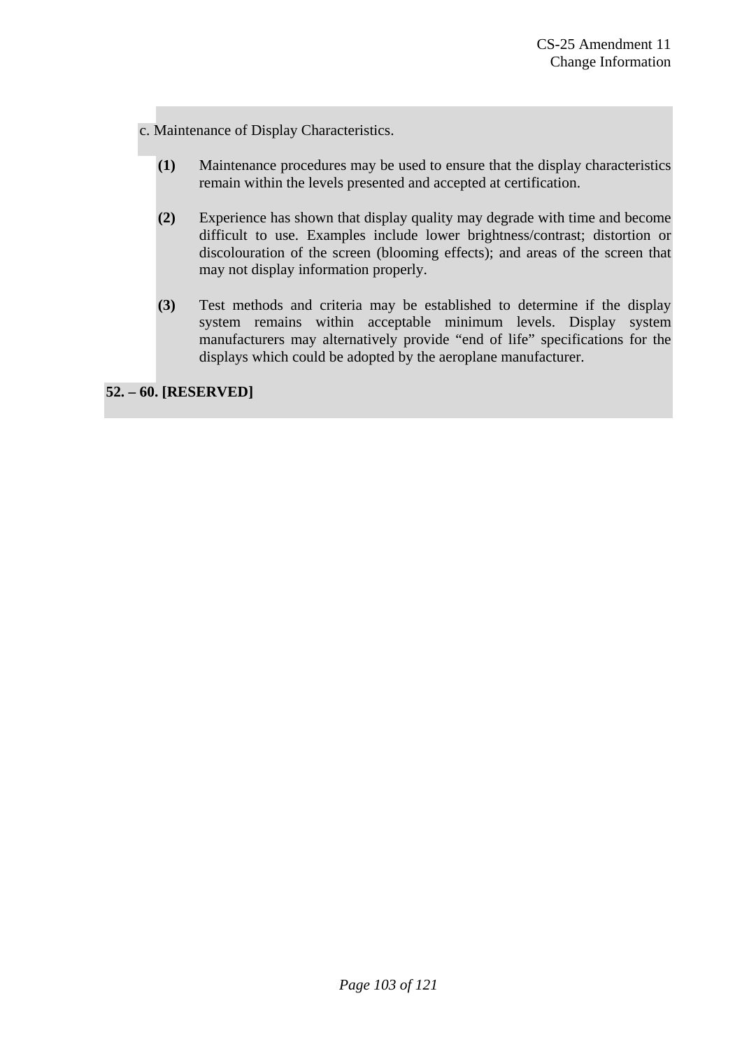c. Maintenance of Display Characteristics.

**(1)** Maintenance procedures may be used to ensure that the display characteristics remain within the levels presented and accepted at certification.

**(2)** Experience has shown that display quality may degrade with time and become difficult to use. Examples include lower brightness/contrast; distortion or discolouration of the screen (blooming effects); and areas of the screen that may not display information properly.

**(3)** Test methods and criteria may be established to determine if the display system remains within acceptable minimum levels. Display system manufacturers may alternatively provide "end of life" specifications for the displays which could be adopted by the aeroplane manufacturer.

**52. – 60. [RESERVED]**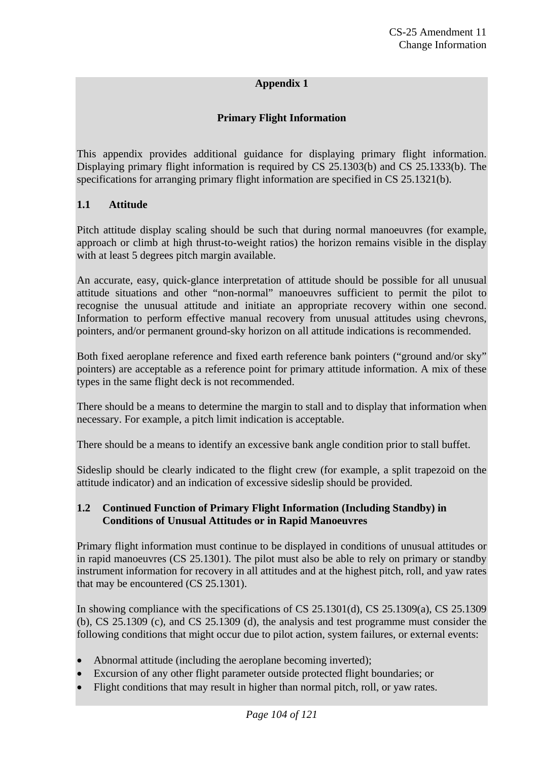## Appendix 1

## Primary Flight Information

This appendix provides additional guidance for displaying primary flight information. Displaying primary flight information is required by CS 25.1303(b) and CS 25.1333(b). The specifications for arranging primary flight information are specified in CS 25.1321(b).

### 1.1 Attitude

Pitch attitude display scaling should be such that during normal manoeuvres (for example, approach or climb at high thrust-to-weight ratios) the horizon remains visible in the display with at least 5 degrees pitch margin available.

An accurate, easy, quick-glance interpretation of attitude should be possible for all unusual attitude situations and other “non-normal” manoeuvres sufficient to permit the pilot to recognise the unusual attitude and initiate an appropriate recovery within one second. Information to perform effective manual recovery from unusual attitudes using chevrons, pointers, and/or permanent ground-sky horizon on all attitude indications is recommended.

Both fixed aeroplane reference and fixed earth reference bank pointers (“ground and/or sky” pointers) are acceptable as a reference point for primary attitude information. A mix of these types in the same flight deck is not recommended.

There should be a means to determine the margin to stall and to display that information when necessary. For example, a pitch limit indication is acceptable.

There should be a means to identify an excessive bank angle condition prior to stall buffet.

Sideslip should be clearly indicated to the flight crew (for example, a split trapezoid on the attitude indicator) and an indication of excessive sideslip should be provided.

### 1.2 Continued Function of Primary Flight Information (Including Standby) in Conditions of Unusual Attitudes or in Rapid Manoeuvres

Primary flight information must continue to be displayed in conditions of unusual attitudes or in rapid manoeuvres (CS 25.1301). The pilot must also be able to rely on primary or standby instrument information for recovery in all attitudes and at the highest pitch, roll, and yaw rates that may be encountered (CS 25.1301).

In showing compliance with the specifications of CS 25.1301(d), CS 25.1309(a), CS 25.1309 (b), CS 25.1309 (c), and CS 25.1309 (d), the analysis and test programme must consider the following conditions that might occur due to pilot action, system failures, or external events:

- Abnormal attitude (including the aeroplane becoming inverted);
- Excursion of any other flight parameter outside protected flight boundaries; or
- Flight conditions that may result in higher than normal pitch, roll, or yaw rates.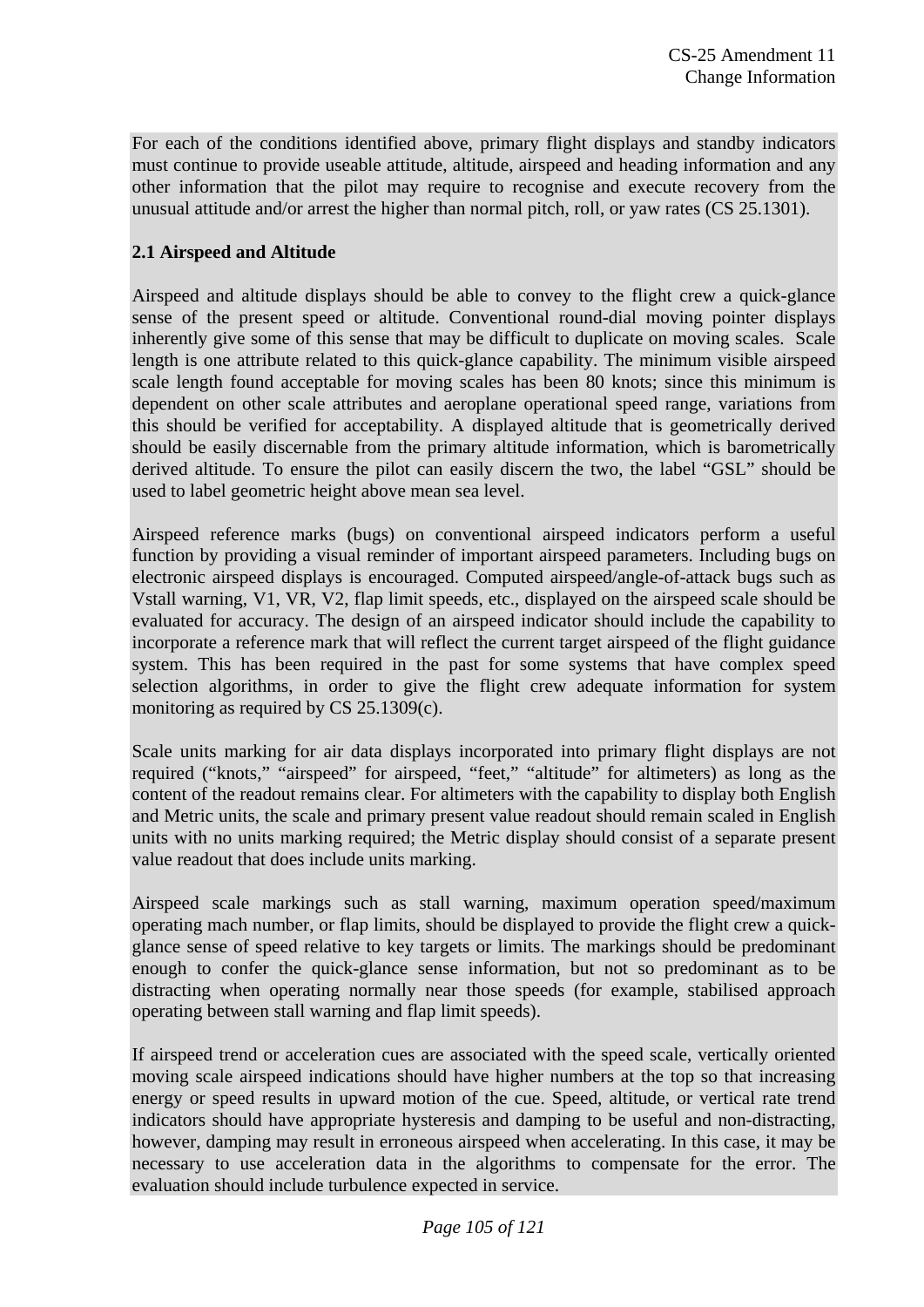For each of the conditions identified above, primary flight displays and standby indicators must continue to provide useable attitude, altitude, airspeed and heading information and any other information that the pilot may require to recognise and execute recovery from the unusual attitude and/or arrest the higher than normal pitch, roll, or yaw rates (CS 25.1301).

**2.1 Airspeed and Altitude**

Airspeed and altitude displays should be able to convey to the flight crew a quick-glance sense of the present speed or altitude. Conventional round-dial moving pointer displays inherently give some of this sense that may be difficult to duplicate on moving scales. Scale length is one attribute related to this quick-glance capability. The minimum visible airspeed scale length found acceptable for moving scales has been 80 knots; since this minimum is dependent on other scale attributes and aeroplane operational speed range, variations from this should be verified for acceptability. A displayed altitude that is geometrically derived should be easily discernable from the primary altitude information, which is barometrically derived altitude. To ensure the pilot can easily discern the two, the label "GSL" should be used to label geometric height above mean sea level.

Airspeed reference marks (bugs) on conventional airspeed indicators perform a useful function by providing a visual reminder of important airspeed parameters. Including bugs on electronic airspeed displays is encouraged. Computed airspeed/angle-of-attack bugs such as Vstall warning, V1, VR, V2, flap limit speeds, etc., displayed on the airspeed scale should be evaluated for accuracy. The design of an airspeed indicator should include the capability to incorporate a reference mark that will reflect the current target airspeed of the flight guidance system. This has been required in the past for some systems that have complex speed selection algorithms, in order to give the flight crew adequate information for system monitoring as required by CS 25.1309(c).

Scale units marking for air data displays incorporated into primary flight displays are not required ("knots," "airspeed" for airspeed, "feet," "altitude" for altimeters) as long as the content of the readout remains clear. For altimeters with the capability to display both English and Metric units, the scale and primary present value readout should remain scaled in English units with no units marking required; the Metric display should consist of a separate present value readout that does include units marking.

Airspeed scale markings such as stall warning, maximum operation speed/maximum operating mach number, or flap limits, should be displayed to provide the flight crew a quick-glance sense of speed relative to key targets or limits. The markings should be predominant enough to confer the quick-glance sense information, but not so predominant as to be distracting when operating normally near those speeds (for example, stabilised approach operating between stall warning and flap limit speeds).

If airspeed trend or acceleration cues are associated with the speed scale, vertically oriented moving scale airspeed indications should have higher numbers at the top so that increasing energy or speed results in upward motion of the cue. Speed, altitude, or vertical rate trend indicators should have appropriate hysteresis and damping to be useful and non-distracting, however, damping may result in erroneous airspeed when accelerating. In this case, it may be necessary to use acceleration data in the algorithms to compensate for the error. The evaluation should include turbulence expected in service.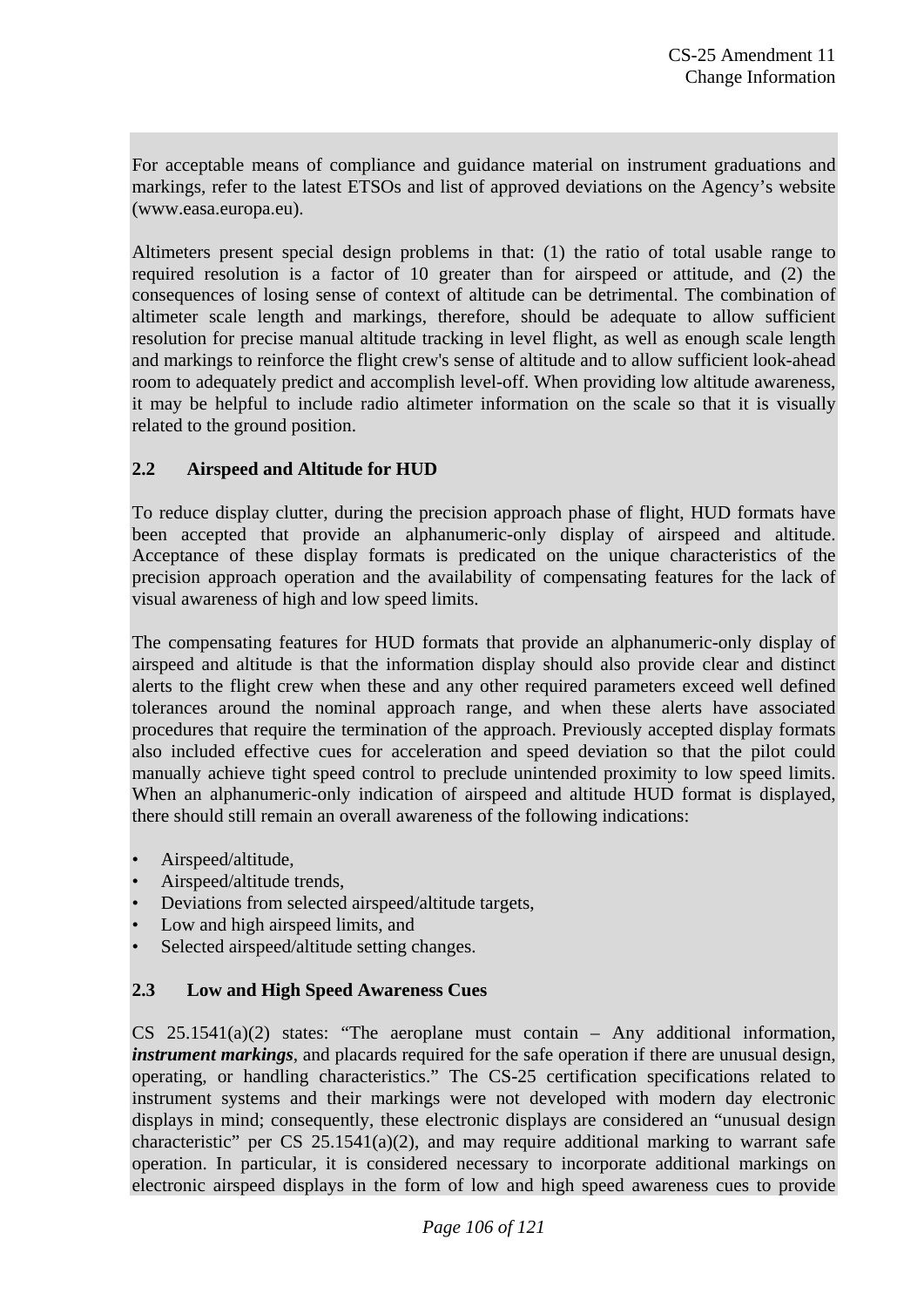For acceptable means of compliance and guidance material on instrument graduations and markings, refer to the latest ETSOs and list of approved deviations on the Agency's website (www.easa.europa.eu).

Altimeters present special design problems in that: (1) the ratio of total usable range to required resolution is a factor of 10 greater than for airspeed or attitude, and (2) the consequences of losing sense of context of altitude can be detrimental. The combination of altimeter scale length and markings, therefore, should be adequate to allow sufficient resolution for precise manual altitude tracking in level flight, as well as enough scale length and markings to reinforce the flight crew's sense of altitude and to allow sufficient look-ahead room to adequately predict and accomplish level-off. When providing low altitude awareness, it may be helpful to include radio altimeter information on the scale so that it is visually related to the ground position.

### 2.2 Airspeed and Altitude for HUD

To reduce display clutter, during the precision approach phase of flight, HUD formats have been accepted that provide an alphanumeric-only display of airspeed and altitude. Acceptance of these display formats is predicated on the unique characteristics of the precision approach operation and the availability of compensating features for the lack of visual awareness of high and low speed limits.

The compensating features for HUD formats that provide an alphanumeric-only display of airspeed and altitude is that the information display should also provide clear and distinct alerts to the flight crew when these and any other required parameters exceed well defined tolerances around the nominal approach range, and when these alerts have associated procedures that require the termination of the approach. Previously accepted display formats also included effective cues for acceleration and speed deviation so that the pilot could manually achieve tight speed control to preclude unintended proximity to low speed limits. When an alphanumeric-only indication of airspeed and altitude HUD format is displayed, there should still remain an overall awareness of the following indications:

- Airspeed/altitude,
- Airspeed/altitude trends,
- Deviations from selected airspeed/altitude targets,
- Low and high airspeed limits, and
- Selected airspeed/altitude setting changes.

### 2.3 Low and High Speed Awareness Cues

CS 25.1541(a)(2) states: "The aeroplane must contain – Any additional information, ***instrument markings***, and placards required for the safe operation if there are unusual design, operating, or handling characteristics." The CS-25 certification specifications related to instrument systems and their markings were not developed with modern day electronic displays in mind; consequently, these electronic displays are considered an "unusual design characteristic" per CS 25.1541(a)(2), and may require additional marking to warrant safe operation. In particular, it is considered necessary to incorporate additional markings on electronic airspeed displays in the form of low and high speed awareness cues to provide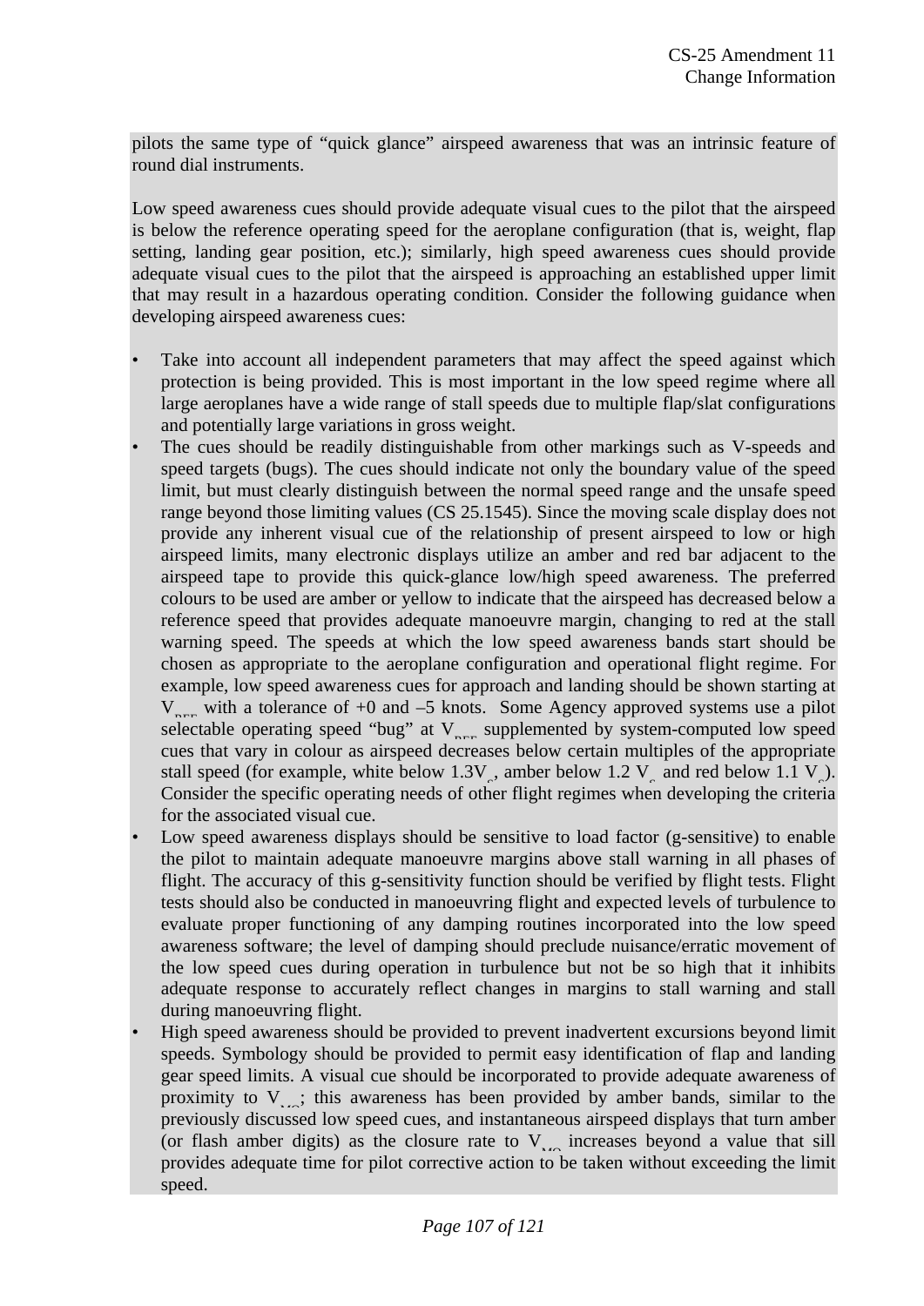pilots the same type of "quick glance" airspeed awareness that was an intrinsic feature of round dial instruments.

Low speed awareness cues should provide adequate visual cues to the pilot that the airspeed is below the reference operating speed for the aeroplane configuration (that is, weight, flap setting, landing gear position, etc.); similarly, high speed awareness cues should provide adequate visual cues to the pilot that the airspeed is approaching an established upper limit that may result in a hazardous operating condition. Consider the following guidance when developing airspeed awareness cues:

- Take into account all independent parameters that may affect the speed against which protection is being provided. This is most important in the low speed regime where all large aeroplanes have a wide range of stall speeds due to multiple flap/slat configurations and potentially large variations in gross weight.
- The cues should be readily distinguishable from other markings such as V-speeds and speed targets (bugs). The cues should indicate not only the boundary value of the speed limit, but must clearly distinguish between the normal speed range and the unsafe speed range beyond those limiting values (CS 25.1545). Since the moving scale display does not provide any inherent visual cue of the relationship of present airspeed to low or high airspeed limits, many electronic displays utilize an amber and red bar adjacent to the airspeed tape to provide this quick-glance low/high speed awareness. The preferred colours to be used are amber or yellow to indicate that the airspeed has decreased below a reference speed that provides adequate manoeuvre margin, changing to red at the stall warning speed. The speeds at which the low speed awareness bands start should be chosen as appropriate to the aeroplane configuration and operational flight regime. For example, low speed awareness cues for approach and landing should be shown starting at $V_{REF}$ with a tolerance of +0 and –5 knots. Some Agency approved systems use a pilot selectable operating speed "bug" at $V_{REF}$ supplemented by system-computed low speed cues that vary in colour as airspeed decreases below certain multiples of the appropriate stall speed (for example, white below $1.3V_S$, amber below $1.2\ V_S$ and red below $1.1\ V_S$). Consider the specific operating needs of other flight regimes when developing the criteria for the associated visual cue.
- Low speed awareness displays should be sensitive to load factor (g-sensitive) to enable the pilot to maintain adequate manoeuvre margins above stall warning in all phases of flight. The accuracy of this g-sensitivity function should be verified by flight tests. Flight tests should also be conducted in manoeuvring flight and expected levels of turbulence to evaluate proper functioning of any damping routines incorporated into the low speed awareness software; the level of damping should preclude nuisance/erratic movement of the low speed cues during operation in turbulence but not be so high that it inhibits adequate response to accurately reflect changes in margins to stall warning and stall during manoeuvring flight.
- High speed awareness should be provided to prevent inadvertent excursions beyond limit speeds. Symbology should be provided to permit easy identification of flap and landing gear speed limits. A visual cue should be incorporated to provide adequate awareness of proximity to $V_{MO}$; this awareness has been provided by amber bands, similar to the previously discussed low speed cues, and instantaneous airspeed displays that turn amber (or flash amber digits) as the closure rate to $V_{MO}$ increases beyond a value that sill provides adequate time for pilot corrective action to be taken without exceeding the limit speed.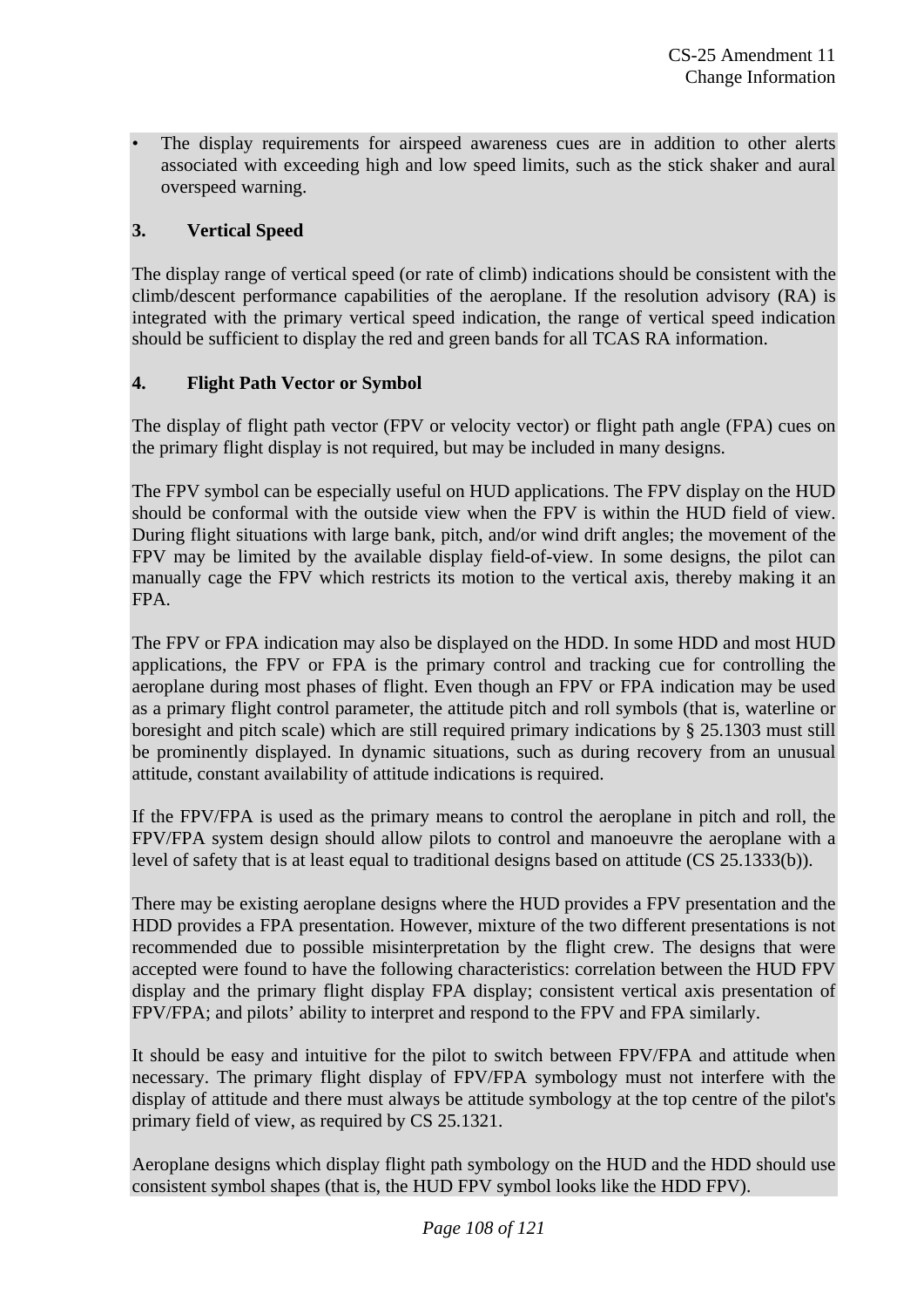- The display requirements for airspeed awareness cues are in addition to other alerts associated with exceeding high and low speed limits, such as the stick shaker and aural overspeed warning.

**3. Vertical Speed**

The display range of vertical speed (or rate of climb) indications should be consistent with the climb/descent performance capabilities of the aeroplane. If the resolution advisory (RA) is integrated with the primary vertical speed indication, the range of vertical speed indication should be sufficient to display the red and green bands for all TCAS RA information.

**4. Flight Path Vector or Symbol**

The display of flight path vector (FPV or velocity vector) or flight path angle (FPA) cues on the primary flight display is not required, but may be included in many designs.

The FPV symbol can be especially useful on HUD applications. The FPV display on the HUD should be conformal with the outside view when the FPV is within the HUD field of view. During flight situations with large bank, pitch, and/or wind drift angles; the movement of the FPV may be limited by the available display field-of-view. In some designs, the pilot can manually cage the FPV which restricts its motion to the vertical axis, thereby making it an FPA.

The FPV or FPA indication may also be displayed on the HDD. In some HDD and most HUD applications, the FPV or FPA is the primary control and tracking cue for controlling the aeroplane during most phases of flight. Even though an FPV or FPA indication may be used as a primary flight control parameter, the attitude pitch and roll symbols (that is, waterline or boresight and pitch scale) which are still required primary indications by § 25.1303 must still be prominently displayed. In dynamic situations, such as during recovery from an unusual attitude, constant availability of attitude indications is required.

If the FPV/FPA is used as the primary means to control the aeroplane in pitch and roll, the FPV/FPA system design should allow pilots to control and manoeuvre the aeroplane with a level of safety that is at least equal to traditional designs based on attitude (CS 25.1333(b)).

There may be existing aeroplane designs where the HUD provides a FPV presentation and the HDD provides a FPA presentation. However, mixture of the two different presentations is not recommended due to possible misinterpretation by the flight crew. The designs that were accepted were found to have the following characteristics: correlation between the HUD FPV display and the primary flight display FPA display; consistent vertical axis presentation of FPV/FPA; and pilots' ability to interpret and respond to the FPV and FPA similarly.

It should be easy and intuitive for the pilot to switch between FPV/FPA and attitude when necessary. The primary flight display of FPV/FPA symbology must not interfere with the display of attitude and there must always be attitude symbology at the top centre of the pilot's primary field of view, as required by CS 25.1321.

Aeroplane designs which display flight path symbology on the HUD and the HDD should use consistent symbol shapes (that is, the HUD FPV symbol looks like the HDD FPV).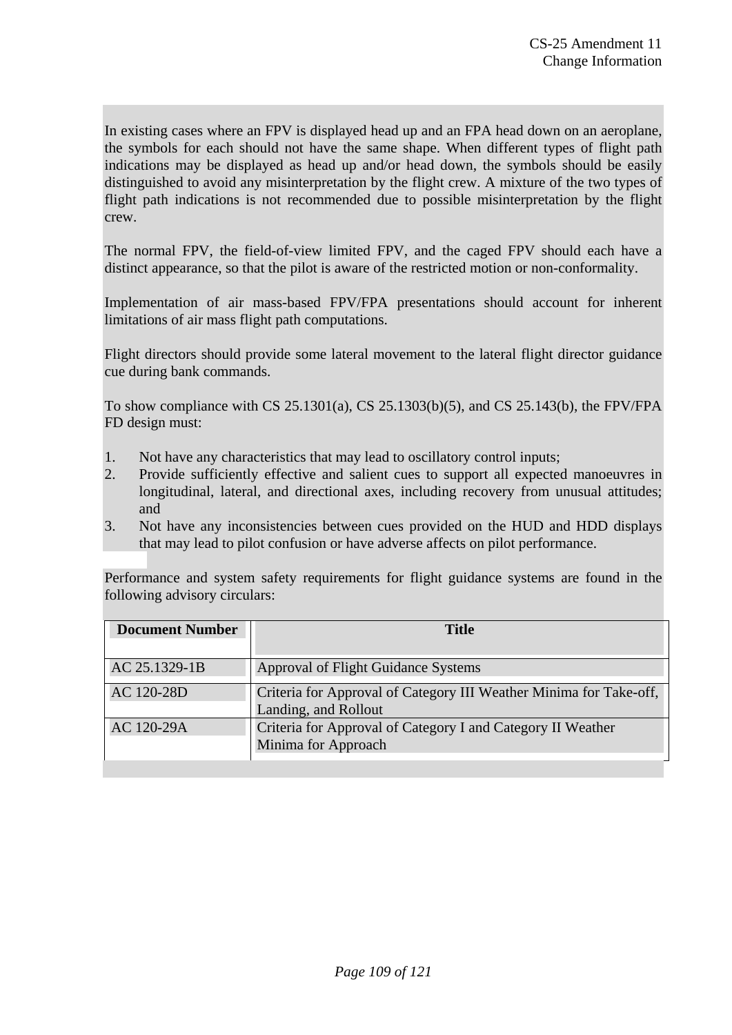In existing cases where an FPV is displayed head up and an FPA head down on an aeroplane, the symbols for each should not have the same shape. When different types of flight path indications may be displayed as head up and/or head down, the symbols should be easily distinguished to avoid any misinterpretation by the flight crew. A mixture of the two types of flight path indications is not recommended due to possible misinterpretation by the flight crew.

The normal FPV, the field-of-view limited FPV, and the caged FPV should each have a distinct appearance, so that the pilot is aware of the restricted motion or non-conformality.

Implementation of air mass-based FPV/FPA presentations should account for inherent limitations of air mass flight path computations.

Flight directors should provide some lateral movement to the lateral flight director guidance cue during bank commands.

To show compliance with CS 25.1301(a), CS 25.1303(b)(5), and CS 25.143(b), the FPV/FPA FD design must:

1. Not have any characteristics that may lead to oscillatory control inputs;
2. Provide sufficiently effective and salient cues to support all expected manoeuvres in longitudinal, lateral, and directional axes, including recovery from unusual attitudes; and
3. Not have any inconsistencies between cues provided on the HUD and HDD displays that may lead to pilot confusion or have adverse affects on pilot performance.

Performance and system safety requirements for flight guidance systems are found in the following advisory circulars:

| Document Number | Title |
|---|---|
| AC 25.1329-1B | Approval of Flight Guidance Systems |
| AC 120-28D | Criteria for Approval of Category III Weather Minima for Take-off, Landing, and Rollout |
| AC 120-29A | Criteria for Approval of Category I and Category II Weather Minima for Approach |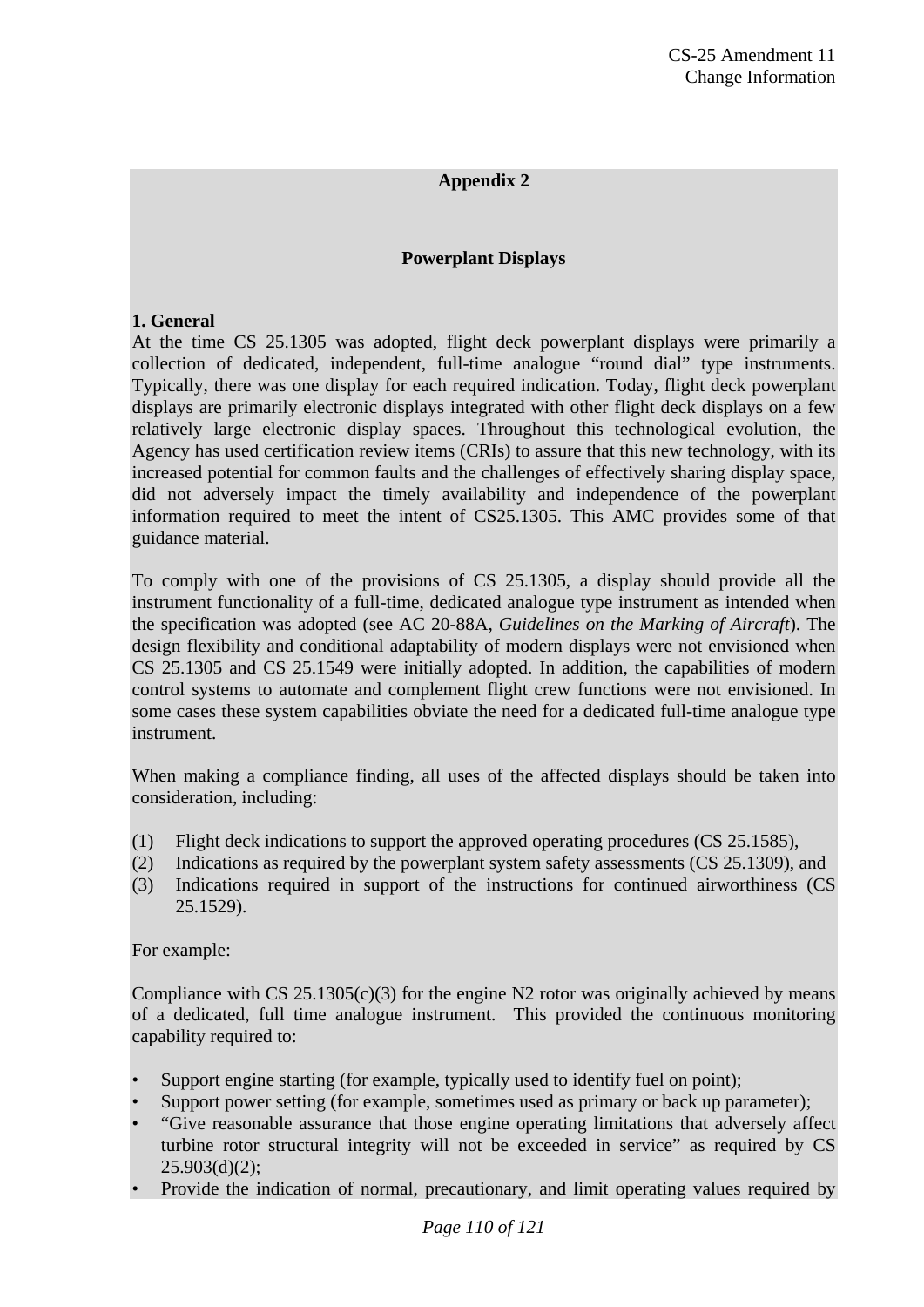## Appendix 2

## Powerplant Displays

**1. General**

At the time CS 25.1305 was adopted, flight deck powerplant displays were primarily a collection of dedicated, independent, full-time analogue "round dial" type instruments. Typically, there was one display for each required indication. Today, flight deck powerplant displays are primarily electronic displays integrated with other flight deck displays on a few relatively large electronic display spaces. Throughout this technological evolution, the Agency has used certification review items (CRIs) to assure that this new technology, with its increased potential for common faults and the challenges of effectively sharing display space, did not adversely impact the timely availability and independence of the powerplant information required to meet the intent of CS25.1305. This AMC provides some of that guidance material.

To comply with one of the provisions of CS 25.1305, a display should provide all the instrument functionality of a full-time, dedicated analogue type instrument as intended when the specification was adopted (see AC 20-88A, *Guidelines on the Marking of Aircraft*). The design flexibility and conditional adaptability of modern displays were not envisioned when CS 25.1305 and CS 25.1549 were initially adopted. In addition, the capabilities of modern control systems to automate and complement flight crew functions were not envisioned. In some cases these system capabilities obviate the need for a dedicated full-time analogue type instrument.

When making a compliance finding, all uses of the affected displays should be taken into consideration, including:

(1) Flight deck indications to support the approved operating procedures (CS 25.1585),
(2) Indications as required by the powerplant system safety assessments (CS 25.1309), and
(3) Indications required in support of the instructions for continued airworthiness (CS 25.1529).

For example:

Compliance with CS 25.1305(c)(3) for the engine N2 rotor was originally achieved by means of a dedicated, full time analogue instrument. This provided the continuous monitoring capability required to:

- Support engine starting (for example, typically used to identify fuel on point);
- Support power setting (for example, sometimes used as primary or back up parameter);
- "Give reasonable assurance that those engine operating limitations that adversely affect turbine rotor structural integrity will not be exceeded in service" as required by CS 25.903(d)(2);
- Provide the indication of normal, precautionary, and limit operating values required by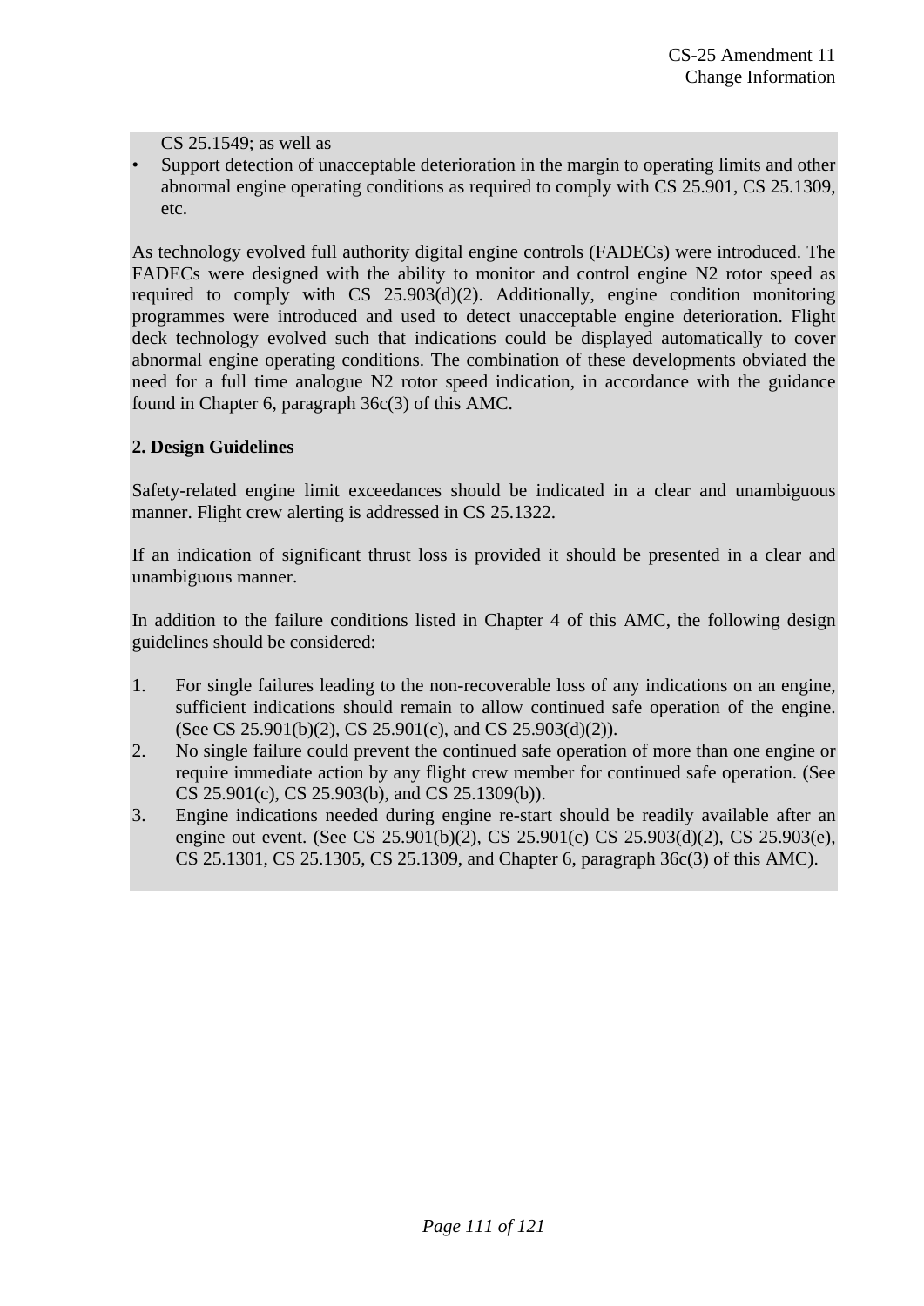CS 25.1549; as well as

- Support detection of unacceptable deterioration in the margin to operating limits and other abnormal engine operating conditions as required to comply with CS 25.901, CS 25.1309, etc.

As technology evolved full authority digital engine controls (FADECs) were introduced. The FADECs were designed with the ability to monitor and control engine N2 rotor speed as required to comply with CS 25.903(d)(2). Additionally, engine condition monitoring programmes were introduced and used to detect unacceptable engine deterioration. Flight deck technology evolved such that indications could be displayed automatically to cover abnormal engine operating conditions. The combination of these developments obviated the need for a full time analogue N2 rotor speed indication, in accordance with the guidance found in Chapter 6, paragraph 36c(3) of this AMC.

**2. Design Guidelines**

Safety-related engine limit exceedances should be indicated in a clear and unambiguous manner. Flight crew alerting is addressed in CS 25.1322.

If an indication of significant thrust loss is provided it should be presented in a clear and unambiguous manner.

In addition to the failure conditions listed in Chapter 4 of this AMC, the following design guidelines should be considered:

1. For single failures leading to the non-recoverable loss of any indications on an engine, sufficient indications should remain to allow continued safe operation of the engine. (See CS 25.901(b)(2), CS 25.901(c), and CS 25.903(d)(2)).
2. No single failure could prevent the continued safe operation of more than one engine or require immediate action by any flight crew member for continued safe operation. (See CS 25.901(c), CS 25.903(b), and CS 25.1309(b)).
3. Engine indications needed during engine re-start should be readily available after an engine out event. (See CS 25.901(b)(2), CS 25.901(c) CS 25.903(d)(2), CS 25.903(e), CS 25.1301, CS 25.1305, CS 25.1309, and Chapter 6, paragraph 36c(3) of this AMC).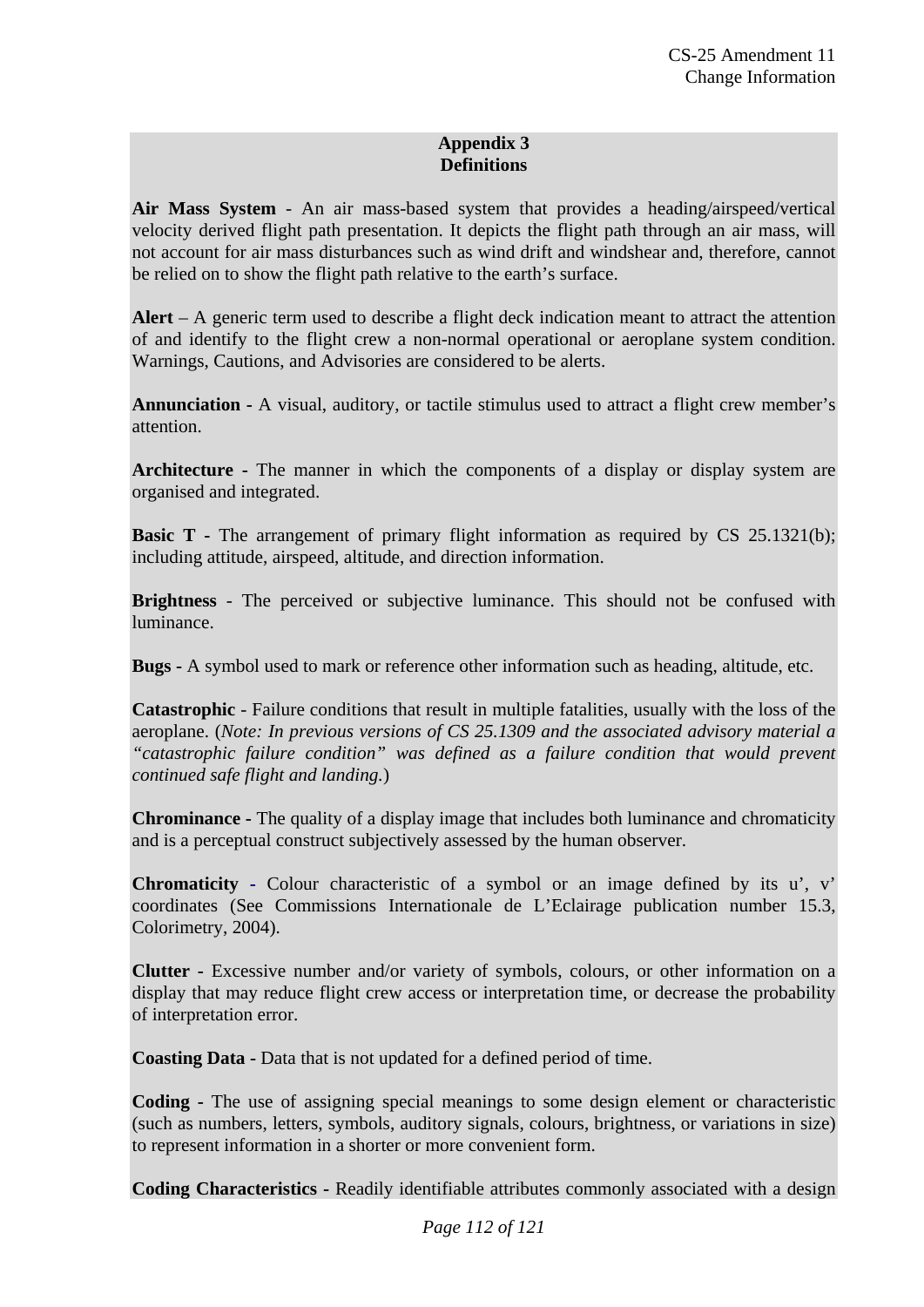**Appendix 3**
**Definitions**

**Air Mass System** - An air mass-based system that provides a heading/airspeed/vertical velocity derived flight path presentation. It depicts the flight path through an air mass, will not account for air mass disturbances such as wind drift and windshear and, therefore, cannot be relied on to show the flight path relative to the earth's surface.

**Alert** – A generic term used to describe a flight deck indication meant to attract the attention of and identify to the flight crew a non-normal operational or aeroplane system condition. Warnings, Cautions, and Advisories are considered to be alerts.

**Annunciation -** A visual, auditory, or tactile stimulus used to attract a flight crew member's attention.

**Architecture -** The manner in which the components of a display or display system are organised and integrated.

**Basic T -** The arrangement of primary flight information as required by CS 25.1321(b); including attitude, airspeed, altitude, and direction information.

**Brightness** - The perceived or subjective luminance. This should not be confused with luminance.

**Bugs -** A symbol used to mark or reference other information such as heading, altitude, etc.

**Catastrophic** - Failure conditions that result in multiple fatalities, usually with the loss of the aeroplane. (*Note: In previous versions of CS 25.1309 and the associated advisory material a "catastrophic failure condition" was defined as a failure condition that would prevent continued safe flight and landing.*)

**Chrominance -** The quality of a display image that includes both luminance and chromaticity and is a perceptual construct subjectively assessed by the human observer.

**Chromaticity** - Colour characteristic of a symbol or an image defined by its u', v' coordinates (See Commissions Internationale de L'Eclairage publication number 15.3, Colorimetry, 2004).

**Clutter -** Excessive number and/or variety of symbols, colours, or other information on a display that may reduce flight crew access or interpretation time, or decrease the probability of interpretation error.

**Coasting Data -** Data that is not updated for a defined period of time.

**Coding -** The use of assigning special meanings to some design element or characteristic (such as numbers, letters, symbols, auditory signals, colours, brightness, or variations in size) to represent information in a shorter or more convenient form.

**Coding Characteristics** - Readily identifiable attributes commonly associated with a design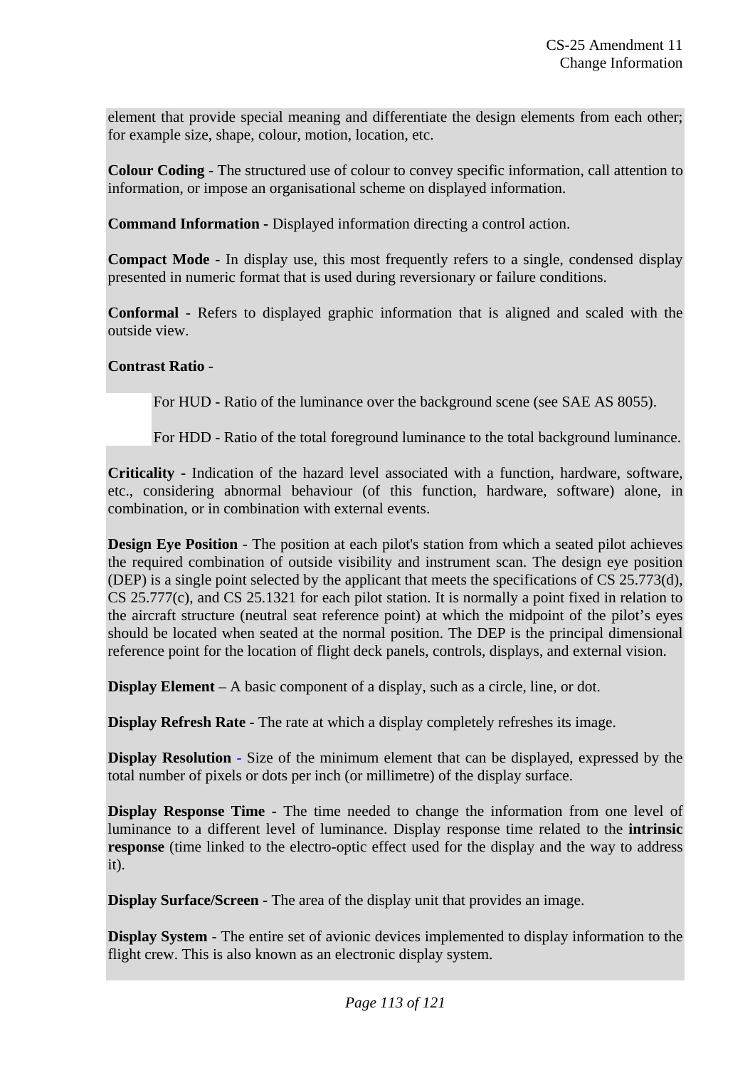element that provide special meaning and differentiate the design elements from each other; for example size, shape, colour, motion, location, etc.

**Colour Coding -** The structured use of colour to convey specific information, call attention to information, or impose an organisational scheme on displayed information.

**Command Information -** Displayed information directing a control action.

**Compact Mode -** In display use, this most frequently refers to a single, condensed display presented in numeric format that is used during reversionary or failure conditions.

**Conformal** - Refers to displayed graphic information that is aligned and scaled with the outside view.

**Contrast Ratio** -

For HUD - Ratio of the luminance over the background scene (see SAE AS 8055).

For HDD - Ratio of the total foreground luminance to the total background luminance.

**Criticality -** Indication of the hazard level associated with a function, hardware, software, etc., considering abnormal behaviour (of this function, hardware, software) alone, in combination, or in combination with external events.

**Design Eye Position** - The position at each pilot's station from which a seated pilot achieves the required combination of outside visibility and instrument scan. The design eye position (DEP) is a single point selected by the applicant that meets the specifications of CS 25.773(d), CS 25.777(c), and CS 25.1321 for each pilot station. It is normally a point fixed in relation to the aircraft structure (neutral seat reference point) at which the midpoint of the pilot's eyes should be located when seated at the normal position. The DEP is the principal dimensional reference point for the location of flight deck panels, controls, displays, and external vision.

**Display Element** – A basic component of a display, such as a circle, line, or dot.

**Display Refresh Rate -** The rate at which a display completely refreshes its image.

**Display Resolution** - Size of the minimum element that can be displayed, expressed by the total number of pixels or dots per inch (or millimetre) of the display surface.

**Display Response Time -** The time needed to change the information from one level of luminance to a different level of luminance. Display response time related to the **intrinsic response** (time linked to the electro-optic effect used for the display and the way to address it).

**Display Surface/Screen -** The area of the display unit that provides an image.

**Display System** - The entire set of avionic devices implemented to display information to the flight crew. This is also known as an electronic display system.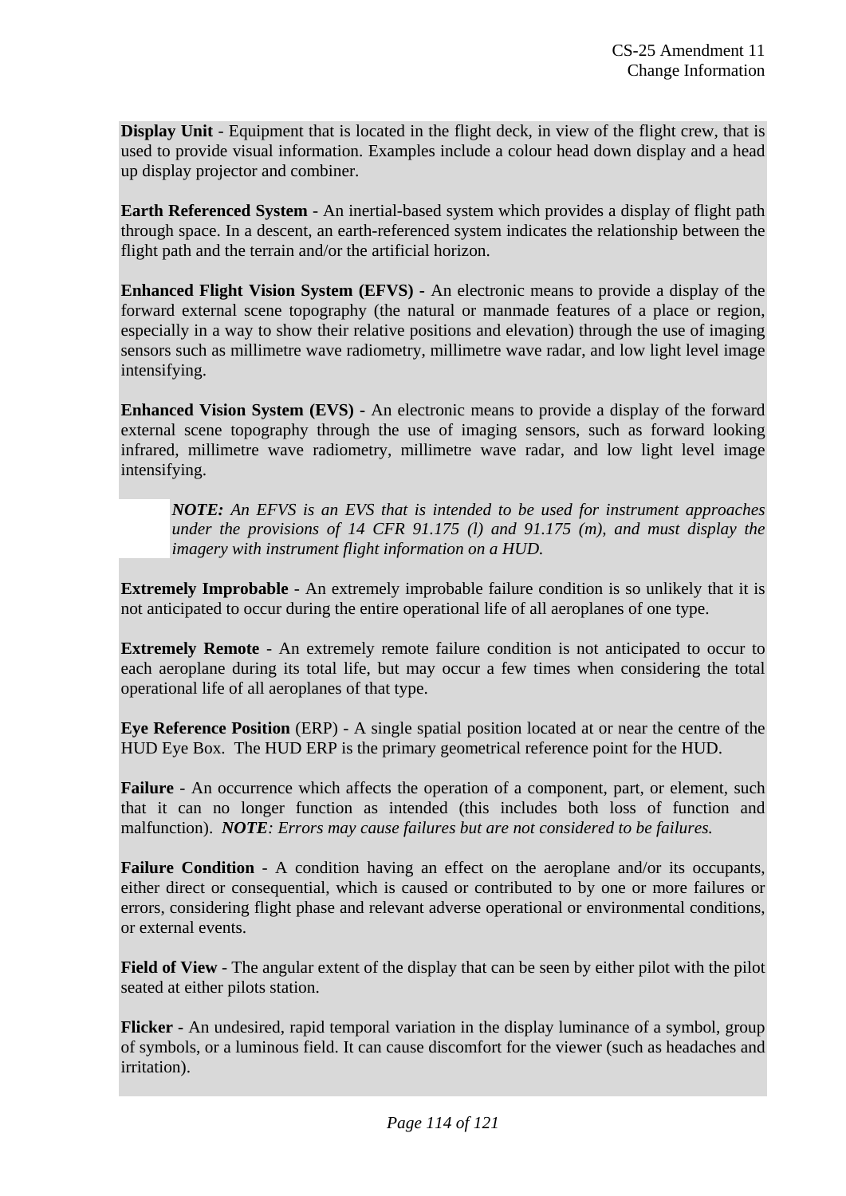**Display Unit** - Equipment that is located in the flight deck, in view of the flight crew, that is used to provide visual information. Examples include a colour head down display and a head up display projector and combiner.

**Earth Referenced System** - An inertial-based system which provides a display of flight path through space. In a descent, an earth-referenced system indicates the relationship between the flight path and the terrain and/or the artificial horizon.

**Enhanced Flight Vision System (EFVS) -** An electronic means to provide a display of the forward external scene topography (the natural or manmade features of a place or region, especially in a way to show their relative positions and elevation) through the use of imaging sensors such as millimetre wave radiometry, millimetre wave radar, and low light level image intensifying.

**Enhanced Vision System (EVS) -** An electronic means to provide a display of the forward external scene topography through the use of imaging sensors, such as forward looking infrared, millimetre wave radiometry, millimetre wave radar, and low light level image intensifying.

> ***NOTE:*** *An EFVS is an EVS that is intended to be used for instrument approaches under the provisions of 14 CFR 91.175 (l) and 91.175 (m), and must display the imagery with instrument flight information on a HUD.*

**Extremely Improbable** - An extremely improbable failure condition is so unlikely that it is not anticipated to occur during the entire operational life of all aeroplanes of one type.

**Extremely Remote** - An extremely remote failure condition is not anticipated to occur to each aeroplane during its total life, but may occur a few times when considering the total operational life of all aeroplanes of that type.

**Eye Reference Position** (ERP) - A single spatial position located at or near the centre of the HUD Eye Box. The HUD ERP is the primary geometrical reference point for the HUD.

**Failure** - An occurrence which affects the operation of a component, part, or element, such that it can no longer function as intended (this includes both loss of function and malfunction). ***NOTE****: Errors may cause failures but are not considered to be failures.*

**Failure Condition** - A condition having an effect on the aeroplane and/or its occupants, either direct or consequential, which is caused or contributed to by one or more failures or errors, considering flight phase and relevant adverse operational or environmental conditions, or external events.

**Field of View** - The angular extent of the display that can be seen by either pilot with the pilot seated at either pilots station.

**Flicker** - An undesired, rapid temporal variation in the display luminance of a symbol, group of symbols, or a luminous field. It can cause discomfort for the viewer (such as headaches and irritation).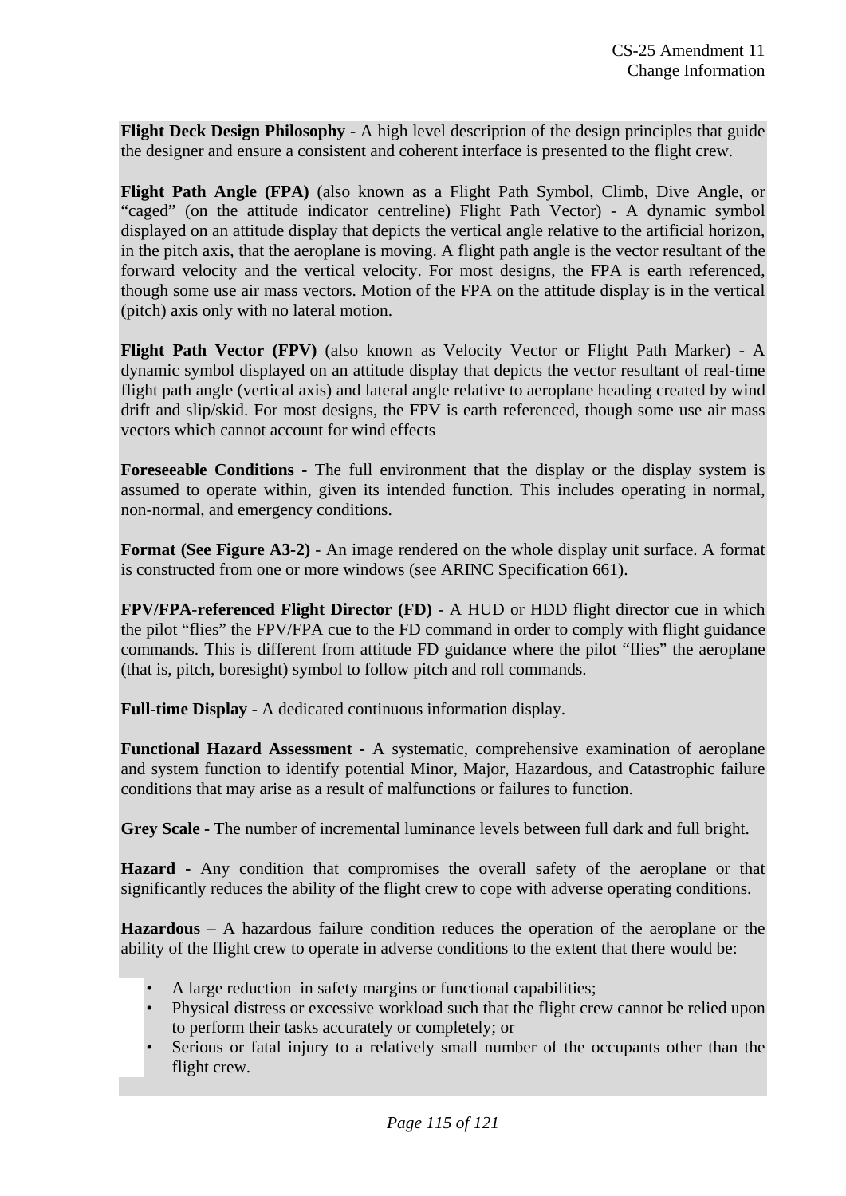**Flight Deck Design Philosophy -** A high level description of the design principles that guide the designer and ensure a consistent and coherent interface is presented to the flight crew.

**Flight Path Angle (FPA)** (also known as a Flight Path Symbol, Climb, Dive Angle, or "caged" (on the attitude indicator centreline) Flight Path Vector) - A dynamic symbol displayed on an attitude display that depicts the vertical angle relative to the artificial horizon, in the pitch axis, that the aeroplane is moving. A flight path angle is the vector resultant of the forward velocity and the vertical velocity. For most designs, the FPA is earth referenced, though some use air mass vectors. Motion of the FPA on the attitude display is in the vertical (pitch) axis only with no lateral motion.

**Flight Path Vector (FPV)** (also known as Velocity Vector or Flight Path Marker) - A dynamic symbol displayed on an attitude display that depicts the vector resultant of real-time flight path angle (vertical axis) and lateral angle relative to aeroplane heading created by wind drift and slip/skid. For most designs, the FPV is earth referenced, though some use air mass vectors which cannot account for wind effects

**Foreseeable Conditions -** The full environment that the display or the display system is assumed to operate within, given its intended function. This includes operating in normal, non-normal, and emergency conditions.

**Format (See Figure A3-2)** - An image rendered on the whole display unit surface. A format is constructed from one or more windows (see ARINC Specification 661).

**FPV/FPA-referenced Flight Director (FD)** - A HUD or HDD flight director cue in which the pilot "flies" the FPV/FPA cue to the FD command in order to comply with flight guidance commands. This is different from attitude FD guidance where the pilot "flies" the aeroplane (that is, pitch, boresight) symbol to follow pitch and roll commands.

**Full-time Display -** A dedicated continuous information display.

**Functional Hazard Assessment -** A systematic, comprehensive examination of aeroplane and system function to identify potential Minor, Major, Hazardous, and Catastrophic failure conditions that may arise as a result of malfunctions or failures to function.

**Grey Scale -** The number of incremental luminance levels between full dark and full bright.

**Hazard -** Any condition that compromises the overall safety of the aeroplane or that significantly reduces the ability of the flight crew to cope with adverse operating conditions.

**Hazardous** – A hazardous failure condition reduces the operation of the aeroplane or the ability of the flight crew to operate in adverse conditions to the extent that there would be:

- A large reduction in safety margins or functional capabilities;
- Physical distress or excessive workload such that the flight crew cannot be relied upon to perform their tasks accurately or completely; or
- Serious or fatal injury to a relatively small number of the occupants other than the flight crew.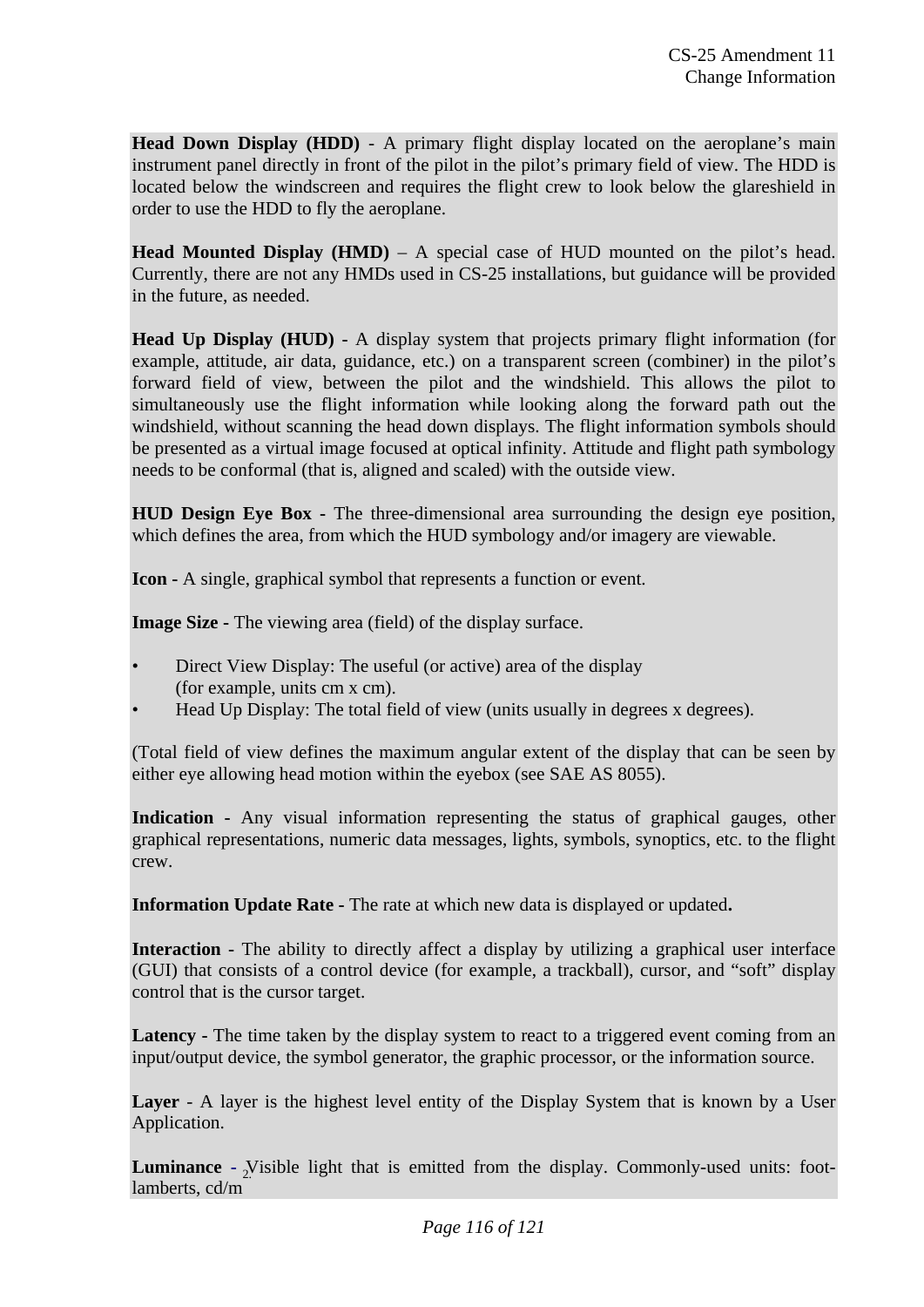**Head Down Display (HDD)** - A primary flight display located on the aeroplane's main instrument panel directly in front of the pilot in the pilot's primary field of view. The HDD is located below the windscreen and requires the flight crew to look below the glareshield in order to use the HDD to fly the aeroplane.

**Head Mounted Display (HMD)** – A special case of HUD mounted on the pilot's head. Currently, there are not any HMDs used in CS-25 installations, but guidance will be provided in the future, as needed.

**Head Up Display (HUD)** - A display system that projects primary flight information (for example, attitude, air data, guidance, etc.) on a transparent screen (combiner) in the pilot's forward field of view, between the pilot and the windshield. This allows the pilot to simultaneously use the flight information while looking along the forward path out the windshield, without scanning the head down displays. The flight information symbols should be presented as a virtual image focused at optical infinity. Attitude and flight path symbology needs to be conformal (that is, aligned and scaled) with the outside view.

**HUD Design Eye Box** - The three-dimensional area surrounding the design eye position, which defines the area, from which the HUD symbology and/or imagery are viewable.

**Icon** - A single, graphical symbol that represents a function or event.

**Image Size** - The viewing area (field) of the display surface.

- Direct View Display: The useful (or active) area of the display (for example, units cm x cm).
- Head Up Display: The total field of view (units usually in degrees x degrees).

(Total field of view defines the maximum angular extent of the display that can be seen by either eye allowing head motion within the eyebox (see SAE AS 8055).

**Indication** - Any visual information representing the status of graphical gauges, other graphical representations, numeric data messages, lights, symbols, synoptics, etc. to the flight crew.

**Information Update Rate** - The rate at which new data is displayed or updated**.**

**Interaction** - The ability to directly affect a display by utilizing a graphical user interface (GUI) that consists of a control device (for example, a trackball), cursor, and "soft" display control that is the cursor target.

**Latency** - The time taken by the display system to react to a triggered event coming from an input/output device, the symbol generator, the graphic processor, or the information source.

**Layer** - A layer is the highest level entity of the Display System that is known by a User Application.

**Luminance** - Visible light that is emitted from the display. Commonly-used units: foot-lamberts, $cd/m^2$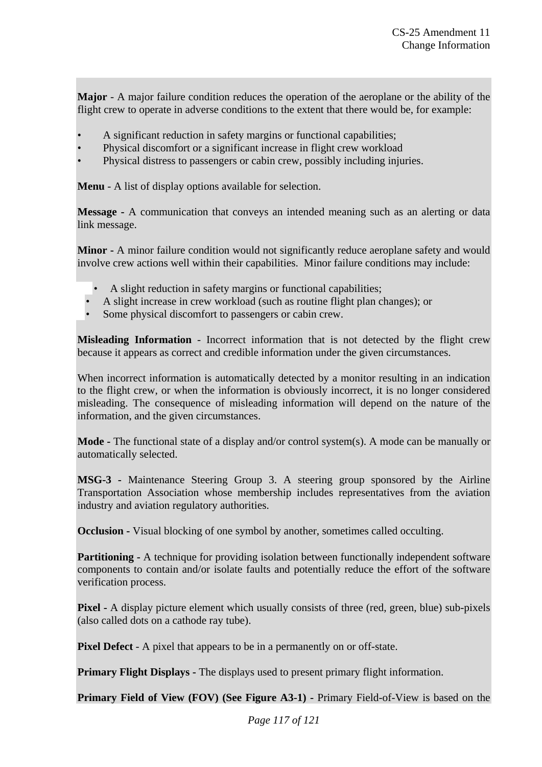**Major** - A major failure condition reduces the operation of the aeroplane or the ability of the flight crew to operate in adverse conditions to the extent that there would be, for example:

- A significant reduction in safety margins or functional capabilities;
- Physical discomfort or a significant increase in flight crew workload
- Physical distress to passengers or cabin crew, possibly including injuries.

**Menu** - A list of display options available for selection.

**Message** - A communication that conveys an intended meaning such as an alerting or data link message.

**Minor -** A minor failure condition would not significantly reduce aeroplane safety and would involve crew actions well within their capabilities. Minor failure conditions may include:

- A slight reduction in safety margins or functional capabilities;
- A slight increase in crew workload (such as routine flight plan changes); or
- Some physical discomfort to passengers or cabin crew.

**Misleading Information** - Incorrect information that is not detected by the flight crew because it appears as correct and credible information under the given circumstances.

When incorrect information is automatically detected by a monitor resulting in an indication to the flight crew, or when the information is obviously incorrect, it is no longer considered misleading. The consequence of misleading information will depend on the nature of the information, and the given circumstances.

**Mode -** The functional state of a display and/or control system(s). A mode can be manually or automatically selected.

**MSG-3 -** Maintenance Steering Group 3. A steering group sponsored by the Airline Transportation Association whose membership includes representatives from the aviation industry and aviation regulatory authorities.

**Occlusion -** Visual blocking of one symbol by another, sometimes called occulting.

**Partitioning -** A technique for providing isolation between functionally independent software components to contain and/or isolate faults and potentially reduce the effort of the software verification process.

**Pixel -** A display picture element which usually consists of three (red, green, blue) sub-pixels (also called dots on a cathode ray tube).

**Pixel Defect** - A pixel that appears to be in a permanently on or off-state.

**Primary Flight Displays -** The displays used to present primary flight information.

**Primary Field of View (FOV) (See Figure A3-1) -** Primary Field-of-View is based on the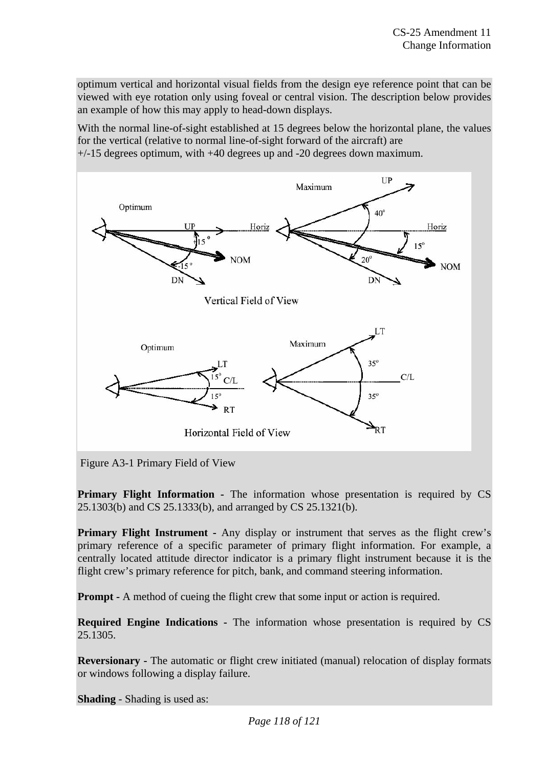optimum vertical and horizontal visual fields from the design eye reference point that can be viewed with eye rotation only using foveal or central vision. The description below provides an example of how this may apply to head-down displays.

With the normal line-of-sight established at 15 degrees below the horizontal plane, the values for the vertical (relative to normal line-of-sight forward of the aircraft) are +/-15 degrees optimum, with +40 degrees up and -20 degrees down maximum.

Figure A3-1 Primary Field of View

**Primary Flight Information** - The information whose presentation is required by CS 25.1303(b) and CS 25.1333(b), and arranged by CS 25.1321(b).

**Primary Flight Instrument** - Any display or instrument that serves as the flight crew's primary reference of a specific parameter of primary flight information. For example, a centrally located attitude director indicator is a primary flight instrument because it is the flight crew's primary reference for pitch, bank, and command steering information.

**Prompt -** A method of cueing the flight crew that some input or action is required.

**Required Engine Indications -** The information whose presentation is required by CS 25.1305.

**Reversionary -** The automatic or flight crew initiated (manual) relocation of display formats or windows following a display failure.

**Shading** - Shading is used as: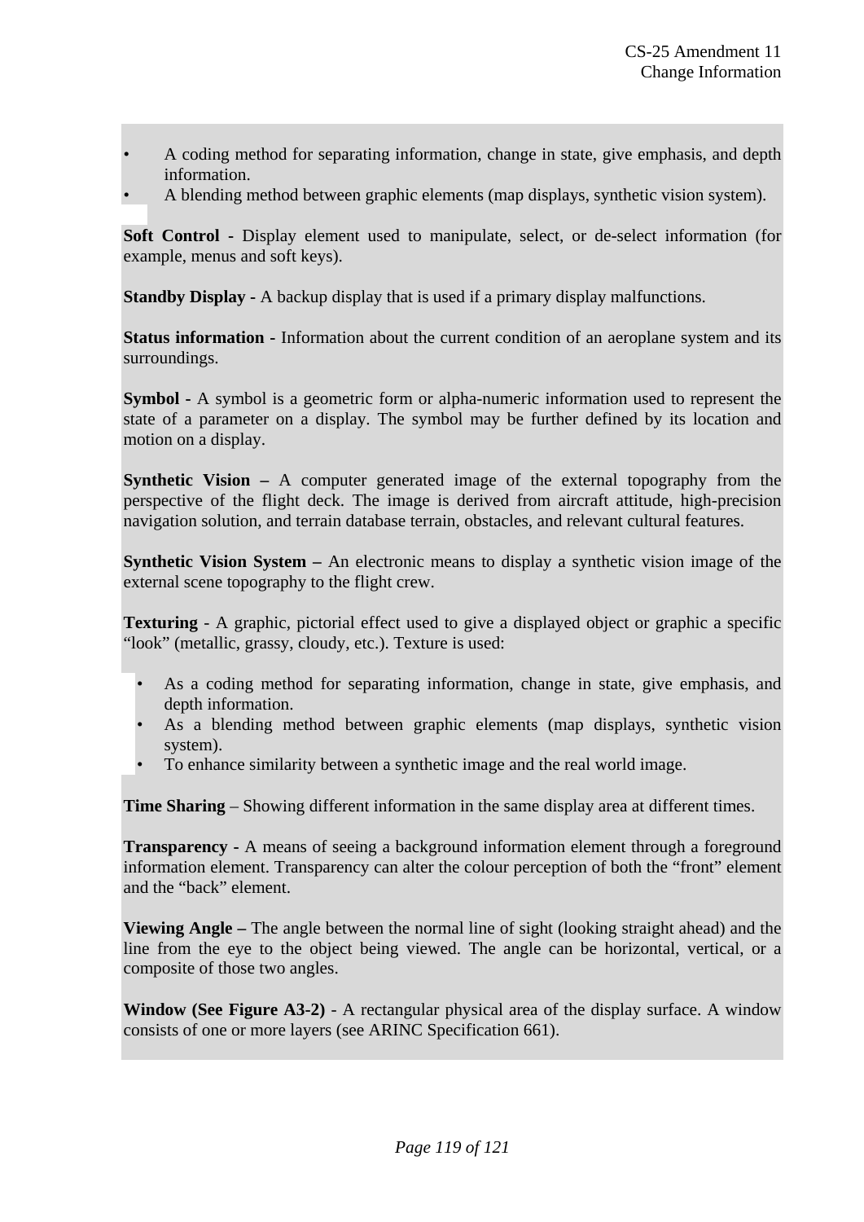- A coding method for separating information, change in state, give emphasis, and depth information.
- A blending method between graphic elements (map displays, synthetic vision system).

**Soft Control -** Display element used to manipulate, select, or de-select information (for example, menus and soft keys).

**Standby Display -** A backup display that is used if a primary display malfunctions.

**Status information -** Information about the current condition of an aeroplane system and its surroundings.

**Symbol -** A symbol is a geometric form or alpha-numeric information used to represent the state of a parameter on a display. The symbol may be further defined by its location and motion on a display.

**Synthetic Vision –** A computer generated image of the external topography from the perspective of the flight deck. The image is derived from aircraft attitude, high-precision navigation solution, and terrain database terrain, obstacles, and relevant cultural features.

**Synthetic Vision System –** An electronic means to display a synthetic vision image of the external scene topography to the flight crew.

**Texturing** - A graphic, pictorial effect used to give a displayed object or graphic a specific "look" (metallic, grassy, cloudy, etc.). Texture is used:

- As a coding method for separating information, change in state, give emphasis, and depth information.
- As a blending method between graphic elements (map displays, synthetic vision system).
- To enhance similarity between a synthetic image and the real world image.

**Time Sharing** – Showing different information in the same display area at different times.

**Transparency -** A means of seeing a background information element through a foreground information element. Transparency can alter the colour perception of both the "front" element and the "back" element.

**Viewing Angle –** The angle between the normal line of sight (looking straight ahead) and the line from the eye to the object being viewed. The angle can be horizontal, vertical, or a composite of those two angles.

**Window (See Figure A3-2)** - A rectangular physical area of the display surface. A window consists of one or more layers (see ARINC Specification 661).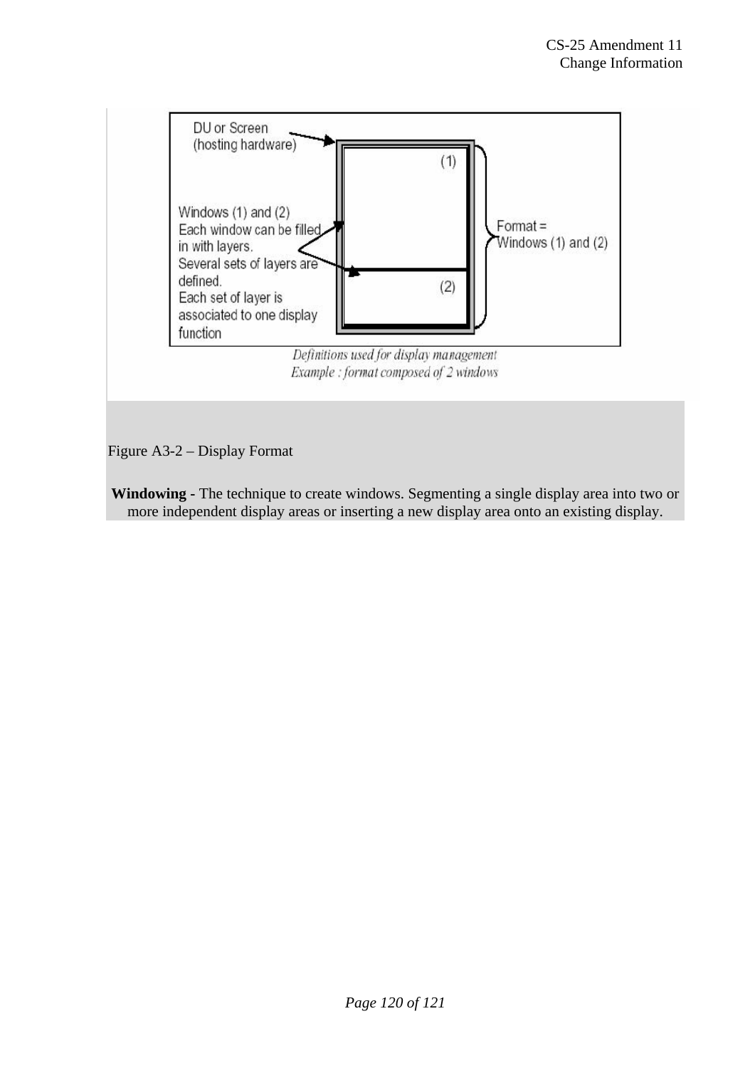DU or Screen (hosting hardware)

Windows (1) and (2)
Each window can be filled in with layers.
Several sets of layers are defined.
Each set of layer is associated to one display function

(1)

(2)

Format = Windows (1) and (2)

*Definitions used for display management*
*Example : format composed of 2 windows*

Figure A3-2 – Display Format

**Windowing -** The technique to create windows. Segmenting a single display area into two or more independent display areas or inserting a new display area onto an existing display.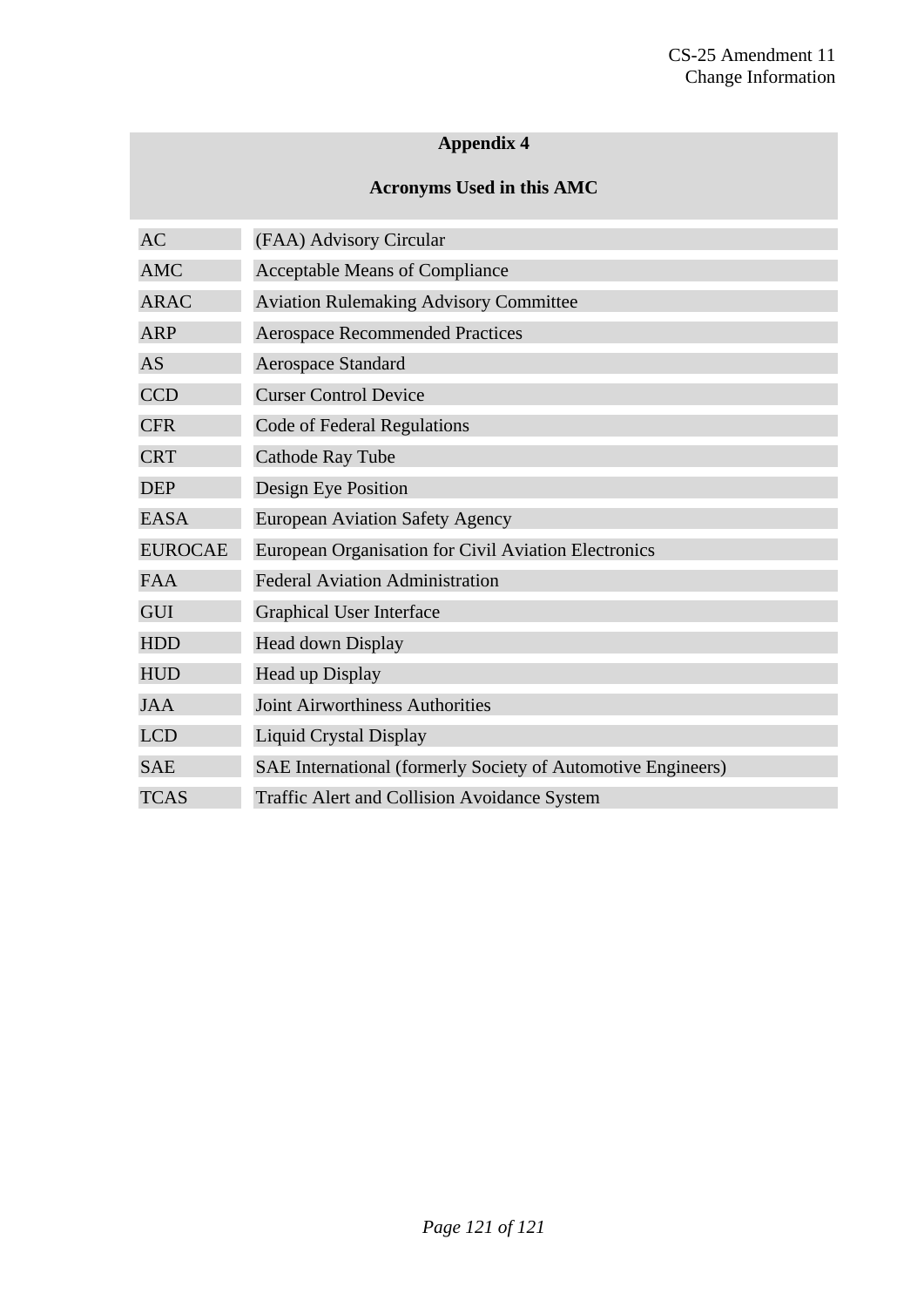## Appendix 4

## Acronyms Used in this AMC

| | |
|---|---|
| AC | (FAA) Advisory Circular |
| AMC | Acceptable Means of Compliance |
| ARAC | Aviation Rulemaking Advisory Committee |
| ARP | Aerospace Recommended Practices |
| AS | Aerospace Standard |
| CCD | Curser Control Device |
| CFR | Code of Federal Regulations |
| CRT | Cathode Ray Tube |
| DEP | Design Eye Position |
| EASA | European Aviation Safety Agency |
| EUROCAE | European Organisation for Civil Aviation Electronics |
| FAA | Federal Aviation Administration |
| GUI | Graphical User Interface |
| HDD | Head down Display |
| HUD | Head up Display |
| JAA | Joint Airworthiness Authorities |
| LCD | Liquid Crystal Display |
| SAE | SAE International (formerly Society of Automotive Engineers) |
| TCAS | Traffic Alert and Collision Avoidance System |